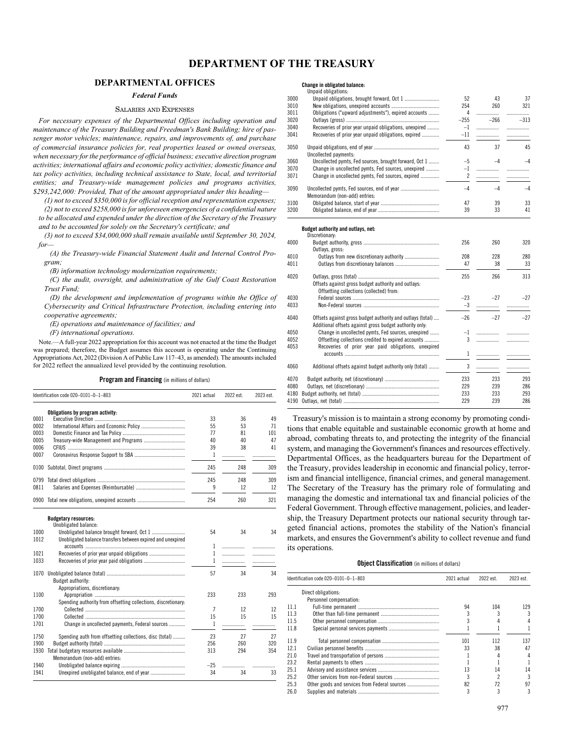# DEPARTMENT OF THE TREASURY

## DEPARTMENTAL OFFICES

### *Federal Funds*

#### Salaries and Expenses

*For necessary expenses of the Departmental Offices including operation and maintenance of the Treasury Building and Freedman's Bank Building; hire of passenger motor vehicles; maintenance, repairs, and improvements of, and purchase of commercial insurance policies for, real properties leased or owned overseas, when necessary for the performance of official business; executive direction program activities; international affairs and economic policy activities; domestic finance and tax policy activities, including technical assistance to State, local, and territorial entities; and Treasury-wide management policies and programs activities, $293,242,000: Provided, That of the amount appropriated under this heading—*

*(1) not to exceed $350,000 is for official reception and representation expenses;*

*(2) not to exceed $258,000 is for unforeseen emergencies of a confidential nature to be allocated and expended under the direction of the Secretary of the Treasury and to be accounted for solely on the Secretary's certificate; and*

*(3) not to exceed $34,000,000 shall remain available until September 30, 2024, for—*

*(A) the Treasury-wide Financial Statement Audit and Internal Control Program;*

*(B) information technology modernization requirements;*

*(C) the audit, oversight, and administration of the Gulf Coast Restoration Trust Fund;*

*(D) the development and implementation of programs within the Office of Cybersecurity and Critical Infrastructure Protection, including entering into cooperative agreements;*

*(E) operations and maintenance of facilities; and*

*(F) international operations.*

Note.—A full-year 2022 appropriation for this account was not enacted at the time the Budget was prepared; therefore, the Budget assumes this account is operating under the Continuing Appropriations Act, 2022 (Division A of Public Law 117–43, as amended). The amounts included for 2022 reflect the annualized level provided by the continuing resolution.

**Program and Financing** (in millions of dollars)

| Identification code 020–0101–0–1–803 | | 2021 actual | 2022 est. | 2023 est. |
|---|---|---|---|---|
| | **Obligations by program activity:** | | | |
| 0001 | Executive Direction | 33 | 36 | 49 |
| 0002 | International Affairs and Economic Policy | 55 | 53 | 71 |
| 0003 | Domestic Finance and Tax Policy | 77 | 81 | 101 |
| 0005 | Treasury-wide Management and Programs | 40 | 40 | 47 |
| 0006 | CFIUS | 39 | 38 | 41 |
| 0007 | Coronavirus Response Support to SBA | 1 | | |
| 0100 | Subtotal, Direct programs | 245 | 248 | 309 |
| 0799 | Total direct obligations | 245 | 248 | 309 |
| 0811 | Salaries and Expenses (Reimbursable) | 9 | 12 | 12 |
| 0900 | Total new obligations, unexpired accounts | 254 | 260 | 321 |
| | **Budgetary resources:** | | | |
| | Unobligated balance: | | | |
| 1000 | Unobligated balance brought forward, Oct 1 | 54 | 34 | 34 |
| 1012 | Unobligated balance transfers between expired and unexpired accounts | 1 | | |
| 1021 | Recoveries of prior year unpaid obligations | 1 | | |
| 1033 | Recoveries of prior year paid obligations | 1 | | |
| 1070 | Unobligated balance (total) | 57 | 34 | 34 |
| | Budget authority: | | | |
| | Appropriations, discretionary: | | | |
| 1100 | Appropriation | 233 | 233 | 293 |
| | Spending authority from offsetting collections, discretionary: | | | |
| 1700 | Collected | 7 | 12 | 12 |
| 1700 | Collected | 15 | 15 | 15 |
| 1701 | Change in uncollected payments, Federal sources | 1 | | |
| 1750 | Spending auth from offsetting collections, disc (total) | 23 | 27 | 27 |
| 1900 | Budget authority (total) | 256 | 260 | 320 |
| 1930 | Total budgetary resources available | 313 | 294 | 354 |
| | Memorandum (non-add) entries: | | | |
| 1940 | Unobligated balance expiring | –25 | | |
| 1941 | Unexpired unobligated balance, end of year | 34 | 34 | 33 |
| | **Change in obligated balance:** | | | |
| | Unpaid obligations: | | | |
| 3000 | Unpaid obligations, brought forward, Oct 1 | 52 | 43 | 37 |
| 3010 | New obligations, unexpired accounts | 254 | 260 | 321 |
| 3011 | Obligations ("upward adjustments"), expired accounts | 4 | | |
| 3020 | Outlays (gross) | –255 | –266 | –313 |
| 3040 | Recoveries of prior year unpaid obligations, unexpired | –1 | | |
| 3041 | Recoveries of prior year unpaid obligations, expired | –11 | | |
| 3050 | Unpaid obligations, end of year | 43 | 37 | 45 |
| | Uncollected payments: | | | |
| 3060 | Uncollected pymts, Fed sources, brought forward, Oct 1 | –5 | –4 | –4 |
| 3070 | Change in uncollected pymts, Fed sources, unexpired | –1 | | |
| 3071 | Change in uncollected pymts, Fed sources, expired | 2 | | |
| 3090 | Uncollected pymts, Fed sources, end of year | –4 | –4 | –4 |
| | Memorandum (non-add) entries: | | | |
| 3100 | Obligated balance, start of year | 47 | 39 | 33 |
| 3200 | Obligated balance, end of year | 39 | 33 | 41 |
| | **Budget authority and outlays, net:** | | | |
| | Discretionary: | | | |
| 4000 | Budget authority, gross | 256 | 260 | 320 |
| | Outlays, gross: | | | |
| 4010 | Outlays from new discretionary authority | 208 | 228 | 280 |
| 4011 | Outlays from discretionary balances | 47 | 38 | 33 |
| 4020 | Outlays, gross (total) | 255 | 266 | 313 |
| | Offsets against gross budget authority and outlays: | | | |
| | Offsetting collections (collected) from: | | | |
| 4030 | Federal sources | –23 | –27 | –27 |
| 4033 | Non-Federal sources | –3 | | |
| 4040 | Offsets against gross budget authority and outlays (total) | –26 | –27 | –27 |
| | Additional offsets against gross budget authority only: | | | |
| 4050 | Change in uncollected pymts, Fed sources, unexpired | –1 | | |
| 4052 | Offsetting collections credited to expired accounts | 3 | | |
| 4053 | Recoveries of prior year paid obligations, unexpired accounts | 1 | | |
| 4060 | Additional offsets against budget authority only (total) | 3 | | |
| 4070 | Budget authority, net (discretionary) | 233 | 233 | 293 |
| 4080 | Outlays, net (discretionary) | 229 | 239 | 286 |
| 4180 | Budget authority, net (total) | 233 | 233 | 293 |
| 4190 | Outlays, net (total) | 229 | 239 | 286 |

Treasury's mission is to maintain a strong economy by promoting conditions that enable equitable and sustainable economic growth at home and abroad, combating threats to, and protecting the integrity of the financial system, and managing the Government's finances and resources effectively. Departmental Offices, as the headquarters bureau for the Department of the Treasury, provides leadership in economic and financial policy, terrorism and financial intelligence, financial crimes, and general management. The Secretary of the Treasury has the primary role of formulating and managing the domestic and international tax and financial policies of the Federal Government. Through effective management, policies, and leadership, the Treasury Department protects our national security through targeted financial actions, promotes the stability of the Nation's financial markets, and ensures the Government's ability to collect revenue and fund its operations.

**Object Classification** (in millions of dollars)

| Identification code 020–0101–0–1–803 | | 2021 actual | 2022 est. | 2023 est. |
|---|---|---|---|---|
| | Direct obligations: | | | |
| | Personnel compensation: | | | |
| 11.1 | Full-time permanent | 94 | 104 | 129 |
| 11.3 | Other than full-time permanent | 3 | 3 | 3 |
| 11.5 | Other personnel compensation | 3 | 4 | 4 |
| 11.8 | Special personal services payments | 1 | 1 | 1 |
| 11.9 | Total personnel compensation | 101 | 112 | 137 |
| 12.1 | Civilian personnel benefits | 33 | 38 | 47 |
| 21.0 | Travel and transportation of persons | 1 | 4 | 4 |
| 23.2 | Rental payments to others | 1 | 1 | 1 |
| 25.1 | Advisory and assistance services | 13 | 14 | 14 |
| 25.2 | Other services from non-Federal sources | 3 | 2 | 3 |
| 25.3 | Other goods and services from Federal sources | 82 | 72 | 97 |
| 26.0 | Supplies and materials | 3 | 3 | 3 |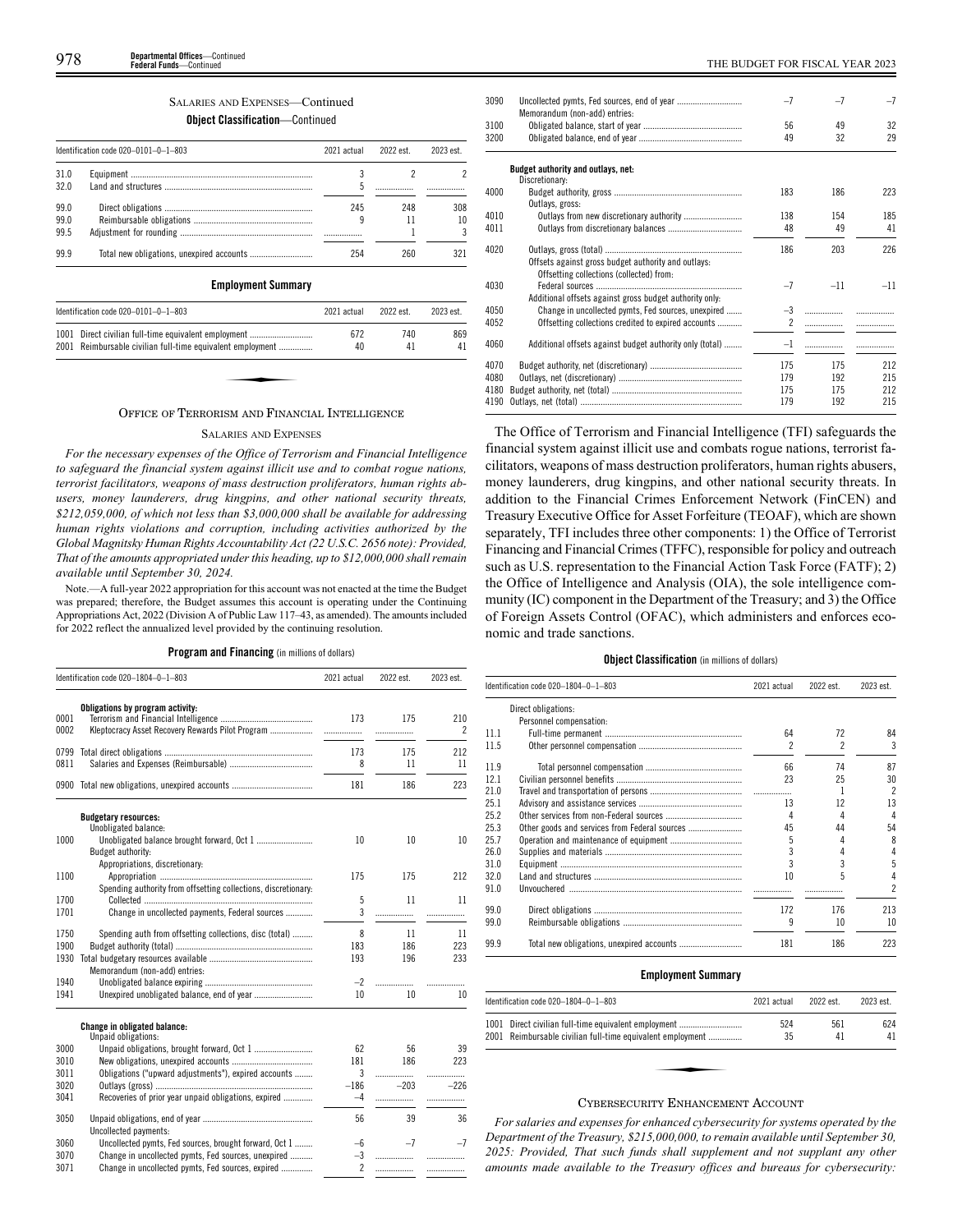SALARIES AND EXPENSES—Continued

**Object Classification**—Continued

| Identification code 020–0101–0–1–803 | | 2021 actual | 2022 est. | 2023 est. |
|---|---|---|---|---|
| 31.0 | Equipment | 3 | 2 | 2 |
| 32.0 | Land and structures | 5 | | |
| 99.0 | Direct obligations | 245 | 248 | 308 |
| 99.0 | Reimbursable obligations | 9 | 11 | 10 |
| 99.5 | Adjustment for rounding | | 1 | 3 |
| 99.9 | Total new obligations, unexpired accounts | 254 | 260 | 321 |

**Employment Summary**

| Identification code 020–0101–0–1–803 | | 2021 actual | 2022 est. | 2023 est. |
|---|---|---|---|---|
| 1001 | Direct civilian full-time equivalent employment | 672 | 740 | 869 |
| 2001 | Reimbursable civilian full-time equivalent employment | 40 | 41 | 41 |

## OFFICE OF TERRORISM AND FINANCIAL INTELLIGENCE

### SALARIES AND EXPENSES

*For the necessary expenses of the Office of Terrorism and Financial Intelligence to safeguard the financial system against illicit use and to combat rogue nations, terrorist facilitators, weapons of mass destruction proliferators, human rights abusers, money launderers, drug kingpins, and other national security threats, $212,059,000, of which not less than $3,000,000 shall be available for addressing human rights violations and corruption, including activities authorized by the Global Magnitsky Human Rights Accountability Act (22 U.S.C. 2656 note): Provided, That of the amounts appropriated under this heading, up to $12,000,000 shall remain available until September 30, 2024.*

Note.—A full-year 2022 appropriation for this account was not enacted at the time the Budget was prepared; therefore, the Budget assumes this account is operating under the Continuing Appropriations Act, 2022 (Division A of Public Law 117–43, as amended). The amounts included for 2022 reflect the annualized level provided by the continuing resolution.

**Program and Financing** (in millions of dollars)

| Identification code 020–1804–0–1–803 | | 2021 actual | 2022 est. | 2023 est. |
|---|---|---|---|---|
| | **Obligations by program activity:** | | | |
| 0001 | Terrorism and Financial Intelligence | 173 | 175 | 210 |
| 0002 | Kleptocracy Asset Recovery Rewards Pilot Program | | | 2 |
| 0799 | Total direct obligations | 173 | 175 | 212 |
| 0811 | Salaries and Expenses (Reimbursable) | 8 | 11 | 11 |
| 0900 | Total new obligations, unexpired accounts | 181 | 186 | 223 |
| | **Budgetary resources:** | | | |
| | Unobligated balance: | | | |
| 1000 | Unobligated balance brought forward, Oct 1 | 10 | 10 | 10 |
| | Budget authority: | | | |
| | Appropriations, discretionary: | | | |
| 1100 | Appropriation | 175 | 175 | 212 |
| | Spending authority from offsetting collections, discretionary: | | | |
| 1700 | Collected | 5 | 11 | 11 |
| 1701 | Change in uncollected payments, Federal sources | 3 | | |
| 1750 | Spending auth from offsetting collections, disc (total) | 8 | 11 | 11 |
| 1900 | Budget authority (total) | 183 | 186 | 223 |
| 1930 | Total budgetary resources available | 193 | 196 | 233 |
| | Memorandum (non-add) entries: | | | |
| 1940 | Unobligated balance expiring | –2 | | |
| 1941 | Unexpired unobligated balance, end of year | 10 | 10 | 10 |
| | **Change in obligated balance:** | | | |
| | Unpaid obligations: | | | |
| 3000 | Unpaid obligations, brought forward, Oct 1 | 62 | 56 | 39 |
| 3010 | New obligations, unexpired accounts | 181 | 186 | 223 |
| 3011 | Obligations ("upward adjustments"), expired accounts | 3 | | |
| 3020 | Outlays (gross) | –186 | –203 | –226 |
| 3041 | Recoveries of prior year unpaid obligations, expired | –4 | | |
| 3050 | Unpaid obligations, end of year | 56 | 39 | 36 |
| | Uncollected payments: | | | |
| 3060 | Uncollected pymts, Fed sources, brought forward, Oct 1 | –6 | –7 | –7 |
| 3070 | Change in uncollected pymts, Fed sources, unexpired | –3 | | |
| 3071 | Change in uncollected pymts, Fed sources, expired | 2 | | |
| 3090 | Uncollected pymts, Fed sources, end of year | –7 | –7 | –7 |
| | Memorandum (non-add) entries: | | | |
| 3100 | Obligated balance, start of year | 56 | 49 | 32 |
| 3200 | Obligated balance, end of year | 49 | 32 | 29 |
| | **Budget authority and outlays, net:** | | | |
| | Discretionary: | | | |
| 4000 | Budget authority, gross | 183 | 186 | 223 |
| | Outlays, gross: | | | |
| 4010 | Outlays from new discretionary authority | 138 | 154 | 185 |
| 4011 | Outlays from discretionary balances | 48 | 49 | 41 |
| 4020 | Outlays, gross (total) | 186 | 203 | 226 |
| | Offsets against gross budget authority and outlays: | | | |
| | Offsetting collections (collected) from: | | | |
| 4030 | Federal sources | –7 | –11 | –11 |
| | Additional offsets against gross budget authority only: | | | |
| 4050 | Change in uncollected pymts, Fed sources, unexpired | –3 | | |
| 4052 | Offsetting collections credited to expired accounts | 2 | | |
| 4060 | Additional offsets against budget authority only (total) | –1 | | |
| 4070 | Budget authority, net (discretionary) | 175 | 175 | 212 |
| 4080 | Outlays, net (discretionary) | 179 | 192 | 215 |
| 4180 | Budget authority, net (total) | 175 | 175 | 212 |
| 4190 | Outlays, net (total) | 179 | 192 | 215 |

The Office of Terrorism and Financial Intelligence (TFI) safeguards the financial system against illicit use and combats rogue nations, terrorist facilitators, weapons of mass destruction proliferators, human rights abusers, money launderers, drug kingpins, and other national security threats. In addition to the Financial Crimes Enforcement Network (FinCEN) and Treasury Executive Office for Asset Forfeiture (TEOAF), which are shown separately, TFI includes three other components: 1) the Office of Terrorist Financing and Financial Crimes (TFFC), responsible for policy and outreach such as U.S. representation to the Financial Action Task Force (FATF); 2) the Office of Intelligence and Analysis (OIA), the sole intelligence community (IC) component in the Department of the Treasury; and 3) the Office of Foreign Assets Control (OFAC), which administers and enforces economic and trade sanctions.

**Object Classification** (in millions of dollars)

| Identification code 020–1804–0–1–803 | | 2021 actual | 2022 est. | 2023 est. |
|---|---|---|---|---|
| | Direct obligations: | | | |
| | Personnel compensation: | | | |
| 11.1 | Full-time permanent | 64 | 72 | 84 |
| 11.5 | Other personnel compensation | 2 | 2 | 3 |
| 11.9 | Total personnel compensation | 66 | 74 | 87 |
| 12.1 | Civilian personnel benefits | 23 | 25 | 30 |
| 21.0 | Travel and transportation of persons | | 1 | 2 |
| 25.1 | Advisory and assistance services | 13 | 12 | 13 |
| 25.2 | Other services from non-Federal sources | 4 | 4 | 4 |
| 25.3 | Other goods and services from Federal sources | 45 | 44 | 54 |
| 25.7 | Operation and maintenance of equipment | 5 | 4 | 8 |
| 26.0 | Supplies and materials | 3 | 4 | 4 |
| 31.0 | Equipment | 3 | 3 | 5 |
| 32.0 | Land and structures | 10 | 5 | 4 |
| 91.0 | Unvouchered | | | 2 |
| 99.0 | Direct obligations | 172 | 176 | 213 |
| 99.0 | Reimbursable obligations | 9 | 10 | 10 |
| 99.9 | Total new obligations, unexpired accounts | 181 | 186 | 223 |

**Employment Summary**

| Identification code 020–1804–0–1–803 | | 2021 actual | 2022 est. | 2023 est. |
|---|---|---|---|---|
| 1001 | Direct civilian full-time equivalent employment | 524 | 561 | 624 |
| 2001 | Reimbursable civilian full-time equivalent employment | 35 | 41 | 41 |

## CYBERSECURITY ENHANCEMENT ACCOUNT

*For salaries and expenses for enhanced cybersecurity for systems operated by the Department of the Treasury, $215,000,000, to remain available until September 30, 2025: Provided, That such funds shall supplement and not supplant any other amounts made available to the Treasury offices and bureaus for cybersecurity:*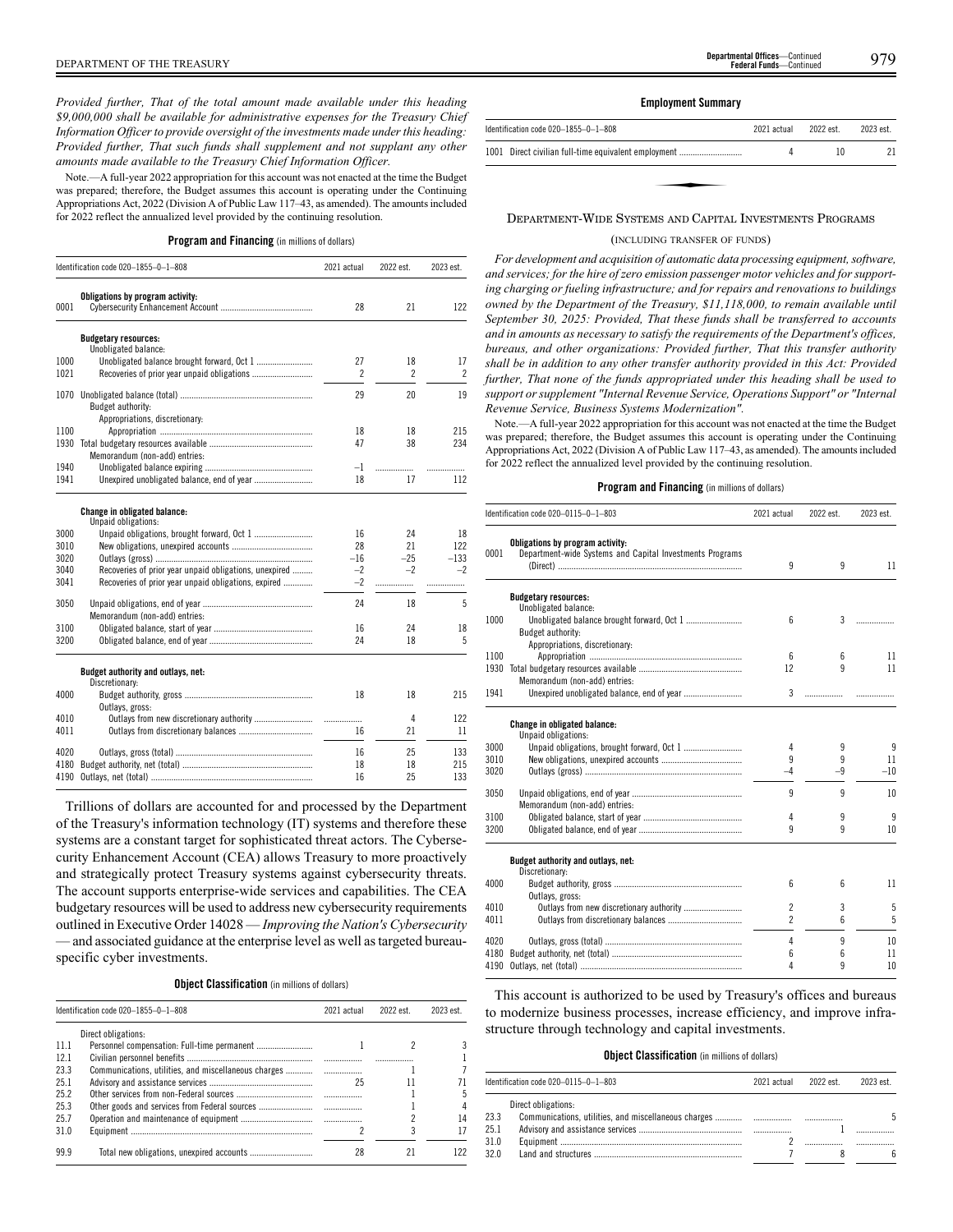*Provided further, That of the total amount made available under this heading $9,000,000 shall be available for administrative expenses for the Treasury Chief Information Officer to provide oversight of the investments made under this heading: Provided further, That such funds shall supplement and not supplant any other amounts made available to the Treasury Chief Information Officer.*

Note.—A full-year 2022 appropriation for this account was not enacted at the time the Budget was prepared; therefore, the Budget assumes this account is operating under the Continuing Appropriations Act, 2022 (Division A of Public Law 117–43, as amended). The amounts included for 2022 reflect the annualized level provided by the continuing resolution.

**Program and Financing** (in millions of dollars)

| Identification code 020–1855–0–1–808 | | 2021 actual | 2022 est. | 2023 est. |
|---|---|---|---|---|
| | **Obligations by program activity:** | | | |
| 0001 | Cybersecurity Enhancement Account | 28 | 21 | 122 |
| | **Budgetary resources:** | | | |
| | Unobligated balance: | | | |
| 1000 | Unobligated balance brought forward, Oct 1 | 27 | 18 | 17 |
| 1021 | Recoveries of prior year unpaid obligations | 2 | 2 | 2 |
| 1070 | Unobligated balance (total) | 29 | 20 | 19 |
| | Budget authority: | | | |
| | Appropriations, discretionary: | | | |
| 1100 | Appropriation | 18 | 18 | 215 |
| 1930 | Total budgetary resources available | 47 | 38 | 234 |
| | Memorandum (non-add) entries: | | | |
| 1940 | Unobligated balance expiring | –1 | | |
| 1941 | Unexpired unobligated balance, end of year | 18 | 17 | 112 |
| | **Change in obligated balance:** | | | |
| | Unpaid obligations: | | | |
| 3000 | Unpaid obligations, brought forward, Oct 1 | 16 | 24 | 18 |
| 3010 | New obligations, unexpired accounts | 28 | 21 | 122 |
| 3020 | Outlays (gross) | –16 | –25 | –133 |
| 3040 | Recoveries of prior year unpaid obligations, unexpired | –2 | –2 | –2 |
| 3041 | Recoveries of prior year unpaid obligations, expired | –2 | | |
| 3050 | Unpaid obligations, end of year | 24 | 18 | 5 |
| | Memorandum (non-add) entries: | | | |
| 3100 | Obligated balance, start of year | 16 | 24 | 18 |
| 3200 | Obligated balance, end of year | 24 | 18 | 5 |
| | **Budget authority and outlays, net:** | | | |
| | Discretionary: | | | |
| 4000 | Budget authority, gross | 18 | 18 | 215 |
| | Outlays, gross: | | | |
| 4010 | Outlays from new discretionary authority | | 4 | 122 |
| 4011 | Outlays from discretionary balances | 16 | 21 | 11 |
| 4020 | Outlays, gross (total) | 16 | 25 | 133 |
| 4180 | Budget authority, net (total) | 18 | 18 | 215 |
| 4190 | Outlays, net (total) | 16 | 25 | 133 |

Trillions of dollars are accounted for and processed by the Department of the Treasury's information technology (IT) systems and therefore these systems are a constant target for sophisticated threat actors. The Cybersecurity Enhancement Account (CEA) allows Treasury to more proactively and strategically protect Treasury systems against cybersecurity threats. The account supports enterprise-wide services and capabilities. The CEA budgetary resources will be used to address new cybersecurity requirements outlined in Executive Order 14028 — *Improving the Nation's Cybersecurity* — and associated guidance at the enterprise level as well as targeted bureau-specific cyber investments.

**Object Classification** (in millions of dollars)

| Identification code 020–1855–0–1–808 | | 2021 actual | 2022 est. | 2023 est. |
|---|---|---|---|---|
| | Direct obligations: | | | |
| 11.1 | Personnel compensation: Full-time permanent | 1 | 2 | 3 |
| 12.1 | Civilian personnel benefits | | | 1 |
| 23.3 | Communications, utilities, and miscellaneous charges | | 1 | 7 |
| 25.1 | Advisory and assistance services | 25 | 11 | 71 |
| 25.2 | Other services from non-Federal sources | | 1 | 5 |
| 25.3 | Other goods and services from Federal sources | | 1 | 4 |
| 25.7 | Operation and maintenance of equipment | | 2 | 14 |
| 31.0 | Equipment | 2 | 3 | 17 |
| 99.9 | Total new obligations, unexpired accounts | 28 | 21 | 122 |

**Employment Summary**

| Identification code 020–1855–0–1–808 | | 2021 actual | 2022 est. | 2023 est. |
|---|---|---|---|---|
| 1001 | Direct civilian full-time equivalent employment | 4 | 10 | 21 |

## Department-Wide Systems and Capital Investments Programs

(INCLUDING TRANSFER OF FUNDS)

*For development and acquisition of automatic data processing equipment, software, and services; for the hire of zero emission passenger motor vehicles and for supporting charging or fueling infrastructure; and for repairs and renovations to buildings owned by the Department of the Treasury, $11,118,000, to remain available until September 30, 2025: Provided, That these funds shall be transferred to accounts and in amounts as necessary to satisfy the requirements of the Department's offices, bureaus, and other organizations: Provided further, That this transfer authority shall be in addition to any other transfer authority provided in this Act: Provided further, That none of the funds appropriated under this heading shall be used to support or supplement "Internal Revenue Service, Operations Support" or "Internal Revenue Service, Business Systems Modernization".*

Note.—A full-year 2022 appropriation for this account was not enacted at the time the Budget was prepared; therefore, the Budget assumes this account is operating under the Continuing Appropriations Act, 2022 (Division A of Public Law 117–43, as amended). The amounts included for 2022 reflect the annualized level provided by the continuing resolution.

**Program and Financing** (in millions of dollars)

| Identification code 020–0115–0–1–803 | | 2021 actual | 2022 est. | 2023 est. |
|---|---|---|---|---|
| | **Obligations by program activity:** | | | |
| 0001 | Department-wide Systems and Capital Investments Programs (Direct) | 9 | 9 | 11 |
| | **Budgetary resources:** | | | |
| | Unobligated balance: | | | |
| 1000 | Unobligated balance brought forward, Oct 1 | 6 | 3 | |
| | Budget authority: | | | |
| | Appropriations, discretionary: | | | |
| 1100 | Appropriation | 6 | 6 | 11 |
| 1930 | Total budgetary resources available | 12 | 9 | 11 |
| | Memorandum (non-add) entries: | | | |
| 1941 | Unexpired unobligated balance, end of year | 3 | | |
| | **Change in obligated balance:** | | | |
| | Unpaid obligations: | | | |
| 3000 | Unpaid obligations, brought forward, Oct 1 | 4 | 9 | 9 |
| 3010 | New obligations, unexpired accounts | 9 | 9 | 11 |
| 3020 | Outlays (gross) | –4 | –9 | –10 |
| 3050 | Unpaid obligations, end of year | 9 | 9 | 10 |
| | Memorandum (non-add) entries: | | | |
| 3100 | Obligated balance, start of year | 4 | 9 | 9 |
| 3200 | Obligated balance, end of year | 9 | 9 | 10 |
| | **Budget authority and outlays, net:** | | | |
| | Discretionary: | | | |
| 4000 | Budget authority, gross | 6 | 6 | 11 |
| | Outlays, gross: | | | |
| 4010 | Outlays from new discretionary authority | 2 | 3 | 5 |
| 4011 | Outlays from discretionary balances | 2 | 6 | 5 |
| 4020 | Outlays, gross (total) | 4 | 9 | 10 |
| 4180 | Budget authority, net (total) | 6 | 6 | 11 |
| 4190 | Outlays, net (total) | 4 | 9 | 10 |

This account is authorized to be used by Treasury's offices and bureaus to modernize business processes, increase efficiency, and improve infrastructure through technology and capital investments.

**Object Classification** (in millions of dollars)

| Identification code 020–0115–0–1–803 | | 2021 actual | 2022 est. | 2023 est. |
|---|---|---|---|---|
| | Direct obligations: | | | |
| 23.3 | Communications, utilities, and miscellaneous charges | | | 5 |
| 25.1 | Advisory and assistance services | | 1 | |
| 31.0 | Equipment | 2 | | |
| 32.0 | Land and structures | 7 | 8 | 6 |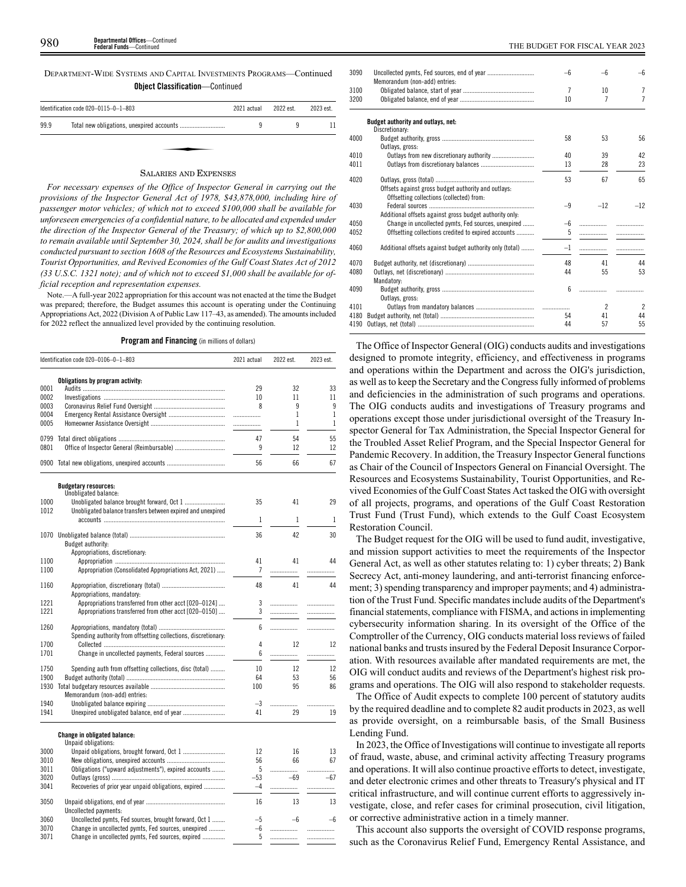DEPARTMENT-WIDE SYSTEMS AND CAPITAL INVESTMENTS PROGRAMS—Continued

**Object Classification**—Continued

| Identification code 020–0115–0–1–803 | | 2021 actual | 2022 est. | 2023 est. |
|---|---|---|---|---|
| 99.9 | Total new obligations, unexpired accounts | 9 | 9 | 11 |

## SALARIES AND EXPENSES

*For necessary expenses of the Office of Inspector General in carrying out the provisions of the Inspector General Act of 1978, $43,878,000, including hire of passenger motor vehicles; of which not to exceed $100,000 shall be available for unforeseen emergencies of a confidential nature, to be allocated and expended under the direction of the Inspector General of the Treasury; of which up to $2,800,000 to remain available until September 30, 2024, shall be for audits and investigations conducted pursuant to section 1608 of the Resources and Ecosystems Sustainability, Tourist Opportunities, and Revived Economies of the Gulf Coast States Act of 2012 (33 U.S.C. 1321 note); and of which not to exceed $1,000 shall be available for official reception and representation expenses.*

Note.—A full-year 2022 appropriation for this account was not enacted at the time the Budget was prepared; therefore, the Budget assumes this account is operating under the Continuing Appropriations Act, 2022 (Division A of Public Law 117–43, as amended). The amounts included for 2022 reflect the annualized level provided by the continuing resolution.

**Program and Financing** (in millions of dollars)

| Identification code 020–0106–0–1–803 | | 2021 actual | 2022 est. | 2023 est. |
|---|---|---|---|---|
| | **Obligations by program activity:** | | | |
| 0001 | Audits | 29 | 32 | 33 |
| 0002 | Investigations | 10 | 11 | 11 |
| 0003 | Coronavirus Relief Fund Oversight | 8 | 9 | 9 |
| 0004 | Emergency Rental Assistance Oversight | | 1 | 1 |
| 0005 | Homeowner Assistance Oversight | | 1 | 1 |
| 0799 | Total direct obligations | 47 | 54 | 55 |
| 0801 | Office of Inspector General (Reimbursable) | 9 | 12 | 12 |
| 0900 | Total new obligations, unexpired accounts | 56 | 66 | 67 |
| | **Budgetary resources:** | | | |
| | Unobligated balance: | | | |
| 1000 | Unobligated balance brought forward, Oct 1 | 35 | 41 | 29 |
| 1012 | Unobligated balance transfers between expired and unexpired accounts | 1 | 1 | 1 |
| 1070 | Unobligated balance (total) | 36 | 42 | 30 |
| | Budget authority: | | | |
| | Appropriations, discretionary: | | | |
| 1100 | Appropriation | 41 | 41 | 44 |
| 1100 | Appropriation (Consolidated Appropriations Act, 2021) | 7 | | |
| 1160 | Appropriation, discretionary (total) | 48 | 41 | 44 |
| | Appropriations, mandatory: | | | |
| 1221 | Appropriations transferred from other acct [020–0124] | 3 | | |
| 1221 | Appropriations transferred from other acct [020–0150] | 3 | | |
| 1260 | Appropriations, mandatory (total) | 6 | | |
| | Spending authority from offsetting collections, discretionary: | | | |
| 1700 | Collected | 4 | 12 | 12 |
| 1701 | Change in uncollected payments, Federal sources | 6 | | |
| 1750 | Spending auth from offsetting collections, disc (total) | 10 | 12 | 12 |
| 1900 | Budget authority (total) | 64 | 53 | 56 |
| 1930 | Total budgetary resources available | 100 | 95 | 86 |
| | Memorandum (non-add) entries: | | | |
| 1940 | Unobligated balance expiring | –3 | | |
| 1941 | Unexpired unobligated balance, end of year | 41 | 29 | 19 |
| | **Change in obligated balance:** | | | |
| | Unpaid obligations: | | | |
| 3000 | Unpaid obligations, brought forward, Oct 1 | 12 | 16 | 13 |
| 3010 | New obligations, unexpired accounts | 56 | 66 | 67 |
| 3011 | Obligations ("upward adjustments"), expired accounts | 5 | | |
| 3020 | Outlays (gross) | –53 | –69 | –67 |
| 3041 | Recoveries of prior year unpaid obligations, expired | –4 | | |
| 3050 | Unpaid obligations, end of year | 16 | 13 | 13 |
| | Uncollected payments: | | | |
| 3060 | Uncollected pymts, Fed sources, brought forward, Oct 1 | –5 | –6 | –6 |
| 3070 | Change in uncollected pymts, Fed sources, unexpired | –6 | | |
| 3071 | Change in uncollected pymts, Fed sources, expired | 5 | | |
| 3090 | Uncollected pymts, Fed sources, end of year | –6 | –6 | –6 |
| | Memorandum (non-add) entries: | | | |
| 3100 | Obligated balance, start of year | 7 | 10 | 7 |
| 3200 | Obligated balance, end of year | 10 | 7 | 7 |
| | **Budget authority and outlays, net:** | | | |
| | Discretionary: | | | |
| 4000 | Budget authority, gross | 58 | 53 | 56 |
| | Outlays, gross: | | | |
| 4010 | Outlays from new discretionary authority | 40 | 39 | 42 |
| 4011 | Outlays from discretionary balances | 13 | 28 | 23 |
| 4020 | Outlays, gross (total) | 53 | 67 | 65 |
| | Offsets against gross budget authority and outlays: | | | |
| | Offsetting collections (collected) from: | | | |
| 4030 | Federal sources | –9 | –12 | –12 |
| | Additional offsets against gross budget authority only: | | | |
| 4050 | Change in uncollected pymts, Fed sources, unexpired | –6 | | |
| 4052 | Offsetting collections credited to expired accounts | 5 | | |
| 4060 | Additional offsets against budget authority only (total) | –1 | | |
| 4070 | Budget authority, net (discretionary) | 48 | 41 | 44 |
| 4080 | Outlays, net (discretionary) | 44 | 55 | 53 |
| | Mandatory: | | | |
| 4090 | Budget authority, gross | 6 | | |
| | Outlays, gross: | | | |
| 4101 | Outlays from mandatory balances | | 2 | 2 |
| 4180 | Budget authority, net (total) | 54 | 41 | 44 |
| 4190 | Outlays, net (total) | 44 | 57 | 55 |

The Office of Inspector General (OIG) conducts audits and investigations designed to promote integrity, efficiency, and effectiveness in programs and operations within the Department and across the OIG's jurisdiction, as well as to keep the Secretary and the Congress fully informed of problems and deficiencies in the administration of such programs and operations. The OIG conducts audits and investigations of Treasury programs and operations except those under jurisdictional oversight of the Treasury Inspector General for Tax Administration, the Special Inspector General for the Troubled Asset Relief Program, and the Special Inspector General for Pandemic Recovery. In addition, the Treasury Inspector General functions as Chair of the Council of Inspectors General on Financial Oversight. The Resources and Ecosystems Sustainability, Tourist Opportunities, and Revived Economies of the Gulf Coast States Act tasked the OIG with oversight of all projects, programs, and operations of the Gulf Coast Restoration Trust Fund (Trust Fund), which extends to the Gulf Coast Ecosystem Restoration Council.

The Budget request for the OIG will be used to fund audit, investigative, and mission support activities to meet the requirements of the Inspector General Act, as well as other statutes relating to: 1) cyber threats; 2) Bank Secrecy Act, anti-money laundering, and anti-terrorist financing enforcement; 3) spending transparency and improper payments; and 4) administration of the Trust Fund. Specific mandates include audits of the Department's financial statements, compliance with FISMA, and actions in implementing cybersecurity information sharing. In its oversight of the Office of the Comptroller of the Currency, OIG conducts material loss reviews of failed national banks and trusts insured by the Federal Deposit Insurance Corporation. With resources available after mandated requirements are met, the OIG will conduct audits and reviews of the Department's highest risk programs and operations. The OIG will also respond to stakeholder requests.

The Office of Audit expects to complete 100 percent of statutory audits by the required deadline and to complete 82 audit products in 2023, as well as provide oversight, on a reimbursable basis, of the Small Business Lending Fund.

In 2023, the Office of Investigations will continue to investigate all reports of fraud, waste, abuse, and criminal activity affecting Treasury programs and operations. It will also continue proactive efforts to detect, investigate, and deter electronic crimes and other threats to Treasury's physical and IT critical infrastructure, and will continue current efforts to aggressively investigate, close, and refer cases for criminal prosecution, civil litigation, or corrective administrative action in a timely manner.

This account also supports the oversight of COVID response programs, such as the Coronavirus Relief Fund, Emergency Rental Assistance, and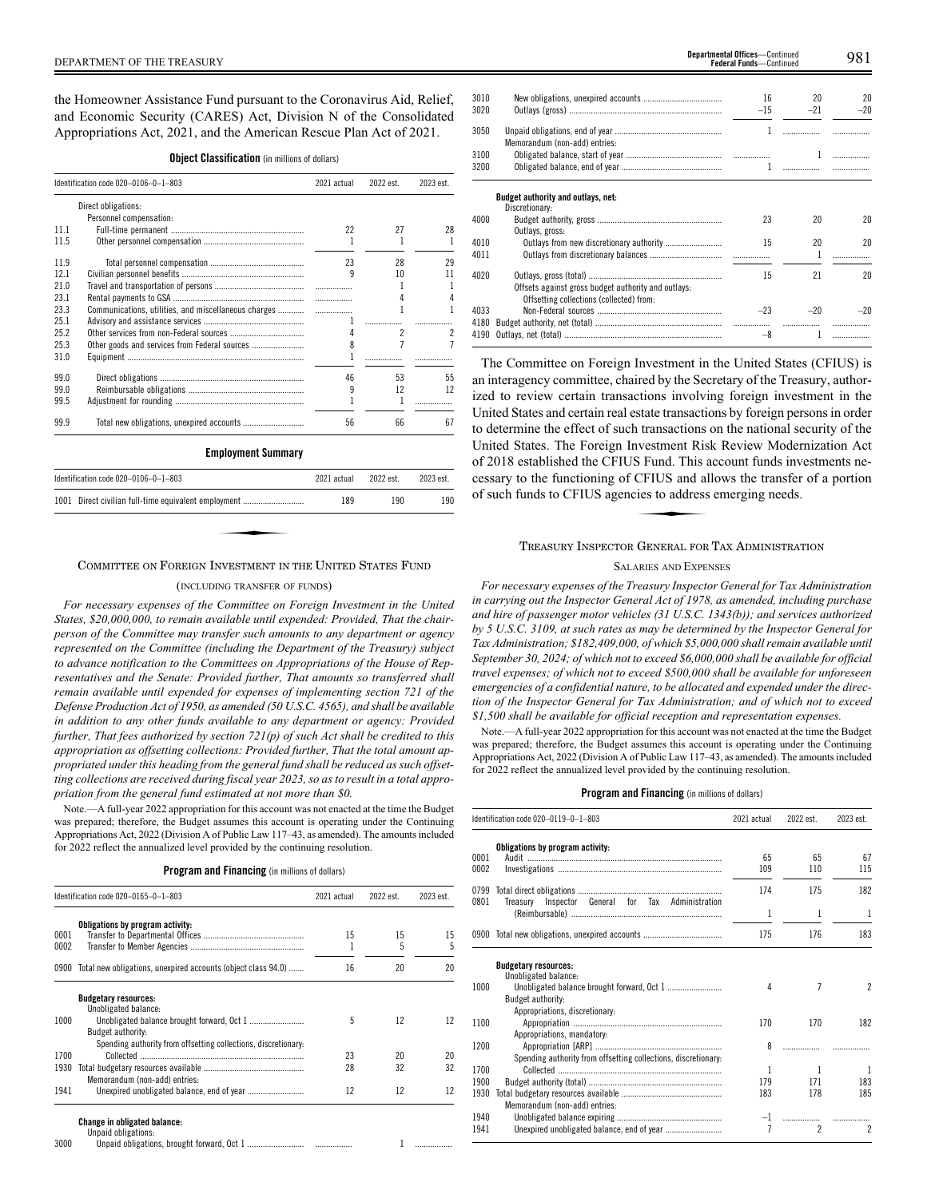the Homeowner Assistance Fund pursuant to the Coronavirus Aid, Relief, and Economic Security (CARES) Act, Division N of the Consolidated Appropriations Act, 2021, and the American Rescue Plan Act of 2021.

**Object Classification** (in millions of dollars)

| Identification code 020–0106–0–1–803 | | 2021 actual | 2022 est. | 2023 est. |
|---|---|---|---|---|
| | Direct obligations: | | | |
| | Personnel compensation: | | | |
| 11.1 | Full-time permanent | 22 | 27 | 28 |
| 11.5 | Other personnel compensation | 1 | 1 | 1 |
| 11.9 | Total personnel compensation | 23 | 28 | 29 |
| 12.1 | Civilian personnel benefits | 9 | 10 | 11 |
| 21.0 | Travel and transportation of persons | | 1 | 1 |
| 23.1 | Rental payments to GSA | | 4 | 4 |
| 23.3 | Communications, utilities, and miscellaneous charges | | 1 | 1 |
| 25.1 | Advisory and assistance services | 1 | | |
| 25.2 | Other services from non-Federal sources | 4 | 2 | 2 |
| 25.3 | Other goods and services from Federal sources | 8 | 7 | 7 |
| 31.0 | Equipment | 1 | | |
| 99.0 | Direct obligations | 46 | 53 | 55 |
| 99.0 | Reimbursable obligations | 9 | 12 | 12 |
| 99.5 | Adjustment for rounding | 1 | 1 | |
| 99.9 | Total new obligations, unexpired accounts | 56 | 66 | 67 |

**Employment Summary**

| Identification code 020–0106–0–1–803 | | 2021 actual | 2022 est. | 2023 est. |
|---|---|---|---|---|
| 1001 | Direct civilian full-time equivalent employment | 189 | 190 | 190 |

## COMMITTEE ON FOREIGN INVESTMENT IN THE UNITED STATES FUND

(INCLUDING TRANSFER OF FUNDS)

*For necessary expenses of the Committee on Foreign Investment in the United States, $20,000,000, to remain available until expended: Provided, That the chairperson of the Committee may transfer such amounts to any department or agency represented on the Committee (including the Department of the Treasury) subject to advance notification to the Committees on Appropriations of the House of Representatives and the Senate: Provided further, That amounts so transferred shall remain available until expended for expenses of implementing section 721 of the Defense Production Act of 1950, as amended (50 U.S.C. 4565), and shall be available in addition to any other funds available to any department or agency: Provided further, That fees authorized by section 721(p) of such Act shall be credited to this appropriation as offsetting collections: Provided further, That the total amount appropriated under this heading from the general fund shall be reduced as such offsetting collections are received during fiscal year 2023, so as to result in a total appropriation from the general fund estimated at not more than $0.*

Note.—A full-year 2022 appropriation for this account was not enacted at the time the Budget was prepared; therefore, the Budget assumes this account is operating under the Continuing Appropriations Act, 2022 (Division A of Public Law 117–43, as amended). The amounts included for 2022 reflect the annualized level provided by the continuing resolution.

**Program and Financing** (in millions of dollars)

| Identification code 020–0165–0–1–803 | | 2021 actual | 2022 est. | 2023 est. |
|---|---|---|---|---|
| | **Obligations by program activity:** | | | |
| 0001 | Transfer to Departmental Offices | 15 | 15 | 15 |
| 0002 | Transfer to Member Agencies | 1 | 5 | 5 |
| 0900 | Total new obligations, unexpired accounts (object class 94.0) | 16 | 20 | 20 |
| | **Budgetary resources:** | | | |
| | Unobligated balance: | | | |
| 1000 | Unobligated balance brought forward, Oct 1 | 5 | 12 | 12 |
| | Budget authority: | | | |
| | Spending authority from offsetting collections, discretionary: | | | |
| 1700 | Collected | 23 | 20 | 20 |
| 1930 | Total budgetary resources available | 28 | 32 | 32 |
| | Memorandum (non-add) entries: | | | |
| 1941 | Unexpired unobligated balance, end of year | 12 | 12 | 12 |
| | **Change in obligated balance:** | | | |
| | Unpaid obligations: | | | |
| 3000 | Unpaid obligations, brought forward, Oct 1 | | 1 | |
| 3010 | New obligations, unexpired accounts | 16 | 20 | 20 |
| 3020 | Outlays (gross) | –15 | –21 | –20 |
| 3050 | Unpaid obligations, end of year | 1 | | |
| | Memorandum (non-add) entries: | | | |
| 3100 | Obligated balance, start of year | | 1 | |
| 3200 | Obligated balance, end of year | 1 | | |
| | **Budget authority and outlays, net:** | | | |
| | Discretionary: | | | |
| 4000 | Budget authority, gross | 23 | 20 | 20 |
| | Outlays, gross: | | | |
| 4010 | Outlays from new discretionary authority | 15 | 20 | 20 |
| 4011 | Outlays from discretionary balances | | 1 | |
| 4020 | Outlays, gross (total) | 15 | 21 | 20 |
| | Offsets against gross budget authority and outlays: | | | |
| | Offsetting collections (collected) from: | | | |
| 4033 | Non-Federal sources | –23 | –20 | –20 |
| 4180 | Budget authority, net (total) | | | |
| 4190 | Outlays, net (total) | –8 | 1 | |

The Committee on Foreign Investment in the United States (CFIUS) is an interagency committee, chaired by the Secretary of the Treasury, authorized to review certain transactions involving foreign investment in the United States and certain real estate transactions by foreign persons in order to determine the effect of such transactions on the national security of the United States. The Foreign Investment Risk Review Modernization Act of 2018 established the CFIUS Fund. This account funds investments necessary to the functioning of CFIUS and allows the transfer of a portion of such funds to CFIUS agencies to address emerging needs.

## TREASURY INSPECTOR GENERAL FOR TAX ADMINISTRATION

### SALARIES AND EXPENSES

*For necessary expenses of the Treasury Inspector General for Tax Administration in carrying out the Inspector General Act of 1978, as amended, including purchase and hire of passenger motor vehicles (31 U.S.C. 1343(b)); and services authorized by 5 U.S.C. 3109, at such rates as may be determined by the Inspector General for Tax Administration; $182,409,000, of which $5,000,000 shall remain available until September 30, 2024; of which not to exceed $6,000,000 shall be available for official travel expenses; of which not to exceed $500,000 shall be available for unforeseen emergencies of a confidential nature, to be allocated and expended under the direction of the Inspector General for Tax Administration; and of which not to exceed $1,500 shall be available for official reception and representation expenses.*

Note.—A full-year 2022 appropriation for this account was not enacted at the time the Budget was prepared; therefore, the Budget assumes this account is operating under the Continuing Appropriations Act, 2022 (Division A of Public Law 117–43, as amended). The amounts included for 2022 reflect the annualized level provided by the continuing resolution.

**Program and Financing** (in millions of dollars)

| Identification code 020–0119–0–1–803 | | 2021 actual | 2022 est. | 2023 est. |
|---|---|---|---|---|
| | **Obligations by program activity:** | | | |
| 0001 | Audit | 65 | 65 | 67 |
| 0002 | Investigations | 109 | 110 | 115 |
| 0799 | Total direct obligations | 174 | 175 | 182 |
| 0801 | Treasury Inspector General for Tax Administration (Reimbursable) | 1 | 1 | 1 |
| 0900 | Total new obligations, unexpired accounts | 175 | 176 | 183 |
| | **Budgetary resources:** | | | |
| | Unobligated balance: | | | |
| 1000 | Unobligated balance brought forward, Oct 1 | 4 | 7 | 2 |
| | Budget authority: | | | |
| | Appropriations, discretionary: | | | |
| 1100 | Appropriation | 170 | 170 | 182 |
| | Appropriations, mandatory: | | | |
| 1200 | Appropriation [ARP] | 8 | | |
| | Spending authority from offsetting collections, discretionary: | | | |
| 1700 | Collected | 1 | 1 | 1 |
| 1900 | Budget authority (total) | 179 | 171 | 183 |
| 1930 | Total budgetary resources available | 183 | 178 | 185 |
| | Memorandum (non-add) entries: | | | |
| 1940 | Unobligated balance expiring | –1 | | |
| 1941 | Unexpired unobligated balance, end of year | 7 | 2 | 2 |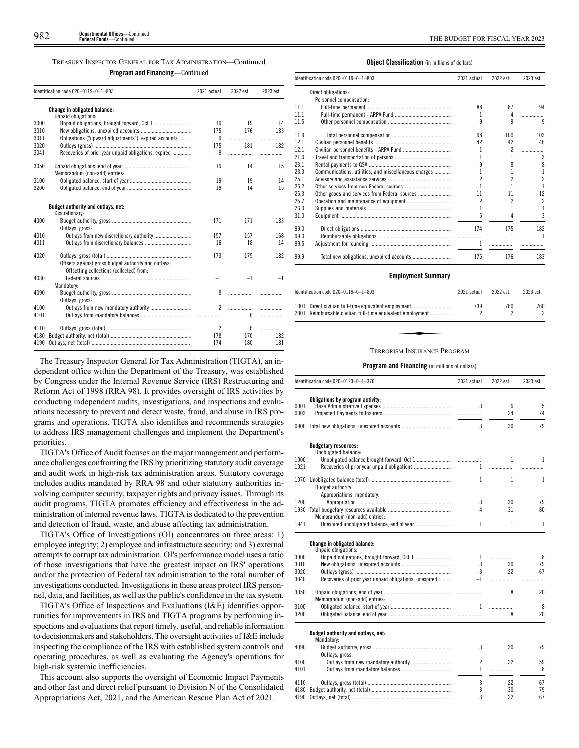TREASURY INSPECTOR GENERAL FOR TAX ADMINISTRATION—Continued

**Program and Financing**—Continued

| Identification code 020–0119–0–1–803 | | 2021 actual | 2022 est. | 2023 est. |
|---|---|---|---|---|
| | **Change in obligated balance:** | | | |
| | Unpaid obligations: | | | |
| 3000 | Unpaid obligations, brought forward, Oct 1 | 19 | 19 | 14 |
| 3010 | New obligations, unexpired accounts | 175 | 176 | 183 |
| 3011 | Obligations ("upward adjustments"), expired accounts | 9 | | |
| 3020 | Outlays (gross) | –175 | –181 | –182 |
| 3041 | Recoveries of prior year unpaid obligations, expired | –9 | | |
| 3050 | Unpaid obligations, end of year | 19 | 14 | 15 |
| | Memorandum (non-add) entries: | | | |
| 3100 | Obligated balance, start of year | 19 | 19 | 14 |
| 3200 | Obligated balance, end of year | 19 | 14 | 15 |
| | **Budget authority and outlays, net:** | | | |
| | Discretionary: | | | |
| 4000 | Budget authority, gross | 171 | 171 | 183 |
| | Outlays, gross: | | | |
| 4010 | Outlays from new discretionary authority | 157 | 157 | 168 |
| 4011 | Outlays from discretionary balances | 16 | 18 | 14 |
| 4020 | Outlays, gross (total) | 173 | 175 | 182 |
| | Offsets against gross budget authority and outlays: | | | |
| | Offsetting collections (collected) from: | | | |
| 4030 | Federal sources | –1 | –1 | –1 |
| | Mandatory: | | | |
| 4090 | Budget authority, gross | 8 | | |
| | Outlays, gross: | | | |
| 4100 | Outlays from new mandatory authority | 2 | | |
| 4101 | Outlays from mandatory balances | | 6 | |
| 4110 | Outlays, gross (total) | 2 | 6 | |
| 4180 | Budget authority, net (total) | 178 | 170 | 182 |
| 4190 | Outlays, net (total) | 174 | 180 | 181 |

The Treasury Inspector General for Tax Administration (TIGTA), an independent office within the Department of the Treasury, was established by Congress under the Internal Revenue Service (IRS) Restructuring and Reform Act of 1998 (RRA 98). It provides oversight of IRS activities by conducting independent audits, investigations, and inspections and evaluations necessary to prevent and detect waste, fraud, and abuse in IRS programs and operations. TIGTA also identifies and recommends strategies to address IRS management challenges and implement the Department's priorities.

TIGTA's Office of Audit focuses on the major management and performance challenges confronting the IRS by prioritizing statutory audit coverage and audit work in high-risk tax administration areas. Statutory coverage includes audits mandated by RRA 98 and other statutory authorities involving computer security, taxpayer rights and privacy issues. Through its audit programs, TIGTA promotes efficiency and effectiveness in the administration of internal revenue laws. TIGTA is dedicated to the prevention and detection of fraud, waste, and abuse affecting tax administration.

TIGTA's Office of Investigations (OI) concentrates on three areas: 1) employee integrity; 2) employee and infrastructure security; and 3) external attempts to corrupt tax administration. OI's performance model uses a ratio of those investigations that have the greatest impact on IRS' operations and/or the protection of Federal tax administration to the total number of investigations conducted. Investigations in these areas protect IRS personnel, data, and facilities, as well as the public's confidence in the tax system.

TIGTA's Office of Inspections and Evaluations (I&E) identifies opportunities for improvements in IRS and TIGTA programs by performing inspections and evaluations that report timely, useful, and reliable information to decisionmakers and stakeholders. The oversight activities of I&E include inspecting the compliance of the IRS with established system controls and operating procedures, as well as evaluating the Agency's operations for high-risk systemic inefficiencies.

This account also supports the oversight of Economic Impact Payments and other fast and direct relief pursuant to Division N of the Consolidated Appropriations Act, 2021, and the American Rescue Plan Act of 2021.

**Object Classification** (in millions of dollars)

| Identification code 020–0119–0–1–803 | | 2021 actual | 2022 est. | 2023 est. |
|---|---|---|---|---|
| | Direct obligations: | | | |
| | Personnel compensation: | | | |
| 11.1 | Full-time permanent | 88 | 87 | 94 |
| 11.1 | Full-time permanent - ARPA Fund | 1 | 4 | |
| 11.5 | Other personnel compensation | 9 | 9 | 9 |
| 11.9 | Total personnel compensation | 98 | 100 | 103 |
| 12.1 | Civilian personnel benefits | 42 | 42 | 46 |
| 12.1 | Civilian personnel benefits - ARPA Fund | 1 | 2 | |
| 21.0 | Travel and transportation of persons | 1 | 1 | 3 |
| 23.1 | Rental payments to GSA | 9 | 8 | 8 |
| 23.3 | Communications, utilities, and miscellaneous charges | 1 | 1 | 1 |
| 25.1 | Advisory and assistance services | 2 | 2 | 2 |
| 25.2 | Other services from non-Federal sources | 1 | 1 | 1 |
| 25.3 | Other goods and services from Federal sources | 11 | 11 | 12 |
| 25.7 | Operation and maintenance of equipment | 2 | 2 | 2 |
| 26.0 | Supplies and materials | 1 | 1 | 1 |
| 31.0 | Equipment | 5 | 4 | 3 |
| 99.0 | Direct obligations | 174 | 175 | 182 |
| 99.0 | Reimbursable obligations | | 1 | 1 |
| 99.5 | Adjustment for rounding | 1 | | |
| 99.9 | Total new obligations, unexpired accounts | 175 | 176 | 183 |

**Employment Summary**

| Identification code 020–0119–0–1–803 | | 2021 actual | 2022 est. | 2023 est. |
|---|---|---|---|---|
| 1001 | Direct civilian full-time equivalent employment | 739 | 760 | 760 |
| 2001 | Reimbursable civilian full-time equivalent employment | 2 | 2 | 2 |

TERRORISM INSURANCE PROGRAM

**Program and Financing** (in millions of dollars)

| Identification code 020–0123–0–1–376 | | 2021 actual | 2022 est. | 2023 est. |
|---|---|---|---|---|
| | **Obligations by program activity:** | | | |
| 0001 | Base Administrative Expenses | 3 | 6 | 5 |
| 0003 | Projected Payments to Insurers | | 24 | 74 |
| 0900 | Total new obligations, unexpired accounts | 3 | 30 | 79 |
| | **Budgetary resources:** | | | |
| | Unobligated balance: | | | |
| 1000 | Unobligated balance brought forward, Oct 1 | | 1 | 1 |
| 1021 | Recoveries of prior year unpaid obligations | 1 | | |
| 1070 | Unobligated balance (total) | 1 | 1 | 1 |
| | Budget authority: | | | |
| | Appropriations, mandatory: | | | |
| 1200 | Appropriation | 3 | 30 | 79 |
| 1930 | Total budgetary resources available | 4 | 31 | 80 |
| | Memorandum (non-add) entries: | | | |
| 1941 | Unexpired unobligated balance, end of year | 1 | 1 | 1 |
| | **Change in obligated balance:** | | | |
| | Unpaid obligations: | | | |
| 3000 | Unpaid obligations, brought forward, Oct 1 | 1 | | 8 |
| 3010 | New obligations, unexpired accounts | 3 | 30 | 79 |
| 3020 | Outlays (gross) | –3 | –22 | –67 |
| 3040 | Recoveries of prior year unpaid obligations, unexpired | –1 | | |
| 3050 | Unpaid obligations, end of year | | 8 | 20 |
| | Memorandum (non-add) entries: | | | |
| 3100 | Obligated balance, start of year | 1 | | 8 |
| 3200 | Obligated balance, end of year | | 8 | 20 |
| | **Budget authority and outlays, net:** | | | |
| | Mandatory: | | | |
| 4090 | Budget authority, gross | 3 | 30 | 79 |
| | Outlays, gross: | | | |
| 4100 | Outlays from new mandatory authority | 2 | 22 | 59 |
| 4101 | Outlays from mandatory balances | 1 | | 8 |
| 4110 | Outlays, gross (total) | 3 | 22 | 67 |
| 4180 | Budget authority, net (total) | 3 | 30 | 79 |
| 4190 | Outlays, net (total) | 3 | 22 | 67 |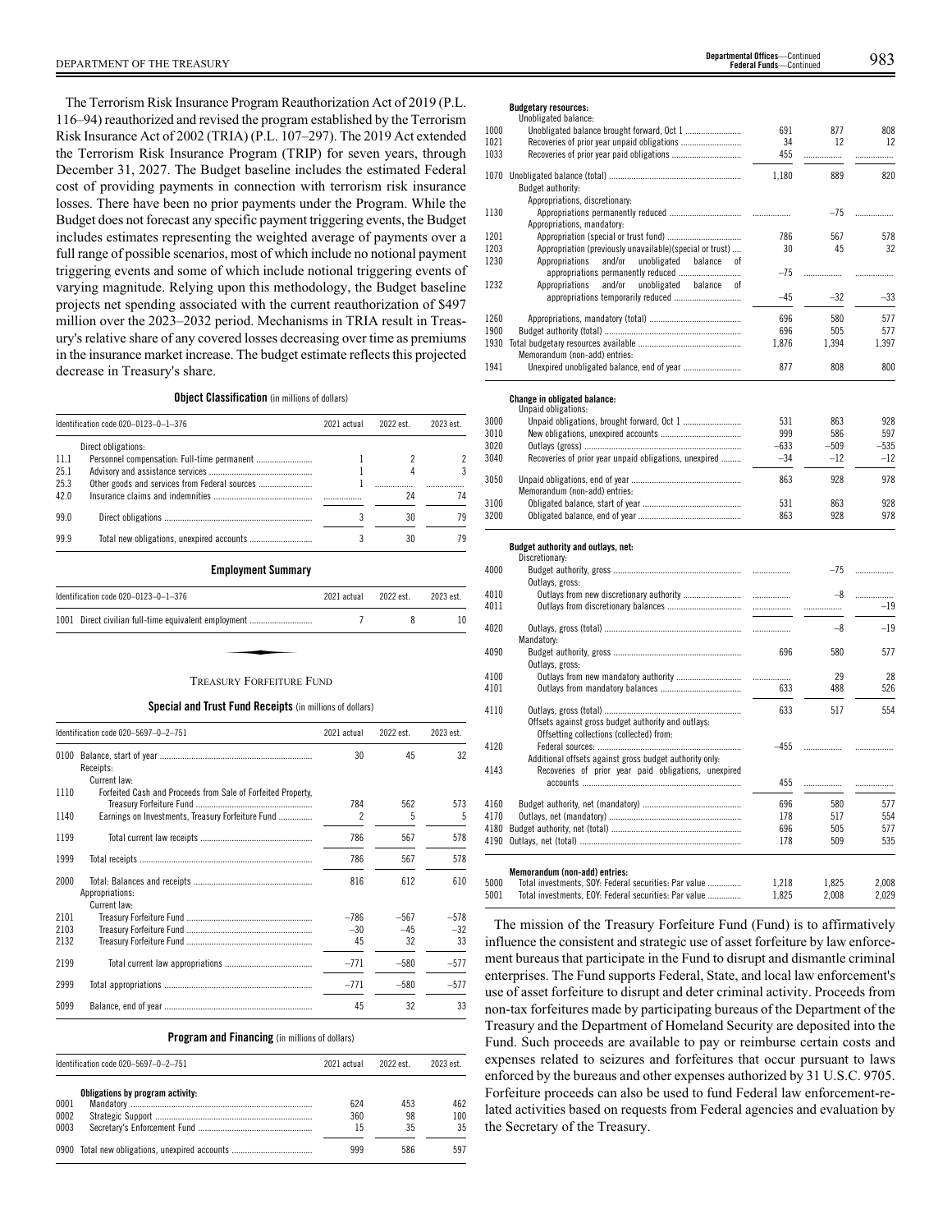The Terrorism Risk Insurance Program Reauthorization Act of 2019 (P.L. 116–94) reauthorized and revised the program established by the Terrorism Risk Insurance Act of 2002 (TRIA) (P.L. 107–297). The 2019 Act extended the Terrorism Risk Insurance Program (TRIP) for seven years, through December 31, 2027. The Budget baseline includes the estimated Federal cost of providing payments in connection with terrorism risk insurance losses. There have been no prior payments under the Program. While the Budget does not forecast any specific payment triggering events, the Budget includes estimates representing the weighted average of payments over a full range of possible scenarios, most of which include no notional payment triggering events and some of which include notional triggering events of varying magnitude. Relying upon this methodology, the Budget baseline projects net spending associated with the current reauthorization of $497 million over the 2023–2032 period. Mechanisms in TRIA result in Treasury's relative share of any covered losses decreasing over time as premiums in the insurance market increase. The budget estimate reflects this projected decrease in Treasury's share.

**Object Classification** (in millions of dollars)

| Identification code 020–0123–0–1–376 | | 2021 actual | 2022 est. | 2023 est. |
|---|---|---|---|---|
| | Direct obligations: | | | |
| 11.1 | Personnel compensation: Full-time permanent | 1 | 2 | 2 |
| 25.1 | Advisory and assistance services | 1 | 4 | 3 |
| 25.3 | Other goods and services from Federal sources | 1 | | |
| 42.0 | Insurance claims and indemnities | | 24 | 74 |
| 99.0 | Direct obligations | 3 | 30 | 79 |
| 99.9 | Total new obligations, unexpired accounts | 3 | 30 | 79 |

**Employment Summary**

| Identification code 020–0123–0–1–376 | | 2021 actual | 2022 est. | 2023 est. |
|---|---|---|---|---|
| 1001 | Direct civilian full-time equivalent employment | 7 | 8 | 10 |

## TREASURY FORFEITURE FUND

**Special and Trust Fund Receipts** (in millions of dollars)

| Identification code 020–5697–0–2–751 | | 2021 actual | 2022 est. | 2023 est. |
|---|---|---|---|---|
| 0100 | Balance, start of year | 30 | 45 | 32 |
| | Receipts: | | | |
| | Current law: | | | |
| 1110 | Forfeited Cash and Proceeds from Sale of Forfeited Property, Treasury Forfeiture Fund | 784 | 562 | 573 |
| 1140 | Earnings on Investments, Treasury Forfeiture Fund | 2 | 5 | 5 |
| 1199 | Total current law receipts | 786 | 567 | 578 |
| 1999 | Total receipts | 786 | 567 | 578 |
| 2000 | Total: Balances and receipts | 816 | 612 | 610 |
| | Appropriations: | | | |
| | Current law: | | | |
| 2101 | Treasury Forfeiture Fund | –786 | –567 | –578 |
| 2103 | Treasury Forfeiture Fund | –30 | –45 | –32 |
| 2132 | Treasury Forfeiture Fund | 45 | 32 | 33 |
| 2199 | Total current law appropriations | –771 | –580 | –577 |
| 2999 | Total appropriations | –771 | –580 | –577 |
| 5099 | Balance, end of year | 45 | 32 | 33 |

**Program and Financing** (in millions of dollars)

| Identification code 020–5697–0–2–751 | | 2021 actual | 2022 est. | 2023 est. |
|---|---|---|---|---|
| | **Obligations by program activity:** | | | |
| 0001 | Mandatory | 624 | 453 | 462 |
| 0002 | Strategic Support | 360 | 98 | 100 |
| 0003 | Secretary's Enforcement Fund | 15 | 35 | 35 |
| 0900 | Total new obligations, unexpired accounts | 999 | 586 | 597 |
| | **Budgetary resources:** | | | |
| | Unobligated balance: | | | |
| 1000 | Unobligated balance brought forward, Oct 1 | 691 | 877 | 808 |
| 1021 | Recoveries of prior year unpaid obligations | 34 | 12 | 12 |
| 1033 | Recoveries of prior year paid obligations | 455 | | |
| 1070 | Unobligated balance (total) | 1,180 | 889 | 820 |
| | Budget authority: | | | |
| | Appropriations, discretionary: | | | |
| 1130 | Appropriations permanently reduced | | –75 | |
| | Appropriations, mandatory: | | | |
| 1201 | Appropriation (special or trust fund) | 786 | 567 | 578 |
| 1203 | Appropriation (previously unavailable)(special or trust) | 30 | 45 | 32 |
| 1230 | Appropriations and/or unobligated balance of appropriations permanently reduced | –75 | | |
| 1232 | Appropriations and/or unobligated balance of appropriations temporarily reduced | –45 | –32 | –33 |
| 1260 | Appropriations, mandatory (total) | 696 | 580 | 577 |
| 1900 | Budget authority (total) | 696 | 505 | 577 |
| 1930 | Total budgetary resources available | 1,876 | 1,394 | 1,397 |
| | Memorandum (non-add) entries: | | | |
| 1941 | Unexpired unobligated balance, end of year | 877 | 808 | 800 |
| | **Change in obligated balance:** | | | |
| | Unpaid obligations: | | | |
| 3000 | Unpaid obligations, brought forward, Oct 1 | 531 | 863 | 928 |
| 3010 | New obligations, unexpired accounts | 999 | 586 | 597 |
| 3020 | Outlays (gross) | –633 | –509 | –535 |
| 3040 | Recoveries of prior year unpaid obligations, unexpired | –34 | –12 | –12 |
| 3050 | Unpaid obligations, end of year | 863 | 928 | 978 |
| | Memorandum (non-add) entries: | | | |
| 3100 | Obligated balance, start of year | 531 | 863 | 928 |
| 3200 | Obligated balance, end of year | 863 | 928 | 978 |
| | **Budget authority and outlays, net:** | | | |
| | Discretionary: | | | |
| 4000 | Budget authority, gross | | –75 | |
| | Outlays, gross: | | | |
| 4010 | Outlays from new discretionary authority | | –8 | |
| 4011 | Outlays from discretionary balances | | | –19 |
| 4020 | Outlays, gross (total) | | –8 | –19 |
| | Mandatory: | | | |
| 4090 | Budget authority, gross | 696 | 580 | 577 |
| | Outlays, gross: | | | |
| 4100 | Outlays from new mandatory authority | | 29 | 28 |
| 4101 | Outlays from mandatory balances | 633 | 488 | 526 |
| 4110 | Outlays, gross (total) | 633 | 517 | 554 |
| | Offsets against gross budget authority and outlays: | | | |
| | Offsetting collections (collected) from: | | | |
| 4120 | Federal sources: | –455 | | |
| | Additional offsets against gross budget authority only: | | | |
| 4143 | Recoveries of prior year paid obligations, unexpired accounts | 455 | | |
| 4160 | Budget authority, net (mandatory) | 696 | 580 | 577 |
| 4170 | Outlays, net (mandatory) | 178 | 517 | 554 |
| 4180 | Budget authority, net (total) | 696 | 505 | 577 |
| 4190 | Outlays, net (total) | 178 | 509 | 535 |
| | **Memorandum (non-add) entries:** | | | |
| 5000 | Total investments, SOY: Federal securities: Par value | 1,218 | 1,825 | 2,008 |
| 5001 | Total investments, EOY: Federal securities: Par value | 1,825 | 2,008 | 2,029 |

The mission of the Treasury Forfeiture Fund (Fund) is to affirmatively influence the consistent and strategic use of asset forfeiture by law enforcement bureaus that participate in the Fund to disrupt and dismantle criminal enterprises. The Fund supports Federal, State, and local law enforcement's use of asset forfeiture to disrupt and deter criminal activity. Proceeds from non-tax forfeitures made by participating bureaus of the Department of the Treasury and the Department of Homeland Security are deposited into the Fund. Such proceeds are available to pay or reimburse certain costs and expenses related to seizures and forfeitures that occur pursuant to laws enforced by the bureaus and other expenses authorized by 31 U.S.C. 9705. Forfeiture proceeds can also be used to fund Federal law enforcement-related activities based on requests from Federal agencies and evaluation by the Secretary of the Treasury.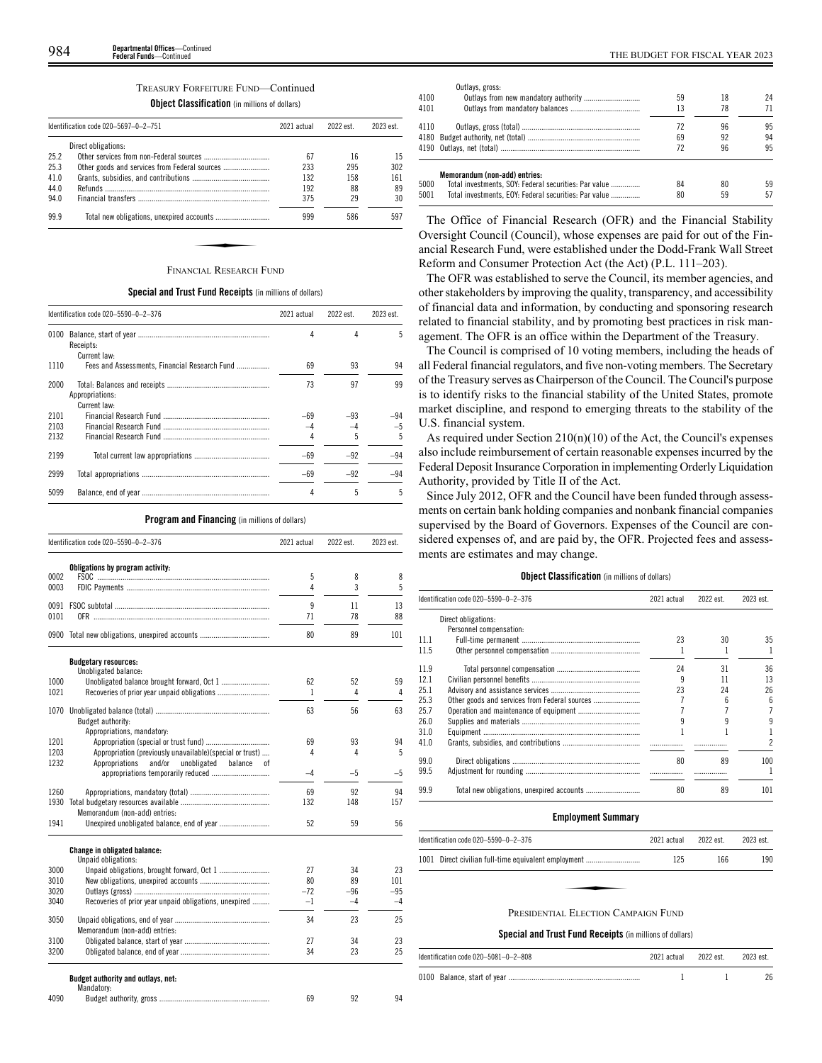TREASURY FORFEITURE FUND—Continued

**Object Classification** (in millions of dollars)

| Identification code 020–5697–0–2–751 | | 2021 actual | 2022 est. | 2023 est. |
|---|---|---|---|---|
| | Direct obligations: | | | |
| 25.2 | Other services from non-Federal sources | 67 | 16 | 15 |
| 25.3 | Other goods and services from Federal sources | 233 | 295 | 302 |
| 41.0 | Grants, subsidies, and contributions | 132 | 158 | 161 |
| 44.0 | Refunds | 192 | 88 | 89 |
| 94.0 | Financial transfers | 375 | 29 | 30 |
| 99.9 | Total new obligations, unexpired accounts | 999 | 586 | 597 |

## FINANCIAL RESEARCH FUND

**Special and Trust Fund Receipts** (in millions of dollars)

| Identification code 020–5590–0–2–376 | | 2021 actual | 2022 est. | 2023 est. |
|---|---|---|---|---|
| 0100 | Balance, start of year | 4 | 4 | 5 |
| | Receipts: | | | |
| | Current law: | | | |
| 1110 | Fees and Assessments, Financial Research Fund | 69 | 93 | 94 |
| 2000 | Total: Balances and receipts | 73 | 97 | 99 |
| | Appropriations: | | | |
| | Current law: | | | |
| 2101 | Financial Research Fund | –69 | –93 | –94 |
| 2103 | Financial Research Fund | –4 | –4 | –5 |
| 2132 | Financial Research Fund | 4 | 5 | 5 |
| 2199 | Total current law appropriations | –69 | –92 | –94 |
| 2999 | Total appropriations | –69 | –92 | –94 |
| 5099 | Balance, end of year | 4 | 5 | 5 |

**Program and Financing** (in millions of dollars)

| Identification code 020–5590–0–2–376 | | 2021 actual | 2022 est. | 2023 est. |
|---|---|---|---|---|
| | **Obligations by program activity:** | | | |
| 0002 | FSOC | 5 | 8 | 8 |
| 0003 | FDIC Payments | 4 | 3 | 5 |
| 0091 | FSOC subtotal | 9 | 11 | 13 |
| 0101 | OFR | 71 | 78 | 88 |
| 0900 | Total new obligations, unexpired accounts | 80 | 89 | 101 |
| | **Budgetary resources:** | | | |
| | Unobligated balance: | | | |
| 1000 | Unobligated balance brought forward, Oct 1 | 62 | 52 | 59 |
| 1021 | Recoveries of prior year unpaid obligations | 1 | 4 | 4 |
| 1070 | Unobligated balance (total) | 63 | 56 | 63 |
| | Budget authority: | | | |
| | Appropriations, mandatory: | | | |
| 1201 | Appropriation (special or trust fund) | 69 | 93 | 94 |
| 1203 | Appropriation (previously unavailable)(special or trust) | 4 | 4 | 5 |
| 1232 | Appropriations and/or unobligated balance of appropriations temporarily reduced | –4 | –5 | –5 |
| 1260 | Appropriations, mandatory (total) | 69 | 92 | 94 |
| 1930 | Total budgetary resources available | 132 | 148 | 157 |
| | Memorandum (non-add) entries: | | | |
| 1941 | Unexpired unobligated balance, end of year | 52 | 59 | 56 |
| | **Change in obligated balance:** | | | |
| | Unpaid obligations: | | | |
| 3000 | Unpaid obligations, brought forward, Oct 1 | 27 | 34 | 23 |
| 3010 | New obligations, unexpired accounts | 80 | 89 | 101 |
| 3020 | Outlays (gross) | –72 | –96 | –95 |
| 3040 | Recoveries of prior year unpaid obligations, unexpired | –1 | –4 | –4 |
| 3050 | Unpaid obligations, end of year | 34 | 23 | 25 |
| | Memorandum (non-add) entries: | | | |
| 3100 | Obligated balance, start of year | 27 | 34 | 23 |
| 3200 | Obligated balance, end of year | 34 | 23 | 25 |
| | **Budget authority and outlays, net:** | | | |
| | Mandatory: | | | |
| 4090 | Budget authority, gross | 69 | 92 | 94 |
| | Outlays, gross: | | | |
| 4100 | Outlays from new mandatory authority | 59 | 18 | 24 |
| 4101 | Outlays from mandatory balances | 13 | 78 | 71 |
| 4110 | Outlays, gross (total) | 72 | 96 | 95 |
| 4180 | Budget authority, net (total) | 69 | 92 | 94 |
| 4190 | Outlays, net (total) | 72 | 96 | 95 |
| | **Memorandum (non-add) entries:** | | | |
| 5000 | Total investments, SOY: Federal securities: Par value | 84 | 80 | 59 |
| 5001 | Total investments, EOY: Federal securities: Par value | 80 | 59 | 57 |

The Office of Financial Research (OFR) and the Financial Stability Oversight Council (Council), whose expenses are paid for out of the Financial Research Fund, were established under the Dodd-Frank Wall Street Reform and Consumer Protection Act (the Act) (P.L. 111–203).

The OFR was established to serve the Council, its member agencies, and other stakeholders by improving the quality, transparency, and accessibility of financial data and information, by conducting and sponsoring research related to financial stability, and by promoting best practices in risk management. The OFR is an office within the Department of the Treasury.

The Council is comprised of 10 voting members, including the heads of all Federal financial regulators, and five non-voting members. The Secretary of the Treasury serves as Chairperson of the Council. The Council's purpose is to identify risks to the financial stability of the United States, promote market discipline, and respond to emerging threats to the stability of the U.S. financial system.

As required under Section 210(n)(10) of the Act, the Council's expenses also include reimbursement of certain reasonable expenses incurred by the Federal Deposit Insurance Corporation in implementing Orderly Liquidation Authority, provided by Title II of the Act.

Since July 2012, OFR and the Council have been funded through assessments on certain bank holding companies and nonbank financial companies supervised by the Board of Governors. Expenses of the Council are considered expenses of, and are paid by, the OFR. Projected fees and assessments are estimates and may change.

**Object Classification** (in millions of dollars)

| Identification code 020–5590–0–2–376 | | 2021 actual | 2022 est. | 2023 est. |
|---|---|---|---|---|
| | Direct obligations: | | | |
| | Personnel compensation: | | | |
| 11.1 | Full-time permanent | 23 | 30 | 35 |
| 11.5 | Other personnel compensation | 1 | 1 | 1 |
| 11.9 | Total personnel compensation | 24 | 31 | 36 |
| 12.1 | Civilian personnel benefits | 9 | 11 | 13 |
| 25.1 | Advisory and assistance services | 23 | 24 | 26 |
| 25.3 | Other goods and services from Federal sources | 7 | 6 | 6 |
| 25.7 | Operation and maintenance of equipment | 7 | 7 | 7 |
| 26.0 | Supplies and materials | 9 | 9 | 9 |
| 31.0 | Equipment | 1 | 1 | 1 |
| 41.0 | Grants, subsidies, and contributions | | | 2 |
| 99.0 | Direct obligations | 80 | 89 | 100 |
| 99.5 | Adjustment for rounding | | | 1 |
| 99.9 | Total new obligations, unexpired accounts | 80 | 89 | 101 |

**Employment Summary**

| Identification code 020–5590–0–2–376 | | 2021 actual | 2022 est. | 2023 est. |
|---|---|---|---|---|
| 1001 | Direct civilian full-time equivalent employment | 125 | 166 | 190 |

## PRESIDENTIAL ELECTION CAMPAIGN FUND

**Special and Trust Fund Receipts** (in millions of dollars)

| Identification code 020–5081–0–2–808 | | 2021 actual | 2022 est. | 2023 est. |
|---|---|---|---|---|
| 0100 | Balance, start of year | 1 | 1 | 26 |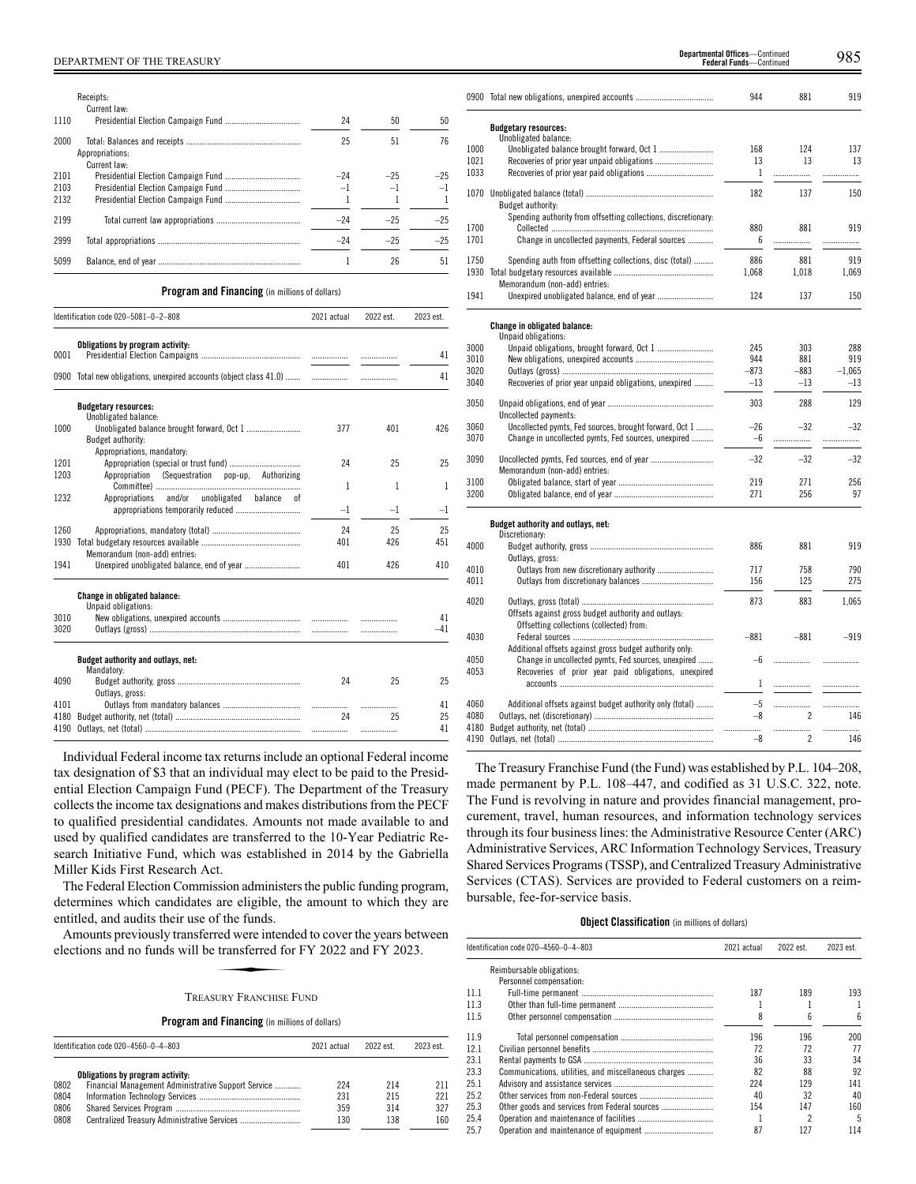| | | | | |
|---|---|---|---|---|
| | Receipts: | | | |
| | Current law: | | | |
| 1110 | Presidential Election Campaign Fund | 24 | 50 | 50 |
| 2000 | Total: Balances and receipts | 25 | 51 | 76 |
| | Appropriations: | | | |
| | Current law: | | | |
| 2101 | Presidential Election Campaign Fund | –24 | –25 | –25 |
| 2103 | Presidential Election Campaign Fund | –1 | –1 | –1 |
| 2132 | Presidential Election Campaign Fund | 1 | 1 | 1 |
| 2199 | Total current law appropriations | –24 | –25 | –25 |
| 2999 | Total appropriations | –24 | –25 | –25 |
| 5099 | Balance, end of year | 1 | 26 | 51 |

**Program and Financing** (in millions of dollars)

| Identification code 020–5081–0–2–808 | | 2021 actual | 2022 est. | 2023 est. |
|---|---|---|---|---|
| | **Obligations by program activity:** | | | |
| 0001 | Presidential Election Campaigns | | | 41 |
| 0900 | Total new obligations, unexpired accounts (object class 41.0) | | | 41 |
| | **Budgetary resources:** | | | |
| | Unobligated balance: | | | |
| 1000 | Unobligated balance brought forward, Oct 1 | 377 | 401 | 426 |
| | Budget authority: | | | |
| | Appropriations, mandatory: | | | |
| 1201 | Appropriation (special or trust fund) | 24 | 25 | 25 |
| 1203 | Appropriation (Sequestration pop-up, Authorizing Committee) | 1 | 1 | 1 |
| 1232 | Appropriations and/or unobligated balance of appropriations temporarily reduced | –1 | –1 | –1 |
| 1260 | Appropriations, mandatory (total) | 24 | 25 | 25 |
| 1930 | Total budgetary resources available | 401 | 426 | 451 |
| | Memorandum (non-add) entries: | | | |
| 1941 | Unexpired unobligated balance, end of year | 401 | 426 | 410 |
| | **Change in obligated balance:** | | | |
| | Unpaid obligations: | | | |
| 3010 | New obligations, unexpired accounts | | | 41 |
| 3020 | Outlays (gross) | | | –41 |
| | **Budget authority and outlays, net:** | | | |
| | Mandatory: | | | |
| 4090 | Budget authority, gross | 24 | 25 | 25 |
| | Outlays, gross: | | | |
| 4101 | Outlays from mandatory balances | | | 41 |
| 4180 | Budget authority, net (total) | 24 | 25 | 25 |
| 4190 | Outlays, net (total) | | | 41 |

Individual Federal income tax returns include an optional Federal income tax designation of $3 that an individual may elect to be paid to the Presidential Election Campaign Fund (PECF). The Department of the Treasury collects the income tax designations and makes distributions from the PECF to qualified presidential candidates. Amounts not made available to and used by qualified candidates are transferred to the 10-Year Pediatric Research Initiative Fund, which was established in 2014 by the Gabriella Miller Kids First Research Act.

The Federal Election Commission administers the public funding program, determines which candidates are eligible, the amount to which they are entitled, and audits their use of the funds.

Amounts previously transferred were intended to cover the years between elections and no funds will be transferred for FY 2022 and FY 2023.

## Treasury Franchise Fund

**Program and Financing** (in millions of dollars)

| Identification code 020–4560–0–4–803 | | 2021 actual | 2022 est. | 2023 est. |
|---|---|---|---|---|
| | **Obligations by program activity:** | | | |
| 0802 | Financial Management Administrative Support Service | 224 | 214 | 211 |
| 0804 | Information Technology Services | 231 | 215 | 221 |
| 0806 | Shared Services Program | 359 | 314 | 327 |
| 0808 | Centralized Treasury Administrative Services | 130 | 138 | 160 |
| 0900 | Total new obligations, unexpired accounts | 944 | 881 | 919 |
| | **Budgetary resources:** | | | |
| | Unobligated balance: | | | |
| 1000 | Unobligated balance brought forward, Oct 1 | 168 | 124 | 137 |
| 1021 | Recoveries of prior year unpaid obligations | 13 | 13 | 13 |
| 1033 | Recoveries of prior year paid obligations | 1 | | |
| 1070 | Unobligated balance (total) | 182 | 137 | 150 |
| | Budget authority: | | | |
| | Spending authority from offsetting collections, discretionary: | | | |
| 1700 | Collected | 880 | 881 | 919 |
| 1701 | Change in uncollected payments, Federal sources | 6 | | |
| 1750 | Spending auth from offsetting collections, disc (total) | 886 | 881 | 919 |
| 1930 | Total budgetary resources available | 1,068 | 1,018 | 1,069 |
| | Memorandum (non-add) entries: | | | |
| 1941 | Unexpired unobligated balance, end of year | 124 | 137 | 150 |
| | **Change in obligated balance:** | | | |
| | Unpaid obligations: | | | |
| 3000 | Unpaid obligations, brought forward, Oct 1 | 245 | 303 | 288 |
| 3010 | New obligations, unexpired accounts | 944 | 881 | 919 |
| 3020 | Outlays (gross) | –873 | –883 | –1,065 |
| 3040 | Recoveries of prior year unpaid obligations, unexpired | –13 | –13 | –13 |
| 3050 | Unpaid obligations, end of year | 303 | 288 | 129 |
| | Uncollected payments: | | | |
| 3060 | Uncollected pymts, Fed sources, brought forward, Oct 1 | –26 | –32 | –32 |
| 3070 | Change in uncollected pymts, Fed sources, unexpired | –6 | | |
| 3090 | Uncollected pymts, Fed sources, end of year | –32 | –32 | –32 |
| | Memorandum (non-add) entries: | | | |
| 3100 | Obligated balance, start of year | 219 | 271 | 256 |
| 3200 | Obligated balance, end of year | 271 | 256 | 97 |
| | **Budget authority and outlays, net:** | | | |
| | Discretionary: | | | |
| 4000 | Budget authority, gross | 886 | 881 | 919 |
| | Outlays, gross: | | | |
| 4010 | Outlays from new discretionary authority | 717 | 758 | 790 |
| 4011 | Outlays from discretionary balances | 156 | 125 | 275 |
| 4020 | Outlays, gross (total) | 873 | 883 | 1,065 |
| | Offsets against gross budget authority and outlays: | | | |
| | Offsetting collections (collected) from: | | | |
| 4030 | Federal sources | –881 | –881 | –919 |
| | Additional offsets against gross budget authority only: | | | |
| 4050 | Change in uncollected pymts, Fed sources, unexpired | –6 | | |
| 4053 | Recoveries of prior year paid obligations, unexpired accounts | 1 | | |
| 4060 | Additional offsets against budget authority only (total) | –5 | | |
| 4080 | Outlays, net (discretionary) | –8 | 2 | 146 |
| 4180 | Budget authority, net (total) | | | |
| 4190 | Outlays, net (total) | –8 | 2 | 146 |

The Treasury Franchise Fund (the Fund) was established by P.L. 104–208, made permanent by P.L. 108–447, and codified as 31 U.S.C. 322, note. The Fund is revolving in nature and provides financial management, procurement, travel, human resources, and information technology services through its four business lines: the Administrative Resource Center (ARC) Administrative Services, ARC Information Technology Services, Treasury Shared Services Programs (TSSP), and Centralized Treasury Administrative Services (CTAS). Services are provided to Federal customers on a reimbursable, fee-for-service basis.

**Object Classification** (in millions of dollars)

| Identification code 020–4560–0–4–803 | | 2021 actual | 2022 est. | 2023 est. |
|---|---|---|---|---|
| | Reimbursable obligations: | | | |
| | Personnel compensation: | | | |
| 11.1 | Full-time permanent | 187 | 189 | 193 |
| 11.3 | Other than full-time permanent | 1 | 1 | 1 |
| 11.5 | Other personnel compensation | 8 | 6 | 6 |
| 11.9 | Total personnel compensation | 196 | 196 | 200 |
| 12.1 | Civilian personnel benefits | 72 | 72 | 77 |
| 23.1 | Rental payments to GSA | 36 | 33 | 34 |
| 23.3 | Communications, utilities, and miscellaneous charges | 82 | 88 | 92 |
| 25.1 | Advisory and assistance services | 224 | 129 | 141 |
| 25.2 | Other services from non-Federal sources | 40 | 32 | 40 |
| 25.3 | Other goods and services from Federal sources | 154 | 147 | 160 |
| 25.4 | Operation and maintenance of facilities | 1 | 2 | 5 |
| 25.7 | Operation and maintenance of equipment | 87 | 127 | 114 |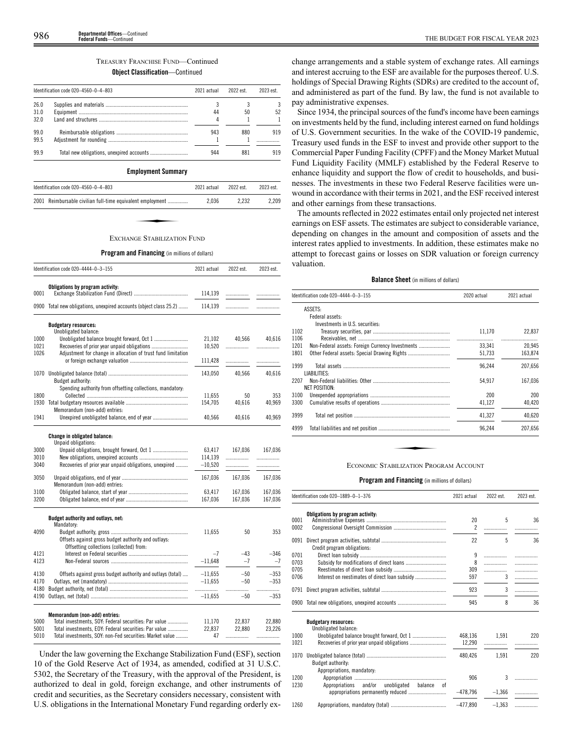## TREASURY FRANCHISE FUND—Continued

### Object Classification—Continued

| Identification code 020–4560–0–4–803 | | 2021 actual | 2022 est. | 2023 est. |
|---|---|---|---|---|
| 26.0 | Supplies and materials | 3 | 3 | 3 |
| 31.0 | Equipment | 44 | 50 | 52 |
| 32.0 | Land and structures | 4 | 1 | 1 |
| 99.0 | Reimbursable obligations | 943 | 880 | 919 |
| 99.5 | Adjustment for rounding | 1 | 1 | |
| 99.9 | Total new obligations, unexpired accounts | 944 | 881 | 919 |

### Employment Summary

| Identification code 020–4560–0–4–803 | | 2021 actual | 2022 est. | 2023 est. |
|---|---|---|---|---|
| 2001 | Reimbursable civilian full-time equivalent employment | 2,036 | 2,232 | 2,209 |

## EXCHANGE STABILIZATION FUND

### Program and Financing (in millions of dollars)

| Identification code 020–4444–0–3–155 | | 2021 actual | 2022 est. | 2023 est. |
|---|---|---|---|---|
| | **Obligations by program activity:** | | | |
| 0001 | Exchange Stabilization Fund (Direct) | 114,139 | | |
| 0900 | Total new obligations, unexpired accounts (object class 25.2) | 114,139 | | |
| | **Budgetary resources:** | | | |
| | Unobligated balance: | | | |
| 1000 | Unobligated balance brought forward, Oct 1 | 21,102 | 40,566 | 40,616 |
| 1021 | Recoveries of prior year unpaid obligations | 10,520 | | |
| 1026 | Adjustment for change in allocation of trust fund limitation or foreign exchange valuation | 111,428 | | |
| 1070 | Unobligated balance (total) | 143,050 | 40,566 | 40,616 |
| | Budget authority: | | | |
| | Spending authority from offsetting collections, mandatory: | | | |
| 1800 | Collected | 11,655 | 50 | 353 |
| 1930 | Total budgetary resources available | 154,705 | 40,616 | 40,969 |
| | Memorandum (non-add) entries: | | | |
| 1941 | Unexpired unobligated balance, end of year | 40,566 | 40,616 | 40,969 |
| | **Change in obligated balance:** | | | |
| | Unpaid obligations: | | | |
| 3000 | Unpaid obligations, brought forward, Oct 1 | 63,417 | 167,036 | 167,036 |
| 3010 | New obligations, unexpired accounts | 114,139 | | |
| 3040 | Recoveries of prior year unpaid obligations, unexpired | –10,520 | | |
| 3050 | Unpaid obligations, end of year | 167,036 | 167,036 | 167,036 |
| | Memorandum (non-add) entries: | | | |
| 3100 | Obligated balance, start of year | 63,417 | 167,036 | 167,036 |
| 3200 | Obligated balance, end of year | 167,036 | 167,036 | 167,036 |
| | **Budget authority and outlays, net:** | | | |
| | Mandatory: | | | |
| 4090 | Budget authority, gross | 11,655 | 50 | 353 |
| | Offsets against gross budget authority and outlays: | | | |
| | Offsetting collections (collected) from: | | | |
| 4121 | Interest on Federal securities | –7 | –43 | –346 |
| 4123 | Non-Federal sources | –11,648 | –7 | –7 |
| 4130 | Offsets against gross budget authority and outlays (total) | –11,655 | –50 | –353 |
| 4170 | Outlays, net (mandatory) | –11,655 | –50 | –353 |
| 4180 | Budget authority, net (total) | | | |
| 4190 | Outlays, net (total) | –11,655 | –50 | –353 |
| | **Memorandum (non-add) entries:** | | | |
| 5000 | Total investments, SOY: Federal securities: Par value | 11,170 | 22,837 | 22,880 |
| 5001 | Total investments, EOY: Federal securities: Par value | 22,837 | 22,880 | 23,226 |
| 5010 | Total investments, SOY: non-Fed securities: Market value | 47 | | |

Under the law governing the Exchange Stabilization Fund (ESF), section 10 of the Gold Reserve Act of 1934, as amended, codified at 31 U.S.C. 5302, the Secretary of the Treasury, with the approval of the President, is authorized to deal in gold, foreign exchange, and other instruments of credit and securities, as the Secretary considers necessary, consistent with U.S. obligations in the International Monetary Fund regarding orderly exchange arrangements and a stable system of exchange rates. All earnings and interest accruing to the ESF are available for the purposes thereof. U.S. holdings of Special Drawing Rights (SDRs) are credited to the account of, and administered as part of the fund. By law, the fund is not available to pay administrative expenses.

Since 1934, the principal sources of the fund's income have been earnings on investments held by the fund, including interest earned on fund holdings of U.S. Government securities. In the wake of the COVID-19 pandemic, Treasury used funds in the ESF to invest and provide other support to the Commercial Paper Funding Facility (CPFF) and the Money Market Mutual Fund Liquidity Facility (MMLF) established by the Federal Reserve to enhance liquidity and support the flow of credit to households, and businesses. The investments in these two Federal Reserve facilities were unwound in accordance with their terms in 2021, and the ESF received interest and other earnings from these transactions.

The amounts reflected in 2022 estimates entail only projected net interest earnings on ESF assets. The estimates are subject to considerable variance, depending on changes in the amount and composition of assets and the interest rates applied to investments. In addition, these estimates make no attempt to forecast gains or losses on SDR valuation or foreign currency valuation.

### Balance Sheet (in millions of dollars)

| Identification code 020–4444–0–3–155 | | 2020 actual | 2021 actual |
|---|---|---|---|
| | ASSETS: | | |
| | Federal assets: | | |
| | Investments in U.S. securities: | | |
| 1102 | Treasury securities, par | 11,170 | 22,837 |
| 1106 | Receivables, net | | |
| 1201 | Non-Federal assets: Foreign Currency Investments | 33,341 | 20,945 |
| 1801 | Other Federal assets: Special Drawing Rights | 51,733 | 163,874 |
| 1999 | Total assets | 96,244 | 207,656 |
| | LIABILITIES: | | |
| 2207 | Non-Federal liabilities: Other | 54,917 | 167,036 |
| | NET POSITION: | | |
| 3100 | Unexpended appropriations | 200 | 200 |
| 3300 | Cumulative results of operations | 41,127 | 40,420 |
| 3999 | Total net position | 41,327 | 40,620 |
| 4999 | Total liabilities and net position | 96,244 | 207,656 |

## ECONOMIC STABILIZATION PROGRAM ACCOUNT

### Program and Financing (in millions of dollars)

| Identification code 020–1889–0–1–376 | | 2021 actual | 2022 est. | 2023 est. |
|---|---|---|---|---|
| | **Obligations by program activity:** | | | |
| 0001 | Administrative Expenses | 20 | 5 | 36 |
| 0002 | Congressional Oversight Commission | 2 | | |
| 0091 | Direct program activities, subtotal | 22 | 5 | 36 |
| | Credit program obligations: | | | |
| 0701 | Direct loan subsidy | 9 | | |
| 0703 | Subsidy for modifications of direct loans | 8 | | |
| 0705 | Reestimates of direct loan subsidy | 309 | | |
| 0706 | Interest on reestimates of direct loan subsidy | 597 | 3 | |
| 0791 | Direct program activities, subtotal | 923 | 3 | |
| 0900 | Total new obligations, unexpired accounts | 945 | 8 | 36 |
| | **Budgetary resources:** | | | |
| | Unobligated balance: | | | |
| 1000 | Unobligated balance brought forward, Oct 1 | 468,136 | 1,591 | 220 |
| 1021 | Recoveries of prior year unpaid obligations | 12,290 | | |
| 1070 | Unobligated balance (total) | 480,426 | 1,591 | 220 |
| | Budget authority: | | | |
| | Appropriations, mandatory: | | | |
| 1200 | Appropriation | 906 | 3 | |
| 1230 | Appropriations and/or unobligated balance of appropriations permanently reduced | –478,796 | –1,366 | |
| 1260 | Appropriations, mandatory (total) | –477,890 | –1,363 | |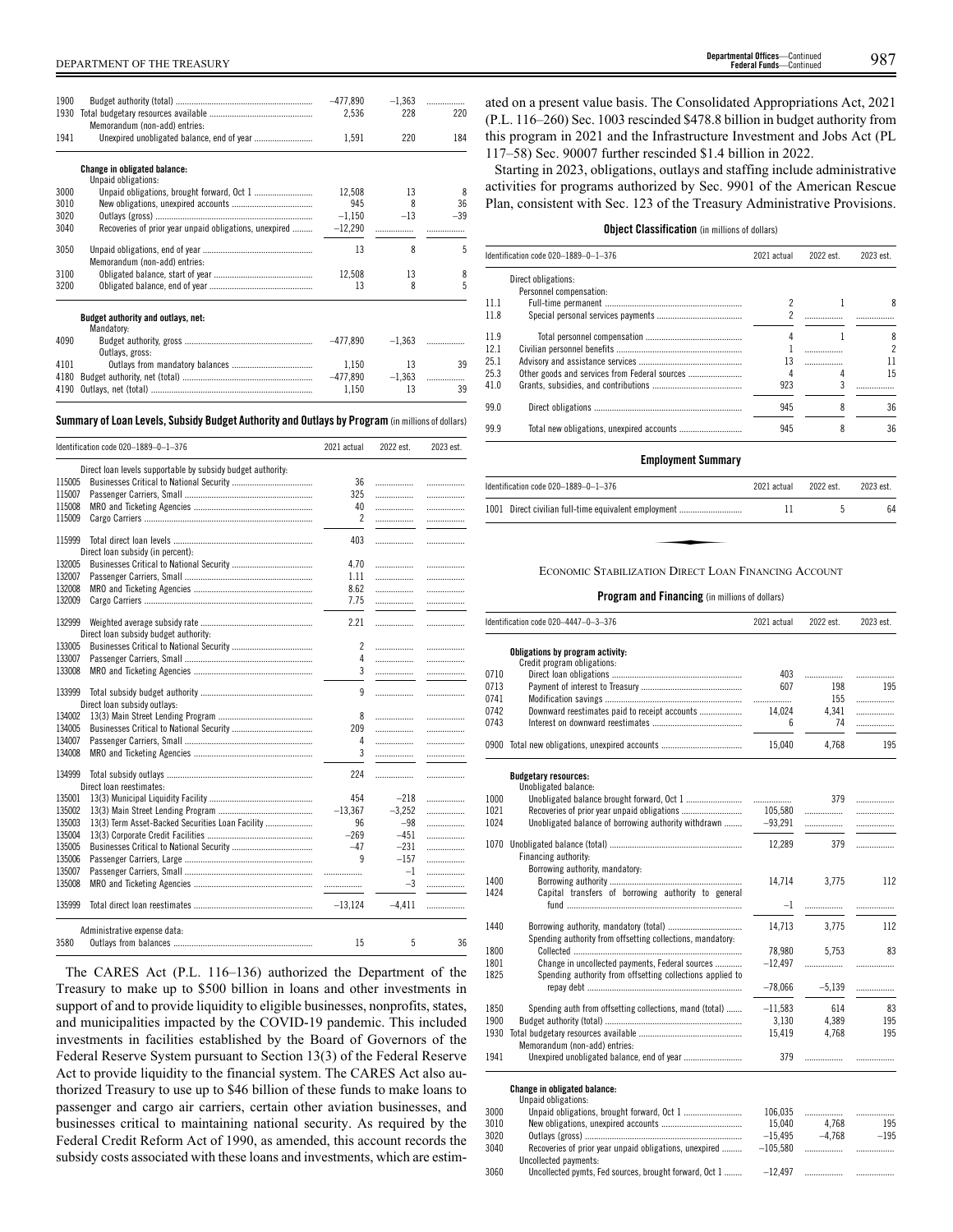| | | 2021 actual | 2022 est. | 2023 est. |
|---|---|---|---|---|
| 1900 | Budget authority (total) | –477,890 | –1,363 | ........... |
| 1930 | Total budgetary resources available | 2,536 | 228 | 220 |
| | Memorandum (non-add) entries: | | | |
| 1941 | Unexpired unobligated balance, end of year | 1,591 | 220 | 184 |
| | **Change in obligated balance:** | | | |
| | Unpaid obligations: | | | |
| 3000 | Unpaid obligations, brought forward, Oct 1 | 12,508 | 13 | 8 |
| 3010 | New obligations, unexpired accounts | 945 | 8 | 36 |
| 3020 | Outlays (gross) | –1,150 | –13 | –39 |
| 3040 | Recoveries of prior year unpaid obligations, unexpired | –12,290 | ........... | ........... |
| 3050 | Unpaid obligations, end of year | 13 | 8 | 5 |
| | Memorandum (non-add) entries: | | | |
| 3100 | Obligated balance, start of year | 12,508 | 13 | 8 |
| 3200 | Obligated balance, end of year | 13 | 8 | 5 |
| | **Budget authority and outlays, net:** | | | |
| | Mandatory: | | | |
| 4090 | Budget authority, gross | –477,890 | –1,363 | ........... |
| | Outlays, gross: | | | |
| 4101 | Outlays from mandatory balances | 1,150 | 13 | 39 |
| 4180 | Budget authority, net (total) | –477,890 | –1,363 | ........... |
| 4190 | Outlays, net (total) | 1,150 | 13 | 39 |

**Summary of Loan Levels, Subsidy Budget Authority and Outlays by Program** (in millions of dollars)

| Identification code 020–1889–0–1–376 | | 2021 actual | 2022 est. | 2023 est. |
|---|---|---|---|---|
| | Direct loan levels supportable by subsidy budget authority: | | | |
| 115005 | Businesses Critical to National Security | 36 | ........... | ........... |
| 115007 | Passenger Carriers, Small | 325 | ........... | ........... |
| 115008 | MRO and Ticketing Agencies | 40 | ........... | ........... |
| 115009 | Cargo Carriers | 2 | ........... | ........... |
| 115999 | Total direct loan levels | 403 | ........... | ........... |
| | Direct loan subsidy (in percent): | | | |
| 132005 | Businesses Critical to National Security | 4.70 | ........... | ........... |
| 132007 | Passenger Carriers, Small | 1.11 | ........... | ........... |
| 132008 | MRO and Ticketing Agencies | 8.62 | ........... | ........... |
| 132009 | Cargo Carriers | 7.75 | ........... | ........... |
| 132999 | Weighted average subsidy rate | 2.21 | ........... | ........... |
| | Direct loan subsidy budget authority: | | | |
| 133005 | Businesses Critical to National Security | 2 | ........... | ........... |
| 133007 | Passenger Carriers, Small | 4 | ........... | ........... |
| 133008 | MRO and Ticketing Agencies | 3 | ........... | ........... |
| 133999 | Total subsidy budget authority | 9 | ........... | ........... |
| | Direct loan subsidy outlays: | | | |
| 134002 | 13(3) Main Street Lending Program | 8 | ........... | ........... |
| 134005 | Businesses Critical to National Security | 209 | ........... | ........... |
| 134007 | Passenger Carriers, Small | 4 | ........... | ........... |
| 134008 | MRO and Ticketing Agencies | 3 | ........... | ........... |
| 134999 | Total subsidy outlays | 224 | ........... | ........... |
| | Direct loan reestimates: | | | |
| 135001 | 13(3) Municipal Liquidity Facility | 454 | –218 | ........... |
| 135002 | 13(3) Main Street Lending Program | –13,367 | –3,252 | ........... |
| 135003 | 13(3) Term Asset-Backed Securities Loan Facility | 96 | –98 | ........... |
| 135004 | 13(3) Corporate Credit Facilities | –269 | –451 | ........... |
| 135005 | Businesses Critical to National Security | –47 | –231 | ........... |
| 135006 | Passenger Carriers, Large | 9 | –157 | ........... |
| 135007 | Passenger Carriers, Small | ........... | –1 | ........... |
| 135008 | MRO and Ticketing Agencies | ........... | –3 | ........... |
| 135999 | Total direct loan reestimates | –13,124 | –4,411 | ........... |
| | Administrative expense data: | | | |
| 3580 | Outlays from balances | 15 | 5 | 36 |

The CARES Act (P.L. 116–136) authorized the Department of the Treasury to make up to $500 billion in loans and other investments in support of and to provide liquidity to eligible businesses, nonprofits, states, and municipalities impacted by the COVID-19 pandemic. This included investments in facilities established by the Board of Governors of the Federal Reserve System pursuant to Section 13(3) of the Federal Reserve Act to provide liquidity to the financial system. The CARES Act also authorized Treasury to use up to $46 billion of these funds to make loans to passenger and cargo air carriers, certain other aviation businesses, and businesses critical to maintaining national security. As required by the Federal Credit Reform Act of 1990, as amended, this account records the subsidy costs associated with these loans and investments, which are estimated on a present value basis. The Consolidated Appropriations Act, 2021 (P.L. 116–260) Sec. 1003 rescinded $478.8 billion in budget authority from this program in 2021 and the Infrastructure Investment and Jobs Act (PL 117–58) Sec. 90007 further rescinded $1.4 billion in 2022.

Starting in 2023, obligations, outlays and staffing include administrative activities for programs authorized by Sec. 9901 of the American Rescue Plan, consistent with Sec. 123 of the Treasury Administrative Provisions.

**Object Classification** (in millions of dollars)

| Identification code 020–1889–0–1–376 | | 2021 actual | 2022 est. | 2023 est. |
|---|---|---|---|---|
| | Direct obligations: | | | |
| | Personnel compensation: | | | |
| 11.1 | Full-time permanent | 2 | 1 | 8 |
| 11.8 | Special personal services payments | 2 | ........... | ........... |
| 11.9 | Total personnel compensation | 4 | 1 | 8 |
| 12.1 | Civilian personnel benefits | 1 | ........... | 2 |
| 25.1 | Advisory and assistance services | 13 | ........... | 11 |
| 25.3 | Other goods and services from Federal sources | 4 | 4 | 15 |
| 41.0 | Grants, subsidies, and contributions | 923 | 3 | ........... |
| 99.0 | Direct obligations | 945 | 8 | 36 |
| 99.9 | Total new obligations, unexpired accounts | 945 | 8 | 36 |

**Employment Summary**

| Identification code 020–1889–0–1–376 | | 2021 actual | 2022 est. | 2023 est. |
|---|---|---|---|---|
| 1001 | Direct civilian full-time equivalent employment | 11 | 5 | 64 |

ECONOMIC STABILIZATION DIRECT LOAN FINANCING ACCOUNT

**Program and Financing** (in millions of dollars)

| Identification code 020–4447–0–3–376 | | 2021 actual | 2022 est. | 2023 est. |
|---|---|---|---|---|
| | **Obligations by program activity:** | | | |
| | Credit program obligations: | | | |
| 0710 | Direct loan obligations | 403 | ........... | ........... |
| 0713 | Payment of interest to Treasury | 607 | 198 | 195 |
| 0741 | Modification savings | ........... | 155 | ........... |
| 0742 | Downward reestimates paid to receipt accounts | 14,024 | 4,341 | ........... |
| 0743 | Interest on downward reestimates | 6 | 74 | ........... |
| 0900 | Total new obligations, unexpired accounts | 15,040 | 4,768 | 195 |
| | **Budgetary resources:** | | | |
| | Unobligated balance: | | | |
| 1000 | Unobligated balance brought forward, Oct 1 | ........... | 379 | ........... |
| 1021 | Recoveries of prior year unpaid obligations | 105,580 | ........... | ........... |
| 1024 | Unobligated balance of borrowing authority withdrawn | –93,291 | ........... | ........... |
| 1070 | Unobligated balance (total) | 12,289 | 379 | ........... |
| | Financing authority: | | | |
| | Borrowing authority, mandatory: | | | |
| 1400 | Borrowing authority | 14,714 | 3,775 | 112 |
| 1424 | Capital transfers of borrowing authority to general fund | –1 | ........... | ........... |
| 1440 | Borrowing authority, mandatory (total) | 14,713 | 3,775 | 112 |
| | Spending authority from offsetting collections, mandatory: | | | |
| 1800 | Collected | 78,980 | 5,753 | 83 |
| 1801 | Change in uncollected payments, Federal sources | –12,497 | ........... | ........... |
| 1825 | Spending authority from offsetting collections applied to repay debt | –78,066 | –5,139 | ........... |
| 1850 | Spending auth from offsetting collections, mand (total) | –11,583 | 614 | 83 |
| 1900 | Budget authority (total) | 3,130 | 4,389 | 195 |
| 1930 | Total budgetary resources available | 15,419 | 4,768 | 195 |
| | Memorandum (non-add) entries: | | | |
| 1941 | Unexpired unobligated balance, end of year | 379 | ........... | ........... |
| | **Change in obligated balance:** | | | |
| | Unpaid obligations: | | | |
| 3000 | Unpaid obligations, brought forward, Oct 1 | 106,035 | ........... | ........... |
| 3010 | New obligations, unexpired accounts | 15,040 | 4,768 | 195 |
| 3020 | Outlays (gross) | –15,495 | –4,768 | –195 |
| 3040 | Recoveries of prior year unpaid obligations, unexpired | –105,580 | ........... | ........... |
| | Uncollected payments: | | | |
| 3060 | Uncollected pymts, Fed sources, brought forward, Oct 1 | –12,497 | ........... | ........... |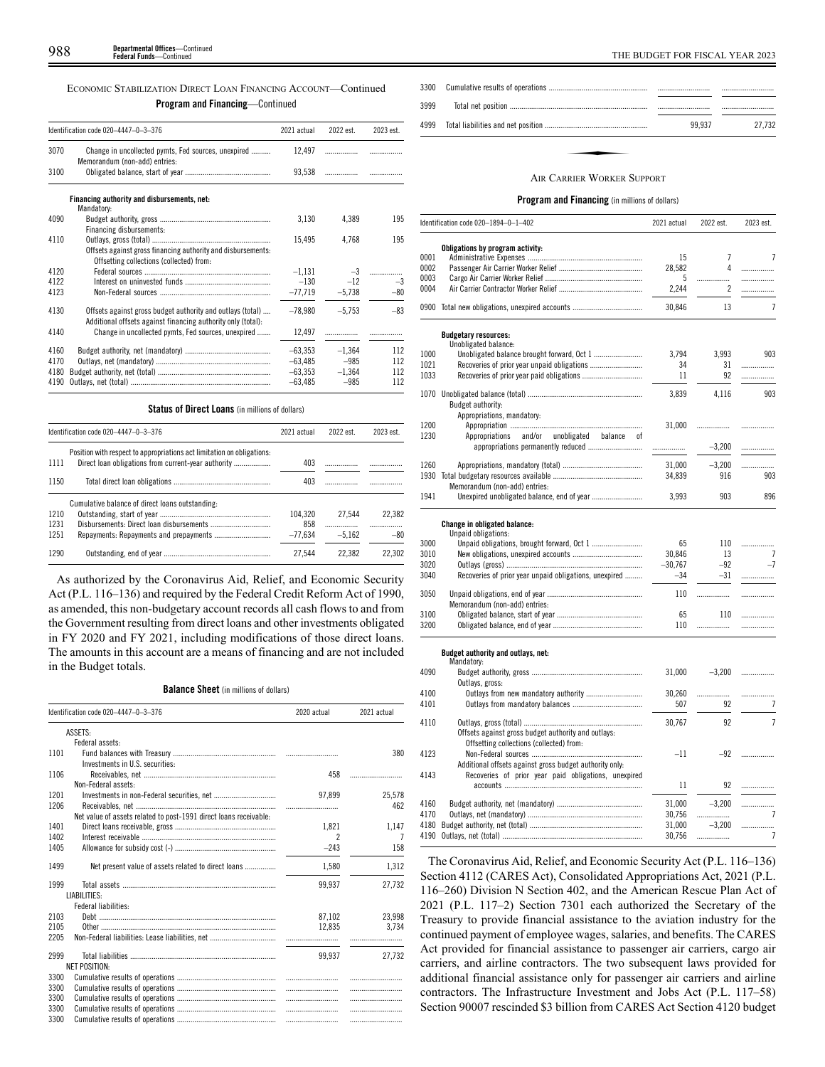ECONOMIC STABILIZATION DIRECT LOAN FINANCING ACCOUNT—Continued

**Program and Financing**—Continued

| Identification code 020–4447–0–3–376 | | 2021 actual | 2022 est. | 2023 est. |
|---|---|---|---|---|
| 3070 | Change in uncollected pymts, Fed sources, unexpired | 12,497 | | |
| | Memorandum (non-add) entries: | | | |
| 3100 | Obligated balance, start of year | 93,538 | | |
| | **Financing authority and disbursements, net:** | | | |
| | Mandatory: | | | |
| 4090 | Budget authority, gross | 3,130 | 4,389 | 195 |
| | Financing disbursements: | | | |
| 4110 | Outlays, gross (total) | 15,495 | 4,768 | 195 |
| | Offsets against gross financing authority and disbursements: | | | |
| | Offsetting collections (collected) from: | | | |
| 4120 | Federal sources | –1,131 | –3 | |
| 4122 | Interest on uninvested funds | –130 | –12 | –3 |
| 4123 | Non-Federal sources | –77,719 | –5,738 | –80 |
| 4130 | Offsets against gross budget authority and outlays (total) | –78,980 | –5,753 | –83 |
| | Additional offsets against financing authority only (total): | | | |
| 4140 | Change in uncollected pymts, Fed sources, unexpired | 12,497 | | |
| 4160 | Budget authority, net (mandatory) | –63,353 | –1,364 | 112 |
| 4170 | Outlays, net (mandatory) | –63,485 | –985 | 112 |
| 4180 | Budget authority, net (total) | –63,353 | –1,364 | 112 |
| 4190 | Outlays, net (total) | –63,485 | –985 | 112 |

**Status of Direct Loans** (in millions of dollars)

| Identification code 020–4447–0–3–376 | | 2021 actual | 2022 est. | 2023 est. |
|---|---|---|---|---|
| | Position with respect to appropriations act limitation on obligations: | | | |
| 1111 | Direct loan obligations from current-year authority | 403 | | |
| 1150 | Total direct loan obligations | 403 | | |
| | Cumulative balance of direct loans outstanding: | | | |
| 1210 | Outstanding, start of year | 104,320 | 27,544 | 22,382 |
| 1231 | Disbursements: Direct loan disbursements | 858 | | |
| 1251 | Repayments: Repayments and prepayments | –77,634 | –5,162 | –80 |
| 1290 | Outstanding, end of year | 27,544 | 22,382 | 22,302 |

As authorized by the Coronavirus Aid, Relief, and Economic Security Act (P.L. 116–136) and required by the Federal Credit Reform Act of 1990, as amended, this non-budgetary account records all cash flows to and from the Government resulting from direct loans and other investments obligated in FY 2020 and FY 2021, including modifications of those direct loans. The amounts in this account are a means of financing and are not included in the Budget totals.

**Balance Sheet** (in millions of dollars)

| Identification code 020–4447–0–3–376 | | 2020 actual | 2021 actual |
|---|---|---|---|
| | ASSETS: | | |
| | Federal assets: | | |
| 1101 | Fund balances with Treasury | | 380 |
| | Investments in U.S. securities: | | |
| 1106 | Receivables, net | 458 | |
| | Non-Federal assets: | | |
| 1201 | Investments in non-Federal securities, net | 97,899 | 25,578 |
| 1206 | Receivables, net | | 462 |
| | Net value of assets related to post-1991 direct loans receivable: | | |
| 1401 | Direct loans receivable, gross | 1,821 | 1,147 |
| 1402 | Interest receivable | 2 | 7 |
| 1405 | Allowance for subsidy cost (-) | –243 | 158 |
| 1499 | Net present value of assets related to direct loans | 1,580 | 1,312 |
| 1999 | Total assets | 99,937 | 27,732 |
| | LIABILITIES: | | |
| | Federal liabilities: | | |
| 2103 | Debt | 87,102 | 23,998 |
| 2105 | Other | 12,835 | 3,734 |
| 2205 | Non-Federal liabilities: Lease liabilities, net | | |
| 2999 | Total liabilities | 99,937 | 27,732 |
| | NET POSITION: | | |
| 3300 | Cumulative results of operations | | |
| 3300 | Cumulative results of operations | | |
| 3300 | Cumulative results of operations | | |
| 3300 | Cumulative results of operations | | |
| 3300 | Cumulative results of operations | | |
| 3300 | Cumulative results of operations | | |
| 3999 | Total net position | | |
| 4999 | Total liabilities and net position | 99,937 | 27,732 |

AIR CARRIER WORKER SUPPORT

**Program and Financing** (in millions of dollars)

| Identification code 020–1894–0–1–402 | | 2021 actual | 2022 est. | 2023 est. |
|---|---|---|---|---|
| | **Obligations by program activity:** | | | |
| 0001 | Administrative Expenses | 15 | 7 | 7 |
| 0002 | Passenger Air Carrier Worker Relief | 28,582 | 4 | |
| 0003 | Cargo Air Carrier Worker Relief | 5 | | |
| 0004 | Air Carrier Contractor Worker Relief | 2,244 | 2 | |
| 0900 | Total new obligations, unexpired accounts | 30,846 | 13 | 7 |
| | **Budgetary resources:** | | | |
| | Unobligated balance: | | | |
| 1000 | Unobligated balance brought forward, Oct 1 | 3,794 | 3,993 | 903 |
| 1021 | Recoveries of prior year unpaid obligations | 34 | 31 | |
| 1033 | Recoveries of prior year paid obligations | 11 | 92 | |
| 1070 | Unobligated balance (total) | 3,839 | 4,116 | 903 |
| | Budget authority: | | | |
| | Appropriations, mandatory: | | | |
| 1200 | Appropriation | 31,000 | | |
| 1230 | Appropriations and/or unobligated balance of appropriations permanently reduced | | –3,200 | |
| 1260 | Appropriations, mandatory (total) | 31,000 | –3,200 | |
| 1930 | Total budgetary resources available | 34,839 | 916 | 903 |
| | Memorandum (non-add) entries: | | | |
| 1941 | Unexpired unobligated balance, end of year | 3,993 | 903 | 896 |
| | **Change in obligated balance:** | | | |
| | Unpaid obligations: | | | |
| 3000 | Unpaid obligations, brought forward, Oct 1 | 65 | 110 | |
| 3010 | New obligations, unexpired accounts | 30,846 | 13 | 7 |
| 3020 | Outlays (gross) | –30,767 | –92 | –7 |
| 3040 | Recoveries of prior year unpaid obligations, unexpired | –34 | –31 | |
| 3050 | Unpaid obligations, end of year | 110 | | |
| | Memorandum (non-add) entries: | | | |
| 3100 | Obligated balance, start of year | 65 | 110 | |
| 3200 | Obligated balance, end of year | 110 | | |
| | **Budget authority and outlays, net:** | | | |
| | Mandatory: | | | |
| 4090 | Budget authority, gross | 31,000 | –3,200 | |
| | Outlays, gross: | | | |
| 4100 | Outlays from new mandatory authority | 30,260 | | |
| 4101 | Outlays from mandatory balances | 507 | 92 | 7 |
| 4110 | Outlays, gross (total) | 30,767 | 92 | 7 |
| | Offsets against gross budget authority and outlays: | | | |
| | Offsetting collections (collected) from: | | | |
| 4123 | Non-Federal sources | –11 | –92 | |
| | Additional offsets against gross budget authority only: | | | |
| 4143 | Recoveries of prior year paid obligations, unexpired accounts | 11 | 92 | |
| 4160 | Budget authority, net (mandatory) | 31,000 | –3,200 | |
| 4170 | Outlays, net (mandatory) | 30,756 | | 7 |
| 4180 | Budget authority, net (total) | 31,000 | –3,200 | |
| 4190 | Outlays, net (total) | 30,756 | | 7 |

The Coronavirus Aid, Relief, and Economic Security Act (P.L. 116–136) Section 4112 (CARES Act), Consolidated Appropriations Act, 2021 (P.L. 116–260) Division N Section 402, and the American Rescue Plan Act of 2021 (P.L. 117–2) Section 7301 each authorized the Secretary of the Treasury to provide financial assistance to the aviation industry for the continued payment of employee wages, salaries, and benefits. The CARES Act provided for financial assistance to passenger air carriers, cargo air carriers, and airline contractors. The two subsequent laws provided for additional financial assistance only for passenger air carriers and airline contractors. The Infrastructure Investment and Jobs Act (P.L. 117–58) Section 90007 rescinded $3 billion from CARES Act Section 4120 budget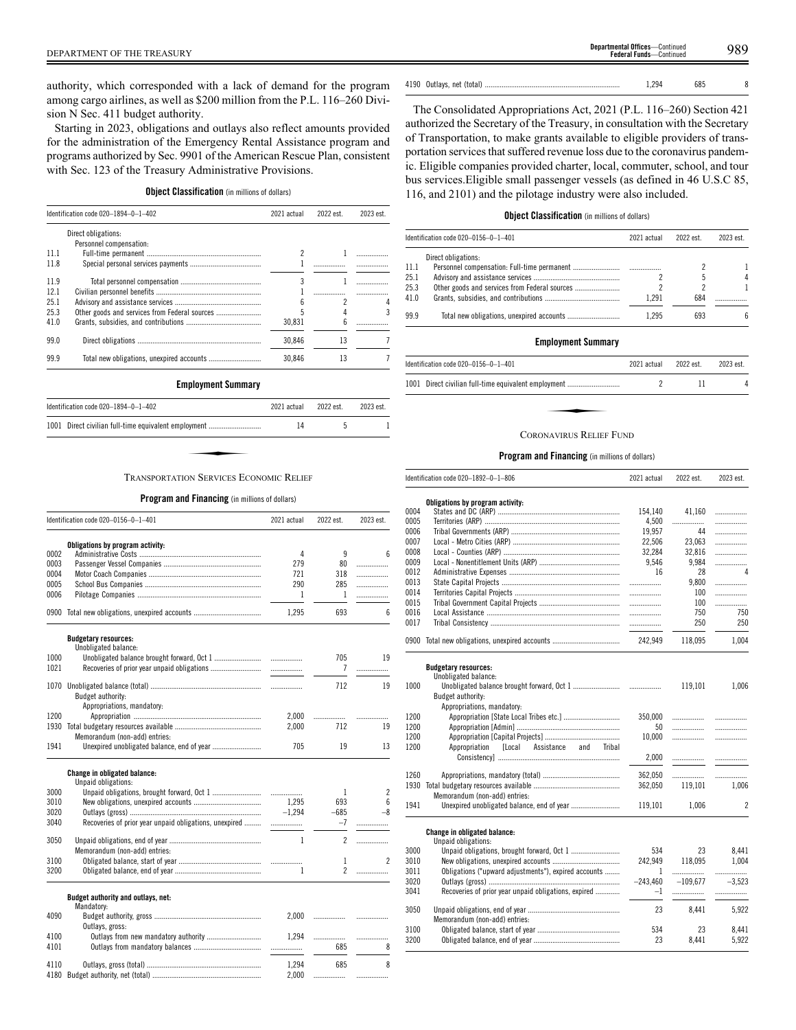authority, which corresponded with a lack of demand for the program among cargo airlines, as well as $200 million from the P.L. 116–260 Division N Sec. 411 budget authority.

Starting in 2023, obligations and outlays also reflect amounts provided for the administration of the Emergency Rental Assistance program and programs authorized by Sec. 9901 of the American Rescue Plan, consistent with Sec. 123 of the Treasury Administrative Provisions.

**Object Classification** (in millions of dollars)

| Identification code 020–1894–0–1–402 | | 2021 actual | 2022 est. | 2023 est. |
|---|---|---|---|---|
| | Direct obligations: | | | |
| | Personnel compensation: | | | |
| 11.1 | Full-time permanent | 2 | 1 | |
| 11.8 | Special personal services payments | 1 | | |
| 11.9 | Total personnel compensation | 3 | 1 | |
| 12.1 | Civilian personnel benefits | 1 | | |
| 25.1 | Advisory and assistance services | 6 | 2 | 4 |
| 25.3 | Other goods and services from Federal sources | 5 | 4 | 3 |
| 41.0 | Grants, subsidies, and contributions | 30,831 | 6 | |
| 99.0 | Direct obligations | 30,846 | 13 | 7 |
| 99.9 | Total new obligations, unexpired accounts | 30,846 | 13 | 7 |

**Employment Summary**

| Identification code 020–1894–0–1–402 | | 2021 actual | 2022 est. | 2023 est. |
|---|---|---|---|---|
| 1001 | Direct civilian full-time equivalent employment | 14 | 5 | 1 |

## Transportation Services Economic Relief

**Program and Financing** (in millions of dollars)

| Identification code 020–0156–0–1–401 | | 2021 actual | 2022 est. | 2023 est. |
|---|---|---|---|---|
| | **Obligations by program activity:** | | | |
| 0002 | Administrative Costs | 4 | 9 | 6 |
| 0003 | Passenger Vessel Companies | 279 | 80 | |
| 0004 | Motor Coach Companies | 721 | 318 | |
| 0005 | School Bus Companies | 290 | 285 | |
| 0006 | Pilotage Companies | 1 | 1 | |
| 0900 | Total new obligations, unexpired accounts | 1,295 | 693 | 6 |
| | **Budgetary resources:** | | | |
| | Unobligated balance: | | | |
| 1000 | Unobligated balance brought forward, Oct 1 | | 705 | 19 |
| 1021 | Recoveries of prior year unpaid obligations | | 7 | |
| 1070 | Unobligated balance (total) | | 712 | 19 |
| | Budget authority: | | | |
| | Appropriations, mandatory: | | | |
| 1200 | Appropriation | 2,000 | | |
| 1930 | Total budgetary resources available | 2,000 | 712 | 19 |
| | Memorandum (non-add) entries: | | | |
| 1941 | Unexpired unobligated balance, end of year | 705 | 19 | 13 |
| | **Change in obligated balance:** | | | |
| | Unpaid obligations: | | | |
| 3000 | Unpaid obligations, brought forward, Oct 1 | | 1 | 2 |
| 3010 | New obligations, unexpired accounts | 1,295 | 693 | 6 |
| 3020 | Outlays (gross) | –1,294 | –685 | –8 |
| 3040 | Recoveries of prior year unpaid obligations, unexpired | | –7 | |
| 3050 | Unpaid obligations, end of year | 1 | 2 | |
| | Memorandum (non-add) entries: | | | |
| 3100 | Obligated balance, start of year | | 1 | 2 |
| 3200 | Obligated balance, end of year | 1 | 2 | |
| | **Budget authority and outlays, net:** | | | |
| | Mandatory: | | | |
| 4090 | Budget authority, gross | 2,000 | | |
| | Outlays, gross: | | | |
| 4100 | Outlays from new mandatory authority | 1,294 | | |
| 4101 | Outlays from mandatory balances | | 685 | 8 |
| 4110 | Outlays, gross (total) | 1,294 | 685 | 8 |
| 4180 | Budget authority, net (total) | 2,000 | | |
| 4190 | Outlays, net (total) | 1,294 | 685 | 8 |

The Consolidated Appropriations Act, 2021 (P.L. 116–260) Section 421 authorized the Secretary of the Treasury, in consultation with the Secretary of Transportation, to make grants available to eligible providers of transportation services that suffered revenue loss due to the coronavirus pandemic. Eligible companies provided charter, local, commuter, school, and tour bus services.Eligible small passenger vessels (as defined in 46 U.S.C 85, 116, and 2101) and the pilotage industry were also included.

**Object Classification** (in millions of dollars)

| Identification code 020–0156–0–1–401 | | 2021 actual | 2022 est. | 2023 est. |
|---|---|---|---|---|
| | Direct obligations: | | | |
| 11.1 | Personnel compensation: Full-time permanent | | 2 | 1 |
| 25.1 | Advisory and assistance services | 2 | 5 | 4 |
| 25.3 | Other goods and services from Federal sources | 2 | 2 | 1 |
| 41.0 | Grants, subsidies, and contributions | 1,291 | 684 | |
| 99.9 | Total new obligations, unexpired accounts | 1,295 | 693 | 6 |

**Employment Summary**

| Identification code 020–0156–0–1–401 | | 2021 actual | 2022 est. | 2023 est. |
|---|---|---|---|---|
| 1001 | Direct civilian full-time equivalent employment | 2 | 11 | 4 |

## Coronavirus Relief Fund

**Program and Financing** (in millions of dollars)

| Identification code 020–1892–0–1–806 | | 2021 actual | 2022 est. | 2023 est. |
|---|---|---|---|---|
| | **Obligations by program activity:** | | | |
| 0004 | States and DC (ARP) | 154,140 | 41,160 | |
| 0005 | Territories (ARP) | 4,500 | | |
| 0006 | Tribal Governments (ARP) | 19,957 | 44 | |
| 0007 | Local - Metro Cities (ARP) | 22,506 | 23,063 | |
| 0008 | Local - Counties (ARP) | 32,284 | 32,816 | |
| 0009 | Local - Nonentitlement Units (ARP) | 9,546 | 9,984 | |
| 0012 | Administrative Expenses | 16 | 28 | 4 |
| 0013 | State Capital Projects | | 9,800 | |
| 0014 | Territories Capital Projects | | 100 | |
| 0015 | Tribal Government Capital Projects | | 100 | |
| 0016 | Local Assistance | | 750 | 750 |
| 0017 | Tribal Consistency | | 250 | 250 |
| 0900 | Total new obligations, unexpired accounts | 242,949 | 118,095 | 1,004 |
| | **Budgetary resources:** | | | |
| | Unobligated balance: | | | |
| 1000 | Unobligated balance brought forward, Oct 1 | | 119,101 | 1,006 |
| | Budget authority: | | | |
| | Appropriations, mandatory: | | | |
| 1200 | Appropriation [State Local Tribes etc.] | 350,000 | | |
| 1200 | Appropriation [Admin] | 50 | | |
| 1200 | Appropriation [Capital Projects] | 10,000 | | |
| 1200 | Appropriation [Local Assistance and Tribal Consistency] | 2,000 | | |
| 1260 | Appropriations, mandatory (total) | 362,050 | | |
| 1930 | Total budgetary resources available | 362,050 | 119,101 | 1,006 |
| | Memorandum (non-add) entries: | | | |
| 1941 | Unexpired unobligated balance, end of year | 119,101 | 1,006 | 2 |
| | **Change in obligated balance:** | | | |
| | Unpaid obligations: | | | |
| 3000 | Unpaid obligations, brought forward, Oct 1 | 534 | 23 | 8,441 |
| 3010 | New obligations, unexpired accounts | 242,949 | 118,095 | 1,004 |
| 3011 | Obligations ("upward adjustments"), expired accounts | 1 | | |
| 3020 | Outlays (gross) | –243,460 | –109,677 | –3,523 |
| 3041 | Recoveries of prior year unpaid obligations, expired | –1 | | |
| 3050 | Unpaid obligations, end of year | 23 | 8,441 | 5,922 |
| | Memorandum (non-add) entries: | | | |
| 3100 | Obligated balance, start of year | 534 | 23 | 8,441 |
| 3200 | Obligated balance, end of year | 23 | 8,441 | 5,922 |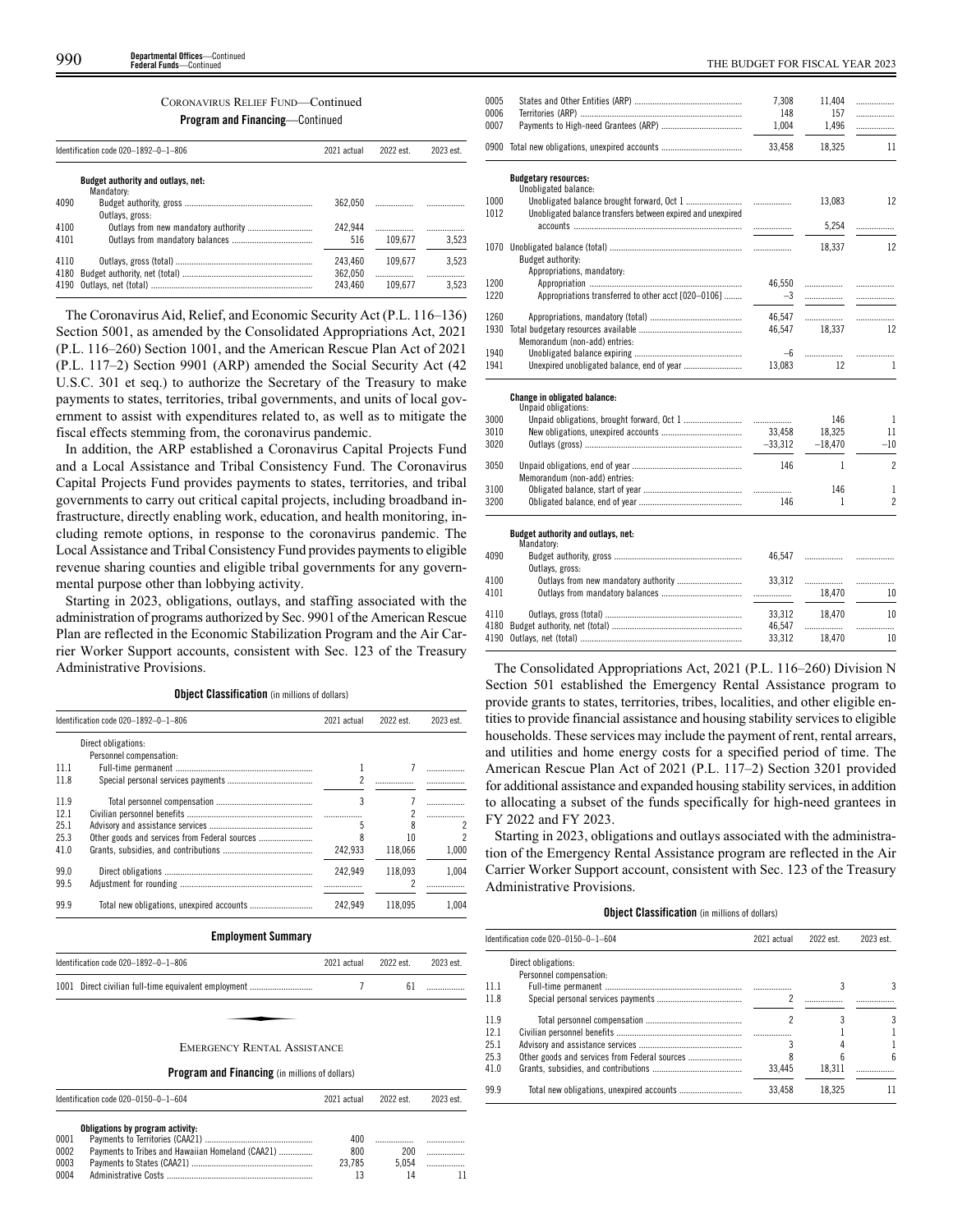CORONAVIRUS RELIEF FUND—Continued

**Program and Financing**—Continued

| Identification code 020–1892–0–1–806 | | 2021 actual | 2022 est. | 2023 est. |
|---|---|---|---|---|
| | **Budget authority and outlays, net:** | | | |
| | Mandatory: | | | |
| 4090 | Budget authority, gross | 362,050 | | |
| | Outlays, gross: | | | |
| 4100 | Outlays from new mandatory authority | 242,944 | | |
| 4101 | Outlays from mandatory balances | 516 | 109,677 | 3,523 |
| 4110 | Outlays, gross (total) | 243,460 | 109,677 | 3,523 |
| 4180 | Budget authority, net (total) | 362,050 | | |
| 4190 | Outlays, net (total) | 243,460 | 109,677 | 3,523 |

The Coronavirus Aid, Relief, and Economic Security Act (P.L. 116–136) Section 5001, as amended by the Consolidated Appropriations Act, 2021 (P.L. 116–260) Section 1001, and the American Rescue Plan Act of 2021 (P.L. 117–2) Section 9901 (ARP) amended the Social Security Act (42 U.S.C. 301 et seq.) to authorize the Secretary of the Treasury to make payments to states, territories, tribal governments, and units of local government to assist with expenditures related to, as well as to mitigate the fiscal effects stemming from, the coronavirus pandemic.

In addition, the ARP established a Coronavirus Capital Projects Fund and a Local Assistance and Tribal Consistency Fund. The Coronavirus Capital Projects Fund provides payments to states, territories, and tribal governments to carry out critical capital projects, including broadband infrastructure, directly enabling work, education, and health monitoring, including remote options, in response to the coronavirus pandemic. The Local Assistance and Tribal Consistency Fund provides payments to eligible revenue sharing counties and eligible tribal governments for any governmental purpose other than lobbying activity.

Starting in 2023, obligations, outlays, and staffing associated with the administration of programs authorized by Sec. 9901 of the American Rescue Plan are reflected in the Economic Stabilization Program and the Air Carrier Worker Support accounts, consistent with Sec. 123 of the Treasury Administrative Provisions.

**Object Classification** (in millions of dollars)

| Identification code 020–1892–0–1–806 | | 2021 actual | 2022 est. | 2023 est. |
|---|---|---|---|---|
| | Direct obligations: | | | |
| | Personnel compensation: | | | |
| 11.1 | Full-time permanent | 1 | 7 | |
| 11.8 | Special personal services payments | 2 | | |
| 11.9 | Total personnel compensation | 3 | 7 | |
| 12.1 | Civilian personnel benefits | | 2 | |
| 25.1 | Advisory and assistance services | 5 | 8 | 2 |
| 25.3 | Other goods and services from Federal sources | 8 | 10 | 2 |
| 41.0 | Grants, subsidies, and contributions | 242,933 | 118,066 | 1,000 |
| 99.0 | Direct obligations | 242,949 | 118,093 | 1,004 |
| 99.5 | Adjustment for rounding | | 2 | |
| 99.9 | Total new obligations, unexpired accounts | 242,949 | 118,095 | 1,004 |

**Employment Summary**

| Identification code 020–1892–0–1–806 | | 2021 actual | 2022 est. | 2023 est. |
|---|---|---|---|---|
| 1001 | Direct civilian full-time equivalent employment | 7 | 61 | |

EMERGENCY RENTAL ASSISTANCE

**Program and Financing** (in millions of dollars)

| Identification code 020–0150–0–1–604 | | 2021 actual | 2022 est. | 2023 est. |
|---|---|---|---|---|
| | **Obligations by program activity:** | | | |
| 0001 | Payments to Territories (CAA21) | 400 | | |
| 0002 | Payments to Tribes and Hawaiian Homeland (CAA21) | 800 | 200 | |
| 0003 | Payments to States (CAA21) | 23,785 | 5,054 | |
| 0004 | Administrative Costs | 13 | 14 | 11 |
| 0005 | States and Other Entities (ARP) | 7,308 | 11,404 | |
| 0006 | Territories (ARP) | 148 | 157 | |
| 0007 | Payments to High-need Grantees (ARP) | 1,004 | 1,496 | |
| 0900 | Total new obligations, unexpired accounts | 33,458 | 18,325 | 11 |
| | **Budgetary resources:** | | | |
| | Unobligated balance: | | | |
| 1000 | Unobligated balance brought forward, Oct 1 | | 13,083 | 12 |
| 1012 | Unobligated balance transfers between expired and unexpired accounts | | 5,254 | |
| 1070 | Unobligated balance (total) | | 18,337 | 12 |
| | Budget authority: | | | |
| | Appropriations, mandatory: | | | |
| 1200 | Appropriation | 46,550 | | |
| 1220 | Appropriations transferred to other acct [020–0106] | –3 | | |
| 1260 | Appropriations, mandatory (total) | 46,547 | | |
| 1930 | Total budgetary resources available | 46,547 | 18,337 | 12 |
| | Memorandum (non-add) entries: | | | |
| 1940 | Unobligated balance expiring | –6 | | |
| 1941 | Unexpired unobligated balance, end of year | 13,083 | 12 | 1 |
| | **Change in obligated balance:** | | | |
| | Unpaid obligations: | | | |
| 3000 | Unpaid obligations, brought forward, Oct 1 | | 146 | 1 |
| 3010 | New obligations, unexpired accounts | 33,458 | 18,325 | 11 |
| 3020 | Outlays (gross) | –33,312 | –18,470 | –10 |
| 3050 | Unpaid obligations, end of year | 146 | 1 | 2 |
| | Memorandum (non-add) entries: | | | |
| 3100 | Obligated balance, start of year | | 146 | 1 |
| 3200 | Obligated balance, end of year | 146 | 1 | 2 |
| | **Budget authority and outlays, net:** | | | |
| | Mandatory: | | | |
| 4090 | Budget authority, gross | 46,547 | | |
| | Outlays, gross: | | | |
| 4100 | Outlays from new mandatory authority | 33,312 | | |
| 4101 | Outlays from mandatory balances | | 18,470 | 10 |
| 4110 | Outlays, gross (total) | 33,312 | 18,470 | 10 |
| 4180 | Budget authority, net (total) | 46,547 | | |
| 4190 | Outlays, net (total) | 33,312 | 18,470 | 10 |

The Consolidated Appropriations Act, 2021 (P.L. 116–260) Division N Section 501 established the Emergency Rental Assistance program to provide grants to states, territories, tribes, localities, and other eligible entities to provide financial assistance and housing stability services to eligible households. These services may include the payment of rent, rental arrears, and utilities and home energy costs for a specified period of time. The American Rescue Plan Act of 2021 (P.L. 117–2) Section 3201 provided for additional assistance and expanded housing stability services, in addition to allocating a subset of the funds specifically for high-need grantees in FY 2022 and FY 2023.

Starting in 2023, obligations and outlays associated with the administration of the Emergency Rental Assistance program are reflected in the Air Carrier Worker Support account, consistent with Sec. 123 of the Treasury Administrative Provisions.

**Object Classification** (in millions of dollars)

| Identification code 020–0150–0–1–604 | | 2021 actual | 2022 est. | 2023 est. |
|---|---|---|---|---|
| | Direct obligations: | | | |
| | Personnel compensation: | | | |
| 11.1 | Full-time permanent | | 3 | 3 |
| 11.8 | Special personal services payments | 2 | | |
| 11.9 | Total personnel compensation | 2 | 3 | 3 |
| 12.1 | Civilian personnel benefits | | 1 | 1 |
| 25.1 | Advisory and assistance services | 3 | 4 | 1 |
| 25.3 | Other goods and services from Federal sources | 8 | 6 | 6 |
| 41.0 | Grants, subsidies, and contributions | 33,445 | 18,311 | |
| 99.9 | Total new obligations, unexpired accounts | 33,458 | 18,325 | 11 |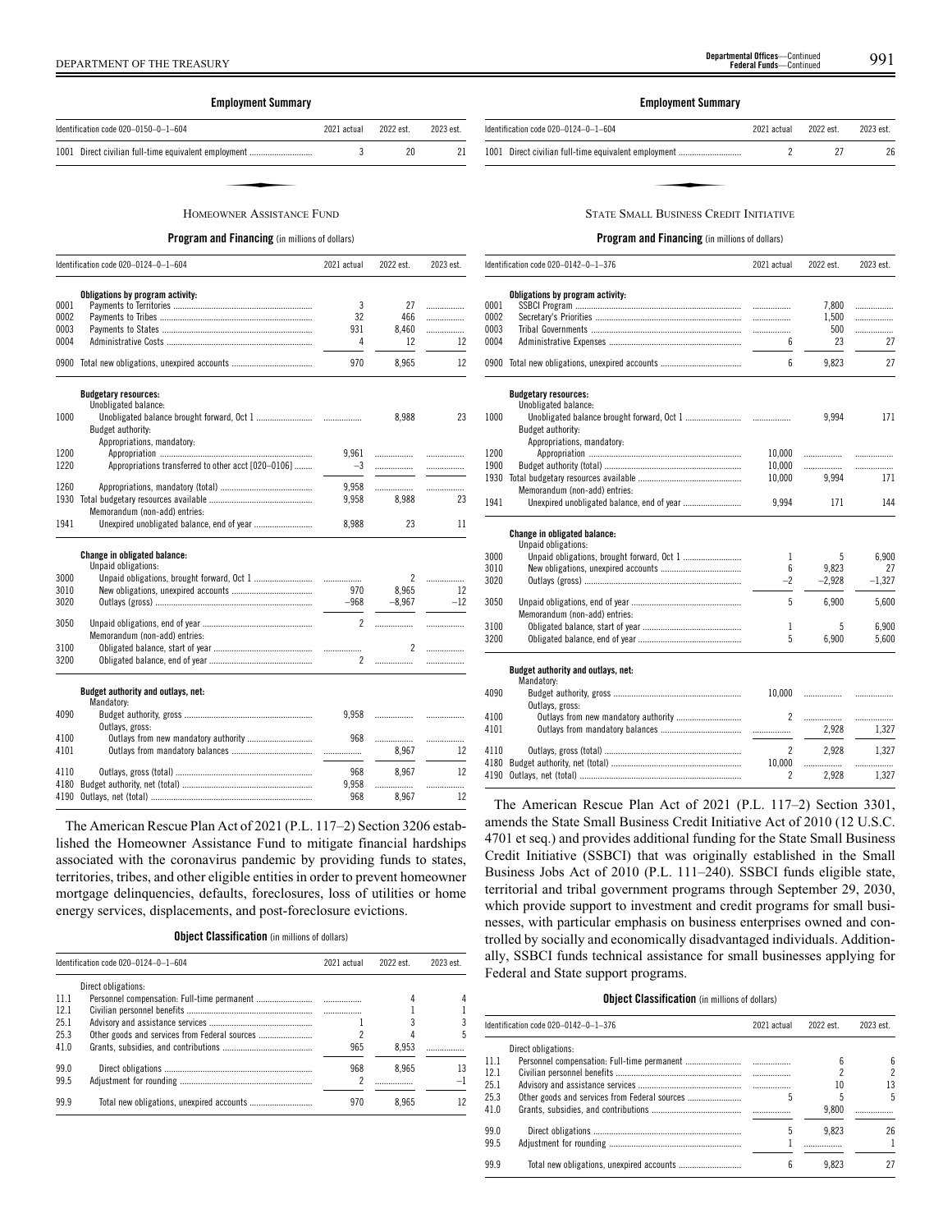**Employment Summary**

| Identification code 020–0150–0–1–604 | 2021 actual | 2022 est. | 2023 est. |
|---|---|---|---|
| 1001 Direct civilian full-time equivalent employment | 3 | 20 | 21 |

## HOMEOWNER ASSISTANCE FUND

**Program and Financing** (in millions of dollars)

| Identification code 020–0124–0–1–604 | 2021 actual | 2022 est. | 2023 est. |
|---|---|---|---|
| **Obligations by program activity:** | | | |
| 0001 Payments to Territories | 3 | 27 | |
| 0002 Payments to Tribes | 32 | 466 | |
| 0003 Payments to States | 931 | 8,460 | |
| 0004 Administrative Costs | 4 | 12 | 12 |
| 0900 Total new obligations, unexpired accounts | 970 | 8,965 | 12 |
| **Budgetary resources:** | | | |
| Unobligated balance: | | | |
| 1000 Unobligated balance brought forward, Oct 1 | | 8,988 | 23 |
| Budget authority: | | | |
| Appropriations, mandatory: | | | |
| 1200 Appropriation | 9,961 | | |
| 1220 Appropriations transferred to other acct [020–0106] | –3 | | |
| 1260 Appropriations, mandatory (total) | 9,958 | | |
| 1930 Total budgetary resources available | 9,958 | 8,988 | 23 |
| Memorandum (non-add) entries: | | | |
| 1941 Unexpired unobligated balance, end of year | 8,988 | 23 | 11 |
| **Change in obligated balance:** | | | |
| Unpaid obligations: | | | |
| 3000 Unpaid obligations, brought forward, Oct 1 | | 2 | |
| 3010 New obligations, unexpired accounts | 970 | 8,965 | 12 |
| 3020 Outlays (gross) | –968 | –8,967 | –12 |
| 3050 Unpaid obligations, end of year | 2 | | |
| Memorandum (non-add) entries: | | | |
| 3100 Obligated balance, start of year | | 2 | |
| 3200 Obligated balance, end of year | 2 | | |
| **Budget authority and outlays, net:** | | | |
| Mandatory: | | | |
| 4090 Budget authority, gross | 9,958 | | |
| Outlays, gross: | | | |
| 4100 Outlays from new mandatory authority | 968 | | |
| 4101 Outlays from mandatory balances | | 8,967 | 12 |
| 4110 Outlays, gross (total) | 968 | 8,967 | 12 |
| 4180 Budget authority, net (total) | 9,958 | | |
| 4190 Outlays, net (total) | 968 | 8,967 | 12 |

The American Rescue Plan Act of 2021 (P.L. 117–2) Section 3206 established the Homeowner Assistance Fund to mitigate financial hardships associated with the coronavirus pandemic by providing funds to states, territories, tribes, and other eligible entities in order to prevent homeowner mortgage delinquencies, defaults, foreclosures, loss of utilities or home energy services, displacements, and post-foreclosure evictions.

**Object Classification** (in millions of dollars)

| Identification code 020–0124–0–1–604 | 2021 actual | 2022 est. | 2023 est. |
|---|---|---|---|
| Direct obligations: | | | |
| 11.1 Personnel compensation: Full-time permanent | | 4 | 4 |
| 12.1 Civilian personnel benefits | | 1 | 1 |
| 25.1 Advisory and assistance services | 1 | 3 | 3 |
| 25.3 Other goods and services from Federal sources | 2 | 4 | 5 |
| 41.0 Grants, subsidies, and contributions | 965 | 8,953 | |
| 99.0 Direct obligations | 968 | 8,965 | 13 |
| 99.5 Adjustment for rounding | 2 | | –1 |
| 99.9 Total new obligations, unexpired accounts | 970 | 8,965 | 12 |

**Employment Summary**

| Identification code 020–0124–0–1–604 | 2021 actual | 2022 est. | 2023 est. |
|---|---|---|---|
| 1001 Direct civilian full-time equivalent employment | 2 | 27 | 26 |

## STATE SMALL BUSINESS CREDIT INITIATIVE

**Program and Financing** (in millions of dollars)

| Identification code 020–0142–0–1–376 | 2021 actual | 2022 est. | 2023 est. |
|---|---|---|---|
| **Obligations by program activity:** | | | |
| 0001 SSBCI Program | | 7,800 | |
| 0002 Secretary's Priorities | | 1,500 | |
| 0003 Tribal Governments | | 500 | |
| 0004 Administrative Expenses | 6 | 23 | 27 |
| 0900 Total new obligations, unexpired accounts | 6 | 9,823 | 27 |
| **Budgetary resources:** | | | |
| Unobligated balance: | | | |
| 1000 Unobligated balance brought forward, Oct 1 | | 9,994 | 171 |
| Budget authority: | | | |
| Appropriations, mandatory: | | | |
| 1200 Appropriation | 10,000 | | |
| 1900 Budget authority (total) | 10,000 | | |
| 1930 Total budgetary resources available | 10,000 | 9,994 | 171 |
| Memorandum (non-add) entries: | | | |
| 1941 Unexpired unobligated balance, end of year | 9,994 | 171 | 144 |
| **Change in obligated balance:** | | | |
| Unpaid obligations: | | | |
| 3000 Unpaid obligations, brought forward, Oct 1 | 1 | 5 | 6,900 |
| 3010 New obligations, unexpired accounts | 6 | 9,823 | 27 |
| 3020 Outlays (gross) | –2 | –2,928 | –1,327 |
| 3050 Unpaid obligations, end of year | 5 | 6,900 | 5,600 |
| Memorandum (non-add) entries: | | | |
| 3100 Obligated balance, start of year | 1 | 5 | 6,900 |
| 3200 Obligated balance, end of year | 5 | 6,900 | 5,600 |
| **Budget authority and outlays, net:** | | | |
| Mandatory: | | | |
| 4090 Budget authority, gross | 10,000 | | |
| Outlays, gross: | | | |
| 4100 Outlays from new mandatory authority | 2 | | |
| 4101 Outlays from mandatory balances | | 2,928 | 1,327 |
| 4110 Outlays, gross (total) | 2 | 2,928 | 1,327 |
| 4180 Budget authority, net (total) | 10,000 | | |
| 4190 Outlays, net (total) | 2 | 2,928 | 1,327 |

The American Rescue Plan Act of 2021 (P.L. 117–2) Section 3301, amends the State Small Business Credit Initiative Act of 2010 (12 U.S.C. 4701 et seq.) and provides additional funding for the State Small Business Credit Initiative (SSBCI) that was originally established in the Small Business Jobs Act of 2010 (P.L. 111–240). SSBCI funds eligible state, territorial and tribal government programs through September 29, 2030, which provide support to investment and credit programs for small businesses, with particular emphasis on business enterprises owned and controlled by socially and economically disadvantaged individuals. Additionally, SSBCI funds technical assistance for small businesses applying for Federal and State support programs.

**Object Classification** (in millions of dollars)

| Identification code 020–0142–0–1–376 | 2021 actual | 2022 est. | 2023 est. |
|---|---|---|---|
| Direct obligations: | | | |
| 11.1 Personnel compensation: Full-time permanent | | 6 | 6 |
| 12.1 Civilian personnel benefits | | 2 | 2 |
| 25.1 Advisory and assistance services | | 10 | 13 |
| 25.3 Other goods and services from Federal sources | 5 | 5 | 5 |
| 41.0 Grants, subsidies, and contributions | | 9,800 | |
| 99.0 Direct obligations | 5 | 9,823 | 26 |
| 99.5 Adjustment for rounding | 1 | | 1 |
| 99.9 Total new obligations, unexpired accounts | 6 | 9,823 | 27 |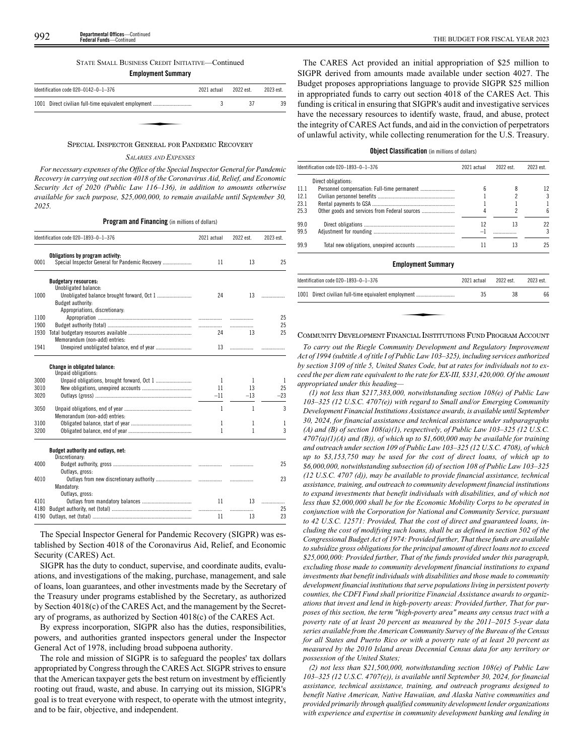STATE SMALL BUSINESS CREDIT INITIATIVE—Continued

**Employment Summary**

| Identification code 020–0142–0–1–376 | 2021 actual | 2022 est. | 2023 est. |
|---|---|---|---|
| 1001 Direct civilian full-time equivalent employment | 3 | 37 | 39 |

## SPECIAL INSPECTOR GENERAL FOR PANDEMIC RECOVERY

### *SALARIES AND EXPENSES*

*For necessary expenses of the Office of the Special Inspector General for Pandemic Recovery in carrying out section 4018 of the Coronavirus Aid, Relief, and Economic Security Act of 2020 (Public Law 116–136), in addition to amounts otherwise available for such purpose, $25,000,000, to remain available until September 30, 2025.*

**Program and Financing** (in millions of dollars)

| Identification code 020–1893–0–1–376 | | 2021 actual | 2022 est. | 2023 est. |
|---|---|---|---|---|
| | **Obligations by program activity:** | | | |
| 0001 | Special Inspector General for Pandemic Recovery | 11 | 13 | 25 |
| | **Budgetary resources:** | | | |
| | Unobligated balance: | | | |
| 1000 | Unobligated balance brought forward, Oct 1 | 24 | 13 | |
| | Budget authority: | | | |
| | Appropriations, discretionary: | | | |
| 1100 | Appropriation | | | 25 |
| 1900 | Budget authority (total) | | | 25 |
| 1930 | Total budgetary resources available | 24 | 13 | 25 |
| | Memorandum (non-add) entries: | | | |
| 1941 | Unexpired unobligated balance, end of year | 13 | | |
| | **Change in obligated balance:** | | | |
| | Unpaid obligations: | | | |
| 3000 | Unpaid obligations, brought forward, Oct 1 | 1 | 1 | 1 |
| 3010 | New obligations, unexpired accounts | 11 | 13 | 25 |
| 3020 | Outlays (gross) | –11 | –13 | –23 |
| 3050 | Unpaid obligations, end of year | 1 | 1 | 3 |
| | Memorandum (non-add) entries: | | | |
| 3100 | Obligated balance, start of year | 1 | 1 | 1 |
| 3200 | Obligated balance, end of year | 1 | 1 | 3 |
| | **Budget authority and outlays, net:** | | | |
| | Discretionary: | | | |
| 4000 | Budget authority, gross | | | 25 |
| | Outlays, gross: | | | |
| 4010 | Outlays from new discretionary authority | | | 23 |
| | Mandatory: | | | |
| | Outlays, gross: | | | |
| 4101 | Outlays from mandatory balances | 11 | 13 | |
| 4180 | Budget authority, net (total) | | | 25 |
| 4190 | Outlays, net (total) | 11 | 13 | 23 |

The Special Inspector General for Pandemic Recovery (SIGPR) was established by Section 4018 of the Coronavirus Aid, Relief, and Economic Security (CARES) Act.

SIGPR has the duty to conduct, supervise, and coordinate audits, evaluations, and investigations of the making, purchase, management, and sale of loans, loan guarantees, and other investments made by the Secretary of the Treasury under programs established by the Secretary, as authorized by Section 4018(c) of the CARES Act, and the management by the Secretary of programs, as authorized by Section 4018(c) of the CARES Act.

By express incorporation, SIGPR also has the duties, responsibilities, powers, and authorities granted inspectors general under the Inspector General Act of 1978, including broad subpoena authority.

The role and mission of SIGPR is to safeguard the peoples' tax dollars appropriated by Congress through the CARES Act. SIGPR strives to ensure that the American taxpayer gets the best return on investment by efficiently rooting out fraud, waste, and abuse. In carrying out its mission, SIGPR's goal is to treat everyone with respect, to operate with the utmost integrity, and to be fair, objective, and independent.

The CARES Act provided an initial appropriation of $25 million to SIGPR derived from amounts made available under section 4027. The Budget proposes appropriations language to provide SIGPR $25 million in appropriated funds to carry out section 4018 of the CARES Act. This funding is critical in ensuring that SIGPR's audit and investigative services have the necessary resources to identify waste, fraud, and abuse, protect the integrity of CARES Act funds, and aid in the conviction of perpetrators of unlawful activity, while collecting renumeration for the U.S. Treasury.

**Object Classification** (in millions of dollars)

| Identification code 020–1893–0–1–376 | | 2021 actual | 2022 est. | 2023 est. |
|---|---|---|---|---|
| | Direct obligations: | | | |
| 11.1 | Personnel compensation: Full-time permanent | 6 | 8 | 12 |
| 12.1 | Civilian personnel benefits | 1 | 2 | 3 |
| 23.1 | Rental payments to GSA | 1 | 1 | 1 |
| 25.3 | Other goods and services from Federal sources | 4 | 2 | 6 |
| 99.0 | Direct obligations | 12 | 13 | 22 |
| 99.5 | Adjustment for rounding | –1 | | 3 |
| 99.9 | Total new obligations, unexpired accounts | 11 | 13 | 25 |

**Employment Summary**

| Identification code 020–1893–0–1–376 | 2021 actual | 2022 est. | 2023 est. |
|---|---|---|---|
| 1001 Direct civilian full-time equivalent employment | 35 | 38 | 66 |

## COMMUNITY DEVELOPMENT FINANCIAL INSTITUTIONS FUND PROGRAM ACCOUNT

*To carry out the Riegle Community Development and Regulatory Improvement Act of 1994 (subtitle A of title I of Public Law 103–325), including services authorized by section 3109 of title 5, United States Code, but at rates for individuals not to exceed the per diem rate equivalent to the rate for EX-III, $331,420,000. Of the amount appropriated under this heading—*

*(1) not less than $217,383,000, notwithstanding section 108(e) of Public Law 103–325 (12 U.S.C. 4707(e)) with regard to Small and/or Emerging Community Development Financial Institutions Assistance awards, is available until September 30, 2024, for financial assistance and technical assistance under subparagraphs (A) and (B) of section 108(a)(1), respectively, of Public Law 103–325 (12 U.S.C. 4707(a)(1)(A) and (B)), of which up to $1,600,000 may be available for training and outreach under section 109 of Public Law 103–325 (12 U.S.C. 4708), of which up to $3,153,750 may be used for the cost of direct loans, of which up to $6,000,000, notwithstanding subsection (d) of section 108 of Public Law 103–325 (12 U.S.C. 4707 (d)), may be available to provide financial assistance, technical assistance, training, and outreach to community development financial institutions to expand investments that benefit individuals with disabilities, and of which not less than $2,000,000 shall be for the Economic Mobility Corps to be operated in conjunction with the Corporation for National and Community Service, pursuant to 42 U.S.C. 12571: Provided, That the cost of direct and guaranteed loans, including the cost of modifying such loans, shall be as defined in section 502 of the Congressional Budget Act of 1974: Provided further, That these funds are available to subsidize gross obligations for the principal amount of direct loans not to exceed $25,000,000: Provided further, That of the funds provided under this paragraph, excluding those made to community development financial institutions to expand investments that benefit individuals with disabilities and those made to community development financial institutions that serve populations living in persistent poverty counties, the CDFI Fund shall prioritize Financial Assistance awards to organizations that invest and lend in high-poverty areas: Provided further, That for purposes of this section, the term "high-poverty area" means any census tract with a poverty rate of at least 20 percent as measured by the 2011–2015 5-year data series available from the American Community Survey of the Bureau of the Census for all States and Puerto Rico or with a poverty rate of at least 20 percent as measured by the 2010 Island areas Decennial Census data for any territory or possession of the United States;*

*(2) not less than $21,500,000, notwithstanding section 108(e) of Public Law 103–325 (12 U.S.C. 4707(e)), is available until September 30, 2024, for financial assistance, technical assistance, training, and outreach programs designed to benefit Native American, Native Hawaiian, and Alaska Native communities and provided primarily through qualified community development lender organizations with experience and expertise in community development banking and lending in*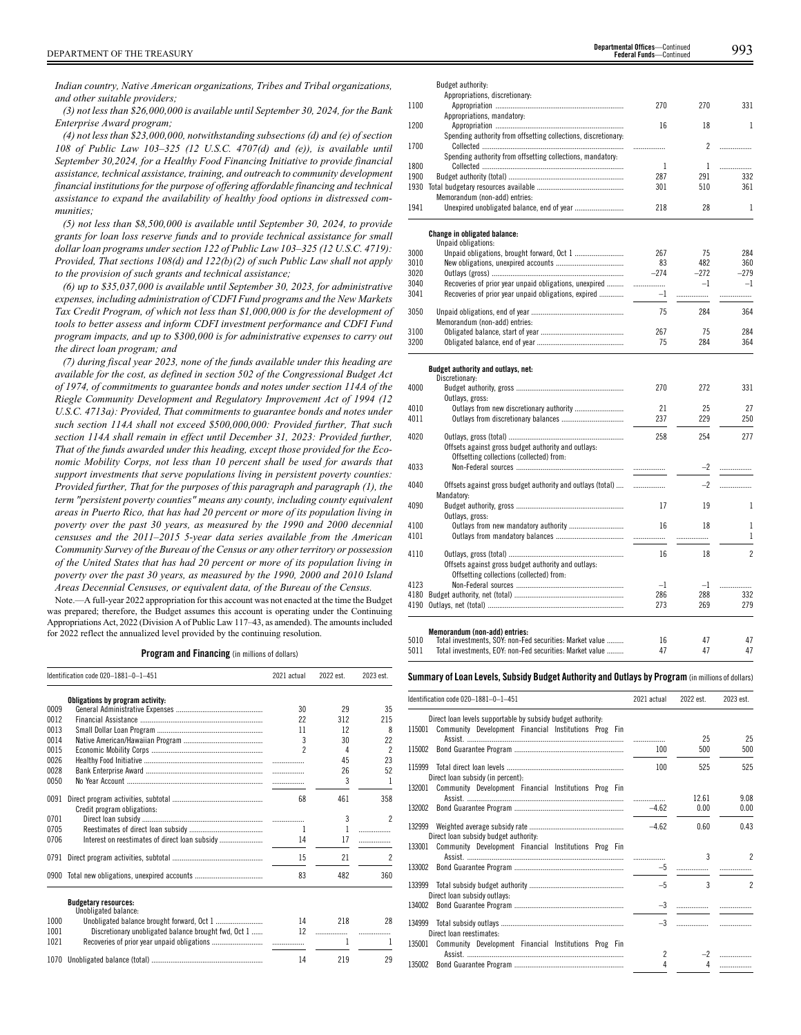*Indian country, Native American organizations, Tribes and Tribal organizations, and other suitable providers;*

*(3) not less than $26,000,000 is available until September 30, 2024, for the Bank Enterprise Award program;*

*(4) not less than $23,000,000, notwithstanding subsections (d) and (e) of section 108 of Public Law 103–325 (12 U.S.C. 4707(d) and (e)), is available until September 30,2024, for a Healthy Food Financing Initiative to provide financial assistance, technical assistance, training, and outreach to community development financial institutions for the purpose of offering affordable financing and technical assistance to expand the availability of healthy food options in distressed communities;*

*(5) not less than $8,500,000 is available until September 30, 2024, to provide grants for loan loss reserve funds and to provide technical assistance for small dollar loan programs under section 122 of Public Law 103–325 (12 U.S.C. 4719): Provided, That sections 108(d) and 122(b)(2) of such Public Law shall not apply to the provision of such grants and technical assistance;*

*(6) up to $35,037,000 is available until September 30, 2023, for administrative expenses, including administration of CDFI Fund programs and the New Markets Tax Credit Program, of which not less than $1,000,000 is for the development of tools to better assess and inform CDFI investment performance and CDFI Fund program impacts, and up to $300,000 is for administrative expenses to carry out the direct loan program; and*

*(7) during fiscal year 2023, none of the funds available under this heading are available for the cost, as defined in section 502 of the Congressional Budget Act of 1974, of commitments to guarantee bonds and notes under section 114A of the Riegle Community Development and Regulatory Improvement Act of 1994 (12 U.S.C. 4713a): Provided, That commitments to guarantee bonds and notes under such section 114A shall not exceed $500,000,000: Provided further, That such section 114A shall remain in effect until December 31, 2023: Provided further, That of the funds awarded under this heading, except those provided for the Economic Mobility Corps, not less than 10 percent shall be used for awards that support investments that serve populations living in persistent poverty counties: Provided further, That for the purposes of this paragraph and paragraph (1), the term "persistent poverty counties" means any county, including county equivalent areas in Puerto Rico, that has had 20 percent or more of its population living in poverty over the past 30 years, as measured by the 1990 and 2000 decennial censuses and the 2011–2015 5-year data series available from the American Community Survey of the Bureau of the Census or any other territory or possession of the United States that has had 20 percent or more of its population living in poverty over the past 30 years, as measured by the 1990, 2000 and 2010 Island Areas Decennial Censuses, or equivalent data, of the Bureau of the Census.*

Note.—A full-year 2022 appropriation for this account was not enacted at the time the Budget was prepared; therefore, the Budget assumes this account is operating under the Continuing Appropriations Act, 2022 (Division A of Public Law 117–43, as amended). The amounts included for 2022 reflect the annualized level provided by the continuing resolution.

**Program and Financing** (in millions of dollars)

| Identification code 020–1881–0–1–451 | | 2021 actual | 2022 est. | 2023 est. |
|---|---|---|---|---|
| | **Obligations by program activity:** | | | |
| 0009 | General Administrative Expenses | 30 | 29 | 35 |
| 0012 | Financial Assistance | 22 | 312 | 215 |
| 0013 | Small Dollar Loan Program | 11 | 12 | 8 |
| 0014 | Native American/Hawaiian Program | 3 | 30 | 22 |
| 0015 | Economic Mobility Corps | 2 | 4 | 2 |
| 0026 | Healthy Food Initiative | | 45 | 23 |
| 0028 | Bank Enterprise Award | | 26 | 52 |
| 0050 | No Year Account | | 3 | 1 |
| 0091 | Direct program activities, subtotal | 68 | 461 | 358 |
| | Credit program obligations: | | | |
| 0701 | Direct loan subsidy | | 3 | 2 |
| 0705 | Reestimates of direct loan subsidy | 1 | 1 | |
| 0706 | Interest on reestimates of direct loan subsidy | 14 | 17 | |
| 0791 | Direct program activities, subtotal | 15 | 21 | 2 |
| 0900 | Total new obligations, unexpired accounts | 83 | 482 | 360 |
| | **Budgetary resources:** | | | |
| | Unobligated balance: | | | |
| 1000 | Unobligated balance brought forward, Oct 1 | 14 | 218 | 28 |
| 1001 | Discretionary unobligated balance brought fwd, Oct 1 | 12 | | |
| 1021 | Recoveries of prior year unpaid obligations | | 1 | 1 |
| 1070 | Unobligated balance (total) | 14 | 219 | 29 |
| | Budget authority: | | | |
| | Appropriations, discretionary: | | | |
| 1100 | Appropriation | 270 | 270 | 331 |
| | Appropriations, mandatory: | | | |
| 1200 | Appropriation | 16 | 18 | 1 |
| | Spending authority from offsetting collections, discretionary: | | | |
| 1700 | Collected | | 2 | |
| | Spending authority from offsetting collections, mandatory: | | | |
| 1800 | Collected | 1 | 1 | |
| 1900 | Budget authority (total) | 287 | 291 | 332 |
| 1930 | Total budgetary resources available | 301 | 510 | 361 |
| | Memorandum (non-add) entries: | | | |
| 1941 | Unexpired unobligated balance, end of year | 218 | 28 | 1 |
| | **Change in obligated balance:** | | | |
| | Unpaid obligations: | | | |
| 3000 | Unpaid obligations, brought forward, Oct 1 | 267 | 75 | 284 |
| 3010 | New obligations, unexpired accounts | 83 | 482 | 360 |
| 3020 | Outlays (gross) | –274 | –272 | –279 |
| 3040 | Recoveries of prior year unpaid obligations, unexpired | | –1 | –1 |
| 3041 | Recoveries of prior year unpaid obligations, expired | –1 | | |
| 3050 | Unpaid obligations, end of year | 75 | 284 | 364 |
| | Memorandum (non-add) entries: | | | |
| 3100 | Obligated balance, start of year | 267 | 75 | 284 |
| 3200 | Obligated balance, end of year | 75 | 284 | 364 |
| | **Budget authority and outlays, net:** | | | |
| | Discretionary: | | | |
| 4000 | Budget authority, gross | 270 | 272 | 331 |
| | Outlays, gross: | | | |
| 4010 | Outlays from new discretionary authority | 21 | 25 | 27 |
| 4011 | Outlays from discretionary balances | 237 | 229 | 250 |
| 4020 | Outlays, gross (total) | 258 | 254 | 277 |
| | Offsets against gross budget authority and outlays: | | | |
| | Offsetting collections (collected) from: | | | |
| 4033 | Non-Federal sources | | –2 | |
| 4040 | Offsets against gross budget authority and outlays (total) | | –2 | |
| | Mandatory: | | | |
| 4090 | Budget authority, gross | 17 | 19 | 1 |
| | Outlays, gross: | | | |
| 4100 | Outlays from new mandatory authority | 16 | 18 | 1 |
| 4101 | Outlays from mandatory balances | | | 1 |
| 4110 | Outlays, gross (total) | 16 | 18 | 2 |
| | Offsets against gross budget authority and outlays: | | | |
| | Offsetting collections (collected) from: | | | |
| 4123 | Non-Federal sources | –1 | –1 | |
| 4180 | Budget authority, net (total) | 286 | 288 | 332 |
| 4190 | Outlays, net (total) | 273 | 269 | 279 |
| | **Memorandum (non-add) entries:** | | | |
| 5010 | Total investments, SOY: non-Fed securities: Market value | 16 | 47 | 47 |
| 5011 | Total investments, EOY: non-Fed securities: Market value | 47 | 47 | 47 |

**Summary of Loan Levels, Subsidy Budget Authority and Outlays by Program** (in millions of dollars)

| Identification code 020–1881–0–1–451 | | 2021 actual | 2022 est. | 2023 est. |
|---|---|---|---|---|
| | Direct loan levels supportable by subsidy budget authority: | | | |
| 115001 | Community Development Financial Institutions Prog Fin Assist. | | 25 | 25 |
| 115002 | Bond Guarantee Program | 100 | 500 | 500 |
| 115999 | Total direct loan levels | 100 | 525 | 525 |
| | Direct loan subsidy (in percent): | | | |
| 132001 | Community Development Financial Institutions Prog Fin Assist. | | 12.61 | 9.08 |
| 132002 | Bond Guarantee Program | –4.62 | 0.00 | 0.00 |
| 132999 | Weighted average subsidy rate | –4.62 | 0.60 | 0.43 |
| | Direct loan subsidy budget authority: | | | |
| 133001 | Community Development Financial Institutions Prog Fin Assist. | | 3 | 2 |
| 133002 | Bond Guarantee Program | –5 | | |
| 133999 | Total subsidy budget authority | –5 | 3 | 2 |
| | Direct loan subsidy outlays: | | | |
| 134002 | Bond Guarantee Program | –3 | | |
| 134999 | Total subsidy outlays | –3 | | |
| | Direct loan reestimates: | | | |
| 135001 | Community Development Financial Institutions Prog Fin Assist. | 2 | –2 | |
| 135002 | Bond Guarantee Program | 4 | 4 | |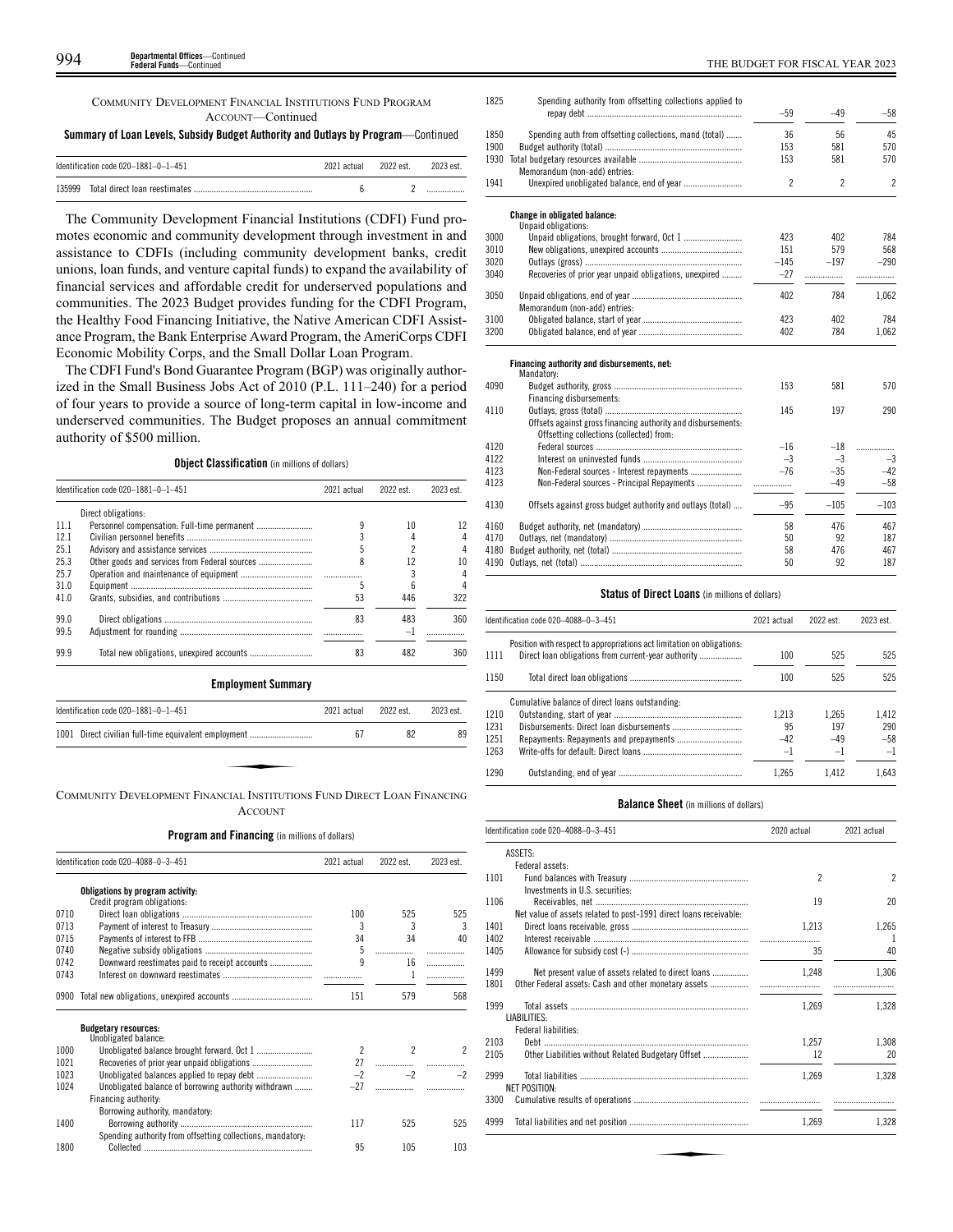COMMUNITY DEVELOPMENT FINANCIAL INSTITUTIONS FUND PROGRAM ACCOUNT—Continued

**Summary of Loan Levels, Subsidy Budget Authority and Outlays by Program—Continued**

| Identification code 020–1881–0–1–451 | | 2021 actual | 2022 est. | 2023 est. |
|---|---|---|---|---|
| 135999 | Total direct loan reestimates | 6 | 2 | ........ |

The Community Development Financial Institutions (CDFI) Fund promotes economic and community development through investment in and assistance to CDFIs (including community development banks, credit unions, loan funds, and venture capital funds) to expand the availability of financial services and affordable credit for underserved populations and communities. The 2023 Budget provides funding for the CDFI Program, the Healthy Food Financing Initiative, the Native American CDFI Assistance Program, the Bank Enterprise Award Program, the AmeriCorps CDFI Economic Mobility Corps, and the Small Dollar Loan Program.

The CDFI Fund's Bond Guarantee Program (BGP) was originally authorized in the Small Business Jobs Act of 2010 (P.L. 111–240) for a period of four years to provide a source of long-term capital in low-income and underserved communities. The Budget proposes an annual commitment authority of $500 million.

**Object Classification** (in millions of dollars)

| Identification code 020–1881–0–1–451 | | 2021 actual | 2022 est. | 2023 est. |
|---|---|---|---|---|
| | Direct obligations: | | | |
| 11.1 | Personnel compensation: Full-time permanent | 9 | 10 | 12 |
| 12.1 | Civilian personnel benefits | 3 | 4 | 4 |
| 25.1 | Advisory and assistance services | 5 | 2 | 4 |
| 25.3 | Other goods and services from Federal sources | 8 | 12 | 10 |
| 25.7 | Operation and maintenance of equipment | ........ | 3 | 4 |
| 31.0 | Equipment | 5 | 6 | 4 |
| 41.0 | Grants, subsidies, and contributions | 53 | 446 | 322 |
| 99.0 | Direct obligations | 83 | 483 | 360 |
| 99.5 | Adjustment for rounding | ........ | –1 | ........ |
| 99.9 | Total new obligations, unexpired accounts | 83 | 482 | 360 |

**Employment Summary**

| Identification code 020–1881–0–1–451 | | 2021 actual | 2022 est. | 2023 est. |
|---|---|---|---|---|
| 1001 | Direct civilian full-time equivalent employment | 67 | 82 | 89 |

COMMUNITY DEVELOPMENT FINANCIAL INSTITUTIONS FUND DIRECT LOAN FINANCING ACCOUNT

**Program and Financing** (in millions of dollars)

| Identification code 020–4088–0–3–451 | | 2021 actual | 2022 est. | 2023 est. |
|---|---|---|---|---|
| | **Obligations by program activity:** | | | |
| | Credit program obligations: | | | |
| 0710 | Direct loan obligations | 100 | 525 | 525 |
| 0713 | Payment of interest to Treasury | 3 | 3 | 3 |
| 0715 | Payments of interest to FFB | 34 | 34 | 40 |
| 0740 | Negative subsidy obligations | 5 | ........ | ........ |
| 0742 | Downward reestimates paid to receipt accounts | 9 | 16 | ........ |
| 0743 | Interest on downward reestimates | ........ | 1 | ........ |
| 0900 | Total new obligations, unexpired accounts | 151 | 579 | 568 |
| | **Budgetary resources:** | | | |
| | Unobligated balance: | | | |
| 1000 | Unobligated balance brought forward, Oct 1 | 2 | 2 | 2 |
| 1021 | Recoveries of prior year unpaid obligations | 27 | ........ | ........ |
| 1023 | Unobligated balances applied to repay debt | –2 | –2 | –2 |
| 1024 | Unobligated balance of borrowing authority withdrawn | –27 | ........ | ........ |
| | Financing authority: | | | |
| | Borrowing authority, mandatory: | | | |
| 1400 | Borrowing authority | 117 | 525 | 525 |
| | Spending authority from offsetting collections, mandatory: | | | |
| 1800 | Collected | 95 | 105 | 103 |
| 1825 | Spending authority from offsetting collections applied to repay debt | –59 | –49 | –58 |
| 1850 | Spending auth from offsetting collections, mand (total) | 36 | 56 | 45 |
| 1900 | Budget authority (total) | 153 | 581 | 570 |
| 1930 | Total budgetary resources available | 153 | 581 | 570 |
| | Memorandum (non-add) entries: | | | |
| 1941 | Unexpired unobligated balance, end of year | 2 | 2 | 2 |
| | **Change in obligated balance:** | | | |
| | Unpaid obligations: | | | |
| 3000 | Unpaid obligations, brought forward, Oct 1 | 423 | 402 | 784 |
| 3010 | New obligations, unexpired accounts | 151 | 579 | 568 |
| 3020 | Outlays (gross) | –145 | –197 | –290 |
| 3040 | Recoveries of prior year unpaid obligations, unexpired | –27 | ........ | ........ |
| 3050 | Unpaid obligations, end of year | 402 | 784 | 1,062 |
| | Memorandum (non-add) entries: | | | |
| 3100 | Obligated balance, start of year | 423 | 402 | 784 |
| 3200 | Obligated balance, end of year | 402 | 784 | 1,062 |
| | **Financing authority and disbursements, net:** | | | |
| | Mandatory: | | | |
| 4090 | Budget authority, gross | 153 | 581 | 570 |
| | Financing disbursements: | | | |
| 4110 | Outlays, gross (total) | 145 | 197 | 290 |
| | Offsets against gross financing authority and disbursements: | | | |
| | Offsetting collections (collected) from: | | | |
| 4120 | Federal sources | –16 | –18 | ........ |
| 4122 | Interest on uninvested funds | –3 | –3 | –3 |
| 4123 | Non-Federal sources - Interest repayments | –76 | –35 | –42 |
| 4123 | Non-Federal sources - Principal Repayments | ........ | –49 | –58 |
| 4130 | Offsets against gross budget authority and outlays (total) | –95 | –105 | –103 |
| 4160 | Budget authority, net (mandatory) | 58 | 476 | 467 |
| 4170 | Outlays, net (mandatory) | 50 | 92 | 187 |
| 4180 | Budget authority, net (total) | 58 | 476 | 467 |
| 4190 | Outlays, net (total) | 50 | 92 | 187 |

**Status of Direct Loans** (in millions of dollars)

| Identification code 020–4088–0–3–451 | | 2021 actual | 2022 est. | 2023 est. |
|---|---|---|---|---|
| | Position with respect to appropriations act limitation on obligations: | | | |
| 1111 | Direct loan obligations from current-year authority | 100 | 525 | 525 |
| 1150 | Total direct loan obligations | 100 | 525 | 525 |
| | Cumulative balance of direct loans outstanding: | | | |
| 1210 | Outstanding, start of year | 1,213 | 1,265 | 1,412 |
| 1231 | Disbursements: Direct loan disbursements | 95 | 197 | 290 |
| 1251 | Repayments: Repayments and prepayments | –42 | –49 | –58 |
| 1263 | Write-offs for default: Direct loans | –1 | –1 | –1 |
| 1290 | Outstanding, end of year | 1,265 | 1,412 | 1,643 |

**Balance Sheet** (in millions of dollars)

| Identification code 020–4088–0–3–451 | | 2020 actual | 2021 actual |
|---|---|---|---|
| | ASSETS: | | |
| | Federal assets: | | |
| 1101 | Fund balances with Treasury | 2 | 2 |
| | Investments in U.S. securities: | | |
| 1106 | Receivables, net | 19 | 20 |
| | Net value of assets related to post-1991 direct loans receivable: | | |
| 1401 | Direct loans receivable, gross | 1,213 | 1,265 |
| 1402 | Interest receivable | ........ | 1 |
| 1405 | Allowance for subsidy cost (-) | 35 | 40 |
| 1499 | Net present value of assets related to direct loans | 1,248 | 1,306 |
| 1801 | Other Federal assets: Cash and other monetary assets | ........ | ........ |
| 1999 | Total assets | 1,269 | 1,328 |
| | LIABILITIES: | | |
| | Federal liabilities: | | |
| 2103 | Debt | 1,257 | 1,308 |
| 2105 | Other Liabilities without Related Budgetary Offset | 12 | 20 |
| 2999 | Total liabilities | 1,269 | 1,328 |
| | NET POSITION: | | |
| 3300 | Cumulative results of operations | ........ | ........ |
| 4999 | Total liabilities and net position | 1,269 | 1,328 |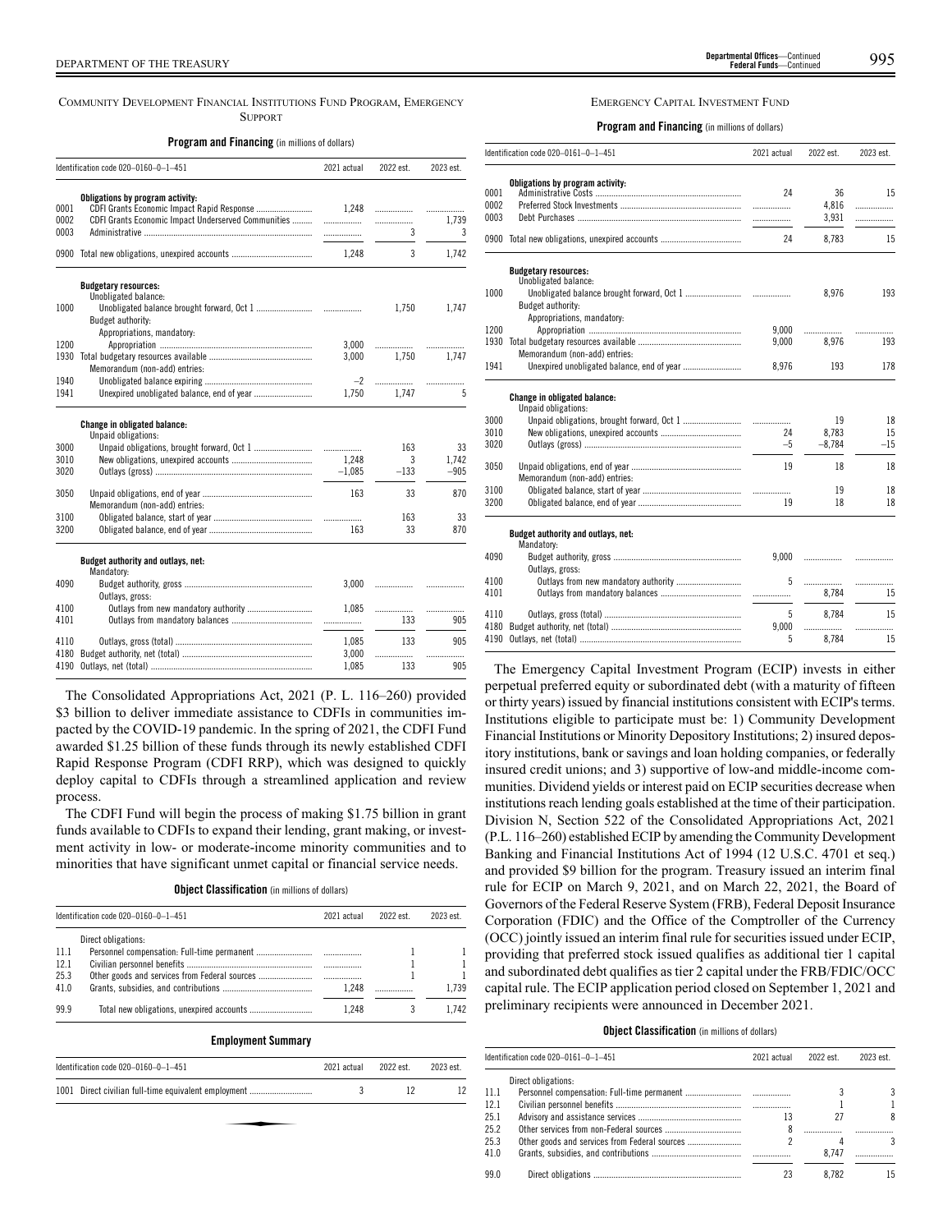## COMMUNITY DEVELOPMENT FINANCIAL INSTITUTIONS FUND PROGRAM, EMERGENCY SUPPORT

**Program and Financing** (in millions of dollars)

| Identification code 020–0160–0–1–451 | | 2021 actual | 2022 est. | 2023 est. |
|---|---|---|---|---|
| | **Obligations by program activity:** | | | |
| 0001 | CDFI Grants Economic Impact Rapid Response | 1,248 | | |
| 0002 | CDFI Grants Economic Impact Underserved Communities | | | 1,739 |
| 0003 | Administrative | | 3 | 3 |
| 0900 | Total new obligations, unexpired accounts | 1,248 | 3 | 1,742 |
| | **Budgetary resources:** | | | |
| | Unobligated balance: | | | |
| 1000 | Unobligated balance brought forward, Oct 1 | | 1,750 | 1,747 |
| | Budget authority: | | | |
| | Appropriations, mandatory: | | | |
| 1200 | Appropriation | 3,000 | | |
| 1930 | Total budgetary resources available | 3,000 | 1,750 | 1,747 |
| | Memorandum (non-add) entries: | | | |
| 1940 | Unobligated balance expiring | –2 | | |
| 1941 | Unexpired unobligated balance, end of year | 1,750 | 1,747 | 5 |
| | **Change in obligated balance:** | | | |
| | Unpaid obligations: | | | |
| 3000 | Unpaid obligations, brought forward, Oct 1 | | 163 | 33 |
| 3010 | New obligations, unexpired accounts | 1,248 | 3 | 1,742 |
| 3020 | Outlays (gross) | –1,085 | –133 | –905 |
| 3050 | Unpaid obligations, end of year | 163 | 33 | 870 |
| | Memorandum (non-add) entries: | | | |
| 3100 | Obligated balance, start of year | | 163 | 33 |
| 3200 | Obligated balance, end of year | 163 | 33 | 870 |
| | **Budget authority and outlays, net:** | | | |
| | Mandatory: | | | |
| 4090 | Budget authority, gross | 3,000 | | |
| | Outlays, gross: | | | |
| 4100 | Outlays from new mandatory authority | 1,085 | | |
| 4101 | Outlays from mandatory balances | | 133 | 905 |
| 4110 | Outlays, gross (total) | 1,085 | 133 | 905 |
| 4180 | Budget authority, net (total) | 3,000 | | |
| 4190 | Outlays, net (total) | 1,085 | 133 | 905 |

The Consolidated Appropriations Act, 2021 (P. L. 116–260) provided $3 billion to deliver immediate assistance to CDFIs in communities impacted by the COVID-19 pandemic. In the spring of 2021, the CDFI Fund awarded $1.25 billion of these funds through its newly established CDFI Rapid Response Program (CDFI RRP), which was designed to quickly deploy capital to CDFIs through a streamlined application and review process.

The CDFI Fund will begin the process of making $1.75 billion in grant funds available to CDFIs to expand their lending, grant making, or investment activity in low- or moderate-income minority communities and to minorities that have significant unmet capital or financial service needs.

**Object Classification** (in millions of dollars)

| Identification code 020–0160–0–1–451 | | 2021 actual | 2022 est. | 2023 est. |
|---|---|---|---|---|
| | Direct obligations: | | | |
| 11.1 | Personnel compensation: Full-time permanent | | 1 | 1 |
| 12.1 | Civilian personnel benefits | | 1 | 1 |
| 25.3 | Other goods and services from Federal sources | | 1 | 1 |
| 41.0 | Grants, subsidies, and contributions | 1,248 | | 1,739 |
| 99.9 | Total new obligations, unexpired accounts | 1,248 | 3 | 1,742 |

**Employment Summary**

| Identification code 020–0160–0–1–451 | | 2021 actual | 2022 est. | 2023 est. |
|---|---|---|---|---|
| 1001 | Direct civilian full-time equivalent employment | 3 | 12 | 12 |

## EMERGENCY CAPITAL INVESTMENT FUND

**Program and Financing** (in millions of dollars)

| Identification code 020–0161–0–1–451 | | 2021 actual | 2022 est. | 2023 est. |
|---|---|---|---|---|
| | **Obligations by program activity:** | | | |
| 0001 | Administrative Costs | 24 | 36 | 15 |
| 0002 | Preferred Stock Investments | | 4,816 | |
| 0003 | Debt Purchases | | 3,931 | |
| 0900 | Total new obligations, unexpired accounts | 24 | 8,783 | 15 |
| | **Budgetary resources:** | | | |
| | Unobligated balance: | | | |
| 1000 | Unobligated balance brought forward, Oct 1 | | 8,976 | 193 |
| | Budget authority: | | | |
| | Appropriations, mandatory: | | | |
| 1200 | Appropriation | 9,000 | | |
| 1930 | Total budgetary resources available | 9,000 | 8,976 | 193 |
| | Memorandum (non-add) entries: | | | |
| 1941 | Unexpired unobligated balance, end of year | 8,976 | 193 | 178 |
| | **Change in obligated balance:** | | | |
| | Unpaid obligations: | | | |
| 3000 | Unpaid obligations, brought forward, Oct 1 | | 19 | 18 |
| 3010 | New obligations, unexpired accounts | 24 | 8,783 | 15 |
| 3020 | Outlays (gross) | –5 | –8,784 | –15 |
| 3050 | Unpaid obligations, end of year | 19 | 18 | 18 |
| | Memorandum (non-add) entries: | | | |
| 3100 | Obligated balance, start of year | | 19 | 18 |
| 3200 | Obligated balance, end of year | 19 | 18 | 18 |
| | **Budget authority and outlays, net:** | | | |
| | Mandatory: | | | |
| 4090 | Budget authority, gross | 9,000 | | |
| | Outlays, gross: | | | |
| 4100 | Outlays from new mandatory authority | 5 | | |
| 4101 | Outlays from mandatory balances | | 8,784 | 15 |
| 4110 | Outlays, gross (total) | 5 | 8,784 | 15 |
| 4180 | Budget authority, net (total) | 9,000 | | |
| 4190 | Outlays, net (total) | 5 | 8,784 | 15 |

The Emergency Capital Investment Program (ECIP) invests in either perpetual preferred equity or subordinated debt (with a maturity of fifteen or thirty years) issued by financial institutions consistent with ECIP's terms. Institutions eligible to participate must be: 1) Community Development Financial Institutions or Minority Depository Institutions; 2) insured depository institutions, bank or savings and loan holding companies, or federally insured credit unions; and 3) supportive of low-and middle-income communities. Dividend yields or interest paid on ECIP securities decrease when institutions reach lending goals established at the time of their participation. Division N, Section 522 of the Consolidated Appropriations Act, 2021 (P.L. 116–260) established ECIP by amending the Community Development Banking and Financial Institutions Act of 1994 (12 U.S.C. 4701 et seq.) and provided $9 billion for the program. Treasury issued an interim final rule for ECIP on March 9, 2021, and on March 22, 2021, the Board of Governors of the Federal Reserve System (FRB), Federal Deposit Insurance Corporation (FDIC) and the Office of the Comptroller of the Currency (OCC) jointly issued an interim final rule for securities issued under ECIP, providing that preferred stock issued qualifies as additional tier 1 capital and subordinated debt qualifies as tier 2 capital under the FRB/FDIC/OCC capital rule. The ECIP application period closed on September 1, 2021 and preliminary recipients were announced in December 2021.

**Object Classification** (in millions of dollars)

| Identification code 020–0161–0–1–451 | | 2021 actual | 2022 est. | 2023 est. |
|---|---|---|---|---|
| | Direct obligations: | | | |
| 11.1 | Personnel compensation: Full-time permanent | | 3 | 3 |
| 12.1 | Civilian personnel benefits | | 1 | 1 |
| 25.1 | Advisory and assistance services | 13 | 27 | 8 |
| 25.2 | Other services from non-Federal sources | 8 | | |
| 25.3 | Other goods and services from Federal sources | 2 | 4 | 3 |
| 41.0 | Grants, subsidies, and contributions | | 8,747 | |
| 99.0 | Direct obligations | 23 | 8,782 | 15 |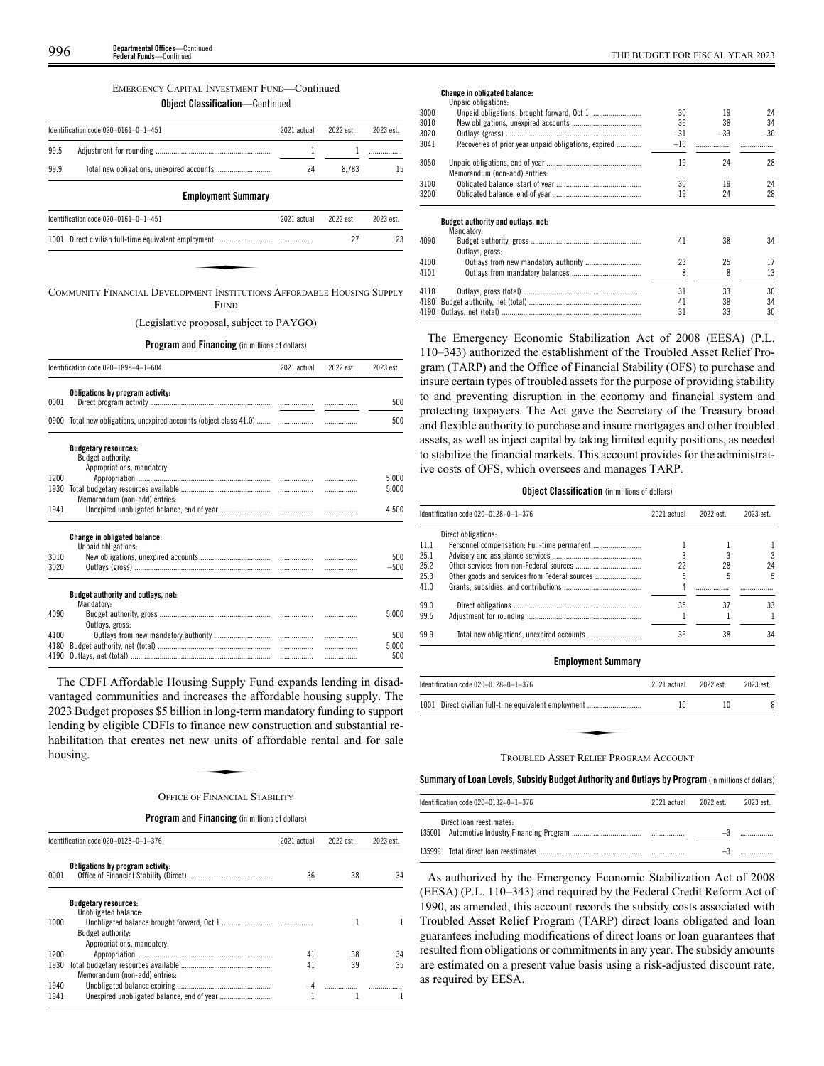EMERGENCY CAPITAL INVESTMENT FUND—Continued

**Object Classification**—Continued

| Identification code 020–0161–0–1–451 | | 2021 actual | 2022 est. | 2023 est. |
|---|---|---|---|---|
| 99.5 | Adjustment for rounding | 1 | 1 | |
| 99.9 | Total new obligations, unexpired accounts | 24 | 8,783 | 15 |

**Employment Summary**

| Identification code 020–0161–0–1–451 | | 2021 actual | 2022 est. | 2023 est. |
|---|---|---|---|---|
| 1001 | Direct civilian full-time equivalent employment | | 27 | 23 |

COMMUNITY FINANCIAL DEVELOPMENT INSTITUTIONS AFFORDABLE HOUSING SUPPLY FUND

(Legislative proposal, subject to PAYGO)

**Program and Financing** (in millions of dollars)

| Identification code 020–1898–4–1–604 | | 2021 actual | 2022 est. | 2023 est. |
|---|---|---|---|---|
| | **Obligations by program activity:** | | | |
| 0001 | Direct program activity | | | 500 |
| 0900 | Total new obligations, unexpired accounts (object class 41.0) | | | 500 |
| | **Budgetary resources:** | | | |
| | Budget authority: | | | |
| | Appropriations, mandatory: | | | |
| 1200 | Appropriation | | | 5,000 |
| 1930 | Total budgetary resources available | | | 5,000 |
| | Memorandum (non-add) entries: | | | |
| 1941 | Unexpired unobligated balance, end of year | | | 4,500 |
| | **Change in obligated balance:** | | | |
| | Unpaid obligations: | | | |
| 3010 | New obligations, unexpired accounts | | | 500 |
| 3020 | Outlays (gross) | | | –500 |
| | **Budget authority and outlays, net:** | | | |
| | Mandatory: | | | |
| 4090 | Budget authority, gross | | | 5,000 |
| | Outlays, gross: | | | |
| 4100 | Outlays from new mandatory authority | | | 500 |
| 4180 | Budget authority, net (total) | | | 5,000 |
| 4190 | Outlays, net (total) | | | 500 |

The CDFI Affordable Housing Supply Fund expands lending in disadvantaged communities and increases the affordable housing supply. The 2023 Budget proposes $5 billion in long-term mandatory funding to support lending by eligible CDFIs to finance new construction and substantial rehabilitation that creates net new units of affordable rental and for sale housing.

OFFICE OF FINANCIAL STABILITY

**Program and Financing** (in millions of dollars)

| Identification code 020–0128–0–1–376 | | 2021 actual | 2022 est. | 2023 est. |
|---|---|---|---|---|
| | **Obligations by program activity:** | | | |
| 0001 | Office of Financial Stability (Direct) | 36 | 38 | 34 |
| | **Budgetary resources:** | | | |
| | Unobligated balance: | | | |
| 1000 | Unobligated balance brought forward, Oct 1 | | 1 | 1 |
| | Budget authority: | | | |
| | Appropriations, mandatory: | | | |
| 1200 | Appropriation | 41 | 38 | 34 |
| 1930 | Total budgetary resources available | 41 | 39 | 35 |
| | Memorandum (non-add) entries: | | | |
| 1940 | Unobligated balance expiring | –4 | | |
| 1941 | Unexpired unobligated balance, end of year | 1 | 1 | 1 |
| | **Change in obligated balance:** | | | |
| | Unpaid obligations: | | | |
| 3000 | Unpaid obligations, brought forward, Oct 1 | 30 | 19 | 24 |
| 3010 | New obligations, unexpired accounts | 36 | 38 | 34 |
| 3020 | Outlays (gross) | –31 | –33 | –30 |
| 3041 | Recoveries of prior year unpaid obligations, expired | –16 | | |
| 3050 | Unpaid obligations, end of year | 19 | 24 | 28 |
| | Memorandum (non-add) entries: | | | |
| 3100 | Obligated balance, start of year | 30 | 19 | 24 |
| 3200 | Obligated balance, end of year | 19 | 24 | 28 |
| | **Budget authority and outlays, net:** | | | |
| | Mandatory: | | | |
| 4090 | Budget authority, gross | 41 | 38 | 34 |
| | Outlays, gross: | | | |
| 4100 | Outlays from new mandatory authority | 23 | 25 | 17 |
| 4101 | Outlays from mandatory balances | 8 | 8 | 13 |
| 4110 | Outlays, gross (total) | 31 | 33 | 30 |
| 4180 | Budget authority, net (total) | 41 | 38 | 34 |
| 4190 | Outlays, net (total) | 31 | 33 | 30 |

The Emergency Economic Stabilization Act of 2008 (EESA) (P.L. 110–343) authorized the establishment of the Troubled Asset Relief Program (TARP) and the Office of Financial Stability (OFS) to purchase and insure certain types of troubled assets for the purpose of providing stability to and preventing disruption in the economy and financial system and protecting taxpayers. The Act gave the Secretary of the Treasury broad and flexible authority to purchase and insure mortgages and other troubled assets, as well as inject capital by taking limited equity positions, as needed to stabilize the financial markets. This account provides for the administrative costs of OFS, which oversees and manages TARP.

**Object Classification** (in millions of dollars)

| Identification code 020–0128–0–1–376 | | 2021 actual | 2022 est. | 2023 est. |
|---|---|---|---|---|
| | Direct obligations: | | | |
| 11.1 | Personnel compensation: Full-time permanent | 1 | 1 | 1 |
| 25.1 | Advisory and assistance services | 3 | 3 | 3 |
| 25.2 | Other services from non-Federal sources | 22 | 28 | 24 |
| 25.3 | Other goods and services from Federal sources | 5 | 5 | 5 |
| 41.0 | Grants, subsidies, and contributions | 4 | | |
| 99.0 | Direct obligations | 35 | 37 | 33 |
| 99.5 | Adjustment for rounding | 1 | 1 | 1 |
| 99.9 | Total new obligations, unexpired accounts | 36 | 38 | 34 |

**Employment Summary**

| Identification code 020–0128–0–1–376 | | 2021 actual | 2022 est. | 2023 est. |
|---|---|---|---|---|
| 1001 | Direct civilian full-time equivalent employment | 10 | 10 | 8 |

TROUBLED ASSET RELIEF PROGRAM ACCOUNT

**Summary of Loan Levels, Subsidy Budget Authority and Outlays by Program** (in millions of dollars)

| Identification code 020–0132–0–1–376 | | 2021 actual | 2022 est. | 2023 est. |
|---|---|---|---|---|
| | Direct loan reestimates: | | | |
| 135001 | Automotive Industry Financing Program | | –3 | |
| 135999 | Total direct loan reestimates | | –3 | |

As authorized by the Emergency Economic Stabilization Act of 2008 (EESA) (P.L. 110–343) and required by the Federal Credit Reform Act of 1990, as amended, this account records the subsidy costs associated with Troubled Asset Relief Program (TARP) direct loans obligated and loan guarantees including modifications of direct loans or loan guarantees that resulted from obligations or commitments in any year. The subsidy amounts are estimated on a present value basis using a risk-adjusted discount rate, as required by EESA.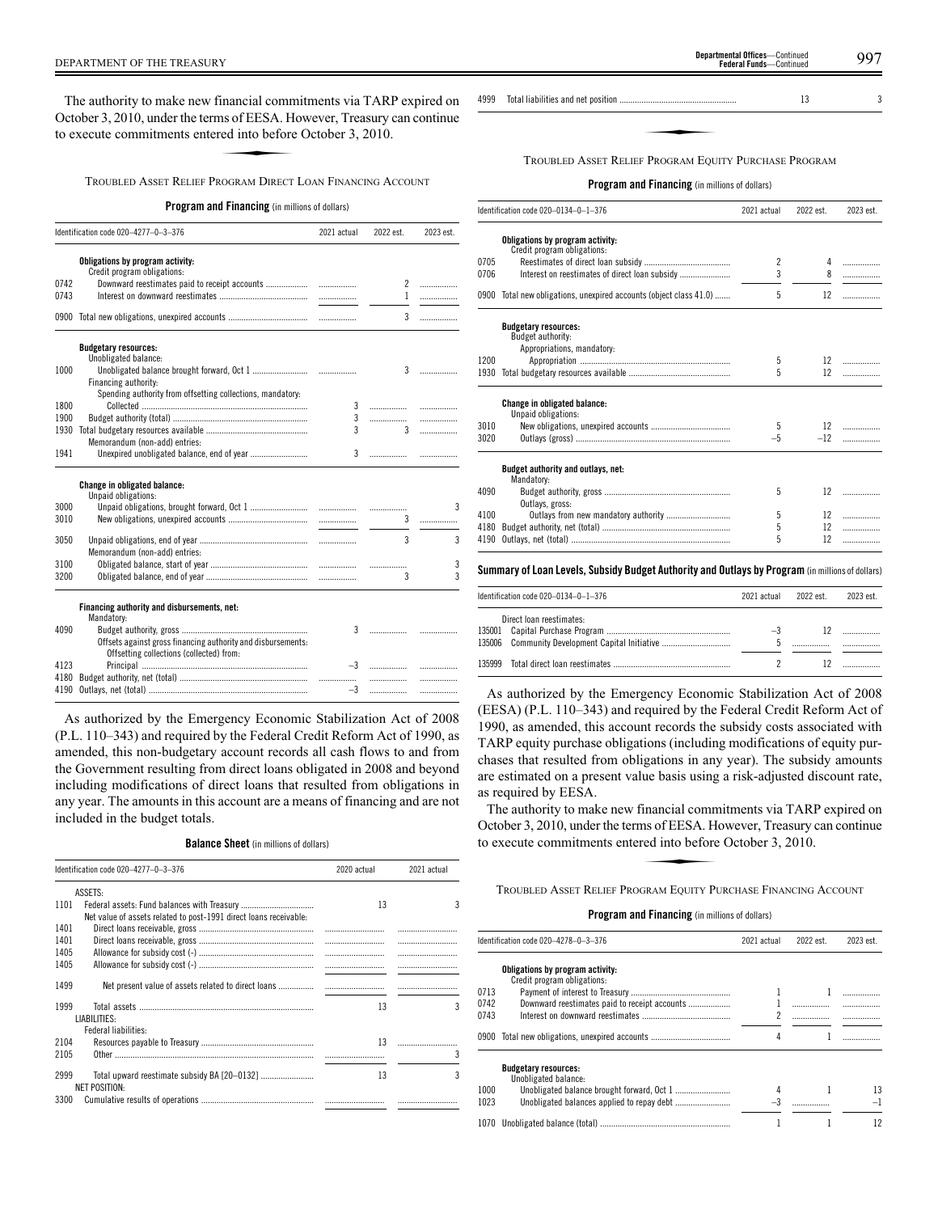The authority to make new financial commitments via TARP expired on October 3, 2010, under the terms of EESA. However, Treasury can continue to execute commitments entered into before October 3, 2010.

### TROUBLED ASSET RELIEF PROGRAM DIRECT LOAN FINANCING ACCOUNT

**Program and Financing** (in millions of dollars)

| Identification code 020–4277–0–3–376 | | 2021 actual | 2022 est. | 2023 est. |
|---|---|---|---|---|
| | **Obligations by program activity:** | | | |
| | Credit program obligations: | | | |
| 0742 | Downward reestimates paid to receipt accounts | | 2 | |
| 0743 | Interest on downward reestimates | | 1 | |
| 0900 | Total new obligations, unexpired accounts | | 3 | |
| | **Budgetary resources:** | | | |
| | Unobligated balance: | | | |
| 1000 | Unobligated balance brought forward, Oct 1 | | 3 | |
| | Financing authority: | | | |
| | Spending authority from offsetting collections, mandatory: | | | |
| 1800 | Collected | 3 | | |
| 1900 | Budget authority (total) | 3 | | |
| 1930 | Total budgetary resources available | 3 | 3 | |
| | Memorandum (non-add) entries: | | | |
| 1941 | Unexpired unobligated balance, end of year | 3 | | |
| | **Change in obligated balance:** | | | |
| | Unpaid obligations: | | | |
| 3000 | Unpaid obligations, brought forward, Oct 1 | | | 3 |
| 3010 | New obligations, unexpired accounts | | 3 | |
| 3050 | Unpaid obligations, end of year | | 3 | 3 |
| | Memorandum (non-add) entries: | | | |
| 3100 | Obligated balance, start of year | | | 3 |
| 3200 | Obligated balance, end of year | | 3 | 3 |
| | **Financing authority and disbursements, net:** | | | |
| | Mandatory: | | | |
| 4090 | Budget authority, gross | 3 | | |
| | Offsets against gross financing authority and disbursements: | | | |
| | Offsetting collections (collected) from: | | | |
| 4123 | Principal | –3 | | |
| 4180 | Budget authority, net (total) | | | |
| 4190 | Outlays, net (total) | –3 | | |

As authorized by the Emergency Economic Stabilization Act of 2008 (P.L. 110–343) and required by the Federal Credit Reform Act of 1990, as amended, this non-budgetary account records all cash flows to and from the Government resulting from direct loans obligated in 2008 and beyond including modifications of direct loans that resulted from obligations in any year. The amounts in this account are a means of financing and are not included in the budget totals.

**Balance Sheet** (in millions of dollars)

| Identification code 020–4277–0–3–376 | | 2020 actual | 2021 actual |
|---|---|---|---|
| | ASSETS: | | |
| 1101 | Federal assets: Fund balances with Treasury | 13 | 3 |
| | Net value of assets related to post-1991 direct loans receivable: | | |
| 1401 | Direct loans receivable, gross | | |
| 1401 | Direct loans receivable, gross | | |
| 1405 | Allowance for subsidy cost (-) | | |
| 1405 | Allowance for subsidy cost (-) | | |
| 1499 | Net present value of assets related to direct loans | | |
| 1999 | Total assets | 13 | 3 |
| | LIABILITIES: | | |
| | Federal liabilities: | | |
| 2104 | Resources payable to Treasury | 13 | |
| 2105 | Other | | 3 |
| 2999 | Total upward reestimate subsidy BA [20–0132] | 13 | 3 |
| | NET POSITION: | | |
| 3300 | Cumulative results of operations | | |
| 4999 | Total liabilities and net position | 13 | 3 |

### TROUBLED ASSET RELIEF PROGRAM EQUITY PURCHASE PROGRAM

**Program and Financing** (in millions of dollars)

| Identification code 020–0134–0–1–376 | | 2021 actual | 2022 est. | 2023 est. |
|---|---|---|---|---|
| | **Obligations by program activity:** | | | |
| | Credit program obligations: | | | |
| 0705 | Reestimates of direct loan subsidy | 2 | 4 | |
| 0706 | Interest on reestimates of direct loan subsidy | 3 | 8 | |
| 0900 | Total new obligations, unexpired accounts (object class 41.0) | 5 | 12 | |
| | **Budgetary resources:** | | | |
| | Budget authority: | | | |
| | Appropriations, mandatory: | | | |
| 1200 | Appropriation | 5 | 12 | |
| 1930 | Total budgetary resources available | 5 | 12 | |
| | **Change in obligated balance:** | | | |
| | Unpaid obligations: | | | |
| 3010 | New obligations, unexpired accounts | 5 | 12 | |
| 3020 | Outlays (gross) | –5 | –12 | |
| | **Budget authority and outlays, net:** | | | |
| | Mandatory: | | | |
| 4090 | Budget authority, gross | 5 | 12 | |
| | Outlays, gross: | | | |
| 4100 | Outlays from new mandatory authority | 5 | 12 | |
| 4180 | Budget authority, net (total) | 5 | 12 | |
| 4190 | Outlays, net (total) | 5 | 12 | |

**Summary of Loan Levels, Subsidy Budget Authority and Outlays by Program** (in millions of dollars)

| Identification code 020–0134–0–1–376 | | 2021 actual | 2022 est. | 2023 est. |
|---|---|---|---|---|
| | Direct loan reestimates: | | | |
| 135001 | Capital Purchase Program | –3 | 12 | |
| 135006 | Community Development Capital Initiative | 5 | | |
| 135999 | Total direct loan reestimates | 2 | 12 | |

As authorized by the Emergency Economic Stabilization Act of 2008 (EESA) (P.L. 110–343) and required by the Federal Credit Reform Act of 1990, as amended, this account records the subsidy costs associated with TARP equity purchase obligations (including modifications of equity purchases that resulted from obligations in any year). The subsidy amounts are estimated on a present value basis using a risk-adjusted discount rate, as required by EESA.

The authority to make new financial commitments via TARP expired on October 3, 2010, under the terms of EESA. However, Treasury can continue to execute commitments entered into before October 3, 2010.

### TROUBLED ASSET RELIEF PROGRAM EQUITY PURCHASE FINANCING ACCOUNT

**Program and Financing** (in millions of dollars)

| Identification code 020–4278–0–3–376 | | 2021 actual | 2022 est. | 2023 est. |
|---|---|---|---|---|
| | **Obligations by program activity:** | | | |
| | Credit program obligations: | | | |
| 0713 | Payment of interest to Treasury | 1 | 1 | |
| 0742 | Downward reestimates paid to receipt accounts | 1 | | |
| 0743 | Interest on downward reestimates | 2 | | |
| 0900 | Total new obligations, unexpired accounts | 4 | 1 | |
| | **Budgetary resources:** | | | |
| | Unobligated balance: | | | |
| 1000 | Unobligated balance brought forward, Oct 1 | 4 | 1 | 13 |
| 1023 | Unobligated balances applied to repay debt | –3 | | –1 |
| 1070 | Unobligated balance (total) | 1 | 1 | 12 |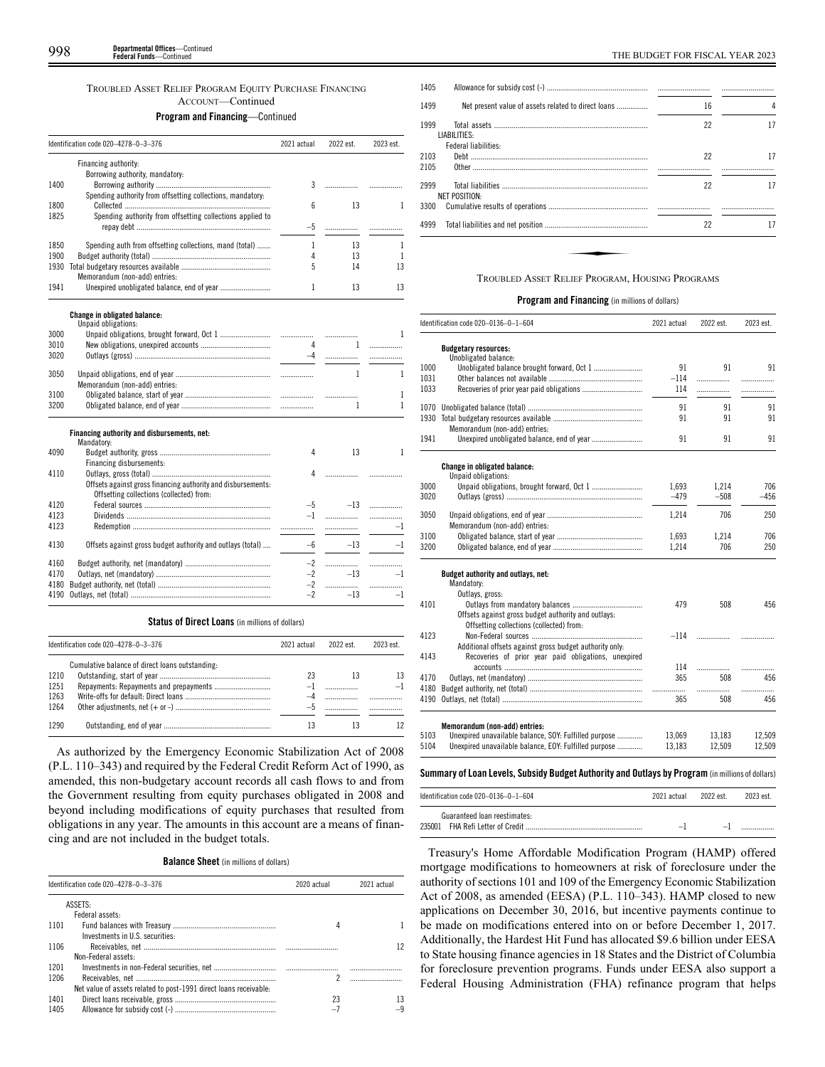TROUBLED ASSET RELIEF PROGRAM EQUITY PURCHASE FINANCING ACCOUNT—Continued

**Program and Financing**—Continued

| Identification code 020–4278–0–3–376 | | 2021 actual | 2022 est. | 2023 est. |
|---|---|---|---|---|
| | Financing authority: | | | |
| | Borrowing authority, mandatory: | | | |
| 1400 | Borrowing authority | 3 | | |
| | Spending authority from offsetting collections, mandatory: | | | |
| 1800 | Collected | 6 | 13 | 1 |
| 1825 | Spending authority from offsetting collections applied to repay debt | –5 | | |
| 1850 | Spending auth from offsetting collections, mand (total) | 1 | 13 | 1 |
| 1900 | Budget authority (total) | 4 | 13 | 1 |
| 1930 | Total budgetary resources available | 5 | 14 | 13 |
| | Memorandum (non-add) entries: | | | |
| 1941 | Unexpired unobligated balance, end of year | 1 | 13 | 13 |
| | **Change in obligated balance:** | | | |
| | Unpaid obligations: | | | |
| 3000 | Unpaid obligations, brought forward, Oct 1 | | | 1 |
| 3010 | New obligations, unexpired accounts | 4 | 1 | |
| 3020 | Outlays (gross) | –4 | | |
| 3050 | Unpaid obligations, end of year | | 1 | 1 |
| | Memorandum (non-add) entries: | | | |
| 3100 | Obligated balance, start of year | | | 1 |
| 3200 | Obligated balance, end of year | | 1 | 1 |
| | **Financing authority and disbursements, net:** | | | |
| | Mandatory: | | | |
| 4090 | Budget authority, gross | 4 | 13 | 1 |
| | Financing disbursements: | | | |
| 4110 | Outlays, gross (total) | 4 | | |
| | Offsets against gross financing authority and disbursements: | | | |
| | Offsetting collections (collected) from: | | | |
| 4120 | Federal sources | –5 | –13 | |
| 4123 | Dividends | –1 | | |
| 4123 | Redemption | | | –1 |
| 4130 | Offsets against gross budget authority and outlays (total) | –6 | –13 | –1 |
| 4160 | Budget authority, net (mandatory) | –2 | | |
| 4170 | Outlays, net (mandatory) | –2 | –13 | –1 |
| 4180 | Budget authority, net (total) | –2 | | |
| 4190 | Outlays, net (total) | –2 | –13 | –1 |

**Status of Direct Loans** (in millions of dollars)

| Identification code 020–4278–0–3–376 | | 2021 actual | 2022 est. | 2023 est. |
|---|---|---|---|---|
| | Cumulative balance of direct loans outstanding: | | | |
| 1210 | Outstanding, start of year | 23 | 13 | 13 |
| 1251 | Repayments: Repayments and prepayments | –1 | | –1 |
| 1263 | Write-offs for default: Direct loans | –4 | | |
| 1264 | Other adjustments, net (+ or -) | –5 | | |
| 1290 | Outstanding, end of year | 13 | 13 | 12 |

As authorized by the Emergency Economic Stabilization Act of 2008 (P.L. 110–343) and required by the Federal Credit Reform Act of 1990, as amended, this non-budgetary account records all cash flows to and from the Government resulting from equity purchases obligated in 2008 and beyond including modifications of equity purchases that resulted from obligations in any year. The amounts in this account are a means of financing and are not included in the budget totals.

**Balance Sheet** (in millions of dollars)

| Identification code 020–4278–0–3–376 | | 2020 actual | 2021 actual |
|---|---|---|---|
| | ASSETS: | | |
| | Federal assets: | | |
| 1101 | Fund balances with Treasury | 4 | 1 |
| | Investments in U.S. securities: | | |
| 1106 | Receivables, net | | 12 |
| | Non-Federal assets: | | |
| 1201 | Investments in non-Federal securities, net | | |
| 1206 | Receivables, net | 2 | |
| | Net value of assets related to post-1991 direct loans receivable: | | |
| 1401 | Direct loans receivable, gross | 23 | 13 |
| 1405 | Allowance for subsidy cost (-) | –7 | –9 |
| 1405 | Allowance for subsidy cost (-) | | |
| 1499 | Net present value of assets related to direct loans | 16 | 4 |
| 1999 | Total assets | 22 | 17 |
| | LIABILITIES: | | |
| | Federal liabilities: | | |
| 2103 | Debt | 22 | 17 |
| 2105 | Other | | |
| 2999 | Total liabilities | 22 | 17 |
| | NET POSITION: | | |
| 3300 | Cumulative results of operations | | |
| 4999 | Total liabilities and net position | 22 | 17 |

TROUBLED ASSET RELIEF PROGRAM, HOUSING PROGRAMS

**Program and Financing** (in millions of dollars)

| Identification code 020–0136–0–1–604 | | 2021 actual | 2022 est. | 2023 est. |
|---|---|---|---|---|
| | **Budgetary resources:** | | | |
| | Unobligated balance: | | | |
| 1000 | Unobligated balance brought forward, Oct 1 | 91 | 91 | 91 |
| 1031 | Other balances not available | –114 | | |
| 1033 | Recoveries of prior year paid obligations | 114 | | |
| 1070 | Unobligated balance (total) | 91 | 91 | 91 |
| 1930 | Total budgetary resources available | 91 | 91 | 91 |
| | Memorandum (non-add) entries: | | | |
| 1941 | Unexpired unobligated balance, end of year | 91 | 91 | 91 |
| | **Change in obligated balance:** | | | |
| | Unpaid obligations: | | | |
| 3000 | Unpaid obligations, brought forward, Oct 1 | 1,693 | 1,214 | 706 |
| 3020 | Outlays (gross) | –479 | –508 | –456 |
| 3050 | Unpaid obligations, end of year | 1,214 | 706 | 250 |
| | Memorandum (non-add) entries: | | | |
| 3100 | Obligated balance, start of year | 1,693 | 1,214 | 706 |
| 3200 | Obligated balance, end of year | 1,214 | 706 | 250 |
| | **Budget authority and outlays, net:** | | | |
| | Mandatory: | | | |
| | Outlays, gross: | | | |
| 4101 | Outlays from mandatory balances | 479 | 508 | 456 |
| | Offsets against gross budget authority and outlays: | | | |
| | Offsetting collections (collected) from: | | | |
| 4123 | Non-Federal sources | –114 | | |
| | Additional offsets against gross budget authority only: | | | |
| 4143 | Recoveries of prior year paid obligations, unexpired accounts | 114 | | |
| 4170 | Outlays, net (mandatory) | 365 | 508 | 456 |
| 4180 | Budget authority, net (total) | | | |
| 4190 | Outlays, net (total) | 365 | 508 | 456 |
| | **Memorandum (non-add) entries:** | | | |
| 5103 | Unexpired unavailable balance, SOY: Fulfilled purpose | 13,069 | 13,183 | 12,509 |
| 5104 | Unexpired unavailable balance, EOY: Fulfilled purpose | 13,183 | 12,509 | 12,509 |

**Summary of Loan Levels, Subsidy Budget Authority and Outlays by Program** (in millions of dollars)

| Identification code 020–0136–0–1–604 | | 2021 actual | 2022 est. | 2023 est. |
|---|---|---|---|---|
| | Guaranteed loan reestimates: | | | |
| 235001 | FHA Refi Letter of Credit | –1 | –1 | |

Treasury's Home Affordable Modification Program (HAMP) offered mortgage modifications to homeowners at risk of foreclosure under the authority of sections 101 and 109 of the Emergency Economic Stabilization Act of 2008, as amended (EESA) (P.L. 110–343). HAMP closed to new applications on December 30, 2016, but incentive payments continue to be made on modifications entered into on or before December 1, 2017. Additionally, the Hardest Hit Fund has allocated $9.6 billion under EESA to State housing finance agencies in 18 States and the District of Columbia for foreclosure prevention programs. Funds under EESA also support a Federal Housing Administration (FHA) refinance program that helps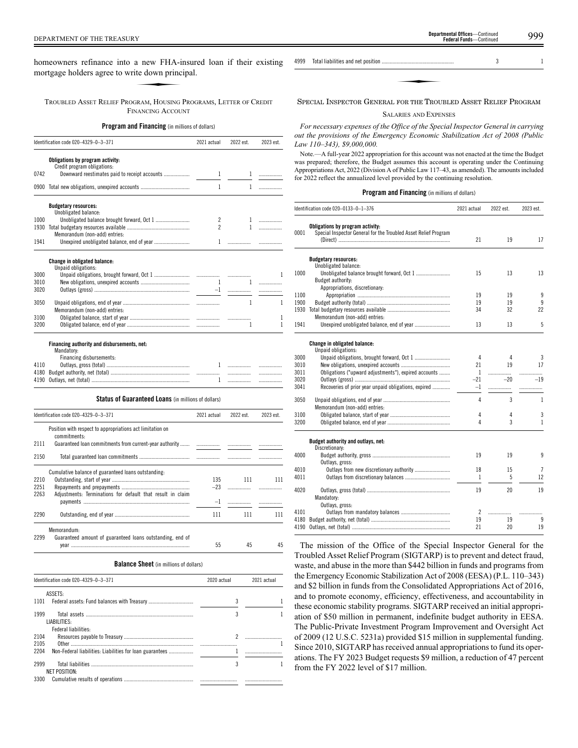homeowners refinance into a new FHA-insured loan if their existing mortgage holders agree to write down principal.

### Troubled Asset Relief Program, Housing Programs, Letter of Credit Financing Account

**Program and Financing** (in millions of dollars)

| Identification code 020–4329–0–3–371 | | 2021 actual | 2022 est. | 2023 est. |
|---|---|---|---|---|
| | **Obligations by program activity:** | | | |
| | Credit program obligations: | | | |
| 0742 | Downward reestimates paid to receipt accounts | 1 | 1 | |
| 0900 | Total new obligations, unexpired accounts | 1 | 1 | |
| | **Budgetary resources:** | | | |
| | Unobligated balance: | | | |
| 1000 | Unobligated balance brought forward, Oct 1 | 2 | 1 | |
| 1930 | Total budgetary resources available | 2 | 1 | |
| | Memorandum (non-add) entries: | | | |
| 1941 | Unexpired unobligated balance, end of year | 1 | | |
| | **Change in obligated balance:** | | | |
| | Unpaid obligations: | | | |
| 3000 | Unpaid obligations, brought forward, Oct 1 | | | 1 |
| 3010 | New obligations, unexpired accounts | 1 | 1 | |
| 3020 | Outlays (gross) | –1 | | |
| 3050 | Unpaid obligations, end of year | | 1 | 1 |
| | Memorandum (non-add) entries: | | | |
| 3100 | Obligated balance, start of year | | | 1 |
| 3200 | Obligated balance, end of year | | 1 | 1 |
| | **Financing authority and disbursements, net:** | | | |
| | Mandatory: | | | |
| | Financing disbursements: | | | |
| 4110 | Outlays, gross (total) | 1 | | |
| 4180 | Budget authority, net (total) | | | |
| 4190 | Outlays, net (total) | 1 | | |

**Status of Guaranteed Loans** (in millions of dollars)

| Identification code 020–4329–0–3–371 | | 2021 actual | 2022 est. | 2023 est. |
|---|---|---|---|---|
| | Position with respect to appropriations act limitation on commitments: | | | |
| 2111 | Guaranteed loan commitments from current-year authority | | | |
| 2150 | Total guaranteed loan commitments | | | |
| | Cumulative balance of guaranteed loans outstanding: | | | |
| 2210 | Outstanding, start of year | 135 | 111 | 111 |
| 2251 | Repayments and prepayments | –23 | | |
| 2263 | Adjustments: Terminations for default that result in claim payments | –1 | | |
| 2290 | Outstanding, end of year | 111 | 111 | 111 |
| | Memorandum: | | | |
| 2299 | Guaranteed amount of guaranteed loans outstanding, end of year | 55 | 45 | 45 |

**Balance Sheet** (in millions of dollars)

| Identification code 020–4329–0–3–371 | | 2020 actual | 2021 actual |
|---|---|---|---|
| | ASSETS: | | |
| 1101 | Federal assets: Fund balances with Treasury | 3 | 1 |
| 1999 | Total assets | 3 | 1 |
| | LIABILITIES: | | |
| | Federal liabilities: | | |
| 2104 | Resources payable to Treasury | 2 | |
| 2105 | Other | | 1 |
| 2204 | Non-Federal liabilities: Liabilities for loan guarantees | 1 | |
| 2999 | Total liabilities | 3 | 1 |
| | NET POSITION: | | |
| 3300 | Cumulative results of operations | | |
| 4999 | Total liabilities and net position | 3 | 1 |

### Special Inspector General for the Troubled Asset Relief Program

#### Salaries and Expenses

*For necessary expenses of the Office of the Special Inspector General in carrying out the provisions of the Emergency Economic Stabilization Act of 2008 (Public Law 110–343), $9,000,000.*

Note.—A full-year 2022 appropriation for this account was not enacted at the time the Budget was prepared; therefore, the Budget assumes this account is operating under the Continuing Appropriations Act, 2022 (Division A of Public Law 117–43, as amended). The amounts included for 2022 reflect the annualized level provided by the continuing resolution.

**Program and Financing** (in millions of dollars)

| Identification code 020–0133–0–1–376 | | 2021 actual | 2022 est. | 2023 est. |
|---|---|---|---|---|
| | **Obligations by program activity:** | | | |
| 0001 | Special Inspector General for the Troubled Asset Relief Program (Direct) | 21 | 19 | 17 |
| | **Budgetary resources:** | | | |
| | Unobligated balance: | | | |
| 1000 | Unobligated balance brought forward, Oct 1 | 15 | 13 | 13 |
| | Budget authority: | | | |
| | Appropriations, discretionary: | | | |
| 1100 | Appropriation | 19 | 19 | 9 |
| 1900 | Budget authority (total) | 19 | 19 | 9 |
| 1930 | Total budgetary resources available | 34 | 32 | 22 |
| | Memorandum (non-add) entries: | | | |
| 1941 | Unexpired unobligated balance, end of year | 13 | 13 | 5 |
| | **Change in obligated balance:** | | | |
| | Unpaid obligations: | | | |
| 3000 | Unpaid obligations, brought forward, Oct 1 | 4 | 4 | 3 |
| 3010 | New obligations, unexpired accounts | 21 | 19 | 17 |
| 3011 | Obligations ("upward adjustments"), expired accounts | 1 | | |
| 3020 | Outlays (gross) | –21 | –20 | –19 |
| 3041 | Recoveries of prior year unpaid obligations, expired | –1 | | |
| 3050 | Unpaid obligations, end of year | 4 | 3 | 1 |
| | Memorandum (non-add) entries: | | | |
| 3100 | Obligated balance, start of year | 4 | 4 | 3 |
| 3200 | Obligated balance, end of year | 4 | 3 | 1 |
| | **Budget authority and outlays, net:** | | | |
| | Discretionary: | | | |
| 4000 | Budget authority, gross | 19 | 19 | 9 |
| | Outlays, gross: | | | |
| 4010 | Outlays from new discretionary authority | 18 | 15 | 7 |
| 4011 | Outlays from discretionary balances | 1 | 5 | 12 |
| 4020 | Outlays, gross (total) | 19 | 20 | 19 |
| | Mandatory: | | | |
| | Outlays, gross: | | | |
| 4101 | Outlays from mandatory balances | 2 | | |
| 4180 | Budget authority, net (total) | 19 | 19 | 9 |
| 4190 | Outlays, net (total) | 21 | 20 | 19 |

The mission of the Office of the Special Inspector General for the Troubled Asset Relief Program (SIGTARP) is to prevent and detect fraud, waste, and abuse in the more than $442 billion in funds and programs from the Emergency Economic Stabilization Act of 2008 (EESA) (P.L. 110–343) and $2 billion in funds from the Consolidated Appropriations Act of 2016, and to promote economy, efficiency, effectiveness, and accountability in these economic stability programs. SIGTARP received an initial appropriation of $50 million in permanent, indefinite budget authority in EESA. The Public-Private Investment Program Improvement and Oversight Act of 2009 (12 U.S.C. 5231a) provided $15 million in supplemental funding. Since 2010, SIGTARP has received annual appropriations to fund its operations. The FY 2023 Budget requests $9 million, a reduction of 47 percent from the FY 2022 level of $17 million.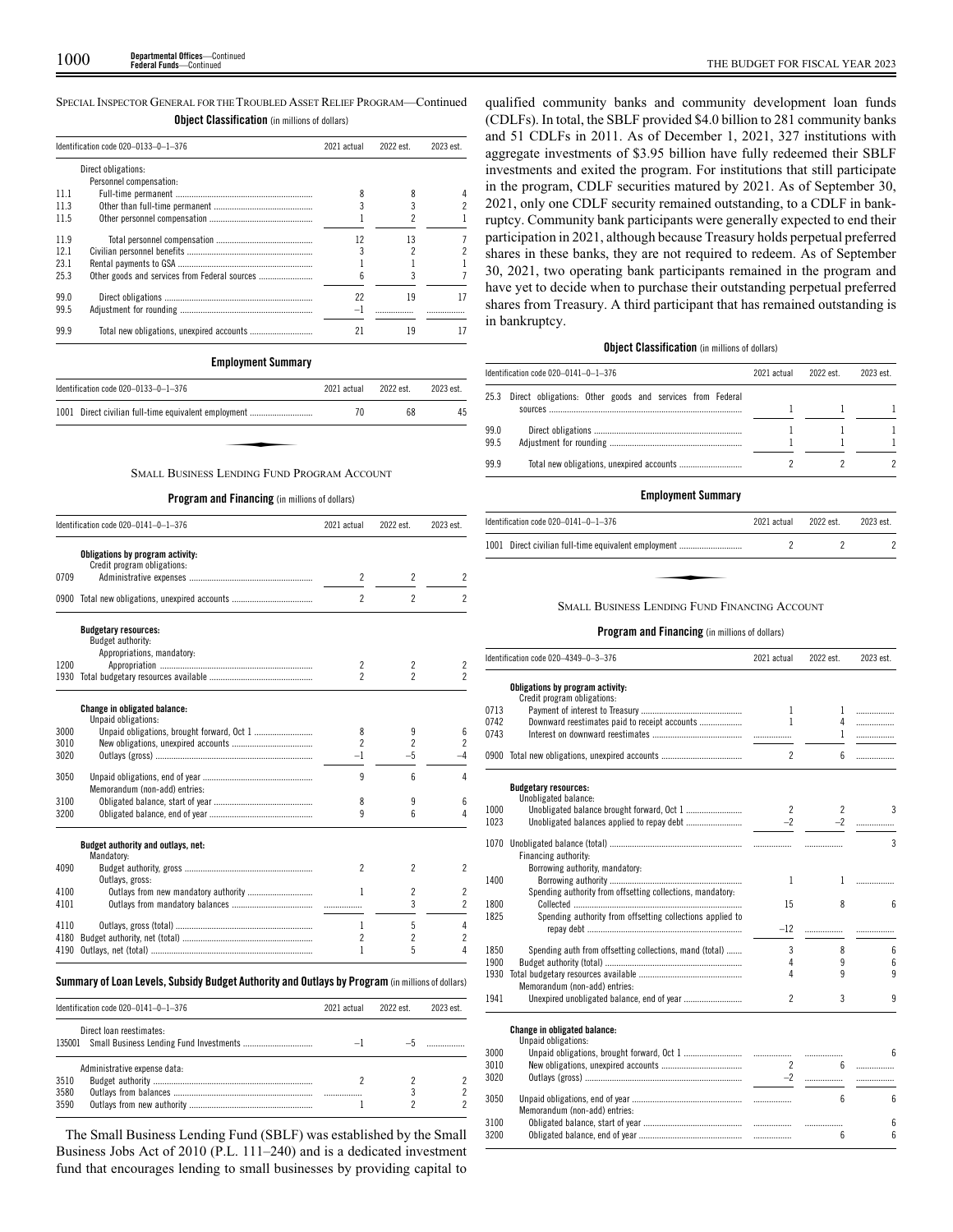SPECIAL INSPECTOR GENERAL FOR THE TROUBLED ASSET RELIEF PROGRAM—Continued

**Object Classification** (in millions of dollars)

| Identification code 020–0133–0–1–376 | | 2021 actual | 2022 est. | 2023 est. |
|---|---|---|---|---|
| | Direct obligations: | | | |
| | Personnel compensation: | | | |
| 11.1 | Full-time permanent | 8 | 8 | 4 |
| 11.3 | Other than full-time permanent | 3 | 3 | 2 |
| 11.5 | Other personnel compensation | 1 | 2 | 1 |
| 11.9 | Total personnel compensation | 12 | 13 | 7 |
| 12.1 | Civilian personnel benefits | 3 | 2 | 2 |
| 23.1 | Rental payments to GSA | 1 | 1 | 1 |
| 25.3 | Other goods and services from Federal sources | 6 | 3 | 7 |
| 99.0 | Direct obligations | 22 | 19 | 17 |
| 99.5 | Adjustment for rounding | –1 | | |
| 99.9 | Total new obligations, unexpired accounts | 21 | 19 | 17 |

**Employment Summary**

| Identification code 020–0133–0–1–376 | | 2021 actual | 2022 est. | 2023 est. |
|---|---|---|---|---|
| 1001 | Direct civilian full-time equivalent employment | 70 | 68 | 45 |

SMALL BUSINESS LENDING FUND PROGRAM ACCOUNT

**Program and Financing** (in millions of dollars)

| Identification code 020–0141–0–1–376 | | 2021 actual | 2022 est. | 2023 est. |
|---|---|---|---|---|
| | **Obligations by program activity:** | | | |
| | Credit program obligations: | | | |
| 0709 | Administrative expenses | 2 | 2 | 2 |
| 0900 | Total new obligations, unexpired accounts | 2 | 2 | 2 |
| | **Budgetary resources:** | | | |
| | Budget authority: | | | |
| | Appropriations, mandatory: | | | |
| 1200 | Appropriation | 2 | 2 | 2 |
| 1930 | Total budgetary resources available | 2 | 2 | 2 |
| | **Change in obligated balance:** | | | |
| | Unpaid obligations: | | | |
| 3000 | Unpaid obligations, brought forward, Oct 1 | 8 | 9 | 6 |
| 3010 | New obligations, unexpired accounts | 2 | 2 | 2 |
| 3020 | Outlays (gross) | –1 | –5 | –4 |
| 3050 | Unpaid obligations, end of year | 9 | 6 | 4 |
| | Memorandum (non-add) entries: | | | |
| 3100 | Obligated balance, start of year | 8 | 9 | 6 |
| 3200 | Obligated balance, end of year | 9 | 6 | 4 |
| | **Budget authority and outlays, net:** | | | |
| | Mandatory: | | | |
| 4090 | Budget authority, gross | 2 | 2 | 2 |
| | Outlays, gross: | | | |
| 4100 | Outlays from new mandatory authority | 1 | 2 | 2 |
| 4101 | Outlays from mandatory balances | | 3 | 2 |
| 4110 | Outlays, gross (total) | 1 | 5 | 4 |
| 4180 | Budget authority, net (total) | 2 | 2 | 2 |
| 4190 | Outlays, net (total) | 1 | 5 | 4 |

**Summary of Loan Levels, Subsidy Budget Authority and Outlays by Program** (in millions of dollars)

| Identification code 020–0141–0–1–376 | | 2021 actual | 2022 est. | 2023 est. |
|---|---|---|---|---|
| | Direct loan reestimates: | | | |
| 135001 | Small Business Lending Fund Investments | –1 | –5 | |
| | Administrative expense data: | | | |
| 3510 | Budget authority | 2 | 2 | 2 |
| 3580 | Outlays from balances | | 3 | 2 |
| 3590 | Outlays from new authority | 1 | 2 | 2 |

The Small Business Lending Fund (SBLF) was established by the Small Business Jobs Act of 2010 (P.L. 111–240) and is a dedicated investment fund that encourages lending to small businesses by providing capital to qualified community banks and community development loan funds (CDLFs). In total, the SBLF provided $4.0 billion to 281 community banks and 51 CDLFs in 2011. As of December 1, 2021, 327 institutions with aggregate investments of $3.95 billion have fully redeemed their SBLF investments and exited the program. For institutions that still participate in the program, CDLF securities matured by 2021. As of September 30, 2021, only one CDLF security remained outstanding, to a CDLF in bankruptcy. Community bank participants were generally expected to end their participation in 2021, although because Treasury holds perpetual preferred shares in these banks, they are not required to redeem. As of September 30, 2021, two operating bank participants remained in the program and have yet to decide when to purchase their outstanding perpetual preferred shares from Treasury. A third participant that has remained outstanding is in bankruptcy.

**Object Classification** (in millions of dollars)

| Identification code 020–0141–0–1–376 | | 2021 actual | 2022 est. | 2023 est. |
|---|---|---|---|---|
| 25.3 | Direct obligations: Other goods and services from Federal sources | 1 | 1 | 1 |
| 99.0 | Direct obligations | 1 | 1 | 1 |
| 99.5 | Adjustment for rounding | 1 | 1 | 1 |
| 99.9 | Total new obligations, unexpired accounts | 2 | 2 | 2 |

**Employment Summary**

| Identification code 020–0141–0–1–376 | | 2021 actual | 2022 est. | 2023 est. |
|---|---|---|---|---|
| 1001 | Direct civilian full-time equivalent employment | 2 | 2 | 2 |

SMALL BUSINESS LENDING FUND FINANCING ACCOUNT

**Program and Financing** (in millions of dollars)

| Identification code 020–4349–0–3–376 | | 2021 actual | 2022 est. | 2023 est. |
|---|---|---|---|---|
| | **Obligations by program activity:** | | | |
| | Credit program obligations: | | | |
| 0713 | Payment of interest to Treasury | 1 | 1 | |
| 0742 | Downward reestimates paid to receipt accounts | 1 | 4 | |
| 0743 | Interest on downward reestimates | | 1 | |
| 0900 | Total new obligations, unexpired accounts | 2 | 6 | |
| | **Budgetary resources:** | | | |
| | Unobligated balance: | | | |
| 1000 | Unobligated balance brought forward, Oct 1 | 2 | 2 | 3 |
| 1023 | Unobligated balances applied to repay debt | –2 | –2 | |
| 1070 | Unobligated balance (total) | | | 3 |
| | Financing authority: | | | |
| | Borrowing authority, mandatory: | | | |
| 1400 | Borrowing authority | 1 | 1 | |
| | Spending authority from offsetting collections, mandatory: | | | |
| 1800 | Collected | 15 | 8 | 6 |
| 1825 | Spending authority from offsetting collections applied to repay debt | –12 | | |
| 1850 | Spending auth from offsetting collections, mand (total) | 3 | 8 | 6 |
| 1900 | Budget authority (total) | 4 | 9 | 6 |
| 1930 | Total budgetary resources available | 4 | 9 | 9 |
| | Memorandum (non-add) entries: | | | |
| 1941 | Unexpired unobligated balance, end of year | 2 | 3 | 9 |
| | **Change in obligated balance:** | | | |
| | Unpaid obligations: | | | |
| 3000 | Unpaid obligations, brought forward, Oct 1 | | | 6 |
| 3010 | New obligations, unexpired accounts | 2 | 6 | |
| 3020 | Outlays (gross) | –2 | | |
| 3050 | Unpaid obligations, end of year | | 6 | 6 |
| | Memorandum (non-add) entries: | | | |
| 3100 | Obligated balance, start of year | | | 6 |
| 3200 | Obligated balance, end of year | | 6 | 6 |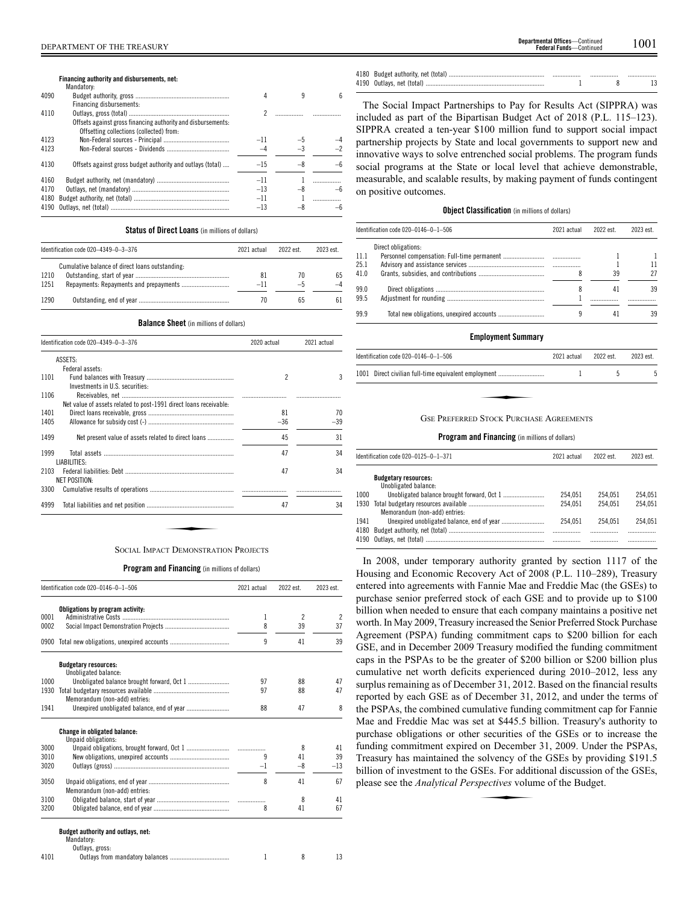| | | | | |
|---|---|---|---|---|
| | **Financing authority and disbursements, net:** | | | |
| | Mandatory: | | | |
| 4090 | Budget authority, gross | 4 | 9 | 6 |
| | Financing disbursements: | | | |
| 4110 | Outlays, gross (total) | 2 | | |
| | Offsets against gross financing authority and disbursements: | | | |
| | Offsetting collections (collected) from: | | | |
| 4123 | Non-Federal sources - Principal | –11 | –5 | –4 |
| 4123 | Non-Federal sources - Dividends | –4 | –3 | –2 |
| 4130 | Offsets against gross budget authority and outlays (total) | –15 | –8 | –6 |
| 4160 | Budget authority, net (mandatory) | –11 | 1 | |
| 4170 | Outlays, net (mandatory) | –13 | –8 | –6 |
| 4180 | Budget authority, net (total) | –11 | 1 | |
| 4190 | Outlays, net (total) | –13 | –8 | –6 |

**Status of Direct Loans** (in millions of dollars)

| Identification code 020–4349–0–3–376 | | 2021 actual | 2022 est. | 2023 est. |
|---|---|---|---|---|
| | Cumulative balance of direct loans outstanding: | | | |
| 1210 | Outstanding, start of year | 81 | 70 | 65 |
| 1251 | Repayments: Repayments and prepayments | –11 | –5 | –4 |
| 1290 | Outstanding, end of year | 70 | 65 | 61 |

**Balance Sheet** (in millions of dollars)

| Identification code 020–4349–0–3–376 | | 2020 actual | 2021 actual |
|---|---|---|---|
| | ASSETS: | | |
| | Federal assets: | | |
| 1101 | Fund balances with Treasury | 2 | 3 |
| | Investments in U.S. securities: | | |
| 1106 | Receivables, net | | |
| | Net value of assets related to post-1991 direct loans receivable: | | |
| 1401 | Direct loans receivable, gross | 81 | 70 |
| 1405 | Allowance for subsidy cost (-) | –36 | –39 |
| 1499 | Net present value of assets related to direct loans | 45 | 31 |
| 1999 | Total assets | 47 | 34 |
| | LIABILITIES: | | |
| 2103 | Federal liabilities: Debt | 47 | 34 |
| | NET POSITION: | | |
| 3300 | Cumulative results of operations | | |
| 4999 | Total liabilities and net position | 47 | 34 |

## SOCIAL IMPACT DEMONSTRATION PROJECTS

**Program and Financing** (in millions of dollars)

| Identification code 020–0146–0–1–506 | | 2021 actual | 2022 est. | 2023 est. |
|---|---|---|---|---|
| | **Obligations by program activity:** | | | |
| 0001 | Administrative Costs | 1 | 2 | 2 |
| 0002 | Social Impact Demonstration Projects | 8 | 39 | 37 |
| 0900 | Total new obligations, unexpired accounts | 9 | 41 | 39 |
| | **Budgetary resources:** | | | |
| | Unobligated balance: | | | |
| 1000 | Unobligated balance brought forward, Oct 1 | 97 | 88 | 47 |
| 1930 | Total budgetary resources available | 97 | 88 | 47 |
| | Memorandum (non-add) entries: | | | |
| 1941 | Unexpired unobligated balance, end of year | 88 | 47 | 8 |
| | **Change in obligated balance:** | | | |
| | Unpaid obligations: | | | |
| 3000 | Unpaid obligations, brought forward, Oct 1 | | 8 | 41 |
| 3010 | New obligations, unexpired accounts | 9 | 41 | 39 |
| 3020 | Outlays (gross) | –1 | –8 | –13 |
| 3050 | Unpaid obligations, end of year | 8 | 41 | 67 |
| | Memorandum (non-add) entries: | | | |
| 3100 | Obligated balance, start of year | | 8 | 41 |
| 3200 | Obligated balance, end of year | 8 | 41 | 67 |
| | **Budget authority and outlays, net:** | | | |
| | Mandatory: | | | |
| | Outlays, gross: | | | |
| 4101 | Outlays from mandatory balances | 1 | 8 | 13 |
| 4180 | Budget authority, net (total) | | | |
| 4190 | Outlays, net (total) | 1 | 8 | 13 |

The Social Impact Partnerships to Pay for Results Act (SIPPRA) was included as part of the Bipartisan Budget Act of 2018 (P.L. 115–123). SIPPRA created a ten-year $100 million fund to support social impact partnership projects by State and local governments to support new and innovative ways to solve entrenched social problems. The program funds social programs at the State or local level that achieve demonstrable, measurable, and scalable results, by making payment of funds contingent on positive outcomes.

**Object Classification** (in millions of dollars)

| Identification code 020–0146–0–1–506 | | 2021 actual | 2022 est. | 2023 est. |
|---|---|---|---|---|
| | Direct obligations: | | | |
| 11.1 | Personnel compensation: Full-time permanent | | 1 | 1 |
| 25.1 | Advisory and assistance services | | 1 | 11 |
| 41.0 | Grants, subsidies, and contributions | 8 | 39 | 27 |
| 99.0 | Direct obligations | 8 | 41 | 39 |
| 99.5 | Adjustment for rounding | 1 | | |
| 99.9 | Total new obligations, unexpired accounts | 9 | 41 | 39 |

**Employment Summary**

| Identification code 020–0146–0–1–506 | | 2021 actual | 2022 est. | 2023 est. |
|---|---|---|---|---|
| 1001 | Direct civilian full-time equivalent employment | 1 | 5 | 5 |

## GSE PREFERRED STOCK PURCHASE AGREEMENTS

**Program and Financing** (in millions of dollars)

| Identification code 020–0125–0–1–371 | | 2021 actual | 2022 est. | 2023 est. |
|---|---|---|---|---|
| | **Budgetary resources:** | | | |
| | Unobligated balance: | | | |
| 1000 | Unobligated balance brought forward, Oct 1 | 254,051 | 254,051 | 254,051 |
| 1930 | Total budgetary resources available | 254,051 | 254,051 | 254,051 |
| | Memorandum (non-add) entries: | | | |
| 1941 | Unexpired unobligated balance, end of year | 254,051 | 254,051 | 254,051 |
| 4180 | Budget authority, net (total) | | | |
| 4190 | Outlays, net (total) | | | |

In 2008, under temporary authority granted by section 1117 of the Housing and Economic Recovery Act of 2008 (P.L. 110–289), Treasury entered into agreements with Fannie Mae and Freddie Mac (the GSEs) to purchase senior preferred stock of each GSE and to provide up to $100 billion when needed to ensure that each company maintains a positive net worth. In May 2009, Treasury increased the Senior Preferred Stock Purchase Agreement (PSPA) funding commitment caps to $200 billion for each GSE, and in December 2009 Treasury modified the funding commitment caps in the PSPAs to be the greater of $200 billion or $200 billion plus cumulative net worth deficits experienced during 2010–2012, less any surplus remaining as of December 31, 2012. Based on the financial results reported by each GSE as of December 31, 2012, and under the terms of the PSPAs, the combined cumulative funding commitment cap for Fannie Mae and Freddie Mac was set at $445.5 billion. Treasury's authority to purchase obligations or other securities of the GSEs or to increase the funding commitment expired on December 31, 2009. Under the PSPAs, Treasury has maintained the solvency of the GSEs by providing $191.5 billion of investment to the GSEs. For additional discussion of the GSEs, please see the *Analytical Perspectives* volume of the Budget.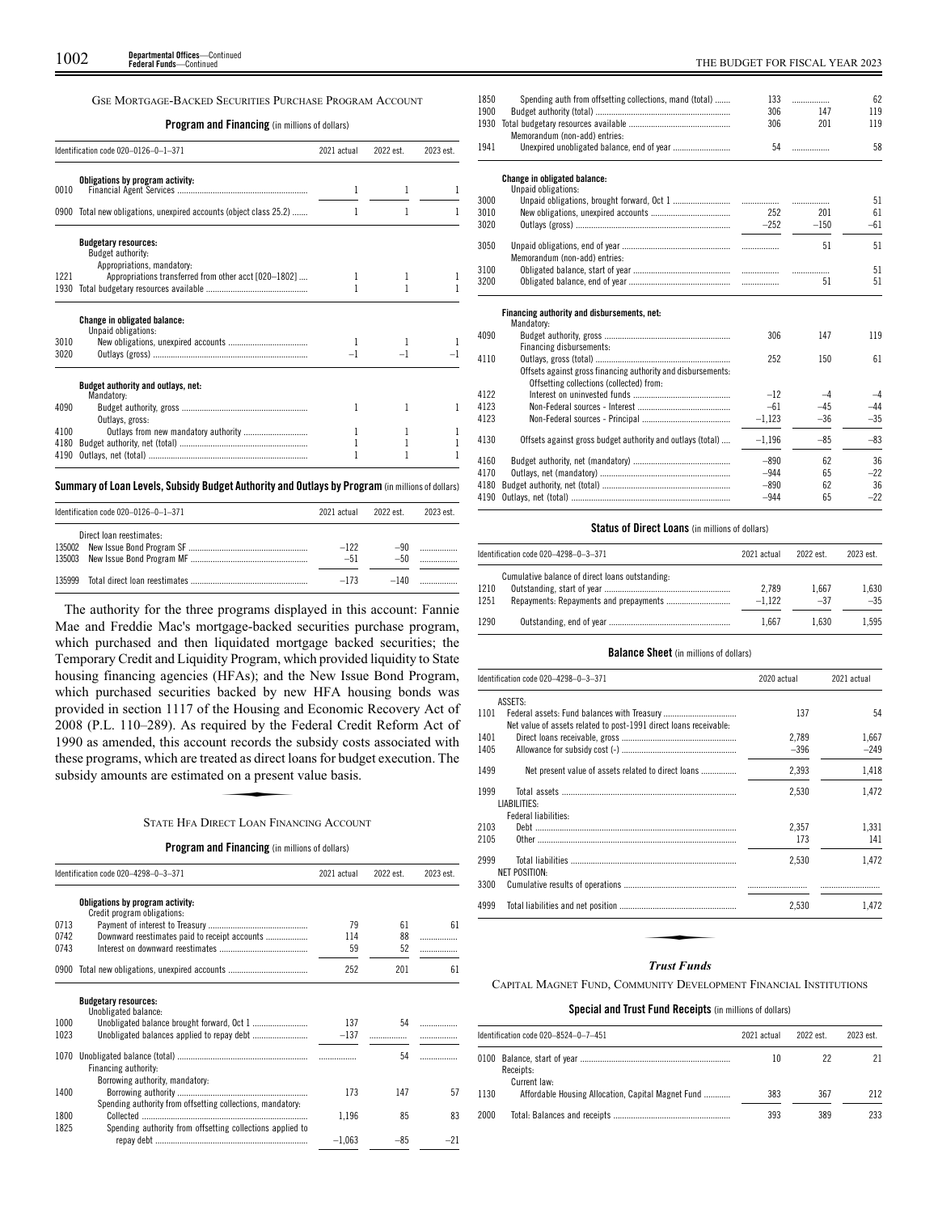## GSE Mortgage-Backed Securities Purchase Program Account

**Program and Financing** (in millions of dollars)

| Identification code 020–0126–0–1–371 | | 2021 actual | 2022 est. | 2023 est. |
|---|---|---|---|---|
| | **Obligations by program activity:** | | | |
| 0010 | Financial Agent Services | 1 | 1 | 1 |
| 0900 | Total new obligations, unexpired accounts (object class 25.2) | 1 | 1 | 1 |
| | **Budgetary resources:** | | | |
| | Budget authority: | | | |
| | Appropriations, mandatory: | | | |
| 1221 | Appropriations transferred from other acct [020–1802] | 1 | 1 | 1 |
| 1930 | Total budgetary resources available | 1 | 1 | 1 |
| | **Change in obligated balance:** | | | |
| | Unpaid obligations: | | | |
| 3010 | New obligations, unexpired accounts | 1 | 1 | 1 |
| 3020 | Outlays (gross) | –1 | –1 | –1 |
| | **Budget authority and outlays, net:** | | | |
| | Mandatory: | | | |
| 4090 | Budget authority, gross | 1 | 1 | 1 |
| | Outlays, gross: | | | |
| 4100 | Outlays from new mandatory authority | 1 | 1 | 1 |
| 4180 | Budget authority, net (total) | 1 | 1 | 1 |
| 4190 | Outlays, net (total) | 1 | 1 | 1 |

**Summary of Loan Levels, Subsidy Budget Authority and Outlays by Program** (in millions of dollars)

| Identification code 020–0126–0–1–371 | | 2021 actual | 2022 est. | 2023 est. |
|---|---|---|---|---|
| | Direct loan reestimates: | | | |
| 135002 | New Issue Bond Program SF | –122 | –90 | .......... |
| 135003 | New Issue Bond Program MF | –51 | –50 | .......... |
| 135999 | Total direct loan reestimates | –173 | –140 | .......... |

The authority for the three programs displayed in this account: Fannie Mae and Freddie Mac's mortgage-backed securities purchase program, which purchased and then liquidated mortgage backed securities; the Temporary Credit and Liquidity Program, which provided liquidity to State housing financing agencies (HFAs); and the New Issue Bond Program, which purchased securities backed by new HFA housing bonds was provided in section 1117 of the Housing and Economic Recovery Act of 2008 (P.L. 110–289). As required by the Federal Credit Reform Act of 1990 as amended, this account records the subsidy costs associated with these programs, which are treated as direct loans for budget execution. The subsidy amounts are estimated on a present value basis.

## State HFA Direct Loan Financing Account

**Program and Financing** (in millions of dollars)

| Identification code 020–4298–0–3–371 | | 2021 actual | 2022 est. | 2023 est. |
|---|---|---|---|---|
| | **Obligations by program activity:** | | | |
| | Credit program obligations: | | | |
| 0713 | Payment of interest to Treasury | 79 | 61 | 61 |
| 0742 | Downward reestimates paid to receipt accounts | 114 | 88 | .......... |
| 0743 | Interest on downward reestimates | 59 | 52 | .......... |
| 0900 | Total new obligations, unexpired accounts | 252 | 201 | 61 |
| | **Budgetary resources:** | | | |
| | Unobligated balance: | | | |
| 1000 | Unobligated balance brought forward, Oct 1 | 137 | 54 | .......... |
| 1023 | Unobligated balances applied to repay debt | –137 | .......... | .......... |
| 1070 | Unobligated balance (total) | .......... | 54 | .......... |
| | Financing authority: | | | |
| | Borrowing authority, mandatory: | | | |
| 1400 | Borrowing authority | 173 | 147 | 57 |
| | Spending authority from offsetting collections, mandatory: | | | |
| 1800 | Collected | 1,196 | 85 | 83 |
| 1825 | Spending authority from offsetting collections applied to repay debt | –1,063 | –85 | –21 |
| 1850 | Spending auth from offsetting collections, mand (total) | 133 | .......... | 62 |
| 1900 | Budget authority (total) | 306 | 147 | 119 |
| 1930 | Total budgetary resources available | 306 | 201 | 119 |
| | Memorandum (non-add) entries: | | | |
| 1941 | Unexpired unobligated balance, end of year | 54 | .......... | 58 |
| | **Change in obligated balance:** | | | |
| | Unpaid obligations: | | | |
| 3000 | Unpaid obligations, brought forward, Oct 1 | .......... | .......... | 51 |
| 3010 | New obligations, unexpired accounts | 252 | 201 | 61 |
| 3020 | Outlays (gross) | –252 | –150 | –61 |
| 3050 | Unpaid obligations, end of year | .......... | 51 | 51 |
| | Memorandum (non-add) entries: | | | |
| 3100 | Obligated balance, start of year | .......... | .......... | 51 |
| 3200 | Obligated balance, end of year | .......... | 51 | 51 |
| | **Financing authority and disbursements, net:** | | | |
| | Mandatory: | | | |
| 4090 | Budget authority, gross | 306 | 147 | 119 |
| | Financing disbursements: | | | |
| 4110 | Outlays, gross (total) | 252 | 150 | 61 |
| | Offsets against gross financing authority and disbursements: | | | |
| | Offsetting collections (collected) from: | | | |
| 4122 | Interest on uninvested funds | –12 | –4 | –4 |
| 4123 | Non-Federal sources - Interest | –61 | –45 | –44 |
| 4123 | Non-Federal sources - Principal | –1,123 | –36 | –35 |
| 4130 | Offsets against gross budget authority and outlays (total) | –1,196 | –85 | –83 |
| 4160 | Budget authority, net (mandatory) | –890 | 62 | 36 |
| 4170 | Outlays, net (mandatory) | –944 | 65 | –22 |
| 4180 | Budget authority, net (total) | –890 | 62 | 36 |
| 4190 | Outlays, net (total) | –944 | 65 | –22 |

**Status of Direct Loans** (in millions of dollars)

| Identification code 020–4298–0–3–371 | | 2021 actual | 2022 est. | 2023 est. |
|---|---|---|---|---|
| | Cumulative balance of direct loans outstanding: | | | |
| 1210 | Outstanding, start of year | 2,789 | 1,667 | 1,630 |
| 1251 | Repayments: Repayments and prepayments | –1,122 | –37 | –35 |
| 1290 | Outstanding, end of year | 1,667 | 1,630 | 1,595 |

**Balance Sheet** (in millions of dollars)

| Identification code 020–4298–0–3–371 | | 2020 actual | 2021 actual |
|---|---|---|---|
| | ASSETS: | | |
| 1101 | Federal assets: Fund balances with Treasury | 137 | 54 |
| | Net value of assets related to post-1991 direct loans receivable: | | |
| 1401 | Direct loans receivable, gross | 2,789 | 1,667 |
| 1405 | Allowance for subsidy cost (-) | –396 | –249 |
| 1499 | Net present value of assets related to direct loans | 2,393 | 1,418 |
| 1999 | Total assets | 2,530 | 1,472 |
| | LIABILITIES: | | |
| | Federal liabilities: | | |
| 2103 | Debt | 2,357 | 1,331 |
| 2105 | Other | 173 | 141 |
| 2999 | Total liabilities | 2,530 | 1,472 |
| | NET POSITION: | | |
| 3300 | Cumulative results of operations | .......... | .......... |
| 4999 | Total liabilities and net position | 2,530 | 1,472 |

### *Trust Funds*

## Capital Magnet Fund, Community Development Financial Institutions

**Special and Trust Fund Receipts** (in millions of dollars)

| Identification code 020–8524–0–7–451 | | 2021 actual | 2022 est. | 2023 est. |
|---|---|---|---|---|
| 0100 | Balance, start of year | 10 | 22 | 21 |
| | Receipts: | | | |
| | Current law: | | | |
| 1130 | Affordable Housing Allocation, Capital Magnet Fund | 383 | 367 | 212 |
| 2000 | Total: Balances and receipts | 393 | 389 | 233 |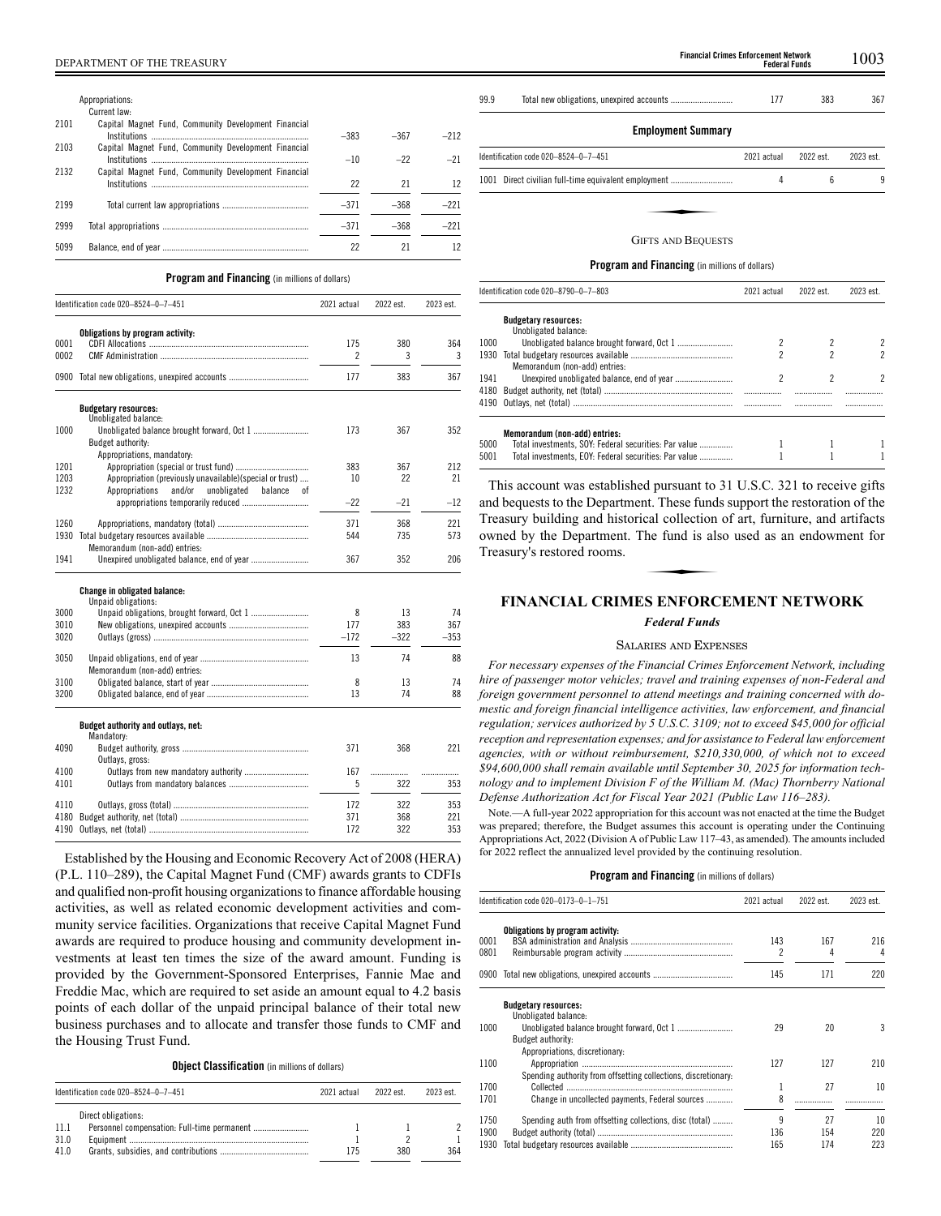| | Appropriations: | | | |
|---|---|---|---|---|
| | Current law: | | | |
| 2101 | Capital Magnet Fund, Community Development Financial Institutions | –383 | –367 | –212 |
| 2103 | Capital Magnet Fund, Community Development Financial Institutions | –10 | –22 | –21 |
| 2132 | Capital Magnet Fund, Community Development Financial Institutions | 22 | 21 | 12 |
| 2199 | Total current law appropriations | –371 | –368 | –221 |
| 2999 | Total appropriations | –371 | –368 | –221 |
| 5099 | Balance, end of year | 22 | 21 | 12 |

**Program and Financing** (in millions of dollars)

| | Identification code 020–8524–0–7–451 | 2021 actual | 2022 est. | 2023 est. |
|---|---|---|---|---|
| | **Obligations by program activity:** | | | |
| 0001 | CDFI Allocations | 175 | 380 | 364 |
| 0002 | CMF Administration | 2 | 3 | 3 |
| 0900 | Total new obligations, unexpired accounts | 177 | 383 | 367 |
| | **Budgetary resources:** | | | |
| | Unobligated balance: | | | |
| 1000 | Unobligated balance brought forward, Oct 1 | 173 | 367 | 352 |
| | Budget authority: | | | |
| | Appropriations, mandatory: | | | |
| 1201 | Appropriation (special or trust fund) | 383 | 367 | 212 |
| 1203 | Appropriation (previously unavailable)(special or trust) | 10 | 22 | 21 |
| 1232 | Appropriations and/or unobligated balance of appropriations temporarily reduced | –22 | –21 | –12 |
| 1260 | Appropriations, mandatory (total) | 371 | 368 | 221 |
| 1930 | Total budgetary resources available | 544 | 735 | 573 |
| | Memorandum (non-add) entries: | | | |
| 1941 | Unexpired unobligated balance, end of year | 367 | 352 | 206 |
| | **Change in obligated balance:** | | | |
| | Unpaid obligations: | | | |
| 3000 | Unpaid obligations, brought forward, Oct 1 | 8 | 13 | 74 |
| 3010 | New obligations, unexpired accounts | 177 | 383 | 367 |
| 3020 | Outlays (gross) | –172 | –322 | –353 |
| 3050 | Unpaid obligations, end of year | 13 | 74 | 88 |
| | Memorandum (non-add) entries: | | | |
| 3100 | Obligated balance, start of year | 8 | 13 | 74 |
| 3200 | Obligated balance, end of year | 13 | 74 | 88 |
| | **Budget authority and outlays, net:** | | | |
| | Mandatory: | | | |
| 4090 | Budget authority, gross | 371 | 368 | 221 |
| | Outlays, gross: | | | |
| 4100 | Outlays from new mandatory authority | 167 | | |
| 4101 | Outlays from mandatory balances | 5 | 322 | 353 |
| 4110 | Outlays, gross (total) | 172 | 322 | 353 |
| 4180 | Budget authority, net (total) | 371 | 368 | 221 |
| 4190 | Outlays, net (total) | 172 | 322 | 353 |

Established by the Housing and Economic Recovery Act of 2008 (HERA) (P.L. 110–289), the Capital Magnet Fund (CMF) awards grants to CDFIs and qualified non-profit housing organizations to finance affordable housing activities, as well as related economic development activities and community service facilities. Organizations that receive Capital Magnet Fund awards are required to produce housing and community development investments at least ten times the size of the award amount. Funding is provided by the Government-Sponsored Enterprises, Fannie Mae and Freddie Mac, which are required to set aside an amount equal to 4.2 basis points of each dollar of the unpaid principal balance of their total new business purchases and to allocate and transfer those funds to CMF and the Housing Trust Fund.

**Object Classification** (in millions of dollars)

| | Identification code 020–8524–0–7–451 | 2021 actual | 2022 est. | 2023 est. |
|---|---|---|---|---|
| | Direct obligations: | | | |
| 11.1 | Personnel compensation: Full-time permanent | 1 | 1 | 2 |
| 31.0 | Equipment | 1 | 2 | 1 |
| 41.0 | Grants, subsidies, and contributions | 175 | 380 | 364 |
| 99.9 | Total new obligations, unexpired accounts | 177 | 383 | 367 |

**Employment Summary**

| | Identification code 020–8524–0–7–451 | 2021 actual | 2022 est. | 2023 est. |
|---|---|---|---|---|
| 1001 | Direct civilian full-time equivalent employment | 4 | 6 | 9 |

GIFTS AND BEQUESTS

**Program and Financing** (in millions of dollars)

| | Identification code 020–8790–0–7–803 | 2021 actual | 2022 est. | 2023 est. |
|---|---|---|---|---|
| | **Budgetary resources:** | | | |
| | Unobligated balance: | | | |
| 1000 | Unobligated balance brought forward, Oct 1 | 2 | 2 | 2 |
| 1930 | Total budgetary resources available | 2 | 2 | 2 |
| | Memorandum (non-add) entries: | | | |
| 1941 | Unexpired unobligated balance, end of year | 2 | 2 | 2 |
| 4180 | Budget authority, net (total) | | | |
| 4190 | Outlays, net (total) | | | |
| | **Memorandum (non-add) entries:** | | | |
| 5000 | Total investments, SOY: Federal securities: Par value | 1 | 1 | 1 |
| 5001 | Total investments, EOY: Federal securities: Par value | 1 | 1 | 1 |

This account was established pursuant to 31 U.S.C. 321 to receive gifts and bequests to the Department. These funds support the restoration of the Treasury building and historical collection of art, furniture, and artifacts owned by the Department. The fund is also used as an endowment for Treasury's restored rooms.

## FINANCIAL CRIMES ENFORCEMENT NETWORK

### *Federal Funds*

SALARIES AND EXPENSES

*For necessary expenses of the Financial Crimes Enforcement Network, including hire of passenger motor vehicles; travel and training expenses of non-Federal and foreign government personnel to attend meetings and training concerned with domestic and foreign financial intelligence activities, law enforcement, and financial regulation; services authorized by 5 U.S.C. 3109; not to exceed $45,000 for official reception and representation expenses; and for assistance to Federal law enforcement agencies, with or without reimbursement, $210,330,000, of which not to exceed $94,600,000 shall remain available until September 30, 2025 for information technology and to implement Division F of the William M. (Mac) Thornberry National Defense Authorization Act for Fiscal Year 2021 (Public Law 116–283).*

Note.—A full-year 2022 appropriation for this account was not enacted at the time the Budget was prepared; therefore, the Budget assumes this account is operating under the Continuing Appropriations Act, 2022 (Division A of Public Law 117–43, as amended). The amounts included for 2022 reflect the annualized level provided by the continuing resolution.

**Program and Financing** (in millions of dollars)

| | Identification code 020–0173–0–1–751 | 2021 actual | 2022 est. | 2023 est. |
|---|---|---|---|---|
| | **Obligations by program activity:** | | | |
| 0001 | BSA administration and Analysis | 143 | 167 | 216 |
| 0801 | Reimbursable program activity | 2 | 4 | 4 |
| 0900 | Total new obligations, unexpired accounts | 145 | 171 | 220 |
| | **Budgetary resources:** | | | |
| | Unobligated balance: | | | |
| 1000 | Unobligated balance brought forward, Oct 1 | 29 | 20 | 3 |
| | Budget authority: | | | |
| | Appropriations, discretionary: | | | |
| 1100 | Appropriation | 127 | 127 | 210 |
| | Spending authority from offsetting collections, discretionary: | | | |
| 1700 | Collected | 1 | 27 | 10 |
| 1701 | Change in uncollected payments, Federal sources | 8 | | |
| 1750 | Spending auth from offsetting collections, disc (total) | 9 | 27 | 10 |
| 1900 | Budget authority (total) | 136 | 154 | 220 |
| 1930 | Total budgetary resources available | 165 | 174 | 223 |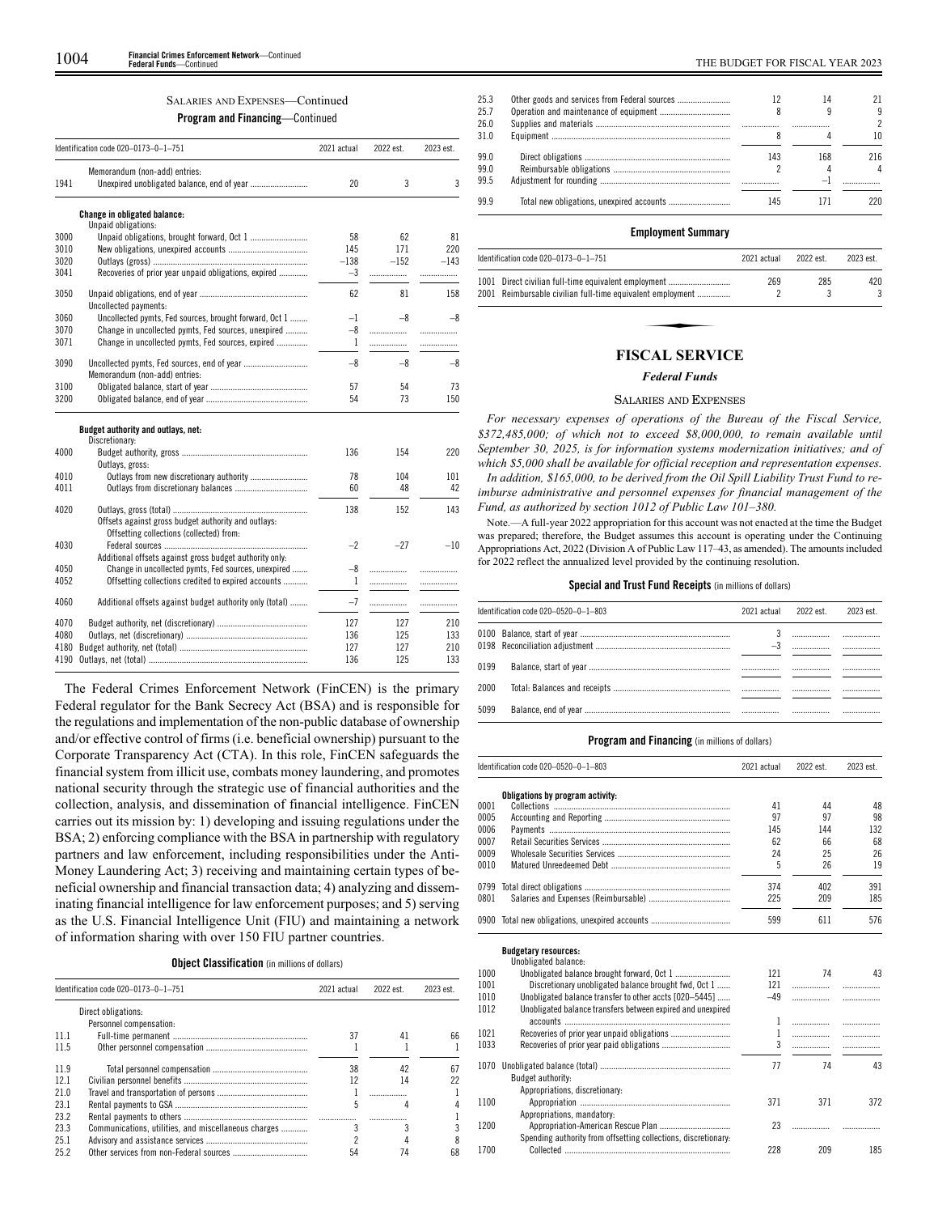SALARIES AND EXPENSES—Continued

**Program and Financing**—Continued

| Identification code 020–0173–0–1–751 | | 2021 actual | 2022 est. | 2023 est. |
|---|---|---|---|---|
| | Memorandum (non-add) entries: | | | |
| 1941 | Unexpired unobligated balance, end of year | 20 | 3 | 3 |
| | **Change in obligated balance:** | | | |
| | Unpaid obligations: | | | |
| 3000 | Unpaid obligations, brought forward, Oct 1 | 58 | 62 | 81 |
| 3010 | New obligations, unexpired accounts | 145 | 171 | 220 |
| 3020 | Outlays (gross) | –138 | –152 | –143 |
| 3041 | Recoveries of prior year unpaid obligations, expired | –3 | | |
| 3050 | Unpaid obligations, end of year | 62 | 81 | 158 |
| | Uncollected payments: | | | |
| 3060 | Uncollected pymts, Fed sources, brought forward, Oct 1 | –1 | –8 | –8 |
| 3070 | Change in uncollected pymts, Fed sources, unexpired | –8 | | |
| 3071 | Change in uncollected pymts, Fed sources, expired | 1 | | |
| 3090 | Uncollected pymts, Fed sources, end of year | –8 | –8 | –8 |
| | Memorandum (non-add) entries: | | | |
| 3100 | Obligated balance, start of year | 57 | 54 | 73 |
| 3200 | Obligated balance, end of year | 54 | 73 | 150 |
| | **Budget authority and outlays, net:** | | | |
| | Discretionary: | | | |
| 4000 | Budget authority, gross | 136 | 154 | 220 |
| | Outlays, gross: | | | |
| 4010 | Outlays from new discretionary authority | 78 | 104 | 101 |
| 4011 | Outlays from discretionary balances | 60 | 48 | 42 |
| 4020 | Outlays, gross (total) | 138 | 152 | 143 |
| | Offsets against gross budget authority and outlays: | | | |
| | Offsetting collections (collected) from: | | | |
| 4030 | Federal sources | –2 | –27 | –10 |
| | Additional offsets against gross budget authority only: | | | |
| 4050 | Change in uncollected pymts, Fed sources, unexpired | –8 | | |
| 4052 | Offsetting collections credited to expired accounts | 1 | | |
| 4060 | Additional offsets against budget authority only (total) | –7 | | |
| 4070 | Budget authority, net (discretionary) | 127 | 127 | 210 |
| 4080 | Outlays, net (discretionary) | 136 | 125 | 133 |
| 4180 | Budget authority, net (total) | 127 | 127 | 210 |
| 4190 | Outlays, net (total) | 136 | 125 | 133 |

The Federal Crimes Enforcement Network (FinCEN) is the primary Federal regulator for the Bank Secrecy Act (BSA) and is responsible for the regulations and implementation of the non-public database of ownership and/or effective control of firms (i.e. beneficial ownership) pursuant to the Corporate Transparency Act (CTA). In this role, FinCEN safeguards the financial system from illicit use, combats money laundering, and promotes national security through the strategic use of financial authorities and the collection, analysis, and dissemination of financial intelligence. FinCEN carries out its mission by: 1) developing and issuing regulations under the BSA; 2) enforcing compliance with the BSA in partnership with regulatory partners and law enforcement, including responsibilities under the Anti-Money Laundering Act; 3) receiving and maintaining certain types of beneficial ownership and financial transaction data; 4) analyzing and disseminating financial intelligence for law enforcement purposes; and 5) serving as the U.S. Financial Intelligence Unit (FIU) and maintaining a network of information sharing with over 150 FIU partner countries.

**Object Classification** (in millions of dollars)

| Identification code 020–0173–0–1–751 | | 2021 actual | 2022 est. | 2023 est. |
|---|---|---|---|---|
| | Direct obligations: | | | |
| | Personnel compensation: | | | |
| 11.1 | Full-time permanent | 37 | 41 | 66 |
| 11.5 | Other personnel compensation | 1 | 1 | 1 |
| 11.9 | Total personnel compensation | 38 | 42 | 67 |
| 12.1 | Civilian personnel benefits | 12 | 14 | 22 |
| 21.0 | Travel and transportation of persons | 1 | | 1 |
| 23.1 | Rental payments to GSA | 5 | 4 | 4 |
| 23.2 | Rental payments to others | | | 1 |
| 23.3 | Communications, utilities, and miscellaneous charges | 3 | 3 | 3 |
| 25.1 | Advisory and assistance services | 2 | 4 | 8 |
| 25.2 | Other services from non-Federal sources | 54 | 74 | 68 |
| 25.3 | Other goods and services from Federal sources | 12 | 14 | 21 |
| 25.7 | Operation and maintenance of equipment | 8 | 9 | 9 |
| 26.0 | Supplies and materials | | | 2 |
| 31.0 | Equipment | 8 | 4 | 10 |
| 99.0 | Direct obligations | 143 | 168 | 216 |
| 99.0 | Reimbursable obligations | 2 | 4 | 4 |
| 99.5 | Adjustment for rounding | | –1 | |
| 99.9 | Total new obligations, unexpired accounts | 145 | 171 | 220 |

**Employment Summary**

| Identification code 020–0173–0–1–751 | | 2021 actual | 2022 est. | 2023 est. |
|---|---|---|---|---|
| 1001 | Direct civilian full-time equivalent employment | 269 | 285 | 420 |
| 2001 | Reimbursable civilian full-time equivalent employment | 2 | 3 | 3 |

# FISCAL SERVICE

## *Federal Funds*

### SALARIES AND EXPENSES

*For necessary expenses of operations of the Bureau of the Fiscal Service, $372,485,000; of which not to exceed $8,000,000, to remain available until September 30, 2025, is for information systems modernization initiatives; and of which $5,000 shall be available for official reception and representation expenses.*

*In addition, $165,000, to be derived from the Oil Spill Liability Trust Fund to reimburse administrative and personnel expenses for financial management of the Fund, as authorized by section 1012 of Public Law 101–380.*

Note.—A full-year 2022 appropriation for this account was not enacted at the time the Budget was prepared; therefore, the Budget assumes this account is operating under the Continuing Appropriations Act, 2022 (Division A of Public Law 117–43, as amended). The amounts included for 2022 reflect the annualized level provided by the continuing resolution.

**Special and Trust Fund Receipts** (in millions of dollars)

| Identification code 020–0520–0–1–803 | | 2021 actual | 2022 est. | 2023 est. |
|---|---|---|---|---|
| 0100 | Balance, start of year | 3 | | |
| 0198 | Reconciliation adjustment | –3 | | |
| 0199 | Balance, start of year | | | |
| 2000 | Total: Balances and receipts | | | |
| 5099 | Balance, end of year | | | |

**Program and Financing** (in millions of dollars)

| Identification code 020–0520–0–1–803 | | 2021 actual | 2022 est. | 2023 est. |
|---|---|---|---|---|
| | **Obligations by program activity:** | | | |
| 0001 | Collections | 41 | 44 | 48 |
| 0005 | Accounting and Reporting | 97 | 97 | 98 |
| 0006 | Payments | 145 | 144 | 132 |
| 0007 | Retail Securities Services | 62 | 66 | 68 |
| 0009 | Wholesale Securities Services | 24 | 25 | 26 |
| 0010 | Matured Unredeemed Debt | 5 | 26 | 19 |
| 0799 | Total direct obligations | 374 | 402 | 391 |
| 0801 | Salaries and Expenses (Reimbursable) | 225 | 209 | 185 |
| 0900 | Total new obligations, unexpired accounts | 599 | 611 | 576 |
| | **Budgetary resources:** | | | |
| | Unobligated balance: | | | |
| 1000 | Unobligated balance brought forward, Oct 1 | 121 | 74 | 43 |
| 1001 | Discretionary unobligated balance brought fwd, Oct 1 | 121 | | |
| 1010 | Unobligated balance transfer to other accts [020–5445] | –49 | | |
| 1012 | Unobligated balance transfers between expired and unexpired accounts | 1 | | |
| 1021 | Recoveries of prior year unpaid obligations | 1 | | |
| 1033 | Recoveries of prior year paid obligations | 3 | | |
| 1070 | Unobligated balance (total) | 77 | 74 | 43 |
| | Budget authority: | | | |
| | Appropriations, discretionary: | | | |
| 1100 | Appropriation | 371 | 371 | 372 |
| | Appropriations, mandatory: | | | |
| 1200 | Appropriation-American Rescue Plan | 23 | | |
| | Spending authority from offsetting collections, discretionary: | | | |
| 1700 | Collected | 228 | 209 | 185 |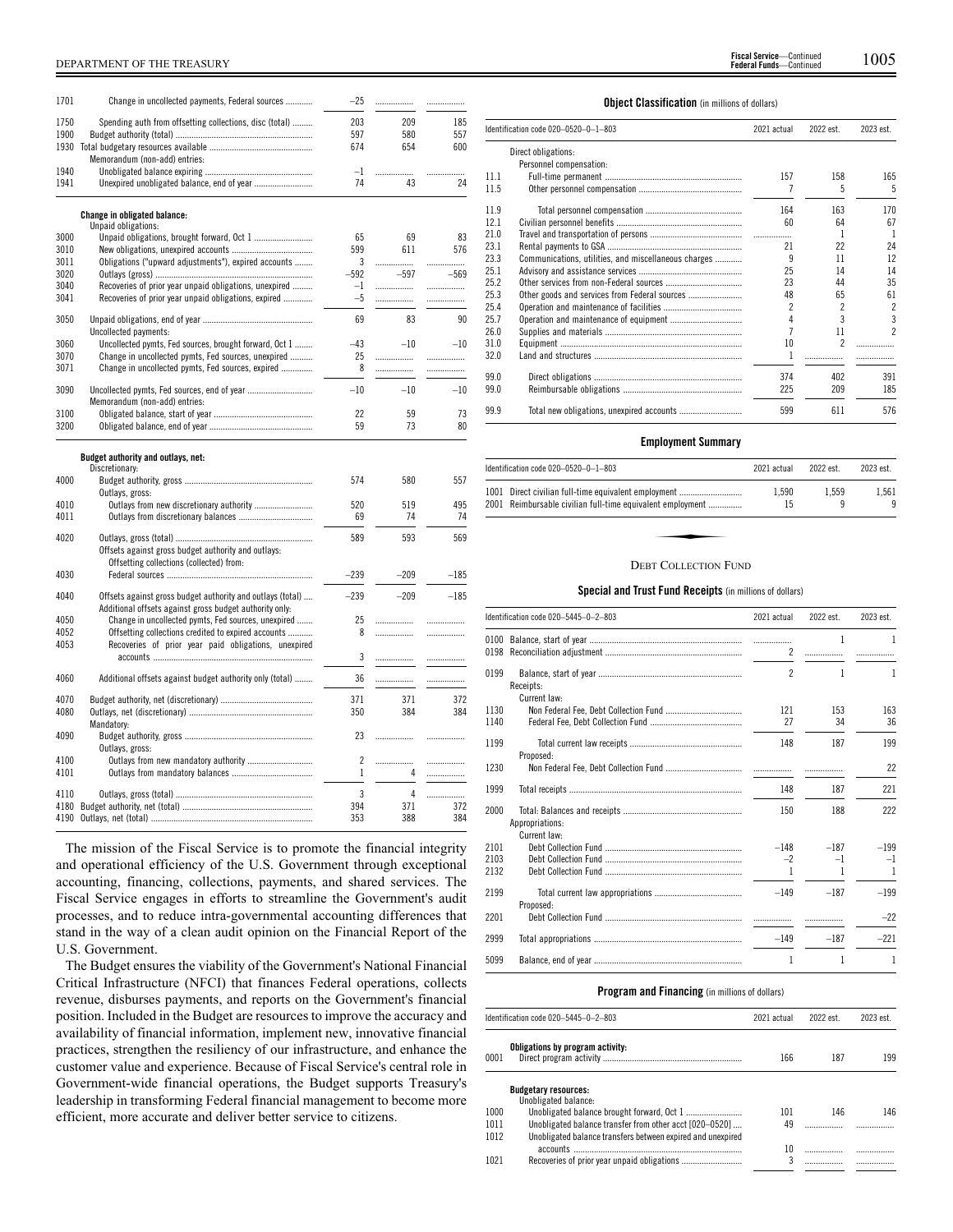| | | | | |
|---|---|---|---|---|
| 1701 | Change in uncollected payments, Federal sources | −25 | | |
| 1750 | Spending auth from offsetting collections, disc (total) | 203 | 209 | 185 |
| 1900 | Budget authority (total) | 597 | 580 | 557 |
| 1930 | Total budgetary resources available | 674 | 654 | 600 |
| | Memorandum (non-add) entries: | | | |
| 1940 | Unobligated balance expiring | −1 | | |
| 1941 | Unexpired unobligated balance, end of year | 74 | 43 | 24 |
| | **Change in obligated balance:** | | | |
| | Unpaid obligations: | | | |
| 3000 | Unpaid obligations, brought forward, Oct 1 | 65 | 69 | 83 |
| 3010 | New obligations, unexpired accounts | 599 | 611 | 576 |
| 3011 | Obligations ("upward adjustments"), expired accounts | 3 | | |
| 3020 | Outlays (gross) | −592 | −597 | −569 |
| 3040 | Recoveries of prior year unpaid obligations, unexpired | −1 | | |
| 3041 | Recoveries of prior year unpaid obligations, expired | −5 | | |
| 3050 | Unpaid obligations, end of year | 69 | 83 | 90 |
| | Uncollected payments: | | | |
| 3060 | Uncollected pymts, Fed sources, brought forward, Oct 1 | −43 | −10 | −10 |
| 3070 | Change in uncollected pymts, Fed sources, unexpired | 25 | | |
| 3071 | Change in uncollected pymts, Fed sources, expired | 8 | | |
| 3090 | Uncollected pymts, Fed sources, end of year | −10 | −10 | −10 |
| | Memorandum (non-add) entries: | | | |
| 3100 | Obligated balance, start of year | 22 | 59 | 73 |
| 3200 | Obligated balance, end of year | 59 | 73 | 80 |
| | **Budget authority and outlays, net:** | | | |
| | Discretionary: | | | |
| 4000 | Budget authority, gross | 574 | 580 | 557 |
| | Outlays, gross: | | | |
| 4010 | Outlays from new discretionary authority | 520 | 519 | 495 |
| 4011 | Outlays from discretionary balances | 69 | 74 | 74 |
| 4020 | Outlays, gross (total) | 589 | 593 | 569 |
| | Offsets against gross budget authority and outlays: | | | |
| | Offsetting collections (collected) from: | | | |
| 4030 | Federal sources | −239 | −209 | −185 |
| 4040 | Offsets against gross budget authority and outlays (total) | −239 | −209 | −185 |
| | Additional offsets against gross budget authority only: | | | |
| 4050 | Change in uncollected pymts, Fed sources, unexpired | 25 | | |
| 4052 | Offsetting collections credited to expired accounts | 8 | | |
| 4053 | Recoveries of prior year paid obligations, unexpired accounts | 3 | | |
| 4060 | Additional offsets against budget authority only (total) | 36 | | |
| 4070 | Budget authority, net (discretionary) | 371 | 371 | 372 |
| 4080 | Outlays, net (discretionary) | 350 | 384 | 384 |
| | Mandatory: | | | |
| 4090 | Budget authority, gross | 23 | | |
| | Outlays, gross: | | | |
| 4100 | Outlays from new mandatory authority | 2 | | |
| 4101 | Outlays from mandatory balances | 1 | 4 | |
| 4110 | Outlays, gross (total) | 3 | 4 | |
| 4180 | Budget authority, net (total) | 394 | 371 | 372 |
| 4190 | Outlays, net (total) | 353 | 388 | 384 |

The mission of the Fiscal Service is to promote the financial integrity and operational efficiency of the U.S. Government through exceptional accounting, financing, collections, payments, and shared services. The Fiscal Service engages in efforts to streamline the Government's audit processes, and to reduce intra-governmental accounting differences that stand in the way of a clean audit opinion on the Financial Report of the U.S. Government.

The Budget ensures the viability of the Government's National Financial Critical Infrastructure (NFCI) that finances Federal operations, collects revenue, disburses payments, and reports on the Government's financial position. Included in the Budget are resources to improve the accuracy and availability of financial information, implement new, innovative financial practices, strengthen the resiliency of our infrastructure, and enhance the customer value and experience. Because of Fiscal Service's central role in Government-wide financial operations, the Budget supports Treasury's leadership in transforming Federal financial management to become more efficient, more accurate and deliver better service to citizens.

**Object Classification** (in millions of dollars)

| | Identification code 020–0520–0–1–803 | 2021 actual | 2022 est. | 2023 est. |
|---|---|---|---|---|
| | Direct obligations: | | | |
| | Personnel compensation: | | | |
| 11.1 | Full-time permanent | 157 | 158 | 165 |
| 11.5 | Other personnel compensation | 7 | 5 | 5 |
| 11.9 | Total personnel compensation | 164 | 163 | 170 |
| 12.1 | Civilian personnel benefits | 60 | 64 | 67 |
| 21.0 | Travel and transportation of persons | | 1 | 1 |
| 23.1 | Rental payments to GSA | 21 | 22 | 24 |
| 23.3 | Communications, utilities, and miscellaneous charges | 9 | 11 | 12 |
| 25.1 | Advisory and assistance services | 25 | 14 | 14 |
| 25.2 | Other services from non-Federal sources | 23 | 44 | 35 |
| 25.3 | Other goods and services from Federal sources | 48 | 65 | 61 |
| 25.4 | Operation and maintenance of facilities | 2 | 2 | 2 |
| 25.7 | Operation and maintenance of equipment | 4 | 3 | 3 |
| 26.0 | Supplies and materials | 7 | 11 | 2 |
| 31.0 | Equipment | 10 | 2 | |
| 32.0 | Land and structures | 1 | | |
| 99.0 | Direct obligations | 374 | 402 | 391 |
| 99.0 | Reimbursable obligations | 225 | 209 | 185 |
| 99.9 | Total new obligations, unexpired accounts | 599 | 611 | 576 |

**Employment Summary**

| Identification code 020–0520–0–1–803 | 2021 actual | 2022 est. | 2023 est. |
|---|---|---|---|
| 1001 Direct civilian full-time equivalent employment | 1,590 | 1,559 | 1,561 |
| 2001 Reimbursable civilian full-time equivalent employment | 15 | 9 | 9 |

## DEBT COLLECTION FUND

**Special and Trust Fund Receipts** (in millions of dollars)

| | Identification code 020–5445–0–2–803 | 2021 actual | 2022 est. | 2023 est. |
|---|---|---|---|---|
| 0100 | Balance, start of year | | 1 | 1 |
| 0198 | Reconciliation adjustment | 2 | | |
| 0199 | Balance, start of year | 2 | 1 | 1 |
| | Receipts: | | | |
| | Current law: | | | |
| 1130 | Non Federal Fee, Debt Collection Fund | 121 | 153 | 163 |
| 1140 | Federal Fee, Debt Collection Fund | 27 | 34 | 36 |
| 1199 | Total current law receipts | 148 | 187 | 199 |
| | Proposed: | | | |
| 1230 | Non Federal Fee, Debt Collection Fund | | | 22 |
| 1999 | Total receipts | 148 | 187 | 221 |
| 2000 | Total: Balances and receipts | 150 | 188 | 222 |
| | Appropriations: | | | |
| | Current law: | | | |
| 2101 | Debt Collection Fund | −148 | −187 | −199 |
| 2103 | Debt Collection Fund | −2 | −1 | −1 |
| 2132 | Debt Collection Fund | 1 | 1 | 1 |
| 2199 | Total current law appropriations | −149 | −187 | −199 |
| | Proposed: | | | |
| 2201 | Debt Collection Fund | | | −22 |
| 2999 | Total appropriations | −149 | −187 | −221 |
| 5099 | Balance, end of year | 1 | 1 | 1 |

**Program and Financing** (in millions of dollars)

| | Identification code 020–5445–0–2–803 | 2021 actual | 2022 est. | 2023 est. |
|---|---|---|---|---|
| | **Obligations by program activity:** | | | |
| 0001 | Direct program activity | 166 | 187 | 199 |
| | **Budgetary resources:** | | | |
| | Unobligated balance: | | | |
| 1000 | Unobligated balance brought forward, Oct 1 | 101 | 146 | 146 |
| 1011 | Unobligated balance transfer from other acct [020–0520] | 49 | | |
| 1012 | Unobligated balance transfers between expired and unexpired accounts | 10 | | |
| 1021 | Recoveries of prior year unpaid obligations | 3 | | |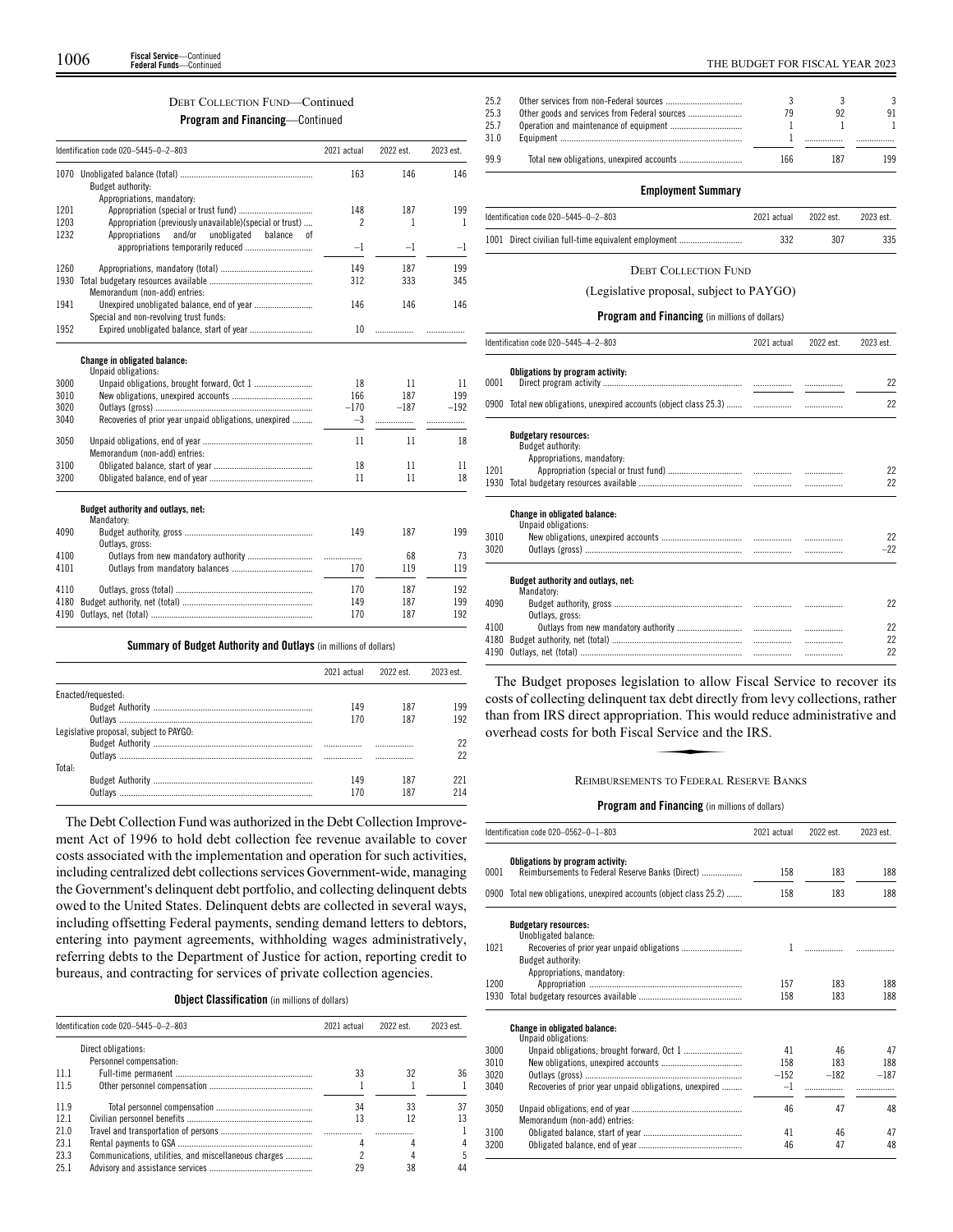DEBT COLLECTION FUND—Continued

**Program and Financing**—Continued

| Identification code 020–5445–0–2–803 | 2021 actual | 2022 est. | 2023 est. |
|---|---|---|---|
| 1070 Unobligated balance (total) | 163 | 146 | 146 |
| Budget authority: | | | |
| Appropriations, mandatory: | | | |
| 1201 Appropriation (special or trust fund) | 148 | 187 | 199 |
| 1203 Appropriation (previously unavailable)(special or trust) | 2 | 1 | 1 |
| 1232 Appropriations and/or unobligated balance of appropriations temporarily reduced | –1 | –1 | –1 |
| 1260 Appropriations, mandatory (total) | 149 | 187 | 199 |
| 1930 Total budgetary resources available | 312 | 333 | 345 |
| Memorandum (non-add) entries: | | | |
| 1941 Unexpired unobligated balance, end of year | 146 | 146 | 146 |
| Special and non-revolving trust funds: | | | |
| 1952 Expired unobligated balance, start of year | 10 | | |
| **Change in obligated balance:** | | | |
| Unpaid obligations: | | | |
| 3000 Unpaid obligations, brought forward, Oct 1 | 18 | 11 | 11 |
| 3010 New obligations, unexpired accounts | 166 | 187 | 199 |
| 3020 Outlays (gross) | –170 | –187 | –192 |
| 3040 Recoveries of prior year unpaid obligations, unexpired | –3 | | |
| 3050 Unpaid obligations, end of year | 11 | 11 | 18 |
| Memorandum (non-add) entries: | | | |
| 3100 Obligated balance, start of year | 18 | 11 | 11 |
| 3200 Obligated balance, end of year | 11 | 11 | 18 |
| **Budget authority and outlays, net:** | | | |
| Mandatory: | | | |
| 4090 Budget authority, gross | 149 | 187 | 199 |
| Outlays, gross: | | | |
| 4100 Outlays from new mandatory authority | | 68 | 73 |
| 4101 Outlays from mandatory balances | 170 | 119 | 119 |
| 4110 Outlays, gross (total) | 170 | 187 | 192 |
| 4180 Budget authority, net (total) | 149 | 187 | 199 |
| 4190 Outlays, net (total) | 170 | 187 | 192 |

**Summary of Budget Authority and Outlays** (in millions of dollars)

| | 2021 actual | 2022 est. | 2023 est. |
|---|---|---|---|
| Enacted/requested: | | | |
| Budget Authority | 149 | 187 | 199 |
| Outlays | 170 | 187 | 192 |
| Legislative proposal, subject to PAYGO: | | | |
| Budget Authority | | | 22 |
| Outlays | | | 22 |
| Total: | | | |
| Budget Authority | 149 | 187 | 221 |
| Outlays | 170 | 187 | 214 |

The Debt Collection Fund was authorized in the Debt Collection Improvement Act of 1996 to hold debt collection fee revenue available to cover costs associated with the implementation and operation for such activities, including centralized debt collections services Government-wide, managing the Government's delinquent debt portfolio, and collecting delinquent debts owed to the United States. Delinquent debts are collected in several ways, including offsetting Federal payments, sending demand letters to debtors, entering into payment agreements, withholding wages administratively, referring debts to the Department of Justice for action, reporting credit to bureaus, and contracting for services of private collection agencies.

**Object Classification** (in millions of dollars)

| Identification code 020–5445–0–2–803 | 2021 actual | 2022 est. | 2023 est. |
|---|---|---|---|
| Direct obligations: | | | |
| Personnel compensation: | | | |
| 11.1 Full-time permanent | 33 | 32 | 36 |
| 11.5 Other personnel compensation | 1 | 1 | 1 |
| 11.9 Total personnel compensation | 34 | 33 | 37 |
| 12.1 Civilian personnel benefits | 13 | 12 | 13 |
| 21.0 Travel and transportation of persons | | | 1 |
| 23.1 Rental payments to GSA | 4 | 4 | 4 |
| 23.3 Communications, utilities, and miscellaneous charges | 2 | 4 | 5 |
| 25.1 Advisory and assistance services | 29 | 38 | 44 |
| 25.2 Other services from non-Federal sources | 3 | 3 | 3 |
| 25.3 Other goods and services from Federal sources | 79 | 92 | 91 |
| 25.7 Operation and maintenance of equipment | 1 | 1 | 1 |
| 31.0 Equipment | 1 | | |
| 99.9 Total new obligations, unexpired accounts | 166 | 187 | 199 |

**Employment Summary**

| Identification code 020–5445–0–2–803 | 2021 actual | 2022 est. | 2023 est. |
|---|---|---|---|
| 1001 Direct civilian full-time equivalent employment | 332 | 307 | 335 |

DEBT COLLECTION FUND

(Legislative proposal, subject to PAYGO)

**Program and Financing** (in millions of dollars)

| Identification code 020–5445–4–2–803 | 2021 actual | 2022 est. | 2023 est. |
|---|---|---|---|
| **Obligations by program activity:** | | | |
| 0001 Direct program activity | | | 22 |
| 0900 Total new obligations, unexpired accounts (object class 25.3) | | | 22 |
| **Budgetary resources:** | | | |
| Budget authority: | | | |
| Appropriations, mandatory: | | | |
| 1201 Appropriation (special or trust fund) | | | 22 |
| 1930 Total budgetary resources available | | | 22 |
| **Change in obligated balance:** | | | |
| Unpaid obligations: | | | |
| 3010 New obligations, unexpired accounts | | | 22 |
| 3020 Outlays (gross) | | | –22 |
| **Budget authority and outlays, net:** | | | |
| Mandatory: | | | |
| 4090 Budget authority, gross | | | 22 |
| Outlays, gross: | | | |
| 4100 Outlays from new mandatory authority | | | 22 |
| 4180 Budget authority, net (total) | | | 22 |
| 4190 Outlays, net (total) | | | 22 |

The Budget proposes legislation to allow Fiscal Service to recover its costs of collecting delinquent tax debt directly from levy collections, rather than from IRS direct appropriation. This would reduce administrative and overhead costs for both Fiscal Service and the IRS.

REIMBURSEMENTS TO FEDERAL RESERVE BANKS

**Program and Financing** (in millions of dollars)

| Identification code 020–0562–0–1–803 | 2021 actual | 2022 est. | 2023 est. |
|---|---|---|---|
| **Obligations by program activity:** | | | |
| 0001 Reimbursements to Federal Reserve Banks (Direct) | 158 | 183 | 188 |
| 0900 Total new obligations, unexpired accounts (object class 25.2) | 158 | 183 | 188 |
| **Budgetary resources:** | | | |
| Unobligated balance: | | | |
| 1021 Recoveries of prior year unpaid obligations | 1 | | |
| Budget authority: | | | |
| Appropriations, mandatory: | | | |
| 1200 Appropriation | 157 | 183 | 188 |
| 1930 Total budgetary resources available | 158 | 183 | 188 |
| **Change in obligated balance:** | | | |
| Unpaid obligations: | | | |
| 3000 Unpaid obligations, brought forward, Oct 1 | 41 | 46 | 47 |
| 3010 New obligations, unexpired accounts | 158 | 183 | 188 |
| 3020 Outlays (gross) | –152 | –182 | –187 |
| 3040 Recoveries of prior year unpaid obligations, unexpired | –1 | | |
| 3050 Unpaid obligations, end of year | 46 | 47 | 48 |
| Memorandum (non-add) entries: | | | |
| 3100 Obligated balance, start of year | 41 | 46 | 47 |
| 3200 Obligated balance, end of year | 46 | 47 | 48 |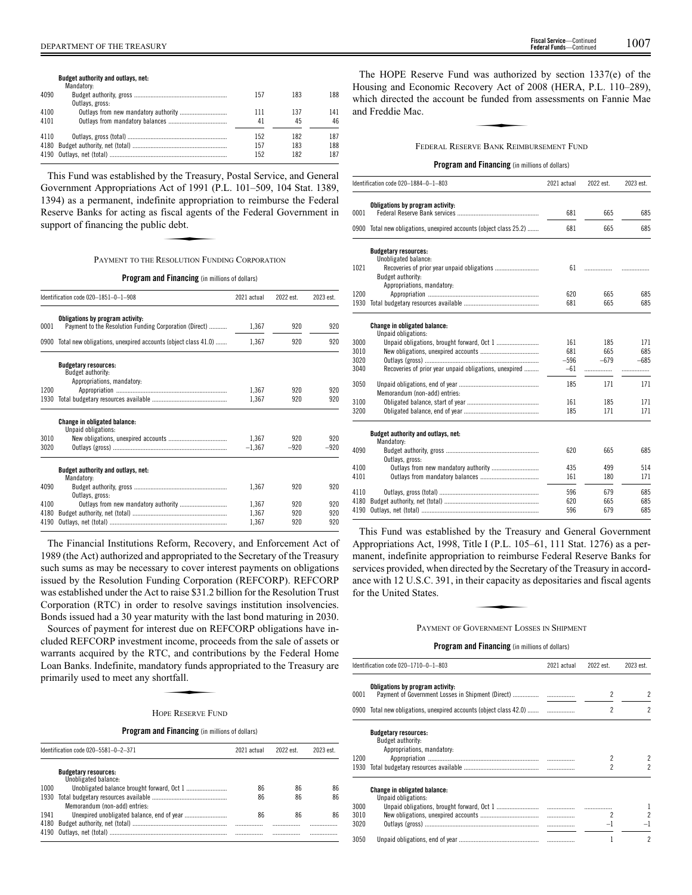| | Budget authority and outlays, net: | | | |
|---|---|---|---|---|
| | Mandatory: | | | |
| 4090 | Budget authority, gross | 157 | 183 | 188 |
| | Outlays, gross: | | | |
| 4100 | Outlays from new mandatory authority | 111 | 137 | 141 |
| 4101 | Outlays from mandatory balances | 41 | 45 | 46 |
| 4110 | Outlays, gross (total) | 152 | 182 | 187 |
| 4180 | Budget authority, net (total) | 157 | 183 | 188 |
| 4190 | Outlays, net (total) | 152 | 182 | 187 |

This Fund was established by the Treasury, Postal Service, and General Government Appropriations Act of 1991 (P.L. 101–509, 104 Stat. 1389, 1394) as a permanent, indefinite appropriation to reimburse the Federal Reserve Banks for acting as fiscal agents of the Federal Government in support of financing the public debt.

## PAYMENT TO THE RESOLUTION FUNDING CORPORATION

**Program and Financing** (in millions of dollars)

| | Identification code 020–1851–0–1–908 | 2021 actual | 2022 est. | 2023 est. |
|---|---|---|---|---|
| | **Obligations by program activity:** | | | |
| 0001 | Payment to the Resolution Funding Corporation (Direct) | 1,367 | 920 | 920 |
| 0900 | Total new obligations, unexpired accounts (object class 41.0) | 1,367 | 920 | 920 |
| | **Budgetary resources:** | | | |
| | Budget authority: | | | |
| | Appropriations, mandatory: | | | |
| 1200 | Appropriation | 1,367 | 920 | 920 |
| 1930 | Total budgetary resources available | 1,367 | 920 | 920 |
| | **Change in obligated balance:** | | | |
| | Unpaid obligations: | | | |
| 3010 | New obligations, unexpired accounts | 1,367 | 920 | 920 |
| 3020 | Outlays (gross) | –1,367 | –920 | –920 |
| | **Budget authority and outlays, net:** | | | |
| | Mandatory: | | | |
| 4090 | Budget authority, gross | 1,367 | 920 | 920 |
| | Outlays, gross: | | | |
| 4100 | Outlays from new mandatory authority | 1,367 | 920 | 920 |
| 4180 | Budget authority, net (total) | 1,367 | 920 | 920 |
| 4190 | Outlays, net (total) | 1,367 | 920 | 920 |

The Financial Institutions Reform, Recovery, and Enforcement Act of 1989 (the Act) authorized and appropriated to the Secretary of the Treasury such sums as may be necessary to cover interest payments on obligations issued by the Resolution Funding Corporation (REFCORP). REFCORP was established under the Act to raise $31.2 billion for the Resolution Trust Corporation (RTC) in order to resolve savings institution insolvencies. Bonds issued had a 30 year maturity with the last bond maturing in 2030.

Sources of payment for interest due on REFCORP obligations have included REFCORP investment income, proceeds from the sale of assets or warrants acquired by the RTC, and contributions by the Federal Home Loan Banks. Indefinite, mandatory funds appropriated to the Treasury are primarily used to meet any shortfall.

## HOPE RESERVE FUND

**Program and Financing** (in millions of dollars)

| | Identification code 020–5581–0–2–371 | 2021 actual | 2022 est. | 2023 est. |
|---|---|---|---|---|
| | **Budgetary resources:** | | | |
| | Unobligated balance: | | | |
| 1000 | Unobligated balance brought forward, Oct 1 | 86 | 86 | 86 |
| 1930 | Total budgetary resources available | 86 | 86 | 86 |
| | Memorandum (non-add) entries: | | | |
| 1941 | Unexpired unobligated balance, end of year | 86 | 86 | 86 |
| 4180 | Budget authority, net (total) | | | |
| 4190 | Outlays, net (total) | | | |

The HOPE Reserve Fund was authorized by section 1337(e) of the Housing and Economic Recovery Act of 2008 (HERA, P.L. 110–289), which directed the account be funded from assessments on Fannie Mae and Freddie Mac.

## FEDERAL RESERVE BANK REIMBURSEMENT FUND

**Program and Financing** (in millions of dollars)

| | Identification code 020–1884–0–1–803 | 2021 actual | 2022 est. | 2023 est. |
|---|---|---|---|---|
| | **Obligations by program activity:** | | | |
| 0001 | Federal Reserve Bank services | 681 | 665 | 685 |
| 0900 | Total new obligations, unexpired accounts (object class 25.2) | 681 | 665 | 685 |
| | **Budgetary resources:** | | | |
| | Unobligated balance: | | | |
| 1021 | Recoveries of prior year unpaid obligations | 61 | | |
| | Budget authority: | | | |
| | Appropriations, mandatory: | | | |
| 1200 | Appropriation | 620 | 665 | 685 |
| 1930 | Total budgetary resources available | 681 | 665 | 685 |
| | **Change in obligated balance:** | | | |
| | Unpaid obligations: | | | |
| 3000 | Unpaid obligations, brought forward, Oct 1 | 161 | 185 | 171 |
| 3010 | New obligations, unexpired accounts | 681 | 665 | 685 |
| 3020 | Outlays (gross) | –596 | –679 | –685 |
| 3040 | Recoveries of prior year unpaid obligations, unexpired | –61 | | |
| 3050 | Unpaid obligations, end of year | 185 | 171 | 171 |
| | Memorandum (non-add) entries: | | | |
| 3100 | Obligated balance, start of year | 161 | 185 | 171 |
| 3200 | Obligated balance, end of year | 185 | 171 | 171 |
| | **Budget authority and outlays, net:** | | | |
| | Mandatory: | | | |
| 4090 | Budget authority, gross | 620 | 665 | 685 |
| | Outlays, gross: | | | |
| 4100 | Outlays from new mandatory authority | 435 | 499 | 514 |
| 4101 | Outlays from mandatory balances | 161 | 180 | 171 |
| 4110 | Outlays, gross (total) | 596 | 679 | 685 |
| 4180 | Budget authority, net (total) | 620 | 665 | 685 |
| 4190 | Outlays, net (total) | 596 | 679 | 685 |

This Fund was established by the Treasury and General Government Appropriations Act, 1998, Title I (P.L. 105–61, 111 Stat. 1276) as a permanent, indefinite appropriation to reimburse Federal Reserve Banks for services provided, when directed by the Secretary of the Treasury in accordance with 12 U.S.C. 391, in their capacity as depositaries and fiscal agents for the United States.

## PAYMENT OF GOVERNMENT LOSSES IN SHIPMENT

**Program and Financing** (in millions of dollars)

| | Identification code 020–1710–0–1–803 | 2021 actual | 2022 est. | 2023 est. |
|---|---|---|---|---|
| | **Obligations by program activity:** | | | |
| 0001 | Payment of Government Losses in Shipment (Direct) | | 2 | 2 |
| 0900 | Total new obligations, unexpired accounts (object class 42.0) | | 2 | 2 |
| | **Budgetary resources:** | | | |
| | Budget authority: | | | |
| | Appropriations, mandatory: | | | |
| 1200 | Appropriation | | 2 | 2 |
| 1930 | Total budgetary resources available | | 2 | 2 |
| | **Change in obligated balance:** | | | |
| | Unpaid obligations: | | | |
| 3000 | Unpaid obligations, brought forward, Oct 1 | | | 1 |
| 3010 | New obligations, unexpired accounts | | 2 | 2 |
| 3020 | Outlays (gross) | | –1 | –1 |
| 3050 | Unpaid obligations, end of year | | 1 | 2 |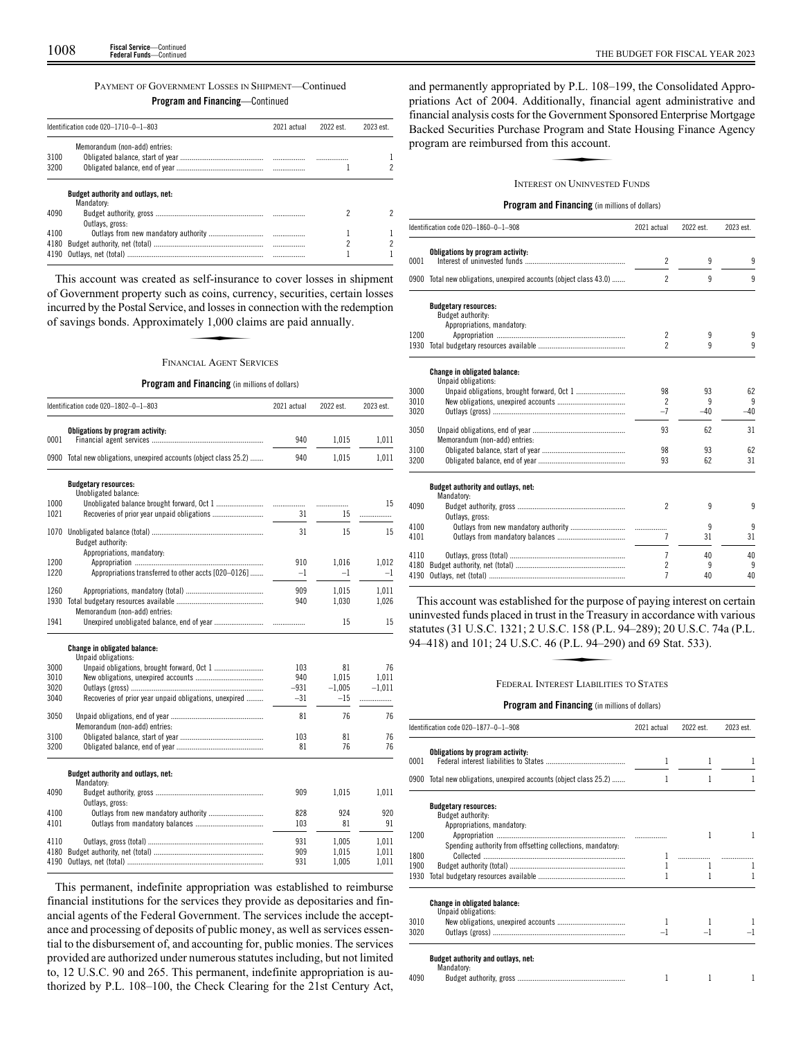PAYMENT OF GOVERNMENT LOSSES IN SHIPMENT—Continued

**Program and Financing**—Continued

| Identification code 020–1710–0–1–803 | | 2021 actual | 2022 est. | 2023 est. |
|---|---|---|---|---|
| | Memorandum (non-add) entries: | | | |
| 3100 | Obligated balance, start of year | | | 1 |
| 3200 | Obligated balance, end of year | | 1 | 2 |
| | **Budget authority and outlays, net:** | | | |
| | Mandatory: | | | |
| 4090 | Budget authority, gross | | 2 | 2 |
| | Outlays, gross: | | | |
| 4100 | Outlays from new mandatory authority | | 1 | 1 |
| 4180 | Budget authority, net (total) | | 2 | 2 |
| 4190 | Outlays, net (total) | | 1 | 1 |

This account was created as self-insurance to cover losses in shipment of Government property such as coins, currency, securities, certain losses incurred by the Postal Service, and losses in connection with the redemption of savings bonds. Approximately 1,000 claims are paid annually.

FINANCIAL AGENT SERVICES

**Program and Financing** (in millions of dollars)

| Identification code 020–1802–0–1–803 | | 2021 actual | 2022 est. | 2023 est. |
|---|---|---|---|---|
| | **Obligations by program activity:** | | | |
| 0001 | Financial agent services | 940 | 1,015 | 1,011 |
| 0900 | Total new obligations, unexpired accounts (object class 25.2) | 940 | 1,015 | 1,011 |
| | **Budgetary resources:** | | | |
| | Unobligated balance: | | | |
| 1000 | Unobligated balance brought forward, Oct 1 | | | 15 |
| 1021 | Recoveries of prior year unpaid obligations | 31 | 15 | |
| 1070 | Unobligated balance (total) | 31 | 15 | 15 |
| | Budget authority: | | | |
| | Appropriations, mandatory: | | | |
| 1200 | Appropriation | 910 | 1,016 | 1,012 |
| 1220 | Appropriations transferred to other accts [020–0126] | –1 | –1 | –1 |
| 1260 | Appropriations, mandatory (total) | 909 | 1,015 | 1,011 |
| 1930 | Total budgetary resources available | 940 | 1,030 | 1,026 |
| | Memorandum (non-add) entries: | | | |
| 1941 | Unexpired unobligated balance, end of year | | 15 | 15 |
| | **Change in obligated balance:** | | | |
| | Unpaid obligations: | | | |
| 3000 | Unpaid obligations, brought forward, Oct 1 | 103 | 81 | 76 |
| 3010 | New obligations, unexpired accounts | 940 | 1,015 | 1,011 |
| 3020 | Outlays (gross) | –931 | –1,005 | –1,011 |
| 3040 | Recoveries of prior year unpaid obligations, unexpired | –31 | –15 | |
| 3050 | Unpaid obligations, end of year | 81 | 76 | 76 |
| | Memorandum (non-add) entries: | | | |
| 3100 | Obligated balance, start of year | 103 | 81 | 76 |
| 3200 | Obligated balance, end of year | 81 | 76 | 76 |
| | **Budget authority and outlays, net:** | | | |
| | Mandatory: | | | |
| 4090 | Budget authority, gross | 909 | 1,015 | 1,011 |
| | Outlays, gross: | | | |
| 4100 | Outlays from new mandatory authority | 828 | 924 | 920 |
| 4101 | Outlays from mandatory balances | 103 | 81 | 91 |
| 4110 | Outlays, gross (total) | 931 | 1,005 | 1,011 |
| 4180 | Budget authority, net (total) | 909 | 1,015 | 1,011 |
| 4190 | Outlays, net (total) | 931 | 1,005 | 1,011 |

This permanent, indefinite appropriation was established to reimburse financial institutions for the services they provide as depositaries and financial agents of the Federal Government. The services include the acceptance and processing of deposits of public money, as well as services essential to the disbursement of, and accounting for, public monies. The services provided are authorized under numerous statutes including, but not limited to, 12 U.S.C. 90 and 265. This permanent, indefinite appropriation is authorized by P.L. 108–100, the Check Clearing for the 21st Century Act, and permanently appropriated by P.L. 108–199, the Consolidated Appropriations Act of 2004. Additionally, financial agent administrative and financial analysis costs for the Government Sponsored Enterprise Mortgage Backed Securities Purchase Program and State Housing Finance Agency program are reimbursed from this account.

INTEREST ON UNINVESTED FUNDS

**Program and Financing** (in millions of dollars)

| Identification code 020–1860–0–1–908 | | 2021 actual | 2022 est. | 2023 est. |
|---|---|---|---|---|
| | **Obligations by program activity:** | | | |
| 0001 | Interest of uninvested funds | 2 | 9 | 9 |
| 0900 | Total new obligations, unexpired accounts (object class 43.0) | 2 | 9 | 9 |
| | **Budgetary resources:** | | | |
| | Budget authority: | | | |
| | Appropriations, mandatory: | | | |
| 1200 | Appropriation | 2 | 9 | 9 |
| 1930 | Total budgetary resources available | 2 | 9 | 9 |
| | **Change in obligated balance:** | | | |
| | Unpaid obligations: | | | |
| 3000 | Unpaid obligations, brought forward, Oct 1 | 98 | 93 | 62 |
| 3010 | New obligations, unexpired accounts | 2 | 9 | 9 |
| 3020 | Outlays (gross) | –7 | –40 | –40 |
| 3050 | Unpaid obligations, end of year | 93 | 62 | 31 |
| | Memorandum (non-add) entries: | | | |
| 3100 | Obligated balance, start of year | 98 | 93 | 62 |
| 3200 | Obligated balance, end of year | 93 | 62 | 31 |
| | **Budget authority and outlays, net:** | | | |
| | Mandatory: | | | |
| 4090 | Budget authority, gross | 2 | 9 | 9 |
| | Outlays, gross: | | | |
| 4100 | Outlays from new mandatory authority | | 9 | 9 |
| 4101 | Outlays from mandatory balances | 7 | 31 | 31 |
| 4110 | Outlays, gross (total) | 7 | 40 | 40 |
| 4180 | Budget authority, net (total) | 2 | 9 | 9 |
| 4190 | Outlays, net (total) | 7 | 40 | 40 |

This account was established for the purpose of paying interest on certain uninvested funds placed in trust in the Treasury in accordance with various statutes (31 U.S.C. 1321; 2 U.S.C. 158 (P.L. 94–289); 20 U.S.C. 74a (P.L. 94–418) and 101; 24 U.S.C. 46 (P.L. 94–290) and 69 Stat. 533).

FEDERAL INTEREST LIABILITIES TO STATES

**Program and Financing** (in millions of dollars)

| Identification code 020–1877–0–1–908 | | 2021 actual | 2022 est. | 2023 est. |
|---|---|---|---|---|
| | **Obligations by program activity:** | | | |
| 0001 | Federal interest liabilities to States | 1 | 1 | 1 |
| 0900 | Total new obligations, unexpired accounts (object class 25.2) | 1 | 1 | 1 |
| | **Budgetary resources:** | | | |
| | Budget authority: | | | |
| | Appropriations, mandatory: | | | |
| 1200 | Appropriation | | 1 | 1 |
| | Spending authority from offsetting collections, mandatory: | | | |
| 1800 | Collected | 1 | | |
| 1900 | Budget authority (total) | 1 | 1 | 1 |
| 1930 | Total budgetary resources available | 1 | 1 | 1 |
| | **Change in obligated balance:** | | | |
| | Unpaid obligations: | | | |
| 3010 | New obligations, unexpired accounts | 1 | 1 | 1 |
| 3020 | Outlays (gross) | –1 | –1 | –1 |
| | **Budget authority and outlays, net:** | | | |
| | Mandatory: | | | |
| 4090 | Budget authority, gross | 1 | 1 | 1 |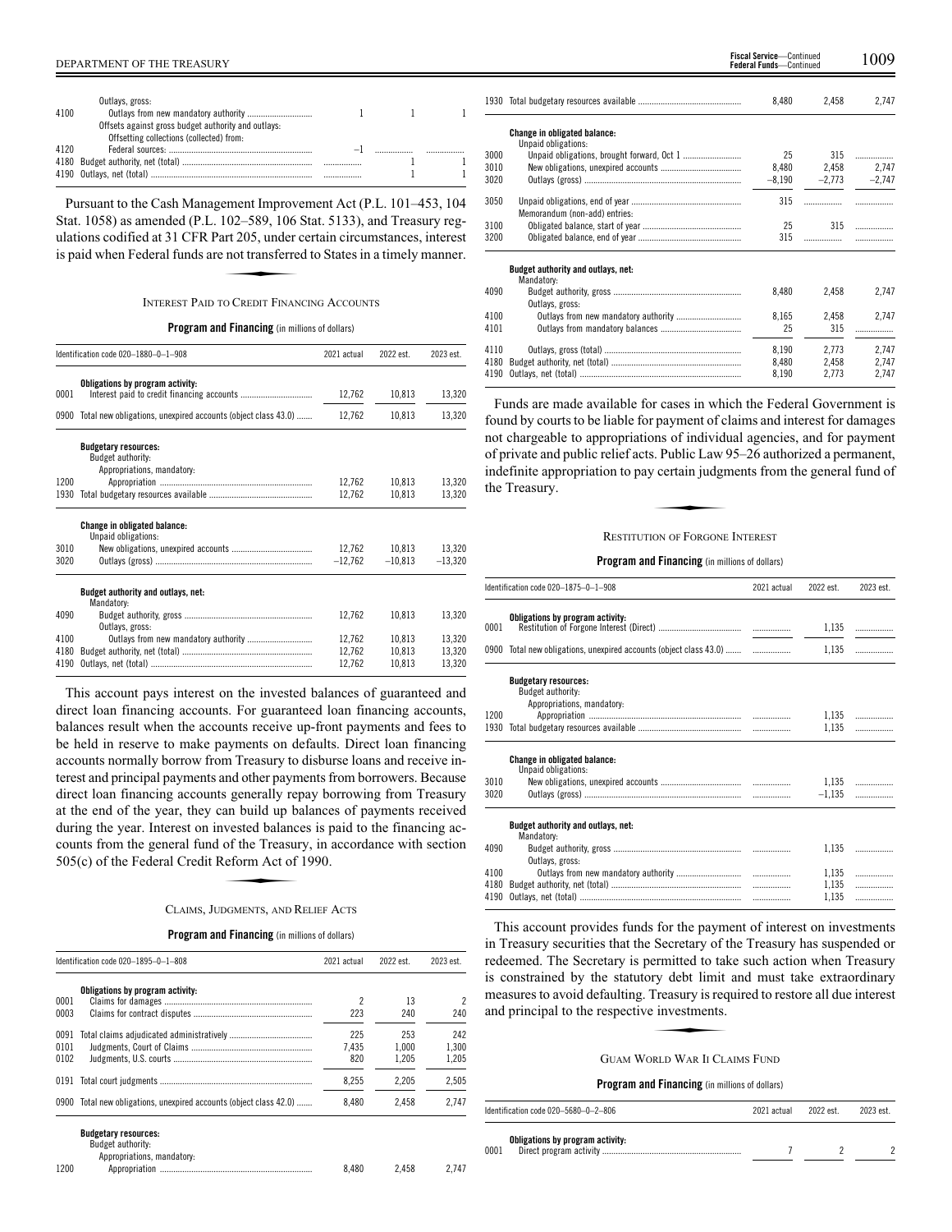| | | | | |
|---|---|---|---|---|
| | Outlays, gross: | | | |
| 4100 | Outlays from new mandatory authority | 1 | 1 | 1 |
| | Offsets against gross budget authority and outlays: | | | |
| | Offsetting collections (collected) from: | | | |
| 4120 | Federal sources: | –1 | | |
| 4180 | Budget authority, net (total) | | 1 | 1 |
| 4190 | Outlays, net (total) | | 1 | 1 |

Pursuant to the Cash Management Improvement Act (P.L. 101–453, 104 Stat. 1058) as amended (P.L. 102–589, 106 Stat. 5133), and Treasury regulations codified at 31 CFR Part 205, under certain circumstances, interest is paid when Federal funds are not transferred to States in a timely manner.

## INTEREST PAID TO CREDIT FINANCING ACCOUNTS

**Program and Financing** (in millions of dollars)

| Identification code 020–1880–0–1–908 | | 2021 actual | 2022 est. | 2023 est. |
|---|---|---|---|---|
| | **Obligations by program activity:** | | | |
| 0001 | Interest paid to credit financing accounts | 12,762 | 10,813 | 13,320 |
| 0900 | Total new obligations, unexpired accounts (object class 43.0) | 12,762 | 10,813 | 13,320 |
| | **Budgetary resources:** | | | |
| | Budget authority: | | | |
| | Appropriations, mandatory: | | | |
| 1200 | Appropriation | 12,762 | 10,813 | 13,320 |
| 1930 | Total budgetary resources available | 12,762 | 10,813 | 13,320 |
| | **Change in obligated balance:** | | | |
| | Unpaid obligations: | | | |
| 3010 | New obligations, unexpired accounts | 12,762 | 10,813 | 13,320 |
| 3020 | Outlays (gross) | –12,762 | –10,813 | –13,320 |
| | **Budget authority and outlays, net:** | | | |
| | Mandatory: | | | |
| 4090 | Budget authority, gross | 12,762 | 10,813 | 13,320 |
| | Outlays, gross: | | | |
| 4100 | Outlays from new mandatory authority | 12,762 | 10,813 | 13,320 |
| 4180 | Budget authority, net (total) | 12,762 | 10,813 | 13,320 |
| 4190 | Outlays, net (total) | 12,762 | 10,813 | 13,320 |

This account pays interest on the invested balances of guaranteed and direct loan financing accounts. For guaranteed loan financing accounts, balances result when the accounts receive up-front payments and fees to be held in reserve to make payments on defaults. Direct loan financing accounts normally borrow from Treasury to disburse loans and receive interest and principal payments and other payments from borrowers. Because direct loan financing accounts generally repay borrowing from Treasury at the end of the year, they can build up balances of payments received during the year. Interest on invested balances is paid to the financing accounts from the general fund of the Treasury, in accordance with section 505(c) of the Federal Credit Reform Act of 1990.

## CLAIMS, JUDGMENTS, AND RELIEF ACTS

**Program and Financing** (in millions of dollars)

| Identification code 020–1895–0–1–808 | | 2021 actual | 2022 est. | 2023 est. |
|---|---|---|---|---|
| | **Obligations by program activity:** | | | |
| 0001 | Claims for damages | 2 | 13 | 2 |
| 0003 | Claims for contract disputes | 223 | 240 | 240 |
| 0091 | Total claims adjudicated administratively | 225 | 253 | 242 |
| 0101 | Judgments, Court of Claims | 7,435 | 1,000 | 1,300 |
| 0102 | Judgments, U.S. courts | 820 | 1,205 | 1,205 |
| 0191 | Total court judgments | 8,255 | 2,205 | 2,505 |
| 0900 | Total new obligations, unexpired accounts (object class 42.0) | 8,480 | 2,458 | 2,747 |
| | **Budgetary resources:** | | | |
| | Budget authority: | | | |
| | Appropriations, mandatory: | | | |
| 1200 | Appropriation | 8,480 | 2,458 | 2,747 |
| 1930 | Total budgetary resources available | 8,480 | 2,458 | 2,747 |
| | **Change in obligated balance:** | | | |
| | Unpaid obligations: | | | |
| 3000 | Unpaid obligations, brought forward, Oct 1 | 25 | 315 | |
| 3010 | New obligations, unexpired accounts | 8,480 | 2,458 | 2,747 |
| 3020 | Outlays (gross) | –8,190 | –2,773 | –2,747 |
| 3050 | Unpaid obligations, end of year | 315 | | |
| | Memorandum (non-add) entries: | | | |
| 3100 | Obligated balance, start of year | 25 | 315 | |
| 3200 | Obligated balance, end of year | 315 | | |
| | **Budget authority and outlays, net:** | | | |
| | Mandatory: | | | |
| 4090 | Budget authority, gross | 8,480 | 2,458 | 2,747 |
| | Outlays, gross: | | | |
| 4100 | Outlays from new mandatory authority | 8,165 | 2,458 | 2,747 |
| 4101 | Outlays from mandatory balances | 25 | 315 | |
| 4110 | Outlays, gross (total) | 8,190 | 2,773 | 2,747 |
| 4180 | Budget authority, net (total) | 8,480 | 2,458 | 2,747 |
| 4190 | Outlays, net (total) | 8,190 | 2,773 | 2,747 |

Funds are made available for cases in which the Federal Government is found by courts to be liable for payment of claims and interest for damages not chargeable to appropriations of individual agencies, and for payment of private and public relief acts. Public Law 95–26 authorized a permanent, indefinite appropriation to pay certain judgments from the general fund of the Treasury.

## RESTITUTION OF FORGONE INTEREST

**Program and Financing** (in millions of dollars)

| Identification code 020–1875–0–1–908 | | 2021 actual | 2022 est. | 2023 est. |
|---|---|---|---|---|
| | **Obligations by program activity:** | | | |
| 0001 | Restitution of Forgone Interest (Direct) | | 1,135 | |
| 0900 | Total new obligations, unexpired accounts (object class 43.0) | | 1,135 | |
| | **Budgetary resources:** | | | |
| | Budget authority: | | | |
| | Appropriations, mandatory: | | | |
| 1200 | Appropriation | | 1,135 | |
| 1930 | Total budgetary resources available | | 1,135 | |
| | **Change in obligated balance:** | | | |
| | Unpaid obligations: | | | |
| 3010 | New obligations, unexpired accounts | | 1,135 | |
| 3020 | Outlays (gross) | | –1,135 | |
| | **Budget authority and outlays, net:** | | | |
| | Mandatory: | | | |
| 4090 | Budget authority, gross | | 1,135 | |
| | Outlays, gross: | | | |
| 4100 | Outlays from new mandatory authority | | 1,135 | |
| 4180 | Budget authority, net (total) | | 1,135 | |
| 4190 | Outlays, net (total) | | 1,135 | |

This account provides funds for the payment of interest on investments in Treasury securities that the Secretary of the Treasury has suspended or redeemed. The Secretary is permitted to take such action when Treasury is constrained by the statutory debt limit and must take extraordinary measures to avoid defaulting. Treasury is required to restore all due interest and principal to the respective investments.

## GUAM WORLD WAR II CLAIMS FUND

**Program and Financing** (in millions of dollars)

| Identification code 020–5680–0–2–806 | | 2021 actual | 2022 est. | 2023 est. |
|---|---|---|---|---|
| | **Obligations by program activity:** | | | |
| 0001 | Direct program activity | 7 | 2 | 2 |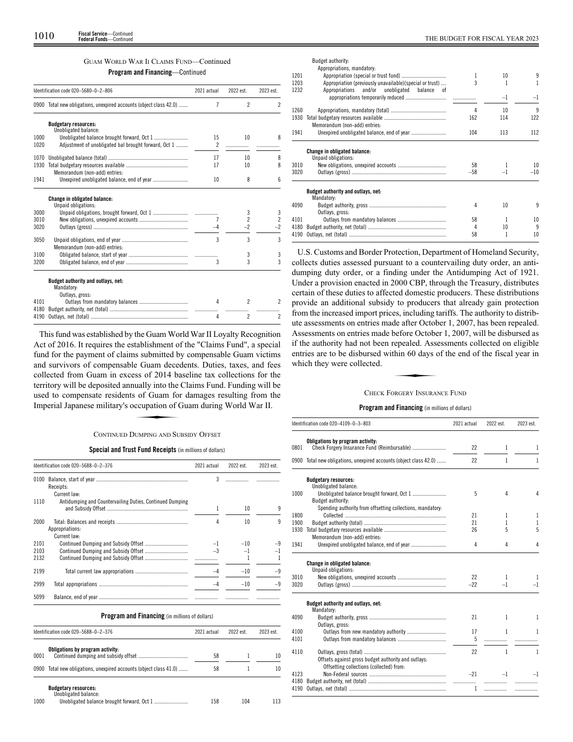## GUAM WORLD WAR II CLAIMS FUND—Continued

**Program and Financing**—Continued

| Identification code 020–5680–0–2–806 | | 2021 actual | 2022 est. | 2023 est. |
|---|---|---|---|---|
| 0900 | Total new obligations, unexpired accounts (object class 42.0) | 7 | 2 | 2 |
| | **Budgetary resources:** | | | |
| | Unobligated balance: | | | |
| 1000 | Unobligated balance brought forward, Oct 1 | 15 | 10 | 8 |
| 1020 | Adjustment of unobligated bal brought forward, Oct 1 | 2 | | |
| 1070 | Unobligated balance (total) | 17 | 10 | 8 |
| 1930 | Total budgetary resources available | 17 | 10 | 8 |
| | Memorandum (non-add) entries: | | | |
| 1941 | Unexpired unobligated balance, end of year | 10 | 8 | 6 |
| | **Change in obligated balance:** | | | |
| | Unpaid obligations: | | | |
| 3000 | Unpaid obligations, brought forward, Oct 1 | | 3 | 3 |
| 3010 | New obligations, unexpired accounts | 7 | 2 | 2 |
| 3020 | Outlays (gross) | –4 | –2 | –2 |
| 3050 | Unpaid obligations, end of year | 3 | 3 | 3 |
| | Memorandum (non-add) entries: | | | |
| 3100 | Obligated balance, start of year | | 3 | 3 |
| 3200 | Obligated balance, end of year | 3 | 3 | 3 |
| | **Budget authority and outlays, net:** | | | |
| | Mandatory: | | | |
| | Outlays, gross: | | | |
| 4101 | Outlays from mandatory balances | 4 | 2 | 2 |
| 4180 | Budget authority, net (total) | | | |
| 4190 | Outlays, net (total) | 4 | 2 | 2 |

This fund was established by the Guam World War II Loyalty Recognition Act of 2016. It requires the establishment of the "Claims Fund", a special fund for the payment of claims submitted by compensable Guam victims and survivors of compensable Guam decedents. Duties, taxes, and fees collected from Guam in excess of 2014 baseline tax collections for the territory will be deposited annually into the Claims Fund. Funding will be used to compensate residents of Guam for damages resulting from the Imperial Japanese military's occupation of Guam during World War II.

## CONTINUED DUMPING AND SUBSIDY OFFSET

**Special and Trust Fund Receipts** (in millions of dollars)

| Identification code 020–5688–0–2–376 | | 2021 actual | 2022 est. | 2023 est. |
|---|---|---|---|---|
| 0100 | Balance, start of year | 3 | | |
| | Receipts: | | | |
| | Current law: | | | |
| 1110 | Antidumping and Countervailing Duties, Continued Dumping and Subsidy Offset | 1 | 10 | 9 |
| 2000 | Total: Balances and receipts | 4 | 10 | 9 |
| | Appropriations: | | | |
| | Current law: | | | |
| 2101 | Continued Dumping and Subsidy Offset | –1 | –10 | –9 |
| 2103 | Continued Dumping and Subsidy Offset | –3 | –1 | –1 |
| 2132 | Continued Dumping and Subsidy Offset | | 1 | 1 |
| 2199 | Total current law appropriations | –4 | –10 | –9 |
| 2999 | Total appropriations | –4 | –10 | –9 |
| 5099 | Balance, end of year | | | |

**Program and Financing** (in millions of dollars)

| Identification code 020–5688–0–2–376 | | 2021 actual | 2022 est. | 2023 est. |
|---|---|---|---|---|
| | **Obligations by program activity:** | | | |
| 0001 | Continued dumping and subsidy offset | 58 | 1 | 10 |
| 0900 | Total new obligations, unexpired accounts (object class 41.0) | 58 | 1 | 10 |
| | **Budgetary resources:** | | | |
| | Unobligated balance: | | | |
| 1000 | Unobligated balance brought forward, Oct 1 | 158 | 104 | 113 |
| | Budget authority: | | | |
| | Appropriations, mandatory: | | | |
| 1201 | Appropriation (special or trust fund) | 1 | 10 | 9 |
| 1203 | Appropriation (previously unavailable)(special or trust) | 3 | 1 | 1 |
| 1232 | Appropriations and/or unobligated balance of appropriations temporarily reduced | | –1 | –1 |
| 1260 | Appropriations, mandatory (total) | 4 | 10 | 9 |
| 1930 | Total budgetary resources available | 162 | 114 | 122 |
| | Memorandum (non-add) entries: | | | |
| 1941 | Unexpired unobligated balance, end of year | 104 | 113 | 112 |
| | **Change in obligated balance:** | | | |
| | Unpaid obligations: | | | |
| 3010 | New obligations, unexpired accounts | 58 | 1 | 10 |
| 3020 | Outlays (gross) | –58 | –1 | –10 |
| | **Budget authority and outlays, net:** | | | |
| | Mandatory: | | | |
| 4090 | Budget authority, gross | 4 | 10 | 9 |
| | Outlays, gross: | | | |
| 4101 | Outlays from mandatory balances | 58 | 1 | 10 |
| 4180 | Budget authority, net (total) | 4 | 10 | 9 |
| 4190 | Outlays, net (total) | 58 | 1 | 10 |

U.S. Customs and Border Protection, Department of Homeland Security, collects duties assessed pursuant to a countervailing duty order, an antidumping duty order, or a finding under the Antidumping Act of 1921. Under a provision enacted in 2000 CBP, through the Treasury, distributes certain of these duties to affected domestic producers. These distributions provide an additional subsidy to producers that already gain protection from the increased import prices, including tariffs. The authority to distribute assessments on entries made after October 1, 2007, has been repealed. Assessments on entries made before October 1, 2007, will be disbursed as if the authority had not been repealed. Assessments collected on eligible entries are to be disbursed within 60 days of the end of the fiscal year in which they were collected.

## CHECK FORGERY INSURANCE FUND

**Program and Financing** (in millions of dollars)

| Identification code 020–4109–0–3–803 | | 2021 actual | 2022 est. | 2023 est. |
|---|---|---|---|---|
| | **Obligations by program activity:** | | | |
| 0801 | Check Forgery Insurance Fund (Reimbursable) | 22 | 1 | 1 |
| 0900 | Total new obligations, unexpired accounts (object class 42.0) | 22 | 1 | 1 |
| | **Budgetary resources:** | | | |
| | Unobligated balance: | | | |
| 1000 | Unobligated balance brought forward, Oct 1 | 5 | 4 | 4 |
| | Budget authority: | | | |
| | Spending authority from offsetting collections, mandatory: | | | |
| 1800 | Collected | 21 | 1 | 1 |
| 1900 | Budget authority (total) | 21 | 1 | 1 |
| 1930 | Total budgetary resources available | 26 | 5 | 5 |
| | Memorandum (non-add) entries: | | | |
| 1941 | Unexpired unobligated balance, end of year | 4 | 4 | 4 |
| | **Change in obligated balance:** | | | |
| | Unpaid obligations: | | | |
| 3010 | New obligations, unexpired accounts | 22 | 1 | 1 |
| 3020 | Outlays (gross) | –22 | –1 | –1 |
| | **Budget authority and outlays, net:** | | | |
| | Mandatory: | | | |
| 4090 | Budget authority, gross | 21 | 1 | 1 |
| | Outlays, gross: | | | |
| 4100 | Outlays from new mandatory authority | 17 | 1 | 1 |
| 4101 | Outlays from mandatory balances | 5 | | |
| 4110 | Outlays, gross (total) | 22 | 1 | 1 |
| | Offsets against gross budget authority and outlays: | | | |
| | Offsetting collections (collected) from: | | | |
| 4123 | Non-Federal sources | –21 | –1 | –1 |
| 4180 | Budget authority, net (total) | | | |
| 4190 | Outlays, net (total) | 1 | | |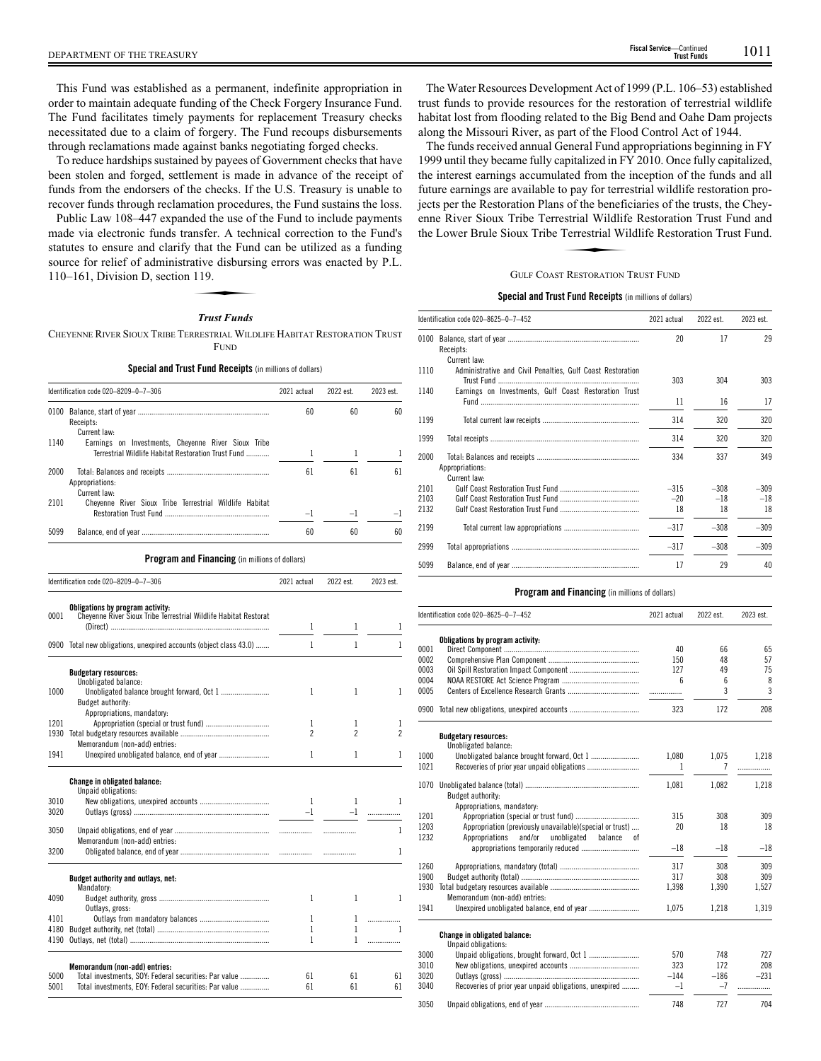This Fund was established as a permanent, indefinite appropriation in order to maintain adequate funding of the Check Forgery Insurance Fund. The Fund facilitates timely payments for replacement Treasury checks necessitated due to a claim of forgery. The Fund recoups disbursements through reclamations made against banks negotiating forged checks.

To reduce hardships sustained by payees of Government checks that have been stolen and forged, settlement is made in advance of the receipt of funds from the endorsers of the checks. If the U.S. Treasury is unable to recover funds through reclamation procedures, the Fund sustains the loss.

Public Law 108–447 expanded the use of the Fund to include payments made via electronic funds transfer. A technical correction to the Fund's statutes to ensure and clarify that the Fund can be utilized as a funding source for relief of administrative disbursing errors was enacted by P.L. 110–161, Division D, section 119.

### *Trust Funds*

CHEYENNE RIVER SIOUX TRIBE TERRESTRIAL WILDLIFE HABITAT RESTORATION TRUST FUND

**Special and Trust Fund Receipts** (in millions of dollars)

| Identification code 020–8209–0–7–306 | | 2021 actual | 2022 est. | 2023 est. |
|---|---|---|---|---|
| 0100 | Balance, start of year | 60 | 60 | 60 |
| | Receipts: | | | |
| | Current law: | | | |
| 1140 | Earnings on Investments, Cheyenne River Sioux Tribe Terrestrial Wildlife Habitat Restoration Trust Fund | 1 | 1 | 1 |
| 2000 | Total: Balances and receipts | 61 | 61 | 61 |
| | Appropriations: | | | |
| | Current law: | | | |
| 2101 | Cheyenne River Sioux Tribe Terrestrial Wildlife Habitat Restoration Trust Fund | –1 | –1 | –1 |
| 5099 | Balance, end of year | 60 | 60 | 60 |

**Program and Financing** (in millions of dollars)

| Identification code 020–8209–0–7–306 | | 2021 actual | 2022 est. | 2023 est. |
|---|---|---|---|---|
| | **Obligations by program activity:** | | | |
| 0001 | Cheyenne River Sioux Tribe Terrestrial Wildlife Habitat Restorat (Direct) | 1 | 1 | 1 |
| 0900 | Total new obligations, unexpired accounts (object class 43.0) | 1 | 1 | 1 |
| | **Budgetary resources:** | | | |
| | Unobligated balance: | | | |
| 1000 | Unobligated balance brought forward, Oct 1 | 1 | 1 | 1 |
| | Budget authority: | | | |
| | Appropriations, mandatory: | | | |
| 1201 | Appropriation (special or trust fund) | 1 | 1 | 1 |
| 1930 | Total budgetary resources available | 2 | 2 | 2 |
| | Memorandum (non-add) entries: | | | |
| 1941 | Unexpired unobligated balance, end of year | 1 | 1 | 1 |
| | **Change in obligated balance:** | | | |
| | Unpaid obligations: | | | |
| 3010 | New obligations, unexpired accounts | 1 | 1 | 1 |
| 3020 | Outlays (gross) | –1 | –1 | |
| 3050 | Unpaid obligations, end of year | | | 1 |
| | Memorandum (non-add) entries: | | | |
| 3200 | Obligated balance, end of year | | | 1 |
| | **Budget authority and outlays, net:** | | | |
| | Mandatory: | | | |
| 4090 | Budget authority, gross | 1 | 1 | 1 |
| | Outlays, gross: | | | |
| 4101 | Outlays from mandatory balances | 1 | 1 | |
| 4180 | Budget authority, net (total) | 1 | 1 | 1 |
| 4190 | Outlays, net (total) | 1 | 1 | |
| | **Memorandum (non-add) entries:** | | | |
| 5000 | Total investments, SOY: Federal securities: Par value | 61 | 61 | 61 |
| 5001 | Total investments, EOY: Federal securities: Par value | 61 | 61 | 61 |

The Water Resources Development Act of 1999 (P.L. 106–53) established trust funds to provide resources for the restoration of terrestrial wildlife habitat lost from flooding related to the Big Bend and Oahe Dam projects along the Missouri River, as part of the Flood Control Act of 1944.

The funds received annual General Fund appropriations beginning in FY 1999 until they became fully capitalized in FY 2010. Once fully capitalized, the interest earnings accumulated from the inception of the funds and all future earnings are available to pay for terrestrial wildlife restoration projects per the Restoration Plans of the beneficiaries of the trusts, the Cheyenne River Sioux Tribe Terrestrial Wildlife Restoration Trust Fund and the Lower Brule Sioux Tribe Terrestrial Wildlife Restoration Trust Fund.

GULF COAST RESTORATION TRUST FUND

**Special and Trust Fund Receipts** (in millions of dollars)

| Identification code 020–8625–0–7–452 | | 2021 actual | 2022 est. | 2023 est. |
|---|---|---|---|---|
| 0100 | Balance, start of year | 20 | 17 | 29 |
| | Receipts: | | | |
| | Current law: | | | |
| 1110 | Administrative and Civil Penalties, Gulf Coast Restoration Trust Fund | 303 | 304 | 303 |
| 1140 | Earnings on Investments, Gulf Coast Restoration Trust Fund | 11 | 16 | 17 |
| 1199 | Total current law receipts | 314 | 320 | 320 |
| 1999 | Total receipts | 314 | 320 | 320 |
| 2000 | Total: Balances and receipts | 334 | 337 | 349 |
| | Appropriations: | | | |
| | Current law: | | | |
| 2101 | Gulf Coast Restoration Trust Fund | –315 | –308 | –309 |
| 2103 | Gulf Coast Restoration Trust Fund | –20 | –18 | –18 |
| 2132 | Gulf Coast Restoration Trust Fund | 18 | 18 | 18 |
| 2199 | Total current law appropriations | –317 | –308 | –309 |
| 2999 | Total appropriations | –317 | –308 | –309 |
| 5099 | Balance, end of year | 17 | 29 | 40 |

**Program and Financing** (in millions of dollars)

| Identification code 020–8625–0–7–452 | | 2021 actual | 2022 est. | 2023 est. |
|---|---|---|---|---|
| | **Obligations by program activity:** | | | |
| 0001 | Direct Component | 40 | 66 | 65 |
| 0002 | Comprehensive Plan Component | 150 | 48 | 57 |
| 0003 | Oil Spill Restoration Impact Component | 127 | 49 | 75 |
| 0004 | NOAA RESTORE Act Science Program | 6 | 6 | 8 |
| 0005 | Centers of Excellence Research Grants | | 3 | 3 |
| 0900 | Total new obligations, unexpired accounts | 323 | 172 | 208 |
| | **Budgetary resources:** | | | |
| | Unobligated balance: | | | |
| 1000 | Unobligated balance brought forward, Oct 1 | 1,080 | 1,075 | 1,218 |
| 1021 | Recoveries of prior year unpaid obligations | 1 | 7 | |
| 1070 | Unobligated balance (total) | 1,081 | 1,082 | 1,218 |
| | Budget authority: | | | |
| | Appropriations, mandatory: | | | |
| 1201 | Appropriation (special or trust fund) | 315 | 308 | 309 |
| 1203 | Appropriation (previously unavailable)(special or trust) | 20 | 18 | 18 |
| 1232 | Appropriations and/or unobligated balance of appropriations temporarily reduced | –18 | –18 | –18 |
| 1260 | Appropriations, mandatory (total) | 317 | 308 | 309 |
| 1900 | Budget authority (total) | 317 | 308 | 309 |
| 1930 | Total budgetary resources available | 1,398 | 1,390 | 1,527 |
| | Memorandum (non-add) entries: | | | |
| 1941 | Unexpired unobligated balance, end of year | 1,075 | 1,218 | 1,319 |
| | **Change in obligated balance:** | | | |
| | Unpaid obligations: | | | |
| 3000 | Unpaid obligations, brought forward, Oct 1 | 570 | 748 | 727 |
| 3010 | New obligations, unexpired accounts | 323 | 172 | 208 |
| 3020 | Outlays (gross) | –144 | –186 | –231 |
| 3040 | Recoveries of prior year unpaid obligations, unexpired | –1 | –7 | |
| 3050 | Unpaid obligations, end of year | 748 | 727 | 704 |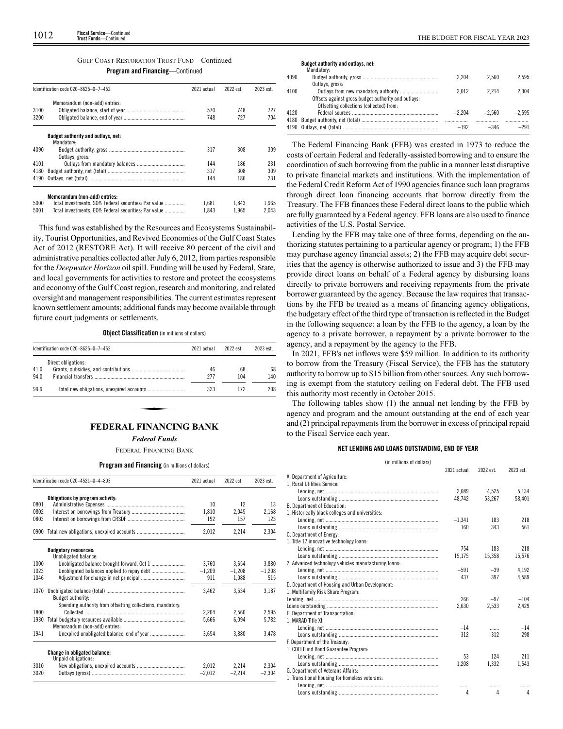GULF COAST RESTORATION TRUST FUND—Continued

**Program and Financing**—Continued

| Identification code 020–8625–0–7–452 | | 2021 actual | 2022 est. | 2023 est. |
|---|---|---|---|---|
| | Memorandum (non-add) entries: | | | |
| 3100 | Obligated balance, start of year | 570 | 748 | 727 |
| 3200 | Obligated balance, end of year | 748 | 727 | 704 |
| | **Budget authority and outlays, net:** | | | |
| | Mandatory: | | | |
| 4090 | Budget authority, gross | 317 | 308 | 309 |
| | Outlays, gross: | | | |
| 4101 | Outlays from mandatory balances | 144 | 186 | 231 |
| 4180 | Budget authority, net (total) | 317 | 308 | 309 |
| 4190 | Outlays, net (total) | 144 | 186 | 231 |
| | **Memorandum (non-add) entries:** | | | |
| 5000 | Total investments, SOY: Federal securities: Par value | 1,681 | 1,843 | 1,965 |
| 5001 | Total investments, EOY: Federal securities: Par value | 1,843 | 1,965 | 2,043 |

This fund was established by the Resources and Ecosystems Sustainability, Tourist Opportunities, and Revived Economies of the Gulf Coast States Act of 2012 (RESTORE Act). It will receive 80 percent of the civil and administrative penalties collected after July 6, 2012, from parties responsible for the *Deepwater Horizon* oil spill. Funding will be used by Federal, State, and local governments for activities to restore and protect the ecosystems and economy of the Gulf Coast region, research and monitoring, and related oversight and management responsibilities. The current estimates represent known settlement amounts; additional funds may become available through future court judgments or settlements.

**Object Classification** (in millions of dollars)

| Identification code 020–8625–0–7–452 | | 2021 actual | 2022 est. | 2023 est. |
|---|---|---|---|---|
| | Direct obligations: | | | |
| 41.0 | Grants, subsidies, and contributions | 46 | 68 | 68 |
| 94.0 | Financial transfers | 277 | 104 | 140 |
| 99.9 | Total new obligations, unexpired accounts | 323 | 172 | 208 |

# FEDERAL FINANCING BANK

*Federal Funds*

FEDERAL FINANCING BANK

**Program and Financing** (in millions of dollars)

| Identification code 020–4521–0–4–803 | | 2021 actual | 2022 est. | 2023 est. |
|---|---|---|---|---|
| | **Obligations by program activity:** | | | |
| 0801 | Administrative Expenses | 10 | 12 | 13 |
| 0802 | Interest on borrowings from Treasury | 1,810 | 2,045 | 2,168 |
| 0803 | Interest on borrowings from CRSDF | 192 | 157 | 123 |
| 0900 | Total new obligations, unexpired accounts | 2,012 | 2,214 | 2,304 |
| | **Budgetary resources:** | | | |
| | Unobligated balance: | | | |
| 1000 | Unobligated balance brought forward, Oct 1 | 3,760 | 3,654 | 3,880 |
| 1023 | Unobligated balances applied to repay debt | −1,209 | −1,208 | −1,208 |
| 1046 | Adjustment for change in net principal | 911 | 1,088 | 515 |
| 1070 | Unobligated balance (total) | 3,462 | 3,534 | 3,187 |
| | Budget authority: | | | |
| | Spending authority from offsetting collections, mandatory: | | | |
| 1800 | Collected | 2,204 | 2,560 | 2,595 |
| 1930 | Total budgetary resources available | 5,666 | 6,094 | 5,782 |
| | Memorandum (non-add) entries: | | | |
| 1941 | Unexpired unobligated balance, end of year | 3,654 | 3,880 | 3,478 |
| | **Change in obligated balance:** | | | |
| | Unpaid obligations: | | | |
| 3010 | New obligations, unexpired accounts | 2,012 | 2,214 | 2,304 |
| 3020 | Outlays (gross) | −2,012 | −2,214 | −2,304 |
| | **Budget authority and outlays, net:** | | | |
| | Mandatory: | | | |
| 4090 | Budget authority, gross | 2,204 | 2,560 | 2,595 |
| | Outlays, gross: | | | |
| 4100 | Outlays from new mandatory authority | 2,012 | 2,214 | 2,304 |
| | Offsets against gross budget authority and outlays: | | | |
| | Offsetting collections (collected) from: | | | |
| 4120 | Federal sources | −2,204 | −2,560 | −2,595 |
| 4180 | Budget authority, net (total) | .................. | .................. | .................. |
| 4190 | Outlays, net (total) | −192 | −346 | −291 |

The Federal Financing Bank (FFB) was created in 1973 to reduce the costs of certain Federal and federally-assisted borrowing and to ensure the coordination of such borrowing from the public in a manner least disruptive to private financial markets and institutions. With the implementation of the Federal Credit Reform Act of 1990 agencies finance such loan programs through direct loan financing accounts that borrow directly from the Treasury. The FFB finances these Federal direct loans to the public which are fully guaranteed by a Federal agency. FFB loans are also used to finance activities of the U.S. Postal Service.

Lending by the FFB may take one of three forms, depending on the authorizing statutes pertaining to a particular agency or program; 1) the FFB may purchase agency financial assets; 2) the FFB may acquire debt securities that the agency is otherwise authorized to issue and 3) the FFB may provide direct loans on behalf of a Federal agency by disbursing loans directly to private borrowers and receiving repayments from the private borrower guaranteed by the agency. Because the law requires that transactions by the FFB be treated as a means of financing agency obligations, the budgetary effect of the third type of transaction is reflected in the Budget in the following sequence: a loan by the FFB to the agency, a loan by the agency to a private borrower, a repayment by a private borrower to the agency, and a repayment by the agency to the FFB.

In 2021, FFB's net inflows were $59 million. In addition to its authority to borrow from the Treasury (Fiscal Service), the FFB has the statutory authority to borrow up to $15 billion from other sources. Any such borrowing is exempt from the statutory ceiling on Federal debt. The FFB used this authority most recently in October 2015.

The following tables show (1) the annual net lending by the FFB by agency and program and the amount outstanding at the end of each year and (2) principal repayments from the borrower in excess of principal repaid to the Fiscal Service each year.

**NET LENDING AND LOANS OUTSTANDING, END OF YEAR**

(in millions of dollars)

| | 2021 actual | 2022 est. | 2023 est. |
|---|---|---|---|
| A. Department of Agriculture: | | | |
| 1. Rural Utilities Service: | | | |
| Lending, net | 2,089 | 4,525 | 5,134 |
| Loans outstanding | 48,742 | 53,267 | 58,401 |
| B. Department of Education: | | | |
| 1. Historically black colleges and universities: | | | |
| Lending, net | −1,341 | 183 | 218 |
| Loans outstanding | 160 | 343 | 561 |
| C. Department of Energy: | | | |
| 1. Title 17 innovative technology loans: | | | |
| Lending, net | 754 | 183 | 218 |
| Loans outstanding | 15,175 | 15,358 | 15,576 |
| 2. Advanced technology vehicles manufacturing loans: | | | |
| Lending, net | −591 | −39 | 4,192 |
| Loans outstanding | 437 | 397 | 4,589 |
| D. Department of Housing and Urban Development: | | | |
| 1. Multifamily Risk Share Program: | | | |
| Lending, net | 266 | −97 | −104 |
| Loans outstanding | 2,630 | 2,533 | 2,429 |
| E. Department of Transportation: | | | |
| 1. MARAD Title XI: | | | |
| Lending, net | −14 | ....... | −14 |
| Loans outstanding | 312 | 312 | 298 |
| F. Department of the Treasury: | | | |
| 1. CDFI Fund Bond Guarantee Program: | | | |
| Lending, net | 53 | 124 | 211 |
| Loans outstanding | 1,208 | 1,332 | 1,543 |
| G. Department of Veterans Affairs: | | | |
| 1. Transitional housing for homeless veterans: | | | |
| Lending, net | ....... | ....... | ....... |
| Loans outstanding | 4 | 4 | 4 |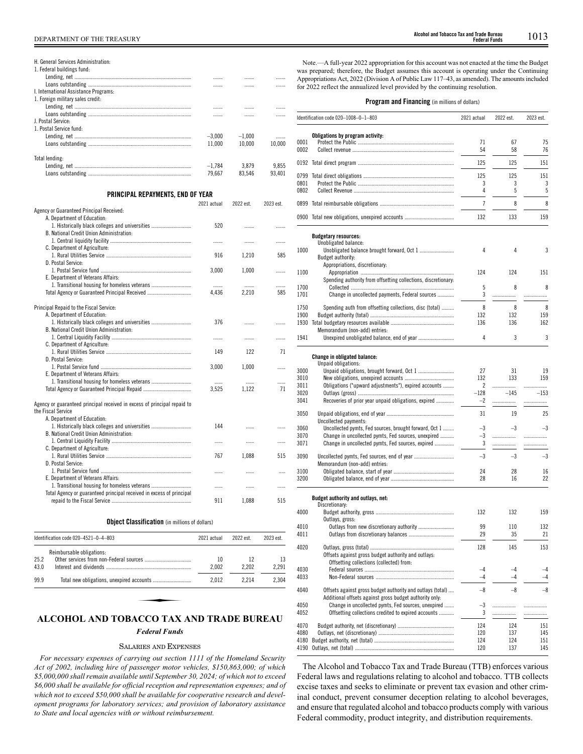| | 2021 actual | 2022 est. | 2023 est. |
|---|---|---|---|
| H. General Services Administration: | | | |
| 1. Federal buildings fund: | | | |
| Lending, net | ....... | ....... | ....... |
| Loans outstanding | ....... | ....... | ....... |
| I. International Assistance Programs: | | | |
| 1. Foreign military sales credit: | | | |
| Lending, net | ....... | ....... | ....... |
| Loans outstanding | ....... | ....... | ....... |
| J. Postal Service: | | | |
| 1. Postal Service fund: | | | |
| Lending, net | –3,000 | –1,000 | ....... |
| Loans outstanding | 11,000 | 10,000 | 10,000 |
| Total lending: | | | |
| Lending, net | –1,784 | 3,879 | 9,855 |
| Loans outstanding | 79,667 | 83,546 | 93,401 |

### PRINCIPAL REPAYMENTS, END OF YEAR

| | 2021 actual | 2022 est. | 2023 est. |
|---|---|---|---|
| Agency or Guaranteed Principal Received: | | | |
| A. Department of Education: | | | |
| 1. Historically black colleges and universities | 520 | ....... | ....... |
| B. National Credit Union Administration: | | | |
| 1. Central liquidity facility | ....... | ....... | ....... |
| C. Department of Agriculture: | | | |
| 1. Rural Utilities Service | 916 | 1,210 | 585 |
| D. Postal Service: | | | |
| 1. Postal Service fund | 3,000 | 1,000 | ....... |
| E. Department of Veterans Affairs: | | | |
| 1. Transitional housing for homeless veterans | ....... | ....... | ....... |
| Total Agency or Guaranteed Principal Received | 4,436 | 2,210 | 585 |
| Principal Repaid to the Fiscal Service: | | | |
| A. Department of Education: | | | |
| 1. Historically black colleges and universities | 376 | ....... | ....... |
| B. National Credit Union Administration: | | | |
| 1. Central Liquidity Facility | ....... | ....... | ....... |
| C. Department of Agriculture: | | | |
| 1. Rural Utilities Service | 149 | 122 | 71 |
| D. Postal Service: | | | |
| 1. Postal Service fund | 3,000 | 1,000 | ....... |
| E. Department of Veterans Affairs: | | | |
| 1. Transitional housing for homeless veterans | ....... | ....... | ....... |
| Total Agency or Guaranteed Principal Repaid | 3,525 | 1,122 | 71 |
| Agency or guaranteed principal received in excess of principal repaid to the Fiscal Service | | | |
| A. Department of Education: | | | |
| 1. Historically black colleges and universities | 144 | ....... | ....... |
| B. National Credit Union Administration: | | | |
| 1. Central Liquidity Facility | ....... | ....... | ....... |
| C. Department of Agriculture: | | | |
| 1. Rural Utilities Service | 767 | 1,088 | 515 |
| D. Postal Service: | | | |
| 1. Postal Service fund | ....... | ....... | ....... |
| E. Department of Veterans Affairs: | | | |
| 1. Transitional housing for homeless veterans | ....... | ....... | ....... |
| Total Agency or guaranteed principal received in excess of principal repaid to the Fiscal Service | 911 | 1,088 | 515 |

**Object Classification** (in millions of dollars)

| Identification code 020–4521–0–4–803 | | 2021 actual | 2022 est. | 2023 est. |
|---|---|---|---|---|
| | Reimbursable obligations: | | | |
| 25.2 | Other services from non-Federal sources | 10 | 12 | 13 |
| 43.0 | Interest and dividends | 2,002 | 2,202 | 2,291 |
| 99.9 | Total new obligations, unexpired accounts | 2,012 | 2,214 | 2,304 |

# ALCOHOL AND TOBACCO TAX AND TRADE BUREAU

### *Federal Funds*

#### SALARIES AND EXPENSES

*For necessary expenses of carrying out section 1111 of the Homeland Security Act of 2002, including hire of passenger motor vehicles, $150,863,000; of which $5,000,000 shall remain available until September 30, 2024; of which not to exceed $6,000 shall be available for official reception and representation expenses; and of which not to exceed $50,000 shall be available for cooperative research and development programs for laboratory services; and provision of laboratory assistance to State and local agencies with or without reimbursement.*

Note.—A full-year 2022 appropriation for this account was not enacted at the time the Budget was prepared; therefore, the Budget assumes this account is operating under the Continuing Appropriations Act, 2022 (Division A of Public Law 117–43, as amended). The amounts included for 2022 reflect the annualized level provided by the continuing resolution.

**Program and Financing** (in millions of dollars)

| Identification code 020–1008–0–1–803 | | 2021 actual | 2022 est. | 2023 est. |
|---|---|---|---|---|
| | **Obligations by program activity:** | | | |
| 0001 | Protect the Public | 71 | 67 | 75 |
| 0002 | Collect revenue | 54 | 58 | 76 |
| 0192 | Total direct program | 125 | 125 | 151 |
| 0799 | Total direct obligations | 125 | 125 | 151 |
| 0801 | Protect the Public | 3 | 3 | 3 |
| 0802 | Collect Revenue | 4 | 5 | 5 |
| 0899 | Total reimbursable obligations | 7 | 8 | 8 |
| 0900 | Total new obligations, unexpired accounts | 132 | 133 | 159 |
| | **Budgetary resources:** | | | |
| | Unobligated balance: | | | |
| 1000 | Unobligated balance brought forward, Oct 1 | 4 | 4 | 3 |
| | Budget authority: | | | |
| | Appropriations, discretionary: | | | |
| 1100 | Appropriation | 124 | 124 | 151 |
| | Spending authority from offsetting collections, discretionary: | | | |
| 1700 | Collected | 5 | 8 | 8 |
| 1701 | Change in uncollected payments, Federal sources | 3 | ................. | ................. |
| 1750 | Spending auth from offsetting collections, disc (total) | 8 | 8 | 8 |
| 1900 | Budget authority (total) | 132 | 132 | 159 |
| 1930 | Total budgetary resources available | 136 | 136 | 162 |
| | Memorandum (non-add) entries: | | | |
| 1941 | Unexpired unobligated balance, end of year | 4 | 3 | 3 |
| | **Change in obligated balance:** | | | |
| | Unpaid obligations: | | | |
| 3000 | Unpaid obligations, brought forward, Oct 1 | 27 | 31 | 19 |
| 3010 | New obligations, unexpired accounts | 132 | 133 | 159 |
| 3011 | Obligations ("upward adjustments"), expired accounts | 2 | ................. | ................. |
| 3020 | Outlays (gross) | –128 | –145 | –153 |
| 3041 | Recoveries of prior year unpaid obligations, expired | –2 | ................. | ................. |
| 3050 | Unpaid obligations, end of year | 31 | 19 | 25 |
| | Uncollected payments: | | | |
| 3060 | Uncollected pymts, Fed sources, brought forward, Oct 1 | –3 | –3 | –3 |
| 3070 | Change in uncollected pymts, Fed sources, unexpired | –3 | ................. | ................. |
| 3071 | Change in uncollected pymts, Fed sources, expired | 3 | ................. | ................. |
| 3090 | Uncollected pymts, Fed sources, end of year | –3 | –3 | –3 |
| | Memorandum (non-add) entries: | | | |
| 3100 | Obligated balance, start of year | 24 | 28 | 16 |
| 3200 | Obligated balance, end of year | 28 | 16 | 22 |
| | **Budget authority and outlays, net:** | | | |
| | Discretionary: | | | |
| 4000 | Budget authority, gross | 132 | 132 | 159 |
| | Outlays, gross: | | | |
| 4010 | Outlays from new discretionary authority | 99 | 110 | 132 |
| 4011 | Outlays from discretionary balances | 29 | 35 | 21 |
| 4020 | Outlays, gross (total) | 128 | 145 | 153 |
| | Offsets against gross budget authority and outlays: | | | |
| | Offsetting collections (collected) from: | | | |
| 4030 | Federal sources | –4 | –4 | –4 |
| 4033 | Non-Federal sources | –4 | –4 | –4 |
| 4040 | Offsets against gross budget authority and outlays (total) | –8 | –8 | –8 |
| | Additional offsets against gross budget authority only: | | | |
| 4050 | Change in uncollected pymts, Fed sources, unexpired | –3 | ................. | ................. |
| 4052 | Offsetting collections credited to expired accounts | 3 | ................. | ................. |
| 4070 | Budget authority, net (discretionary) | 124 | 124 | 151 |
| 4080 | Outlays, net (discretionary) | 120 | 137 | 145 |
| 4180 | Budget authority, net (total) | 124 | 124 | 151 |
| 4190 | Outlays, net (total) | 120 | 137 | 145 |

The Alcohol and Tobacco Tax and Trade Bureau (TTB) enforces various Federal laws and regulations relating to alcohol and tobacco. TTB collects excise taxes and seeks to eliminate or prevent tax evasion and other criminal conduct, prevent consumer deception relating to alcohol beverages, and ensure that regulated alcohol and tobacco products comply with various Federal commodity, product integrity, and distribution requirements.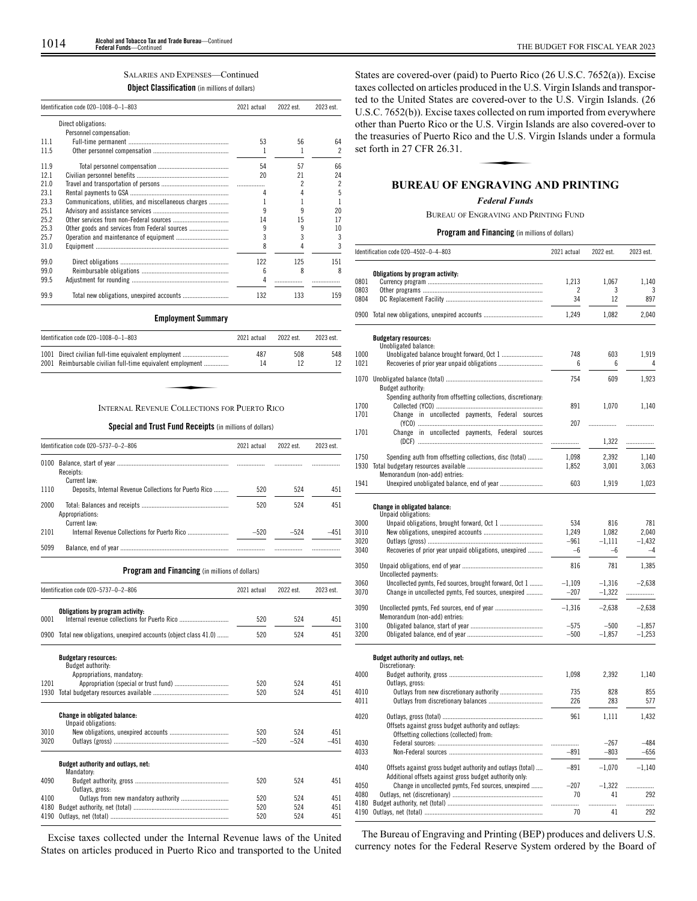SALARIES AND EXPENSES—Continued

**Object Classification** (in millions of dollars)

| Identification code 020–1008–0–1–803 | | 2021 actual | 2022 est. | 2023 est. |
|---|---|---|---|---|
| | Direct obligations: | | | |
| | Personnel compensation: | | | |
| 11.1 | Full-time permanent | 53 | 56 | 64 |
| 11.5 | Other personnel compensation | 1 | 1 | 2 |
| 11.9 | Total personnel compensation | 54 | 57 | 66 |
| 12.1 | Civilian personnel benefits | 20 | 21 | 24 |
| 21.0 | Travel and transportation of persons | | 2 | 2 |
| 23.1 | Rental payments to GSA | 4 | 4 | 5 |
| 23.3 | Communications, utilities, and miscellaneous charges | 1 | 1 | 1 |
| 25.1 | Advisory and assistance services | 9 | 9 | 20 |
| 25.2 | Other services from non-Federal sources | 14 | 15 | 17 |
| 25.3 | Other goods and services from Federal sources | 9 | 9 | 10 |
| 25.7 | Operation and maintenance of equipment | 3 | 3 | 3 |
| 31.0 | Equipment | 8 | 4 | 3 |
| 99.0 | Direct obligations | 122 | 125 | 151 |
| 99.0 | Reimbursable obligations | 6 | 8 | 8 |
| 99.5 | Adjustment for rounding | 4 | | |
| 99.9 | Total new obligations, unexpired accounts | 132 | 133 | 159 |

**Employment Summary**

| Identification code 020–1008–0–1–803 | | 2021 actual | 2022 est. | 2023 est. |
|---|---|---|---|---|
| 1001 | Direct civilian full-time equivalent employment | 487 | 508 | 548 |
| 2001 | Reimbursable civilian full-time equivalent employment | 14 | 12 | 12 |

INTERNAL REVENUE COLLECTIONS FOR PUERTO RICO

**Special and Trust Fund Receipts** (in millions of dollars)

| Identification code 020–5737–0–2–806 | | 2021 actual | 2022 est. | 2023 est. |
|---|---|---|---|---|
| 0100 | Balance, start of year | | | |
| | Receipts: | | | |
| | Current law: | | | |
| 1110 | Deposits, Internal Revenue Collections for Puerto Rico | 520 | 524 | 451 |
| 2000 | Total: Balances and receipts | 520 | 524 | 451 |
| | Appropriations: | | | |
| | Current law: | | | |
| 2101 | Internal Revenue Collections for Puerto Rico | –520 | –524 | –451 |
| 5099 | Balance, end of year | | | |

**Program and Financing** (in millions of dollars)

| Identification code 020–5737–0–2–806 | | 2021 actual | 2022 est. | 2023 est. |
|---|---|---|---|---|
| | **Obligations by program activity:** | | | |
| 0001 | Internal revenue collections for Puerto Rico | 520 | 524 | 451 |
| 0900 | Total new obligations, unexpired accounts (object class 41.0) | 520 | 524 | 451 |
| | **Budgetary resources:** | | | |
| | Budget authority: | | | |
| | Appropriations, mandatory: | | | |
| 1201 | Appropriation (special or trust fund) | 520 | 524 | 451 |
| 1930 | Total budgetary resources available | 520 | 524 | 451 |
| | **Change in obligated balance:** | | | |
| | Unpaid obligations: | | | |
| 3010 | New obligations, unexpired accounts | 520 | 524 | 451 |
| 3020 | Outlays (gross) | –520 | –524 | –451 |
| | **Budget authority and outlays, net:** | | | |
| | Mandatory: | | | |
| 4090 | Budget authority, gross | 520 | 524 | 451 |
| | Outlays, gross: | | | |
| 4100 | Outlays from new mandatory authority | 520 | 524 | 451 |
| 4180 | Budget authority, net (total) | 520 | 524 | 451 |
| 4190 | Outlays, net (total) | 520 | 524 | 451 |

Excise taxes collected under the Internal Revenue laws of the United States on articles produced in Puerto Rico and transported to the United States are covered-over (paid) to Puerto Rico (26 U.S.C. 7652(a)). Excise taxes collected on articles produced in the U.S. Virgin Islands and transported to the United States are covered-over to the U.S. Virgin Islands. (26 U.S.C. 7652(b)). Excise taxes collected on rum imported from everywhere other than Puerto Rico or the U.S. Virgin Islands are also covered-over to the treasuries of Puerto Rico and the U.S. Virgin Islands under a formula set forth in 27 CFR 26.31.

# BUREAU OF ENGRAVING AND PRINTING

### *Federal Funds*

BUREAU OF ENGRAVING AND PRINTING FUND

**Program and Financing** (in millions of dollars)

| Identification code 020–4502–0–4–803 | | 2021 actual | 2022 est. | 2023 est. |
|---|---|---|---|---|
| | **Obligations by program activity:** | | | |
| 0801 | Currency program | 1,213 | 1,067 | 1,140 |
| 0803 | Other programs | 2 | 3 | 3 |
| 0804 | DC Replacement Facility | 34 | 12 | 897 |
| 0900 | Total new obligations, unexpired accounts | 1,249 | 1,082 | 2,040 |
| | **Budgetary resources:** | | | |
| | Unobligated balance: | | | |
| 1000 | Unobligated balance brought forward, Oct 1 | 748 | 603 | 1,919 |
| 1021 | Recoveries of prior year unpaid obligations | 6 | 6 | 4 |
| 1070 | Unobligated balance (total) | 754 | 609 | 1,923 |
| | Budget authority: | | | |
| | Spending authority from offsetting collections, discretionary: | | | |
| 1700 | Collected (YCO) | 891 | 1,070 | 1,140 |
| 1701 | Change in uncollected payments, Federal sources (YCO) | 207 | | |
| 1701 | Change in uncollected payments, Federal sources (DCF) | | 1,322 | |
| 1750 | Spending auth from offsetting collections, disc (total) | 1,098 | 2,392 | 1,140 |
| 1930 | Total budgetary resources available | 1,852 | 3,001 | 3,063 |
| | Memorandum (non-add) entries: | | | |
| 1941 | Unexpired unobligated balance, end of year | 603 | 1,919 | 1,023 |
| | **Change in obligated balance:** | | | |
| | Unpaid obligations: | | | |
| 3000 | Unpaid obligations, brought forward, Oct 1 | 534 | 816 | 781 |
| 3010 | New obligations, unexpired accounts | 1,249 | 1,082 | 2,040 |
| 3020 | Outlays (gross) | –961 | –1,111 | –1,432 |
| 3040 | Recoveries of prior year unpaid obligations, unexpired | –6 | –6 | –4 |
| 3050 | Unpaid obligations, end of year | 816 | 781 | 1,385 |
| | Uncollected payments: | | | |
| 3060 | Uncollected pymts, Fed sources, brought forward, Oct 1 | –1,109 | –1,316 | –2,638 |
| 3070 | Change in uncollected pymts, Fed sources, unexpired | –207 | –1,322 | |
| 3090 | Uncollected pymts, Fed sources, end of year | –1,316 | –2,638 | –2,638 |
| | Memorandum (non-add) entries: | | | |
| 3100 | Obligated balance, start of year | –575 | –500 | –1,857 |
| 3200 | Obligated balance, end of year | –500 | –1,857 | –1,253 |
| | **Budget authority and outlays, net:** | | | |
| | Discretionary: | | | |
| 4000 | Budget authority, gross | 1,098 | 2,392 | 1,140 |
| | Outlays, gross: | | | |
| 4010 | Outlays from new discretionary authority | 735 | 828 | 855 |
| 4011 | Outlays from discretionary balances | 226 | 283 | 577 |
| 4020 | Outlays, gross (total) | 961 | 1,111 | 1,432 |
| | Offsets against gross budget authority and outlays: | | | |
| | Offsetting collections (collected) from: | | | |
| 4030 | Federal sources | | –267 | –484 |
| 4033 | Non-Federal sources | –891 | –803 | –656 |
| 4040 | Offsets against gross budget authority and outlays (total) | –891 | –1,070 | –1,140 |
| | Additional offsets against gross budget authority only: | | | |
| 4050 | Change in uncollected pymts, Fed sources, unexpired | –207 | –1,322 | |
| 4080 | Outlays, net (discretionary) | 70 | 41 | 292 |
| 4180 | Budget authority, net (total) | | | |
| 4190 | Outlays, net (total) | 70 | 41 | 292 |

The Bureau of Engraving and Printing (BEP) produces and delivers U.S. currency notes for the Federal Reserve System ordered by the Board of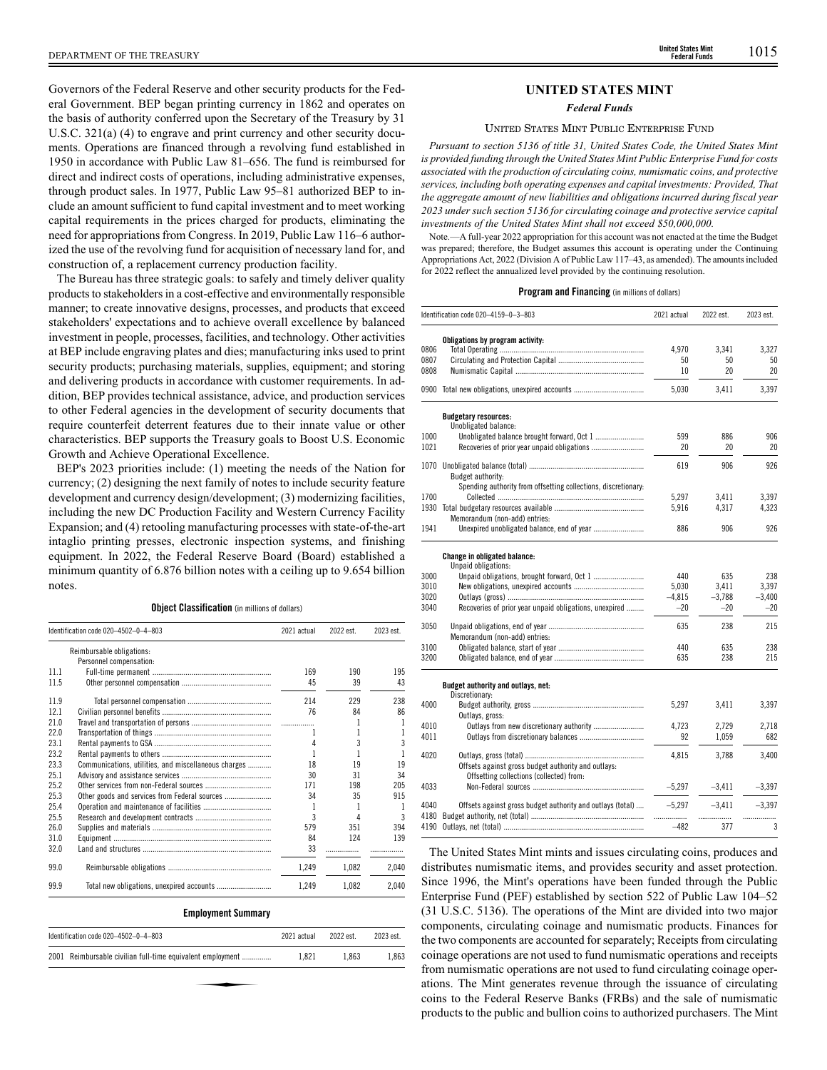Governors of the Federal Reserve and other security products for the Federal Government. BEP began printing currency in 1862 and operates on the basis of authority conferred upon the Secretary of the Treasury by 31 U.S.C. 321(a) (4) to engrave and print currency and other security documents. Operations are financed through a revolving fund established in 1950 in accordance with Public Law 81–656. The fund is reimbursed for direct and indirect costs of operations, including administrative expenses, through product sales. In 1977, Public Law 95–81 authorized BEP to include an amount sufficient to fund capital investment and to meet working capital requirements in the prices charged for products, eliminating the need for appropriations from Congress. In 2019, Public Law 116–6 authorized the use of the revolving fund for acquisition of necessary land for, and construction of, a replacement currency production facility.

The Bureau has three strategic goals: to safely and timely deliver quality products to stakeholders in a cost-effective and environmentally responsible manner; to create innovative designs, processes, and products that exceed stakeholders' expectations and to achieve overall excellence by balanced investment in people, processes, facilities, and technology. Other activities at BEP include engraving plates and dies; manufacturing inks used to print security products; purchasing materials, supplies, equipment; and storing and delivering products in accordance with customer requirements. In addition, BEP provides technical assistance, advice, and production services to other Federal agencies in the development of security documents that require counterfeit deterrent features due to their innate value or other characteristics. BEP supports the Treasury goals to Boost U.S. Economic Growth and Achieve Operational Excellence.

BEP's 2023 priorities include: (1) meeting the needs of the Nation for currency; (2) designing the next family of notes to include security feature development and currency design/development; (3) modernizing facilities, including the new DC Production Facility and Western Currency Facility Expansion; and (4) retooling manufacturing processes with state-of-the-art intaglio printing presses, electronic inspection systems, and finishing equipment. In 2022, the Federal Reserve Board (Board) established a minimum quantity of 6.876 billion notes with a ceiling up to 9.654 billion notes.

**Object Classification** (in millions of dollars)

| Identification code 020–4502–0–4–803 | | 2021 actual | 2022 est. | 2023 est. |
|---|---|---|---|---|
| | Reimbursable obligations: | | | |
| | Personnel compensation: | | | |
| 11.1 | Full-time permanent | 169 | 190 | 195 |
| 11.5 | Other personnel compensation | 45 | 39 | 43 |
| 11.9 | Total personnel compensation | 214 | 229 | 238 |
| 12.1 | Civilian personnel benefits | 76 | 84 | 86 |
| 21.0 | Travel and transportation of persons | | 1 | 1 |
| 22.0 | Transportation of things | 1 | 1 | 1 |
| 23.1 | Rental payments to GSA | 4 | 3 | 3 |
| 23.2 | Rental payments to others | 1 | 1 | 1 |
| 23.3 | Communications, utilities, and miscellaneous charges | 18 | 19 | 19 |
| 25.1 | Advisory and assistance services | 30 | 31 | 34 |
| 25.2 | Other services from non-Federal sources | 171 | 198 | 205 |
| 25.3 | Other goods and services from Federal sources | 34 | 35 | 915 |
| 25.4 | Operation and maintenance of facilities | 1 | 1 | 1 |
| 25.5 | Research and development contracts | 3 | 4 | 3 |
| 26.0 | Supplies and materials | 579 | 351 | 394 |
| 31.0 | Equipment | 84 | 124 | 139 |
| 32.0 | Land and structures | 33 | | |
| 99.0 | Reimbursable obligations | 1,249 | 1,082 | 2,040 |
| 99.9 | Total new obligations, unexpired accounts | 1,249 | 1,082 | 2,040 |

**Employment Summary**

| Identification code 020–4502–0–4–803 | | 2021 actual | 2022 est. | 2023 est. |
|---|---|---|---|---|
| 2001 | Reimbursable civilian full-time equivalent employment | 1,821 | 1,863 | 1,863 |

## UNITED STATES MINT

### *Federal Funds*

UNITED STATES MINT PUBLIC ENTERPRISE FUND

*Pursuant to section 5136 of title 31, United States Code, the United States Mint is provided funding through the United States Mint Public Enterprise Fund for costs associated with the production of circulating coins, numismatic coins, and protective services, including both operating expenses and capital investments: Provided, That the aggregate amount of new liabilities and obligations incurred during fiscal year 2023 under such section 5136 for circulating coinage and protective service capital investments of the United States Mint shall not exceed $50,000,000.*

Note.—A full-year 2022 appropriation for this account was not enacted at the time the Budget was prepared; therefore, the Budget assumes this account is operating under the Continuing Appropriations Act, 2022 (Division A of Public Law 117–43, as amended). The amounts included for 2022 reflect the annualized level provided by the continuing resolution.

**Program and Financing** (in millions of dollars)

| Identification code 020–4159–0–3–803 | | 2021 actual | 2022 est. | 2023 est. |
|---|---|---|---|---|
| | **Obligations by program activity:** | | | |
| 0806 | Total Operating | 4,970 | 3,341 | 3,327 |
| 0807 | Circulating and Protection Capital | 50 | 50 | 50 |
| 0808 | Numismatic Capital | 10 | 20 | 20 |
| 0900 | Total new obligations, unexpired accounts | 5,030 | 3,411 | 3,397 |
| | **Budgetary resources:** | | | |
| | Unobligated balance: | | | |
| 1000 | Unobligated balance brought forward, Oct 1 | 599 | 886 | 906 |
| 1021 | Recoveries of prior year unpaid obligations | 20 | 20 | 20 |
| 1070 | Unobligated balance (total) | 619 | 906 | 926 |
| | Budget authority: | | | |
| | Spending authority from offsetting collections, discretionary: | | | |
| 1700 | Collected | 5,297 | 3,411 | 3,397 |
| 1930 | Total budgetary resources available | 5,916 | 4,317 | 4,323 |
| | Memorandum (non-add) entries: | | | |
| 1941 | Unexpired unobligated balance, end of year | 886 | 906 | 926 |
| | **Change in obligated balance:** | | | |
| | Unpaid obligations: | | | |
| 3000 | Unpaid obligations, brought forward, Oct 1 | 440 | 635 | 238 |
| 3010 | New obligations, unexpired accounts | 5,030 | 3,411 | 3,397 |
| 3020 | Outlays (gross) | –4,815 | –3,788 | –3,400 |
| 3040 | Recoveries of prior year unpaid obligations, unexpired | –20 | –20 | –20 |
| 3050 | Unpaid obligations, end of year | 635 | 238 | 215 |
| | Memorandum (non-add) entries: | | | |
| 3100 | Obligated balance, start of year | 440 | 635 | 238 |
| 3200 | Obligated balance, end of year | 635 | 238 | 215 |
| | **Budget authority and outlays, net:** | | | |
| | Discretionary: | | | |
| 4000 | Budget authority, gross | 5,297 | 3,411 | 3,397 |
| | Outlays, gross: | | | |
| 4010 | Outlays from new discretionary authority | 4,723 | 2,729 | 2,718 |
| 4011 | Outlays from discretionary balances | 92 | 1,059 | 682 |
| 4020 | Outlays, gross (total) | 4,815 | 3,788 | 3,400 |
| | Offsets against gross budget authority and outlays: | | | |
| | Offsetting collections (collected) from: | | | |
| 4033 | Non-Federal sources | –5,297 | –3,411 | –3,397 |
| 4040 | Offsets against gross budget authority and outlays (total) | –5,297 | –3,411 | –3,397 |
| 4180 | Budget authority, net (total) | | | |
| 4190 | Outlays, net (total) | –482 | 377 | 3 |

The United States Mint mints and issues circulating coins, produces and distributes numismatic items, and provides security and asset protection. Since 1996, the Mint's operations have been funded through the Public Enterprise Fund (PEF) established by section 522 of Public Law 104–52 (31 U.S.C. 5136). The operations of the Mint are divided into two major components, circulating coinage and numismatic products. Finances for the two components are accounted for separately; Receipts from circulating coinage operations are not used to fund numismatic operations and receipts from numismatic operations are not used to fund circulating coinage operations. The Mint generates revenue through the issuance of circulating coins to the Federal Reserve Banks (FRBs) and the sale of numismatic products to the public and bullion coins to authorized purchasers. The Mint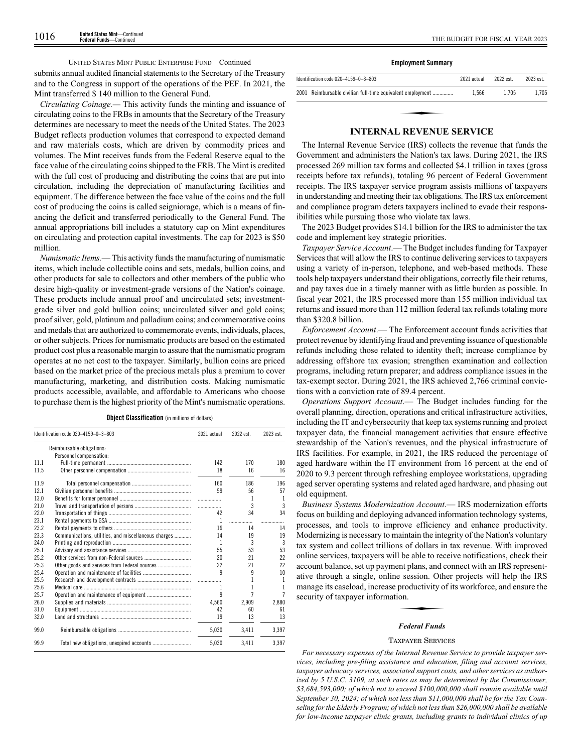UNITED STATES MINT PUBLIC ENTERPRISE FUND—Continued

submits annual audited financial statements to the Secretary of the Treasury and to the Congress in support of the operations of the PEF. In 2021, the Mint transferred $ 140 million to the General Fund.

*Circulating Coinage.*— This activity funds the minting and issuance of circulating coins to the FRBs in amounts that the Secretary of the Treasury determines are necessary to meet the needs of the United States. The 2023 Budget reflects production volumes that correspond to expected demand and raw materials costs, which are driven by commodity prices and volumes. The Mint receives funds from the Federal Reserve equal to the face value of the circulating coins shipped to the FRB. The Mint is credited with the full cost of producing and distributing the coins that are put into circulation, including the depreciation of manufacturing facilities and equipment. The difference between the face value of the coins and the full cost of producing the coins is called seigniorage, which is a means of financing the deficit and transferred periodically to the General Fund. The annual appropriations bill includes a statutory cap on Mint expenditures on circulating and protection capital investments. The cap for 2023 is $50 million.

*Numismatic Items.*— This activity funds the manufacturing of numismatic items, which include collectible coins and sets, medals, bullion coins, and other products for sale to collectors and other members of the public who desire high-quality or investment-grade versions of the Nation's coinage. These products include annual proof and uncirculated sets; investment-grade silver and gold bullion coins; uncirculated silver and gold coins; proof silver, gold, platinum and palladium coins; and commemorative coins and medals that are authorized to commemorate events, individuals, places, or other subjects. Prices for numismatic products are based on the estimated product cost plus a reasonable margin to assure that the numismatic program operates at no net cost to the taxpayer. Similarly, bullion coins are priced based on the market price of the precious metals plus a premium to cover manufacturing, marketing, and distribution costs. Making numismatic products accessible, available, and affordable to Americans who choose to purchase them is the highest priority of the Mint's numismatic operations.

**Object Classification** (in millions of dollars)

| Identification code 020–4159–0–3–803 | | 2021 actual | 2022 est. | 2023 est. |
|---|---|---|---|---|
| | Reimbursable obligations: | | | |
| | Personnel compensation: | | | |
| 11.1 | Full-time permanent | 142 | 170 | 180 |
| 11.5 | Other personnel compensation | 18 | 16 | 16 |
| 11.9 | Total personnel compensation | 160 | 186 | 196 |
| 12.1 | Civilian personnel benefits | 59 | 56 | 57 |
| 13.0 | Benefits for former personnel | | 1 | 1 |
| 21.0 | Travel and transportation of persons | | 3 | 3 |
| 22.0 | Transportation of things | 42 | 34 | 34 |
| 23.1 | Rental payments to GSA | 1 | | |
| 23.2 | Rental payments to others | 16 | 14 | 14 |
| 23.3 | Communications, utilities, and miscellaneous charges | 14 | 19 | 19 |
| 24.0 | Printing and reproduction | 1 | 3 | 3 |
| 25.1 | Advisory and assistance services | 55 | 53 | 53 |
| 25.2 | Other services from non-Federal sources | 20 | 21 | 22 |
| 25.3 | Other goods and services from Federal sources | 22 | 21 | 22 |
| 25.4 | Operation and maintenance of facilities | 9 | 9 | 10 |
| 25.5 | Research and development contracts | | 1 | 1 |
| 25.6 | Medical care | 1 | 1 | 1 |
| 25.7 | Operation and maintenance of equipment | 9 | 7 | 7 |
| 26.0 | Supplies and materials | 4,560 | 2,909 | 2,880 |
| 31.0 | Equipment | 42 | 60 | 61 |
| 32.0 | Land and structures | 19 | 13 | 13 |
| 99.0 | Reimbursable obligations | 5,030 | 3,411 | 3,397 |
| 99.9 | Total new obligations, unexpired accounts | 5,030 | 3,411 | 3,397 |

**Employment Summary**

| Identification code 020–4159–0–3–803 | 2021 actual | 2022 est. | 2023 est. |
|---|---|---|---|
| 2001 Reimbursable civilian full-time equivalent employment | 1,566 | 1,705 | 1,705 |

## INTERNAL REVENUE SERVICE

The Internal Revenue Service (IRS) collects the revenue that funds the Government and administers the Nation's tax laws. During 2021, the IRS processed 269 million tax forms and collected $4.1 trillion in taxes (gross receipts before tax refunds), totaling 96 percent of Federal Government receipts. The IRS taxpayer service program assists millions of taxpayers in understanding and meeting their tax obligations. The IRS tax enforcement and compliance program deters taxpayers inclined to evade their responsibilities while pursuing those who violate tax laws.

The 2023 Budget provides $14.1 billion for the IRS to administer the tax code and implement key strategic priorities.

*Taxpayer Service Account*.— The Budget includes funding for Taxpayer Services that will allow the IRS to continue delivering services to taxpayers using a variety of in-person, telephone, and web-based methods. These tools help taxpayers understand their obligations, correctly file their returns, and pay taxes due in a timely manner with as little burden as possible. In fiscal year 2021, the IRS processed more than 155 million individual tax returns and issued more than 112 million federal tax refunds totaling more than $320.8 billion.

*Enforcement Account*.— The Enforcement account funds activities that protect revenue by identifying fraud and preventing issuance of questionable refunds including those related to identity theft; increase compliance by addressing offshore tax evasion; strengthen examination and collection programs, including return preparer; and address compliance issues in the tax-exempt sector. During 2021, the IRS achieved 2,766 criminal convictions with a conviction rate of 89.4 percent.

*Operations Support Account*.— The Budget includes funding for the overall planning, direction, operations and critical infrastructure activities, including the IT and cybersecurity that keep tax systems running and protect taxpayer data, the financial management activities that ensure effective stewardship of the Nation's revenues, and the physical infrastructure of IRS facilities. For example, in 2021, the IRS reduced the percentage of aged hardware within the IT environment from 16 percent at the end of 2020 to 9.3 percent through refreshing employee workstations, upgrading aged server operating systems and related aged hardware, and phasing out old equipment.

*Business Systems Modernization Account*.— IRS modernization efforts focus on building and deploying advanced information technology systems, processes, and tools to improve efficiency and enhance productivity. Modernizing is necessary to maintain the integrity of the Nation's voluntary tax system and collect trillions of dollars in tax revenue. With improved online services, taxpayers will be able to receive notifications, check their account balance, set up payment plans, and connect with an IRS representative through a single, online session. Other projects will help the IRS manage its caseload, increase productivity of its workforce, and ensure the security of taxpayer information.

### *Federal Funds*

TAXPAYER SERVICES

*For necessary expenses of the Internal Revenue Service to provide taxpayer services, including pre-filing assistance and education, filing and account services, taxpayer advocacy services, associated support costs, and other services as authorized by 5 U.S.C. 3109, at such rates as may be determined by the Commissioner, $3,684,593,000; of which not to exceed $100,000,000 shall remain available until September 30, 2024; of which not less than $11,000,000 shall be for the Tax Counseling for the Elderly Program; of which not less than $26,000,000 shall be available for low-income taxpayer clinic grants, including grants to individual clinics of up*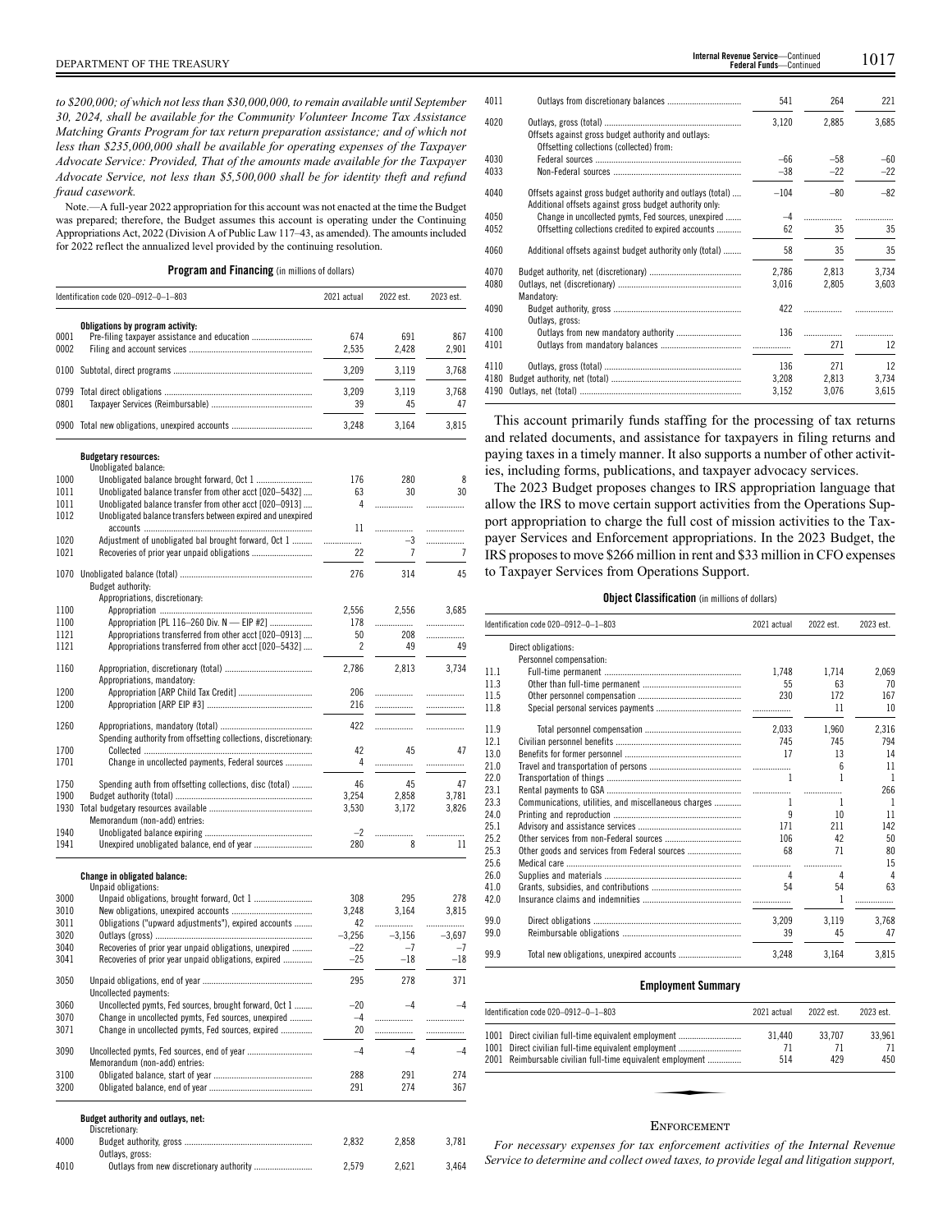*to $200,000; of which not less than $30,000,000, to remain available until September 30, 2024, shall be available for the Community Volunteer Income Tax Assistance Matching Grants Program for tax return preparation assistance; and of which not less than $235,000,000 shall be available for operating expenses of the Taxpayer Advocate Service: Provided, That of the amounts made available for the Taxpayer Advocate Service, not less than $5,500,000 shall be for identity theft and refund fraud casework.*

Note.—A full-year 2022 appropriation for this account was not enacted at the time the Budget was prepared; therefore, the Budget assumes this account is operating under the Continuing Appropriations Act, 2022 (Division A of Public Law 117–43, as amended). The amounts included for 2022 reflect the annualized level provided by the continuing resolution.

**Program and Financing** (in millions of dollars)

| | Identification code 020–0912–0–1–803 | 2021 actual | 2022 est. | 2023 est. |
|---|---|---|---|---|
| | **Obligations by program activity:** | | | |
| 0001 | Pre-filing taxpayer assistance and education | 674 | 691 | 867 |
| 0002 | Filing and account services | 2,535 | 2,428 | 2,901 |
| 0100 | Subtotal, direct programs | 3,209 | 3,119 | 3,768 |
| 0799 | Total direct obligations | 3,209 | 3,119 | 3,768 |
| 0801 | Taxpayer Services (Reimbursable) | 39 | 45 | 47 |
| 0900 | Total new obligations, unexpired accounts | 3,248 | 3,164 | 3,815 |
| | **Budgetary resources:** | | | |
| | Unobligated balance: | | | |
| 1000 | Unobligated balance brought forward, Oct 1 | 176 | 280 | 8 |
| 1011 | Unobligated balance transfer from other acct [020–5432] | 63 | 30 | 30 |
| 1011 | Unobligated balance transfer from other acct [020–0913] | 4 | | |
| 1012 | Unobligated balance transfers between expired and unexpired accounts | 11 | | |
| 1020 | Adjustment of unobligated bal brought forward, Oct 1 | | –3 | |
| 1021 | Recoveries of prior year unpaid obligations | 22 | 7 | 7 |
| 1070 | Unobligated balance (total) | 276 | 314 | 45 |
| | Budget authority: | | | |
| | Appropriations, discretionary: | | | |
| 1100 | Appropriation | 2,556 | 2,556 | 3,685 |
| 1100 | Appropriation [PL 116–260 Div. N — EIP #2] | 178 | | |
| 1121 | Appropriations transferred from other acct [020–0913] | 50 | 208 | |
| 1121 | Appropriations transferred from other acct [020–5432] | 2 | 49 | 49 |
| 1160 | Appropriation, discretionary (total) | 2,786 | 2,813 | 3,734 |
| | Appropriations, mandatory: | | | |
| 1200 | Appropriation [ARP Child Tax Credit] | 206 | | |
| 1200 | Appropriation [ARP EIP #3] | 216 | | |
| 1260 | Appropriations, mandatory (total) | 422 | | |
| | Spending authority from offsetting collections, discretionary: | | | |
| 1700 | Collected | 42 | 45 | 47 |
| 1701 | Change in uncollected payments, Federal sources | 4 | | |
| 1750 | Spending auth from offsetting collections, disc (total) | 46 | 45 | 47 |
| 1900 | Budget authority (total) | 3,254 | 2,858 | 3,781 |
| 1930 | Total budgetary resources available | 3,530 | 3,172 | 3,826 |
| | Memorandum (non-add) entries: | | | |
| 1940 | Unobligated balance expiring | –2 | | |
| 1941 | Unexpired unobligated balance, end of year | 280 | 8 | 11 |
| | **Change in obligated balance:** | | | |
| | Unpaid obligations: | | | |
| 3000 | Unpaid obligations, brought forward, Oct 1 | 308 | 295 | 278 |
| 3010 | New obligations, unexpired accounts | 3,248 | 3,164 | 3,815 |
| 3011 | Obligations ("upward adjustments"), expired accounts | 42 | | |
| 3020 | Outlays (gross) | –3,256 | –3,156 | –3,697 |
| 3040 | Recoveries of prior year unpaid obligations, unexpired | –22 | –7 | –7 |
| 3041 | Recoveries of prior year unpaid obligations, expired | –25 | –18 | –18 |
| 3050 | Unpaid obligations, end of year | 295 | 278 | 371 |
| | Uncollected payments: | | | |
| 3060 | Uncollected pymts, Fed sources, brought forward, Oct 1 | –20 | –4 | –4 |
| 3070 | Change in uncollected pymts, Fed sources, unexpired | –4 | | |
| 3071 | Change in uncollected pymts, Fed sources, expired | 20 | | |
| 3090 | Uncollected pymts, Fed sources, end of year | –4 | –4 | –4 |
| | Memorandum (non-add) entries: | | | |
| 3100 | Obligated balance, start of year | 288 | 291 | 274 |
| 3200 | Obligated balance, end of year | 291 | 274 | 367 |
| | **Budget authority and outlays, net:** | | | |
| | Discretionary: | | | |
| 4000 | Budget authority, gross | 2,832 | 2,858 | 3,781 |
| | Outlays, gross: | | | |
| 4010 | Outlays from new discretionary authority | 2,579 | 2,621 | 3,464 |
| 4011 | Outlays from discretionary balances | 541 | 264 | 221 |
| 4020 | Outlays, gross (total) | 3,120 | 2,885 | 3,685 |
| | Offsets against gross budget authority and outlays: | | | |
| | Offsetting collections (collected) from: | | | |
| 4030 | Federal sources | –66 | –58 | –60 |
| 4033 | Non-Federal sources | –38 | –22 | –22 |
| 4040 | Offsets against gross budget authority and outlays (total) | –104 | –80 | –82 |
| | Additional offsets against gross budget authority only: | | | |
| 4050 | Change in uncollected pymts, Fed sources, unexpired | –4 | | |
| 4052 | Offsetting collections credited to expired accounts | 62 | 35 | 35 |
| 4060 | Additional offsets against budget authority only (total) | 58 | 35 | 35 |
| 4070 | Budget authority, net (discretionary) | 2,786 | 2,813 | 3,734 |
| 4080 | Outlays, net (discretionary) | 3,016 | 2,805 | 3,603 |
| | Mandatory: | | | |
| 4090 | Budget authority, gross | 422 | | |
| | Outlays, gross: | | | |
| 4100 | Outlays from new mandatory authority | 136 | | |
| 4101 | Outlays from mandatory balances | | 271 | 12 |
| 4110 | Outlays, gross (total) | 136 | 271 | 12 |
| 4180 | Budget authority, net (total) | 3,208 | 2,813 | 3,734 |
| 4190 | Outlays, net (total) | 3,152 | 3,076 | 3,615 |

This account primarily funds staffing for the processing of tax returns and related documents, and assistance for taxpayers in filing returns and paying taxes in a timely manner. It also supports a number of other activities, including forms, publications, and taxpayer advocacy services.

The 2023 Budget proposes changes to IRS appropriation language that allow the IRS to move certain support activities from the Operations Support appropriation to charge the full cost of mission activities to the Taxpayer Services and Enforcement appropriations. In the 2023 Budget, the IRS proposes to move $266 million in rent and $33 million in CFO expenses to Taxpayer Services from Operations Support.

**Object Classification** (in millions of dollars)

| | Identification code 020–0912–0–1–803 | 2021 actual | 2022 est. | 2023 est. |
|---|---|---|---|---|
| | Direct obligations: | | | |
| | Personnel compensation: | | | |
| 11.1 | Full-time permanent | 1,748 | 1,714 | 2,069 |
| 11.3 | Other than full-time permanent | 55 | 63 | 70 |
| 11.5 | Other personnel compensation | 230 | 172 | 167 |
| 11.8 | Special personal services payments | | 11 | 10 |
| 11.9 | Total personnel compensation | 2,033 | 1,960 | 2,316 |
| 12.1 | Civilian personnel benefits | 745 | 745 | 794 |
| 13.0 | Benefits for former personnel | 17 | 13 | 14 |
| 21.0 | Travel and transportation of persons | | 6 | 11 |
| 22.0 | Transportation of things | 1 | 1 | 1 |
| 23.1 | Rental payments to GSA | | | 266 |
| 23.3 | Communications, utilities, and miscellaneous charges | 1 | 1 | 1 |
| 24.0 | Printing and reproduction | 9 | 10 | 11 |
| 25.1 | Advisory and assistance services | 171 | 211 | 142 |
| 25.2 | Other services from non-Federal sources | 106 | 42 | 50 |
| 25.3 | Other goods and services from Federal sources | 68 | 71 | 80 |
| 25.6 | Medical care | | | 15 |
| 26.0 | Supplies and materials | 4 | 4 | 4 |
| 41.0 | Grants, subsidies, and contributions | 54 | 54 | 63 |
| 42.0 | Insurance claims and indemnities | | 1 | |
| 99.0 | Direct obligations | 3,209 | 3,119 | 3,768 |
| 99.0 | Reimbursable obligations | 39 | 45 | 47 |
| 99.9 | Total new obligations, unexpired accounts | 3,248 | 3,164 | 3,815 |

**Employment Summary**

| | Identification code 020–0912–0–1–803 | 2021 actual | 2022 est. | 2023 est. |
|---|---|---|---|---|
| 1001 | Direct civilian full-time equivalent employment | 31,440 | 33,707 | 33,961 |
| 1001 | Direct civilian full-time equivalent employment | 71 | 71 | 71 |
| 2001 | Reimbursable civilian full-time equivalent employment | 514 | 429 | 450 |

## ENFORCEMENT

*For necessary expenses for tax enforcement activities of the Internal Revenue Service to determine and collect owed taxes, to provide legal and litigation support,*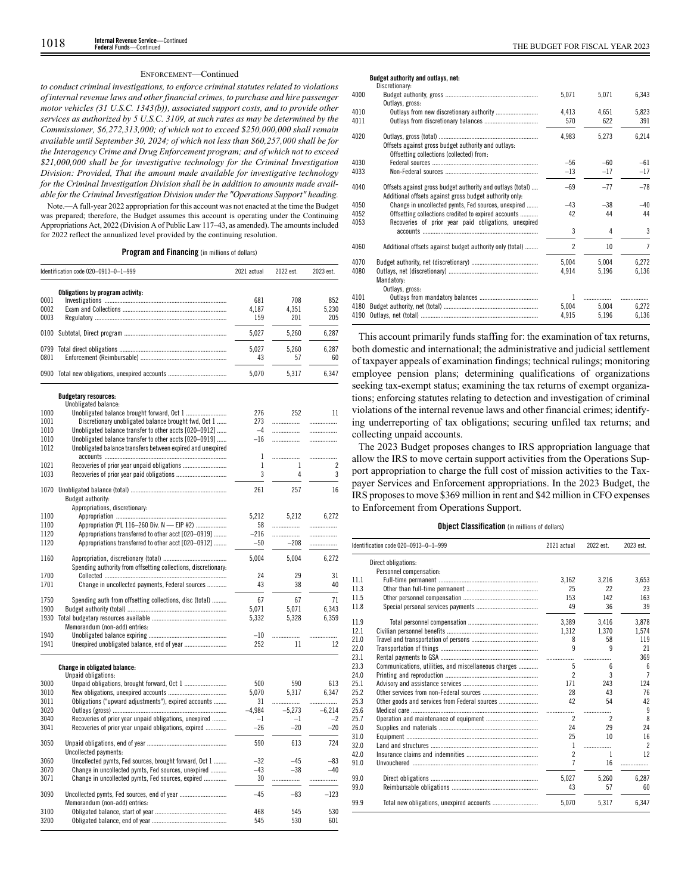ENFORCEMENT—Continued

*to conduct criminal investigations, to enforce criminal statutes related to violations of internal revenue laws and other financial crimes, to purchase and hire passenger motor vehicles (31 U.S.C. 1343(b)), associated support costs, and to provide other services as authorized by 5 U.S.C. 3109, at such rates as may be determined by the Commissioner, $6,272,313,000; of which not to exceed $250,000,000 shall remain available until September 30, 2024; of which not less than $60,257,000 shall be for the Interagency Crime and Drug Enforcement program; and of which not to exceed $21,000,000 shall be for investigative technology for the Criminal Investigation Division: Provided, That the amount made available for investigative technology for the Criminal Investigation Division shall be in addition to amounts made available for the Criminal Investigation Division under the "Operations Support" heading.*

Note.—A full-year 2022 appropriation for this account was not enacted at the time the Budget was prepared; therefore, the Budget assumes this account is operating under the Continuing Appropriations Act, 2022 (Division A of Public Law 117–43, as amended). The amounts included for 2022 reflect the annualized level provided by the continuing resolution.

**Program and Financing** (in millions of dollars)

| Identification code 020–0913–0–1–999 | | 2021 actual | 2022 est. | 2023 est. |
|---|---|---|---|---|
| | **Obligations by program activity:** | | | |
| 0001 | Investigations | 681 | 708 | 852 |
| 0002 | Exam and Collections | 4,187 | 4,351 | 5,230 |
| 0003 | Regulatory | 159 | 201 | 205 |
| 0100 | Subtotal, Direct program | 5,027 | 5,260 | 6,287 |
| 0799 | Total direct obligations | 5,027 | 5,260 | 6,287 |
| 0801 | Enforcement (Reimbursable) | 43 | 57 | 60 |
| 0900 | Total new obligations, unexpired accounts | 5,070 | 5,317 | 6,347 |
| | **Budgetary resources:** | | | |
| | Unobligated balance: | | | |
| 1000 | Unobligated balance brought forward, Oct 1 | 276 | 252 | 11 |
| 1001 | Discretionary unobligated balance brought fwd, Oct 1 | 273 | | |
| 1010 | Unobligated balance transfer to other accts [020–0912] | –4 | | |
| 1010 | Unobligated balance transfer to other accts [020–0919] | –16 | | |
| 1012 | Unobligated balance transfers between expired and unexpired accounts | 1 | | |
| 1021 | Recoveries of prior year unpaid obligations | 1 | 1 | 2 |
| 1033 | Recoveries of prior year paid obligations | 3 | 4 | 3 |
| 1070 | Unobligated balance (total) | 261 | 257 | 16 |
| | Budget authority: | | | |
| | Appropriations, discretionary: | | | |
| 1100 | Appropriation | 5,212 | 5,212 | 6,272 |
| 1100 | Appropriation (PL 116–260 Div. N — EIP #2) | 58 | | |
| 1120 | Appropriations transferred to other acct [020–0919] | –216 | | |
| 1120 | Appropriations transferred to other acct [020–0912] | –50 | –208 | |
| 1160 | Appropriation, discretionary (total) | 5,004 | 5,004 | 6,272 |
| | Spending authority from offsetting collections, discretionary: | | | |
| 1700 | Collected | 24 | 29 | 31 |
| 1701 | Change in uncollected payments, Federal sources | 43 | 38 | 40 |
| 1750 | Spending auth from offsetting collections, disc (total) | 67 | 67 | 71 |
| 1900 | Budget authority (total) | 5,071 | 5,071 | 6,343 |
| 1930 | Total budgetary resources available | 5,332 | 5,328 | 6,359 |
| | Memorandum (non-add) entries: | | | |
| 1940 | Unobligated balance expiring | –10 | | |
| 1941 | Unexpired unobligated balance, end of year | 252 | 11 | 12 |
| | **Change in obligated balance:** | | | |
| | Unpaid obligations: | | | |
| 3000 | Unpaid obligations, brought forward, Oct 1 | 500 | 590 | 613 |
| 3010 | New obligations, unexpired accounts | 5,070 | 5,317 | 6,347 |
| 3011 | Obligations ("upward adjustments"), expired accounts | 31 | | |
| 3020 | Outlays (gross) | –4,984 | –5,273 | –6,214 |
| 3040 | Recoveries of prior year unpaid obligations, unexpired | –1 | –1 | –2 |
| 3041 | Recoveries of prior year unpaid obligations, expired | –26 | –20 | –20 |
| 3050 | Unpaid obligations, end of year | 590 | 613 | 724 |
| | Uncollected payments: | | | |
| 3060 | Uncollected pymts, Fed sources, brought forward, Oct 1 | –32 | –45 | –83 |
| 3070 | Change in uncollected pymts, Fed sources, unexpired | –43 | –38 | –40 |
| 3071 | Change in uncollected pymts, Fed sources, expired | 30 | | |
| 3090 | Uncollected pymts, Fed sources, end of year | –45 | –83 | –123 |
| | Memorandum (non-add) entries: | | | |
| 3100 | Obligated balance, start of year | 468 | 545 | 530 |
| 3200 | Obligated balance, end of year | 545 | 530 | 601 |
| | **Budget authority and outlays, net:** | | | |
| | Discretionary: | | | |
| 4000 | Budget authority, gross | 5,071 | 5,071 | 6,343 |
| | Outlays, gross: | | | |
| 4010 | Outlays from new discretionary authority | 4,413 | 4,651 | 5,823 |
| 4011 | Outlays from discretionary balances | 570 | 622 | 391 |
| 4020 | Outlays, gross (total) | 4,983 | 5,273 | 6,214 |
| | Offsets against gross budget authority and outlays: | | | |
| | Offsetting collections (collected) from: | | | |
| 4030 | Federal sources | –56 | –60 | –61 |
| 4033 | Non-Federal sources | –13 | –17 | –17 |
| 4040 | Offsets against gross budget authority and outlays (total) | –69 | –77 | –78 |
| | Additional offsets against gross budget authority only: | | | |
| 4050 | Change in uncollected pymts, Fed sources, unexpired | –43 | –38 | –40 |
| 4052 | Offsetting collections credited to expired accounts | 42 | 44 | 44 |
| 4053 | Recoveries of prior year paid obligations, unexpired accounts | 3 | 4 | 3 |
| 4060 | Additional offsets against budget authority only (total) | 2 | 10 | 7 |
| 4070 | Budget authority, net (discretionary) | 5,004 | 5,004 | 6,272 |
| 4080 | Outlays, net (discretionary) | 4,914 | 5,196 | 6,136 |
| | Mandatory: | | | |
| | Outlays, gross: | | | |
| 4101 | Outlays from mandatory balances | 1 | | |
| 4180 | Budget authority, net (total) | 5,004 | 5,004 | 6,272 |
| 4190 | Outlays, net (total) | 4,915 | 5,196 | 6,136 |

This account primarily funds staffing for: the examination of tax returns, both domestic and international; the administrative and judicial settlement of taxpayer appeals of examination findings; technical rulings; monitoring employee pension plans; determining qualifications of organizations seeking tax-exempt status; examining the tax returns of exempt organizations; enforcing statutes relating to detection and investigation of criminal violations of the internal revenue laws and other financial crimes; identifying underreporting of tax obligations; securing unfiled tax returns; and collecting unpaid accounts.

The 2023 Budget proposes changes to IRS appropriation language that allow the IRS to move certain support activities from the Operations Support appropriation to charge the full cost of mission activities to the Taxpayer Services and Enforcement appropriations. In the 2023 Budget, the IRS proposes to move $369 million in rent and $42 million in CFO expenses to Enforcement from Operations Support.

**Object Classification** (in millions of dollars)

| Identification code 020–0913–0–1–999 | | 2021 actual | 2022 est. | 2023 est. |
|---|---|---|---|---|
| | Direct obligations: | | | |
| | Personnel compensation: | | | |
| 11.1 | Full-time permanent | 3,162 | 3,216 | 3,653 |
| 11.3 | Other than full-time permanent | 25 | 22 | 23 |
| 11.5 | Other personnel compensation | 153 | 142 | 163 |
| 11.8 | Special personal services payments | 49 | 36 | 39 |
| 11.9 | Total personnel compensation | 3,389 | 3,416 | 3,878 |
| 12.1 | Civilian personnel benefits | 1,312 | 1,370 | 1,574 |
| 21.0 | Travel and transportation of persons | 8 | 58 | 119 |
| 22.0 | Transportation of things | 9 | 9 | 21 |
| 23.1 | Rental payments to GSA | | | 369 |
| 23.3 | Communications, utilities, and miscellaneous charges | 5 | 6 | 6 |
| 24.0 | Printing and reproduction | 2 | 3 | 7 |
| 25.1 | Advisory and assistance services | 171 | 243 | 124 |
| 25.2 | Other services from non-Federal sources | 28 | 43 | 76 |
| 25.3 | Other goods and services from Federal sources | 42 | 54 | 42 |
| 25.6 | Medical care | | | 9 |
| 25.7 | Operation and maintenance of equipment | 2 | 2 | 8 |
| 26.0 | Supplies and materials | 24 | 29 | 24 |
| 31.0 | Equipment | 25 | 10 | 16 |
| 32.0 | Land and structures | 1 | | 2 |
| 42.0 | Insurance claims and indemnities | 2 | 1 | 12 |
| 91.0 | Unvouchered | 7 | 16 | |
| 99.0 | Direct obligations | 5,027 | 5,260 | 6,287 |
| 99.0 | Reimbursable obligations | 43 | 57 | 60 |
| 99.9 | Total new obligations, unexpired accounts | 5,070 | 5,317 | 6,347 |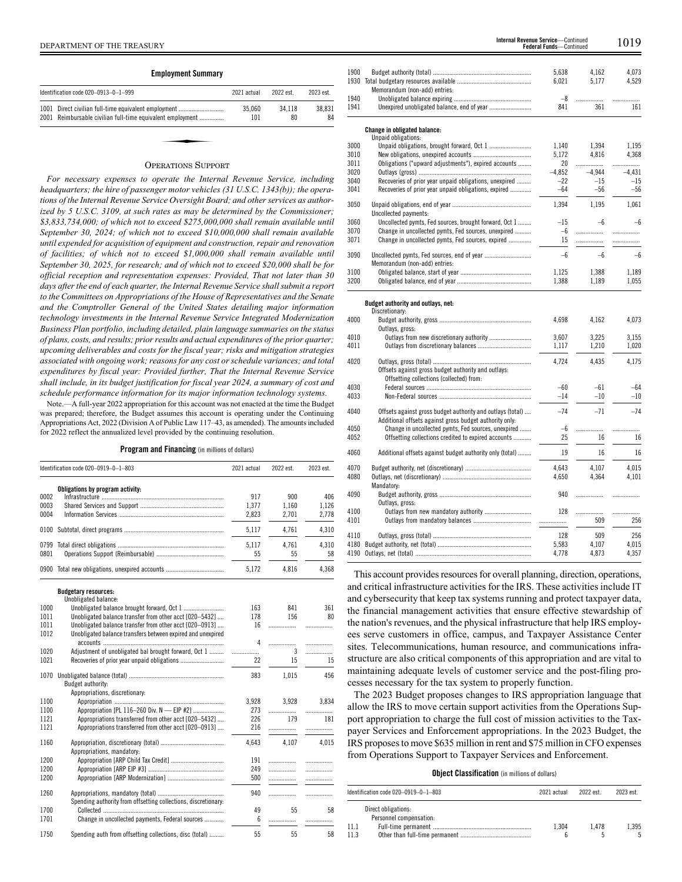**Employment Summary**

| Identification code 020–0913–0–1–999 | 2021 actual | 2022 est. | 2023 est. |
|---|---|---|---|
| 1001 Direct civilian full-time equivalent employment | 35,060 | 34,118 | 38,831 |
| 2001 Reimbursable civilian full-time equivalent employment | 101 | 80 | 84 |

## OPERATIONS SUPPORT

*For necessary expenses to operate the Internal Revenue Service, including headquarters; the hire of passenger motor vehicles (31 U.S.C. 1343(b)); the operations of the Internal Revenue Service Oversight Board; and other services as authorized by 5 U.S.C. 3109, at such rates as may be determined by the Commissioner; $3,833,734,000; of which not to exceed $275,000,000 shall remain available until September 30, 2024; of which not to exceed $10,000,000 shall remain available until expended for acquisition of equipment and construction, repair and renovation of facilities; of which not to exceed $1,000,000 shall remain available until September 30, 2025, for research; and of which not to exceed $20,000 shall be for official reception and representation expenses: Provided, That not later than 30 days after the end of each quarter, the Internal Revenue Service shall submit a report to the Committees on Appropriations of the House of Representatives and the Senate and the Comptroller General of the United States detailing major information technology investments in the Internal Revenue Service Integrated Modernization Business Plan portfolio, including detailed, plain language summaries on the status of plans, costs, and results; prior results and actual expenditures of the prior quarter; upcoming deliverables and costs for the fiscal year; risks and mitigation strategies associated with ongoing work; reasons for any cost or schedule variances; and total expenditures by fiscal year: Provided further, That the Internal Revenue Service shall include, in its budget justification for fiscal year 2024, a summary of cost and schedule performance information for its major information technology systems.*

Note.—A full-year 2022 appropriation for this account was not enacted at the time the Budget was prepared; therefore, the Budget assumes this account is operating under the Continuing Appropriations Act, 2022 (Division A of Public Law 117–43, as amended). The amounts included for 2022 reflect the annualized level provided by the continuing resolution.

**Program and Financing** (in millions of dollars)

| Identification code 020–0919–0–1–803 | 2021 actual | 2022 est. | 2023 est. |
|---|---|---|---|
| **Obligations by program activity:** | | | |
| 0002 Infrastructure | 917 | 900 | 406 |
| 0003 Shared Services and Support | 1,377 | 1,160 | 1,126 |
| 0004 Information Services | 2,823 | 2,701 | 2,778 |
| 0100 Subtotal, direct programs | 5,117 | 4,761 | 4,310 |
| 0799 Total direct obligations | 5,117 | 4,761 | 4,310 |
| 0801 Operations Support (Reimbursable) | 55 | 55 | 58 |
| 0900 Total new obligations, unexpired accounts | 5,172 | 4,816 | 4,368 |
| **Budgetary resources:** | | | |
| Unobligated balance: | | | |
| 1000 Unobligated balance brought forward, Oct 1 | 163 | 841 | 361 |
| 1011 Unobligated balance transfer from other acct [020–5432] | 178 | 156 | 80 |
| 1011 Unobligated balance transfer from other acct [020–0913] | 16 | | |
| 1012 Unobligated balance transfers between expired and unexpired accounts | 4 | | |
| 1020 Adjustment of unobligated bal brought forward, Oct 1 | | 3 | |
| 1021 Recoveries of prior year unpaid obligations | 22 | 15 | 15 |
| 1070 Unobligated balance (total) | 383 | 1,015 | 456 |
| Budget authority: | | | |
| Appropriations, discretionary: | | | |
| 1100 Appropriation | 3,928 | 3,928 | 3,834 |
| 1100 Appropriation [PL 116–260 Div. N — EIP #2] | 273 | | |
| 1121 Appropriations transferred from other acct [020–5432] | 226 | 179 | 181 |
| 1121 Appropriations transferred from other acct [020–0913] | 216 | | |
| 1160 Appropriation, discretionary (total) | 4,643 | 4,107 | 4,015 |
| Appropriations, mandatory: | | | |
| 1200 Appropriation [ARP Child Tax Credit] | 191 | | |
| 1200 Appropriation [ARP EIP #3] | 249 | | |
| 1200 Appropriation [ARP Modernization] | 500 | | |
| 1260 Appropriations, mandatory (total) | 940 | | |
| Spending authority from offsetting collections, discretionary: | | | |
| 1700 Collected | 49 | 55 | 58 |
| 1701 Change in uncollected payments, Federal sources | 6 | | |
| 1750 Spending auth from offsetting collections, disc (total) | 55 | 55 | 58 |
| 1900 Budget authority (total) | 5,638 | 4,162 | 4,073 |
| 1930 Total budgetary resources available | 6,021 | 5,177 | 4,529 |
| Memorandum (non-add) entries: | | | |
| 1940 Unobligated balance expiring | –8 | | |
| 1941 Unexpired unobligated balance, end of year | 841 | 361 | 161 |
| **Change in obligated balance:** | | | |
| Unpaid obligations: | | | |
| 3000 Unpaid obligations, brought forward, Oct 1 | 1,140 | 1,394 | 1,195 |
| 3010 New obligations, unexpired accounts | 5,172 | 4,816 | 4,368 |
| 3011 Obligations ("upward adjustments"), expired accounts | 20 | | |
| 3020 Outlays (gross) | –4,852 | –4,944 | –4,431 |
| 3040 Recoveries of prior year unpaid obligations, unexpired | –22 | –15 | –15 |
| 3041 Recoveries of prior year unpaid obligations, expired | –64 | –56 | –56 |
| 3050 Unpaid obligations, end of year | 1,394 | 1,195 | 1,061 |
| Uncollected payments: | | | |
| 3060 Uncollected pymts, Fed sources, brought forward, Oct 1 | –15 | –6 | –6 |
| 3070 Change in uncollected pymts, Fed sources, unexpired | –6 | | |
| 3071 Change in uncollected pymts, Fed sources, expired | 15 | | |
| 3090 Uncollected pymts, Fed sources, end of year | –6 | –6 | –6 |
| Memorandum (non-add) entries: | | | |
| 3100 Obligated balance, start of year | 1,125 | 1,388 | 1,189 |
| 3200 Obligated balance, end of year | 1,388 | 1,189 | 1,055 |
| **Budget authority and outlays, net:** | | | |
| Discretionary: | | | |
| 4000 Budget authority, gross | 4,698 | 4,162 | 4,073 |
| Outlays, gross: | | | |
| 4010 Outlays from new discretionary authority | 3,607 | 3,225 | 3,155 |
| 4011 Outlays from discretionary balances | 1,117 | 1,210 | 1,020 |
| 4020 Outlays, gross (total) | 4,724 | 4,435 | 4,175 |
| Offsets against gross budget authority and outlays: | | | |
| Offsetting collections (collected) from: | | | |
| 4030 Federal sources | –60 | –61 | –64 |
| 4033 Non-Federal sources | –14 | –10 | –10 |
| 4040 Offsets against gross budget authority and outlays (total) | –74 | –71 | –74 |
| Additional offsets against gross budget authority only: | | | |
| 4050 Change in uncollected pymts, Fed sources, unexpired | –6 | | |
| 4052 Offsetting collections credited to expired accounts | 25 | 16 | 16 |
| 4060 Additional offsets against budget authority only (total) | 19 | 16 | 16 |
| 4070 Budget authority, net (discretionary) | 4,643 | 4,107 | 4,015 |
| 4080 Outlays, net (discretionary) | 4,650 | 4,364 | 4,101 |
| Mandatory: | | | |
| 4090 Budget authority, gross | 940 | | |
| Outlays, gross: | | | |
| 4100 Outlays from new mandatory authority | 128 | | |
| 4101 Outlays from mandatory balances | | 509 | 256 |
| 4110 Outlays, gross (total) | 128 | 509 | 256 |
| 4180 Budget authority, net (total) | 5,583 | 4,107 | 4,015 |
| 4190 Outlays, net (total) | 4,778 | 4,873 | 4,357 |

This account provides resources for overall planning, direction, operations, and critical infrastructure activities for the IRS. These activities include IT and cybersecurity that keep tax systems running and protect taxpayer data, the financial management activities that ensure effective stewardship of the nation's revenues, and the physical infrastructure that help IRS employees serve customers in office, campus, and Taxpayer Assistance Center sites. Telecommunications, human resource, and communications infrastructure are also critical components of this appropriation and are vital to maintaining adequate levels of customer service and the post-filing processes necessary for the tax system to properly function.

The 2023 Budget proposes changes to IRS appropriation language that allow the IRS to move certain support activities from the Operations Support appropriation to charge the full cost of mission activities to the Taxpayer Services and Enforcement appropriations. In the 2023 Budget, the IRS proposes to move $635 million in rent and $75 million in CFO expenses from Operations Support to Taxpayer Services and Enforcement.

**Object Classification** (in millions of dollars)

| Identification code 020–0919–0–1–803 | 2021 actual | 2022 est. | 2023 est. |
|---|---|---|---|
| Direct obligations: | | | |
| Personnel compensation: | | | |
| 11.1 Full-time permanent | 1,304 | 1,478 | 1,395 |
| 11.3 Other than full-time permanent | 6 | 5 | 5 |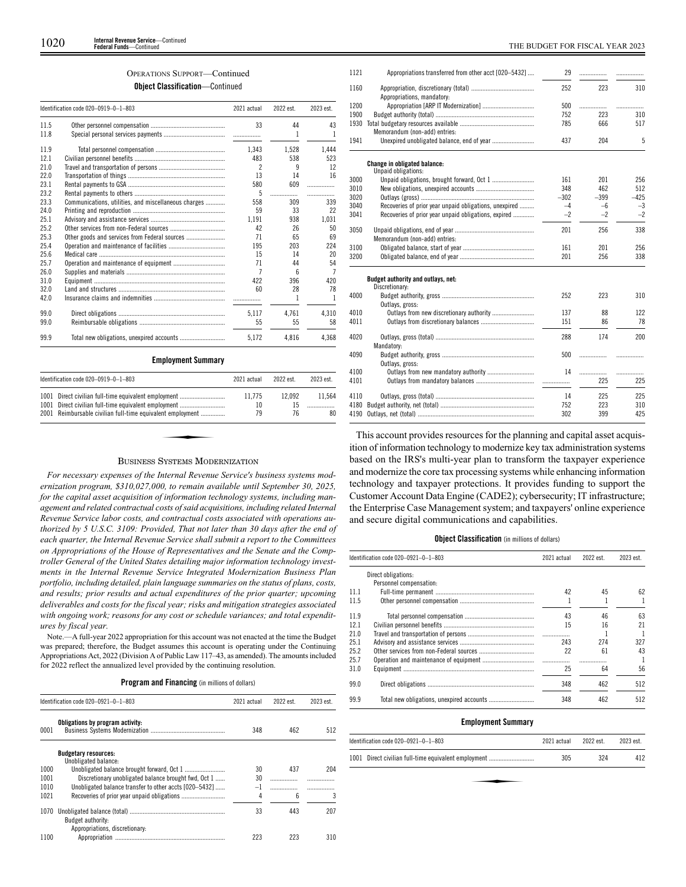OPERATIONS SUPPORT—Continued

**Object Classification**—Continued

| Identification code 020–0919–0–1–803 | | 2021 actual | 2022 est. | 2023 est. |
|---|---|---|---|---|
| 11.5 | Other personnel compensation | 33 | 44 | 43 |
| 11.8 | Special personal services payments | | 1 | 1 |
| 11.9 | Total personnel compensation | 1,343 | 1,528 | 1,444 |
| 12.1 | Civilian personnel benefits | 483 | 538 | 523 |
| 21.0 | Travel and transportation of persons | 2 | 9 | 12 |
| 22.0 | Transportation of things | 13 | 14 | 16 |
| 23.1 | Rental payments to GSA | 580 | 609 | |
| 23.2 | Rental payments to others | 5 | | |
| 23.3 | Communications, utilities, and miscellaneous charges | 558 | 309 | 339 |
| 24.0 | Printing and reproduction | 59 | 33 | 22 |
| 25.1 | Advisory and assistance services | 1,191 | 938 | 1,031 |
| 25.2 | Other services from non-Federal sources | 42 | 26 | 50 |
| 25.3 | Other goods and services from Federal sources | 71 | 65 | 69 |
| 25.4 | Operation and maintenance of facilities | 195 | 203 | 224 |
| 25.6 | Medical care | 15 | 14 | 20 |
| 25.7 | Operation and maintenance of equipment | 71 | 44 | 54 |
| 26.0 | Supplies and materials | 7 | 6 | 7 |
| 31.0 | Equipment | 422 | 396 | 420 |
| 32.0 | Land and structures | 60 | 28 | 78 |
| 42.0 | Insurance claims and indemnities | | 1 | 1 |
| 99.0 | Direct obligations | 5,117 | 4,761 | 4,310 |
| 99.0 | Reimbursable obligations | 55 | 55 | 58 |
| 99.9 | Total new obligations, unexpired accounts | 5,172 | 4,816 | 4,368 |

**Employment Summary**

| Identification code 020–0919–0–1–803 | | 2021 actual | 2022 est. | 2023 est. |
|---|---|---|---|---|
| 1001 | Direct civilian full-time equivalent employment | 11,775 | 12,092 | 11,564 |
| 1001 | Direct civilian full-time equivalent employment | 10 | 15 | |
| 2001 | Reimbursable civilian full-time equivalent employment | 79 | 76 | 80 |

## BUSINESS SYSTEMS MODERNIZATION

*For necessary expenses of the Internal Revenue Service's business systems modernization program, $310,027,000, to remain available until September 30, 2025, for the capital asset acquisition of information technology systems, including management and related contractual costs of said acquisitions, including related Internal Revenue Service labor costs, and contractual costs associated with operations authorized by 5 U.S.C. 3109: Provided, That not later than 30 days after the end of each quarter, the Internal Revenue Service shall submit a report to the Committees on Appropriations of the House of Representatives and the Senate and the Comptroller General of the United States detailing major information technology investments in the Internal Revenue Service Integrated Modernization Business Plan portfolio, including detailed, plain language summaries on the status of plans, costs, and results; prior results and actual expenditures of the prior quarter; upcoming deliverables and costs for the fiscal year; risks and mitigation strategies associated with ongoing work; reasons for any cost or schedule variances; and total expenditures by fiscal year.*

Note.—A full-year 2022 appropriation for this account was not enacted at the time the Budget was prepared; therefore, the Budget assumes this account is operating under the Continuing Appropriations Act, 2022 (Division A of Public Law 117–43, as amended). The amounts included for 2022 reflect the annualized level provided by the continuing resolution.

**Program and Financing** (in millions of dollars)

| Identification code 020–0921–0–1–803 | | 2021 actual | 2022 est. | 2023 est. |
|---|---|---|---|---|
| | **Obligations by program activity:** | | | |
| 0001 | Business Systems Modernization | 348 | 462 | 512 |
| | **Budgetary resources:** | | | |
| | Unobligated balance: | | | |
| 1000 | Unobligated balance brought forward, Oct 1 | 30 | 437 | 204 |
| 1001 | Discretionary unobligated balance brought fwd, Oct 1 | 30 | | |
| 1010 | Unobligated balance transfer to other accts [020–5432] | –1 | | |
| 1021 | Recoveries of prior year unpaid obligations | 4 | 6 | 3 |
| 1070 | Unobligated balance (total) | 33 | 443 | 207 |
| | Budget authority: | | | |
| | Appropriations, discretionary: | | | |
| 1100 | Appropriation | 223 | 223 | 310 |
| 1121 | Appropriations transferred from other acct [020–5432] | 29 | | |
| 1160 | Appropriation, discretionary (total) | 252 | 223 | 310 |
| | Appropriations, mandatory: | | | |
| 1200 | Appropriation [ARP IT Modernization] | 500 | | |
| 1900 | Budget authority (total) | 752 | 223 | 310 |
| 1930 | Total budgetary resources available | 785 | 666 | 517 |
| | Memorandum (non-add) entries: | | | |
| 1941 | Unexpired unobligated balance, end of year | 437 | 204 | 5 |
| | **Change in obligated balance:** | | | |
| | Unpaid obligations: | | | |
| 3000 | Unpaid obligations, brought forward, Oct 1 | 161 | 201 | 256 |
| 3010 | New obligations, unexpired accounts | 348 | 462 | 512 |
| 3020 | Outlays (gross) | –302 | –399 | –425 |
| 3040 | Recoveries of prior year unpaid obligations, unexpired | –4 | –6 | –3 |
| 3041 | Recoveries of prior year unpaid obligations, expired | –2 | –2 | –2 |
| 3050 | Unpaid obligations, end of year | 201 | 256 | 338 |
| | Memorandum (non-add) entries: | | | |
| 3100 | Obligated balance, start of year | 161 | 201 | 256 |
| 3200 | Obligated balance, end of year | 201 | 256 | 338 |
| | **Budget authority and outlays, net:** | | | |
| | Discretionary: | | | |
| 4000 | Budget authority, gross | 252 | 223 | 310 |
| | Outlays, gross: | | | |
| 4010 | Outlays from new discretionary authority | 137 | 88 | 122 |
| 4011 | Outlays from discretionary balances | 151 | 86 | 78 |
| 4020 | Outlays, gross (total) | 288 | 174 | 200 |
| | Mandatory: | | | |
| 4090 | Budget authority, gross | 500 | | |
| | Outlays, gross: | | | |
| 4100 | Outlays from new mandatory authority | 14 | | |
| 4101 | Outlays from mandatory balances | | 225 | 225 |
| 4110 | Outlays, gross (total) | 14 | 225 | 225 |
| 4180 | Budget authority, net (total) | 752 | 223 | 310 |
| 4190 | Outlays, net (total) | 302 | 399 | 425 |

This account provides resources for the planning and capital asset acquisition of information technology to modernize key tax administration systems based on the IRS's multi-year plan to transform the taxpayer experience and modernize the core tax processing systems while enhancing information technology and taxpayer protections. It provides funding to support the Customer Account Data Engine (CADE2); cybersecurity; IT infrastructure; the Enterprise Case Management system; and taxpayers' online experience and secure digital communications and capabilities.

**Object Classification** (in millions of dollars)

| Identification code 020–0921–0–1–803 | | 2021 actual | 2022 est. | 2023 est. |
|---|---|---|---|---|
| | Direct obligations: | | | |
| | Personnel compensation: | | | |
| 11.1 | Full-time permanent | 42 | 45 | 62 |
| 11.5 | Other personnel compensation | 1 | 1 | 1 |
| 11.9 | Total personnel compensation | 43 | 46 | 63 |
| 12.1 | Civilian personnel benefits | 15 | 16 | 21 |
| 21.0 | Travel and transportation of persons | | 1 | 1 |
| 25.1 | Advisory and assistance services | 243 | 274 | 327 |
| 25.2 | Other services from non-Federal sources | 22 | 61 | 43 |
| 25.7 | Operation and maintenance of equipment | | | 1 |
| 31.0 | Equipment | 25 | 64 | 56 |
| 99.0 | Direct obligations | 348 | 462 | 512 |
| 99.9 | Total new obligations, unexpired accounts | 348 | 462 | 512 |

**Employment Summary**

| Identification code 020–0921–0–1–803 | | 2021 actual | 2022 est. | 2023 est. |
|---|---|---|---|---|
| 1001 | Direct civilian full-time equivalent employment | 305 | 324 | 412 |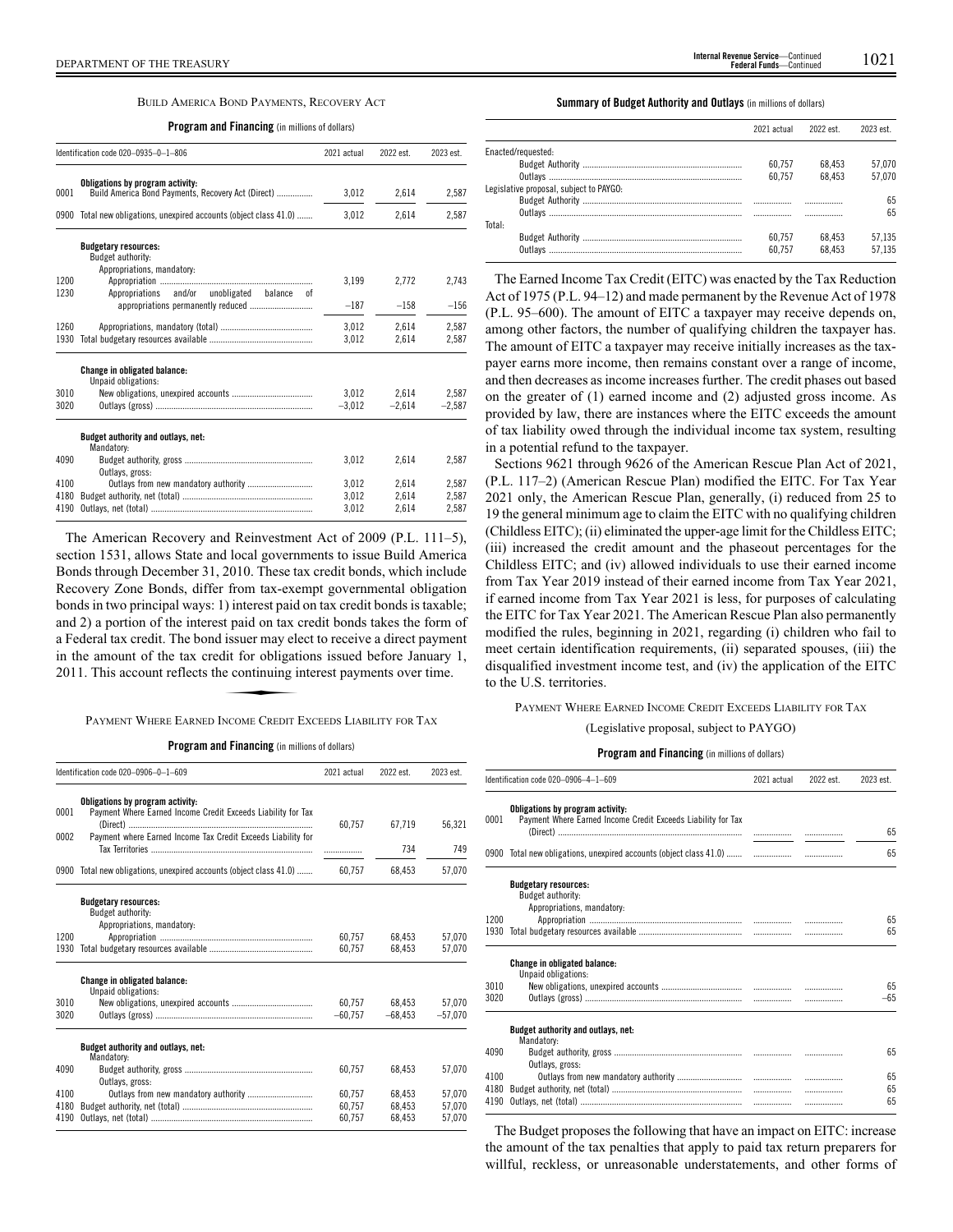### BUILD AMERICA BOND PAYMENTS, RECOVERY ACT

**Program and Financing** (in millions of dollars)

| Identification code 020–0935–0–1–806 | | 2021 actual | 2022 est. | 2023 est. |
|---|---|---|---|---|
| | **Obligations by program activity:** | | | |
| 0001 | Build America Bond Payments, Recovery Act (Direct) | 3,012 | 2,614 | 2,587 |
| 0900 | Total new obligations, unexpired accounts (object class 41.0) | 3,012 | 2,614 | 2,587 |
| | **Budgetary resources:** | | | |
| | Budget authority: | | | |
| | Appropriations, mandatory: | | | |
| 1200 | Appropriation | 3,199 | 2,772 | 2,743 |
| 1230 | Appropriations and/or unobligated balance of appropriations permanently reduced | –187 | –158 | –156 |
| 1260 | Appropriations, mandatory (total) | 3,012 | 2,614 | 2,587 |
| 1930 | Total budgetary resources available | 3,012 | 2,614 | 2,587 |
| | **Change in obligated balance:** | | | |
| | Unpaid obligations: | | | |
| 3010 | New obligations, unexpired accounts | 3,012 | 2,614 | 2,587 |
| 3020 | Outlays (gross) | –3,012 | –2,614 | –2,587 |
| | **Budget authority and outlays, net:** | | | |
| | Mandatory: | | | |
| 4090 | Budget authority, gross | 3,012 | 2,614 | 2,587 |
| | Outlays, gross: | | | |
| 4100 | Outlays from new mandatory authority | 3,012 | 2,614 | 2,587 |
| 4180 | Budget authority, net (total) | 3,012 | 2,614 | 2,587 |
| 4190 | Outlays, net (total) | 3,012 | 2,614 | 2,587 |

The American Recovery and Reinvestment Act of 2009 (P.L. 111–5), section 1531, allows State and local governments to issue Build America Bonds through December 31, 2010. These tax credit bonds, which include Recovery Zone Bonds, differ from tax-exempt governmental obligation bonds in two principal ways: 1) interest paid on tax credit bonds is taxable; and 2) a portion of the interest paid on tax credit bonds takes the form of a Federal tax credit. The bond issuer may elect to receive a direct payment in the amount of the tax credit for obligations issued before January 1, 2011. This account reflects the continuing interest payments over time.

### PAYMENT WHERE EARNED INCOME CREDIT EXCEEDS LIABILITY FOR TAX

**Program and Financing** (in millions of dollars)

| Identification code 020–0906–0–1–609 | | 2021 actual | 2022 est. | 2023 est. |
|---|---|---|---|---|
| | **Obligations by program activity:** | | | |
| 0001 | Payment Where Earned Income Credit Exceeds Liability for Tax (Direct) | 60,757 | 67,719 | 56,321 |
| 0002 | Payment where Earned Income Tax Credit Exceeds Liability for Tax Territories | .................. | 734 | 749 |
| 0900 | Total new obligations, unexpired accounts (object class 41.0) | 60,757 | 68,453 | 57,070 |
| | **Budgetary resources:** | | | |
| | Budget authority: | | | |
| | Appropriations, mandatory: | | | |
| 1200 | Appropriation | 60,757 | 68,453 | 57,070 |
| 1930 | Total budgetary resources available | 60,757 | 68,453 | 57,070 |
| | **Change in obligated balance:** | | | |
| | Unpaid obligations: | | | |
| 3010 | New obligations, unexpired accounts | 60,757 | 68,453 | 57,070 |
| 3020 | Outlays (gross) | –60,757 | –68,453 | –57,070 |
| | **Budget authority and outlays, net:** | | | |
| | Mandatory: | | | |
| 4090 | Budget authority, gross | 60,757 | 68,453 | 57,070 |
| | Outlays, gross: | | | |
| 4100 | Outlays from new mandatory authority | 60,757 | 68,453 | 57,070 |
| 4180 | Budget authority, net (total) | 60,757 | 68,453 | 57,070 |
| 4190 | Outlays, net (total) | 60,757 | 68,453 | 57,070 |

**Summary of Budget Authority and Outlays** (in millions of dollars)

| | 2021 actual | 2022 est. | 2023 est. |
|---|---|---|---|
| Enacted/requested: | | | |
| Budget Authority | 60,757 | 68,453 | 57,070 |
| Outlays | 60,757 | 68,453 | 57,070 |
| Legislative proposal, subject to PAYGO: | | | |
| Budget Authority | .................. | .................. | 65 |
| Outlays | .................. | .................. | 65 |
| Total: | | | |
| Budget Authority | 60,757 | 68,453 | 57,135 |
| Outlays | 60,757 | 68,453 | 57,135 |

The Earned Income Tax Credit (EITC) was enacted by the Tax Reduction Act of 1975 (P.L. 94–12) and made permanent by the Revenue Act of 1978 (P.L. 95–600). The amount of EITC a taxpayer may receive depends on, among other factors, the number of qualifying children the taxpayer has. The amount of EITC a taxpayer may receive initially increases as the taxpayer earns more income, then remains constant over a range of income, and then decreases as income increases further. The credit phases out based on the greater of (1) earned income and (2) adjusted gross income. As provided by law, there are instances where the EITC exceeds the amount of tax liability owed through the individual income tax system, resulting in a potential refund to the taxpayer.

Sections 9621 through 9626 of the American Rescue Plan Act of 2021, (P.L. 117–2) (American Rescue Plan) modified the EITC. For Tax Year 2021 only, the American Rescue Plan, generally, (i) reduced from 25 to 19 the general minimum age to claim the EITC with no qualifying children (Childless EITC); (ii) eliminated the upper-age limit for the Childless EITC; (iii) increased the credit amount and the phaseout percentages for the Childless EITC; and (iv) allowed individuals to use their earned income from Tax Year 2019 instead of their earned income from Tax Year 2021, if earned income from Tax Year 2021 is less, for purposes of calculating the EITC for Tax Year 2021. The American Rescue Plan also permanently modified the rules, beginning in 2021, regarding (i) children who fail to meet certain identification requirements, (ii) separated spouses, (iii) the disqualified investment income test, and (iv) the application of the EITC to the U.S. territories.

### PAYMENT WHERE EARNED INCOME CREDIT EXCEEDS LIABILITY FOR TAX

(Legislative proposal, subject to PAYGO)

**Program and Financing** (in millions of dollars)

| Identification code 020–0906–4–1–609 | | 2021 actual | 2022 est. | 2023 est. |
|---|---|---|---|---|
| | **Obligations by program activity:** | | | |
| 0001 | Payment Where Earned Income Credit Exceeds Liability for Tax (Direct) | .................. | .................. | 65 |
| 0900 | Total new obligations, unexpired accounts (object class 41.0) | .................. | .................. | 65 |
| | **Budgetary resources:** | | | |
| | Budget authority: | | | |
| | Appropriations, mandatory: | | | |
| 1200 | Appropriation | .................. | .................. | 65 |
| 1930 | Total budgetary resources available | .................. | .................. | 65 |
| | **Change in obligated balance:** | | | |
| | Unpaid obligations: | | | |
| 3010 | New obligations, unexpired accounts | .................. | .................. | 65 |
| 3020 | Outlays (gross) | .................. | .................. | –65 |
| | **Budget authority and outlays, net:** | | | |
| | Mandatory: | | | |
| 4090 | Budget authority, gross | .................. | .................. | 65 |
| | Outlays, gross: | | | |
| 4100 | Outlays from new mandatory authority | .................. | .................. | 65 |
| 4180 | Budget authority, net (total) | .................. | .................. | 65 |
| 4190 | Outlays, net (total) | .................. | .................. | 65 |

The Budget proposes the following that have an impact on EITC: increase the amount of the tax penalties that apply to paid tax return preparers for willful, reckless, or unreasonable understatements, and other forms of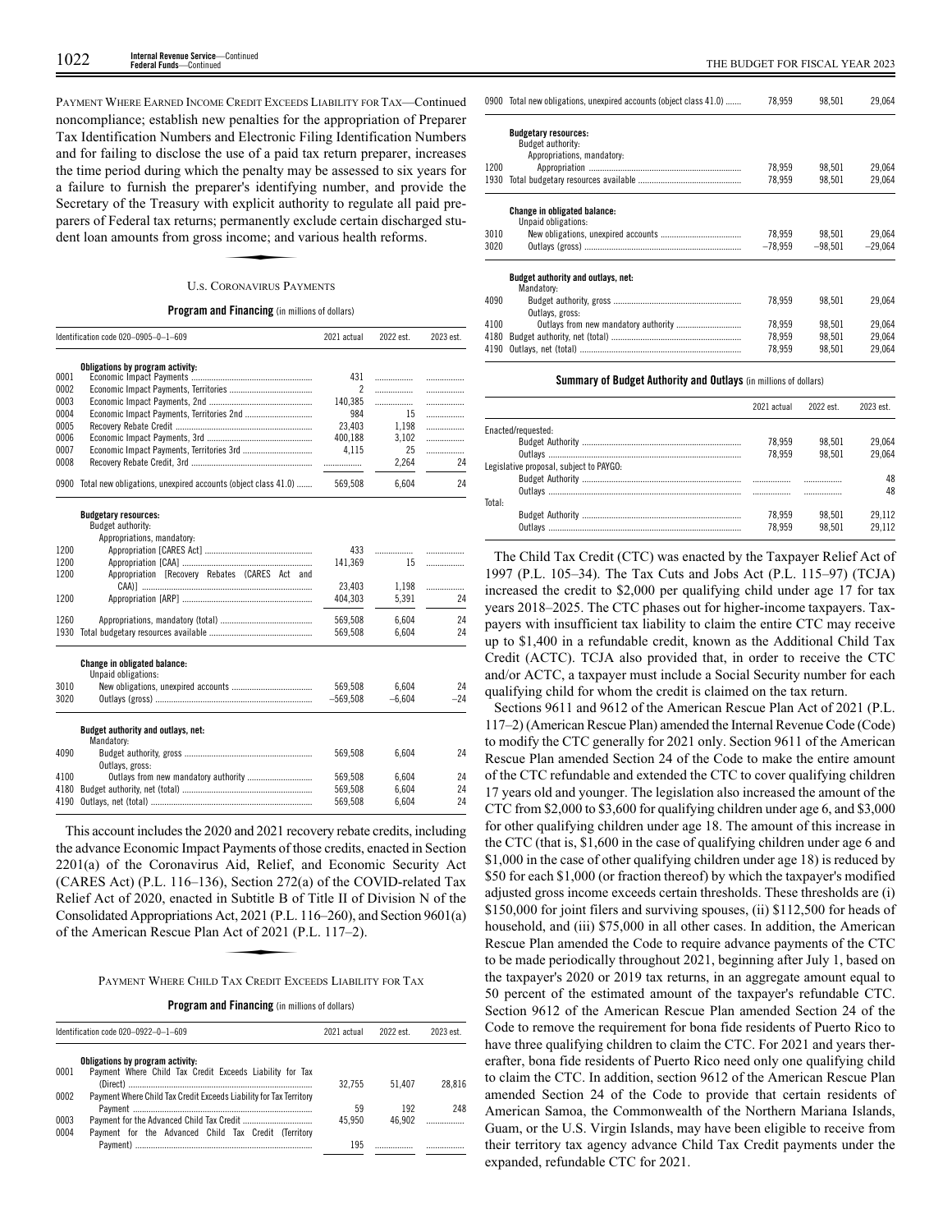PAYMENT WHERE EARNED INCOME CREDIT EXCEEDS LIABILITY FOR TAX—Continued

noncompliance; establish new penalties for the appropriation of Preparer Tax Identification Numbers and Electronic Filing Identification Numbers and for failing to disclose the use of a paid tax return preparer, increases the time period during which the penalty may be assessed to six years for a failure to furnish the preparer's identifying number, and provide the Secretary of the Treasury with explicit authority to regulate all paid preparers of Federal tax returns; permanently exclude certain discharged student loan amounts from gross income; and various health reforms.

## U.S. CORONAVIRUS PAYMENTS

**Program and Financing** (in millions of dollars)

| Identification code 020–0905–0–1–609 | | 2021 actual | 2022 est. | 2023 est. |
|---|---|---|---|---|
| | **Obligations by program activity:** | | | |
| 0001 | Economic Impact Payments | 431 | | |
| 0002 | Economic Impact Payments, Territories | 2 | | |
| 0003 | Economic Impact Payments, 2nd | 140,385 | | |
| 0004 | Economic Impact Payments, Territories 2nd | 984 | 15 | |
| 0005 | Recovery Rebate Credit | 23,403 | 1,198 | |
| 0006 | Economic Impact Payments, 3rd | 400,188 | 3,102 | |
| 0007 | Economic Impact Payments, Territories 3rd | 4,115 | 25 | |
| 0008 | Recovery Rebate Credit, 3rd | | 2,264 | 24 |
| 0900 | Total new obligations, unexpired accounts (object class 41.0) | 569,508 | 6,604 | 24 |
| | **Budgetary resources:** | | | |
| | Budget authority: | | | |
| | Appropriations, mandatory: | | | |
| 1200 | Appropriation [CARES Act] | 433 | | |
| 1200 | Appropriation [CAA] | 141,369 | 15 | |
| 1200 | Appropriation [Recovery Rebates (CARES Act and CAA)] | 23,403 | 1,198 | |
| 1200 | Appropriation [ARP] | 404,303 | 5,391 | 24 |
| 1260 | Appropriations, mandatory (total) | 569,508 | 6,604 | 24 |
| 1930 | Total budgetary resources available | 569,508 | 6,604 | 24 |
| | **Change in obligated balance:** | | | |
| | Unpaid obligations: | | | |
| 3010 | New obligations, unexpired accounts | 569,508 | 6,604 | 24 |
| 3020 | Outlays (gross) | –569,508 | –6,604 | –24 |
| | **Budget authority and outlays, net:** | | | |
| | Mandatory: | | | |
| 4090 | Budget authority, gross | 569,508 | 6,604 | 24 |
| | Outlays, gross: | | | |
| 4100 | Outlays from new mandatory authority | 569,508 | 6,604 | 24 |
| 4180 | Budget authority, net (total) | 569,508 | 6,604 | 24 |
| 4190 | Outlays, net (total) | 569,508 | 6,604 | 24 |

This account includes the 2020 and 2021 recovery rebate credits, including the advance Economic Impact Payments of those credits, enacted in Section 2201(a) of the Coronavirus Aid, Relief, and Economic Security Act (CARES Act) (P.L. 116–136), Section 272(a) of the COVID-related Tax Relief Act of 2020, enacted in Subtitle B of Title II of Division N of the Consolidated Appropriations Act, 2021 (P.L. 116–260), and Section 9601(a) of the American Rescue Plan Act of 2021 (P.L. 117–2).

## PAYMENT WHERE CHILD TAX CREDIT EXCEEDS LIABILITY FOR TAX

**Program and Financing** (in millions of dollars)

| Identification code 020–0922–0–1–609 | | 2021 actual | 2022 est. | 2023 est. |
|---|---|---|---|---|
| | **Obligations by program activity:** | | | |
| 0001 | Payment Where Child Tax Credit Exceeds Liability for Tax (Direct) | 32,755 | 51,407 | 28,816 |
| 0002 | Payment Where Child Tax Credit Exceeds Liability for Tax Territory Payment | 59 | 192 | 248 |
| 0003 | Payment for the Advanced Child Tax Credit | 45,950 | 46,902 | |
| 0004 | Payment for the Advanced Child Tax Credit (Territory Payment) | 195 | | |
| 0900 | Total new obligations, unexpired accounts (object class 41.0) | 78,959 | 98,501 | 29,064 |
| | **Budgetary resources:** | | | |
| | Budget authority: | | | |
| | Appropriations, mandatory: | | | |
| 1200 | Appropriation | 78,959 | 98,501 | 29,064 |
| 1930 | Total budgetary resources available | 78,959 | 98,501 | 29,064 |
| | **Change in obligated balance:** | | | |
| | Unpaid obligations: | | | |
| 3010 | New obligations, unexpired accounts | 78,959 | 98,501 | 29,064 |
| 3020 | Outlays (gross) | –78,959 | –98,501 | –29,064 |
| | **Budget authority and outlays, net:** | | | |
| | Mandatory: | | | |
| 4090 | Budget authority, gross | 78,959 | 98,501 | 29,064 |
| | Outlays, gross: | | | |
| 4100 | Outlays from new mandatory authority | 78,959 | 98,501 | 29,064 |
| 4180 | Budget authority, net (total) | 78,959 | 98,501 | 29,064 |
| 4190 | Outlays, net (total) | 78,959 | 98,501 | 29,064 |

**Summary of Budget Authority and Outlays** (in millions of dollars)

| | 2021 actual | 2022 est. | 2023 est. |
|---|---|---|---|
| Enacted/requested: | | | |
| Budget Authority | 78,959 | 98,501 | 29,064 |
| Outlays | 78,959 | 98,501 | 29,064 |
| Legislative proposal, subject to PAYGO: | | | |
| Budget Authority | | | 48 |
| Outlays | | | 48 |
| Total: | | | |
| Budget Authority | 78,959 | 98,501 | 29,112 |
| Outlays | 78,959 | 98,501 | 29,112 |

The Child Tax Credit (CTC) was enacted by the Taxpayer Relief Act of 1997 (P.L. 105–34). The Tax Cuts and Jobs Act (P.L. 115–97) (TCJA) increased the credit to $2,000 per qualifying child under age 17 for tax years 2018–2025. The CTC phases out for higher-income taxpayers. Taxpayers with insufficient tax liability to claim the entire CTC may receive up to $1,400 in a refundable credit, known as the Additional Child Tax Credit (ACTC). TCJA also provided that, in order to receive the CTC and/or ACTC, a taxpayer must include a Social Security number for each qualifying child for whom the credit is claimed on the tax return.

Sections 9611 and 9612 of the American Rescue Plan Act of 2021 (P.L. 117–2) (American Rescue Plan) amended the Internal Revenue Code (Code) to modify the CTC generally for 2021 only. Section 9611 of the American Rescue Plan amended Section 24 of the Code to make the entire amount of the CTC refundable and extended the CTC to cover qualifying children 17 years old and younger. The legislation also increased the amount of the CTC from $2,000 to $3,600 for qualifying children under age 6, and $3,000 for other qualifying children under age 18. The amount of this increase in the CTC (that is, $1,600 in the case of qualifying children under age 6 and $1,000 in the case of other qualifying children under age 18) is reduced by $50 for each $1,000 (or fraction thereof) by which the taxpayer's modified adjusted gross income exceeds certain thresholds. These thresholds are (i) $150,000 for joint filers and surviving spouses, (ii) $112,500 for heads of household, and (iii) $75,000 in all other cases. In addition, the American Rescue Plan amended the Code to require advance payments of the CTC to be made periodically throughout 2021, beginning after July 1, based on the taxpayer's 2020 or 2019 tax returns, in an aggregate amount equal to 50 percent of the estimated amount of the taxpayer's refundable CTC. Section 9612 of the American Rescue Plan amended Section 24 of the Code to remove the requirement for bona fide residents of Puerto Rico to have three qualifying children to claim the CTC. For 2021 and years thereafter, bona fide residents of Puerto Rico need only one qualifying child to claim the CTC. In addition, section 9612 of the American Rescue Plan amended Section 24 of the Code to provide that certain residents of American Samoa, the Commonwealth of the Northern Mariana Islands, Guam, or the U.S. Virgin Islands, may have been eligible to receive from their territory tax agency advance Child Tax Credit payments under the expanded, refundable CTC for 2021.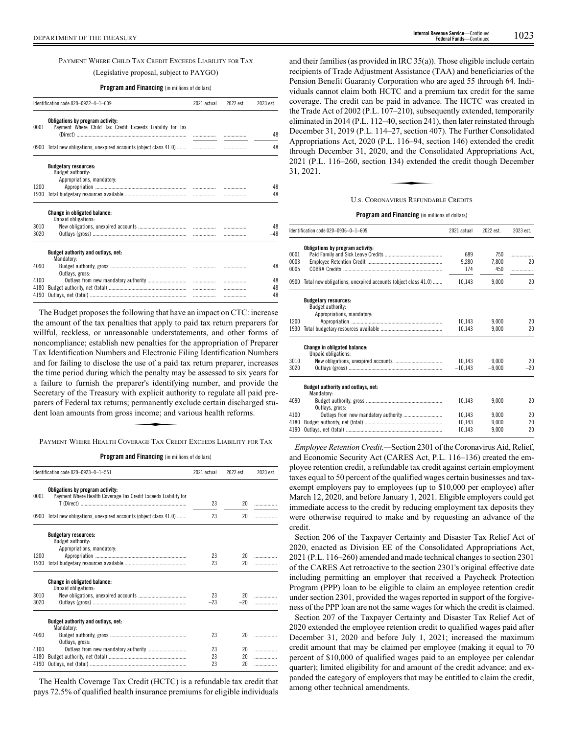### PAYMENT WHERE CHILD TAX CREDIT EXCEEDS LIABILITY FOR TAX

(Legislative proposal, subject to PAYGO)

**Program and Financing** (in millions of dollars)

| Identification code 020–0922–4–1–609 | | 2021 actual | 2022 est. | 2023 est. |
|---|---|---|---|---|
| | **Obligations by program activity:** | | | |
| 0001 | Payment Where Child Tax Credit Exceeds Liability for Tax (Direct) | | | 48 |
| 0900 | Total new obligations, unexpired accounts (object class 41.0) | | | 48 |
| | **Budgetary resources:** | | | |
| | Budget authority: | | | |
| | Appropriations, mandatory: | | | |
| 1200 | Appropriation | | | 48 |
| 1930 | Total budgetary resources available | | | 48 |
| | **Change in obligated balance:** | | | |
| | Unpaid obligations: | | | |
| 3010 | New obligations, unexpired accounts | | | 48 |
| 3020 | Outlays (gross) | | | –48 |
| | **Budget authority and outlays, net:** | | | |
| | Mandatory: | | | |
| 4090 | Budget authority, gross | | | 48 |
| | Outlays, gross: | | | |
| 4100 | Outlays from new mandatory authority | | | 48 |
| 4180 | Budget authority, net (total) | | | 48 |
| 4190 | Outlays, net (total) | | | 48 |

The Budget proposes the following that have an impact on CTC: increase the amount of the tax penalties that apply to paid tax return preparers for willful, reckless, or unreasonable understatements, and other forms of noncompliance; establish new penalties for the appropriation of Preparer Tax Identification Numbers and Electronic Filing Identification Numbers and for failing to disclose the use of a paid tax return preparer, increases the time period during which the penalty may be assessed to six years for a failure to furnish the preparer's identifying number, and provide the Secretary of the Treasury with explicit authority to regulate all paid preparers of Federal tax returns; permanently exclude certain discharged student loan amounts from gross income; and various health reforms.

### PAYMENT WHERE HEALTH COVERAGE TAX CREDIT EXCEEDS LIABILITY FOR TAX

**Program and Financing** (in millions of dollars)

| Identification code 020–0923–0–1–551 | | 2021 actual | 2022 est. | 2023 est. |
|---|---|---|---|---|
| | **Obligations by program activity:** | | | |
| 0001 | Payment Where Health Coverage Tax Credit Exceeds Liability for T (Direct) | 23 | 20 | |
| 0900 | Total new obligations, unexpired accounts (object class 41.0) | 23 | 20 | |
| | **Budgetary resources:** | | | |
| | Budget authority: | | | |
| | Appropriations, mandatory: | | | |
| 1200 | Appropriation | 23 | 20 | |
| 1930 | Total budgetary resources available | 23 | 20 | |
| | **Change in obligated balance:** | | | |
| | Unpaid obligations: | | | |
| 3010 | New obligations, unexpired accounts | 23 | 20 | |
| 3020 | Outlays (gross) | –23 | –20 | |
| | **Budget authority and outlays, net:** | | | |
| | Mandatory: | | | |
| 4090 | Budget authority, gross | 23 | 20 | |
| | Outlays, gross: | | | |
| 4100 | Outlays from new mandatory authority | 23 | 20 | |
| 4180 | Budget authority, net (total) | 23 | 20 | |
| 4190 | Outlays, net (total) | 23 | 20 | |

The Health Coverage Tax Credit (HCTC) is a refundable tax credit that pays 72.5% of qualified health insurance premiums for eligible individuals and their families (as provided in IRC 35(a)). Those eligible include certain recipients of Trade Adjustment Assistance (TAA) and beneficiaries of the Pension Benefit Guaranty Corporation who are aged 55 through 64. Individuals cannot claim both HCTC and a premium tax credit for the same coverage. The credit can be paid in advance. The HCTC was created in the Trade Act of 2002 (P.L. 107–210), subsequently extended, temporarily eliminated in 2014 (P.L. 112–40, section 241), then later reinstated through December 31, 2019 (P.L. 114–27, section 407). The Further Consolidated Appropriations Act, 2020 (P.L. 116–94, section 146) extended the credit through December 31, 2020, and the Consolidated Appropriations Act, 2021 (P.L. 116–260, section 134) extended the credit though December 31, 2021.

### U.S. CORONAVIRUS REFUNDABLE CREDITS

**Program and Financing** (in millions of dollars)

| Identification code 020–0936–0–1–609 | | 2021 actual | 2022 est. | 2023 est. |
|---|---|---|---|---|
| | **Obligations by program activity:** | | | |
| 0001 | Paid Family and Sick Leave Credits | 689 | 750 | |
| 0003 | Employee Retention Credit | 9,280 | 7,800 | 20 |
| 0005 | COBRA Credits | 174 | 450 | |
| 0900 | Total new obligations, unexpired accounts (object class 41.0) | 10,143 | 9,000 | 20 |
| | **Budgetary resources:** | | | |
| | Budget authority: | | | |
| | Appropriations, mandatory: | | | |
| 1200 | Appropriation | 10,143 | 9,000 | 20 |
| 1930 | Total budgetary resources available | 10,143 | 9,000 | 20 |
| | **Change in obligated balance:** | | | |
| | Unpaid obligations: | | | |
| 3010 | New obligations, unexpired accounts | 10,143 | 9,000 | 20 |
| 3020 | Outlays (gross) | –10,143 | –9,000 | –20 |
| | **Budget authority and outlays, net:** | | | |
| | Mandatory: | | | |
| 4090 | Budget authority, gross | 10,143 | 9,000 | 20 |
| | Outlays, gross: | | | |
| 4100 | Outlays from new mandatory authority | 10,143 | 9,000 | 20 |
| 4180 | Budget authority, net (total) | 10,143 | 9,000 | 20 |
| 4190 | Outlays, net (total) | 10,143 | 9,000 | 20 |

*Employee Retention Credit.*—Section 2301 of the Coronavirus Aid, Relief, and Economic Security Act (CARES Act, P.L. 116–136) created the employee retention credit, a refundable tax credit against certain employment taxes equal to 50 percent of the qualified wages certain businesses and tax-exempt employers pay to employees (up to $10,000 per employee) after March 12, 2020, and before January 1, 2021. Eligible employers could get immediate access to the credit by reducing employment tax deposits they were otherwise required to make and by requesting an advance of the credit.

Section 206 of the Taxpayer Certainty and Disaster Tax Relief Act of 2020, enacted as Division EE of the Consolidated Appropriations Act, 2021 (P.L. 116–260) amended and made technical changes to section 2301 of the CARES Act retroactive to the section 2301's original effective date including permitting an employer that received a Paycheck Protection Program (PPP) loan to be eligible to claim an employee retention credit under section 2301, provided the wages reported in support of the forgiveness of the PPP loan are not the same wages for which the credit is claimed.

Section 207 of the Taxpayer Certainty and Disaster Tax Relief Act of 2020 extended the employee retention credit to qualified wages paid after December 31, 2020 and before July 1, 2021; increased the maximum credit amount that may be claimed per employee (making it equal to 70 percent of $10,000 of qualified wages paid to an employee per calendar quarter); limited eligibility for and amount of the credit advance; and expanded the category of employers that may be entitled to claim the credit, among other technical amendments.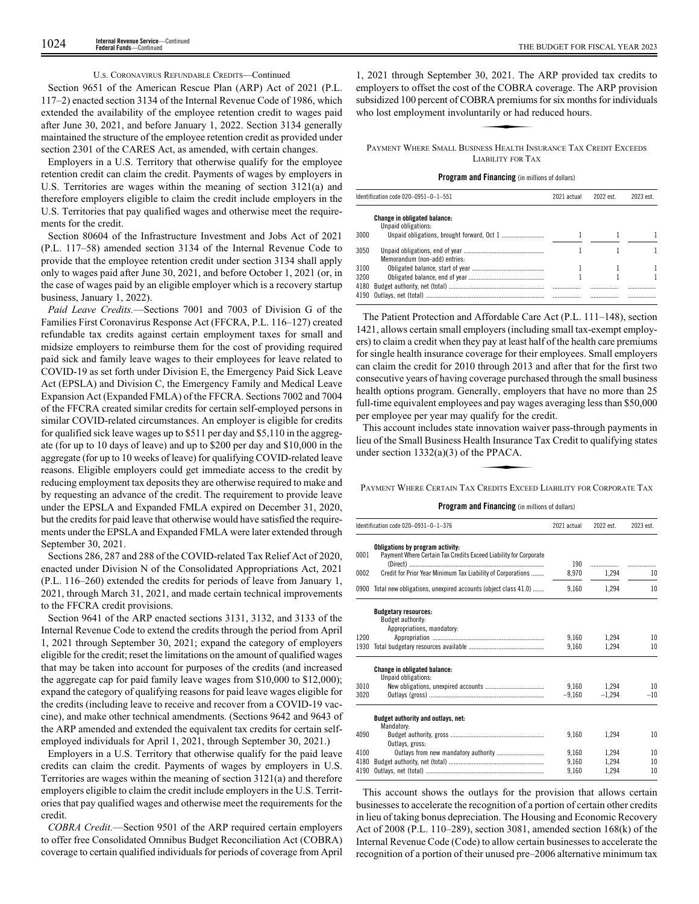U.S. CORONAVIRUS REFUNDABLE CREDITS—Continued

Section 9651 of the American Rescue Plan (ARP) Act of 2021 (P.L. 117–2) enacted section 3134 of the Internal Revenue Code of 1986, which extended the availability of the employee retention credit to wages paid after June 30, 2021, and before January 1, 2022. Section 3134 generally maintained the structure of the employee retention credit as provided under section 2301 of the CARES Act, as amended, with certain changes.

Employers in a U.S. Territory that otherwise qualify for the employee retention credit can claim the credit. Payments of wages by employers in U.S. Territories are wages within the meaning of section 3121(a) and therefore employers eligible to claim the credit include employers in the U.S. Territories that pay qualified wages and otherwise meet the requirements for the credit.

Section 80604 of the Infrastructure Investment and Jobs Act of 2021 (P.L. 117–58) amended section 3134 of the Internal Revenue Code to provide that the employee retention credit under section 3134 shall apply only to wages paid after June 30, 2021, and before October 1, 2021 (or, in the case of wages paid by an eligible employer which is a recovery startup business, January 1, 2022).

*Paid Leave Credits.*—Sections 7001 and 7003 of Division G of the Families First Coronavirus Response Act (FFCRA, P.L. 116–127) created refundable tax credits against certain employment taxes for small and midsize employers to reimburse them for the cost of providing required paid sick and family leave wages to their employees for leave related to COVID-19 as set forth under Division E, the Emergency Paid Sick Leave Act (EPSLA) and Division C, the Emergency Family and Medical Leave Expansion Act (Expanded FMLA) of the FFCRA. Sections 7002 and 7004 of the FFCRA created similar credits for certain self-employed persons in similar COVID-related circumstances. An employer is eligible for credits for qualified sick leave wages up to $511 per day and $5,110 in the aggregate (for up to 10 days of leave) and up to $200 per day and $10,000 in the aggregate (for up to 10 weeks of leave) for qualifying COVID-related leave reasons. Eligible employers could get immediate access to the credit by reducing employment tax deposits they are otherwise required to make and by requesting an advance of the credit. The requirement to provide leave under the EPSLA and Expanded FMLA expired on December 31, 2020, but the credits for paid leave that otherwise would have satisfied the requirements under the EPSLA and Expanded FMLA were later extended through September 30, 2021.

Sections 286, 287 and 288 of the COVID-related Tax Relief Act of 2020, enacted under Division N of the Consolidated Appropriations Act, 2021 (P.L. 116–260) extended the credits for periods of leave from January 1, 2021, through March 31, 2021, and made certain technical improvements to the FFCRA credit provisions.

Section 9641 of the ARP enacted sections 3131, 3132, and 3133 of the Internal Revenue Code to extend the credits through the period from April 1, 2021 through September 30, 2021; expand the category of employers eligible for the credit; reset the limitations on the amount of qualified wages that may be taken into account for purposes of the credits (and increased the aggregate cap for paid family leave wages from $10,000 to $12,000); expand the category of qualifying reasons for paid leave wages eligible for the credits (including leave to receive and recover from a COVID-19 vaccine), and make other technical amendments. (Sections 9642 and 9643 of the ARP amended and extended the equivalent tax credits for certain self-employed individuals for April 1, 2021, through September 30, 2021.)

Employers in a U.S. Territory that otherwise qualify for the paid leave credits can claim the credit. Payments of wages by employers in U.S. Territories are wages within the meaning of section 3121(a) and therefore employers eligible to claim the credit include employers in the U.S. Territories that pay qualified wages and otherwise meet the requirements for the credit.

*COBRA Credit.*—Section 9501 of the ARP required certain employers to offer free Consolidated Omnibus Budget Reconciliation Act (COBRA) coverage to certain qualified individuals for periods of coverage from April 1, 2021 through September 30, 2021. The ARP provided tax credits to employers to offset the cost of the COBRA coverage. The ARP provision subsidized 100 percent of COBRA premiums for six months for individuals who lost employment involuntarily or had reduced hours.

## PAYMENT WHERE SMALL BUSINESS HEALTH INSURANCE TAX CREDIT EXCEEDS LIABILITY FOR TAX

**Program and Financing** (in millions of dollars)

| Identification code 020–0951–0–1–551 | | 2021 actual | 2022 est. | 2023 est. |
|---|---|---|---|---|
| | **Change in obligated balance:** | | | |
| | Unpaid obligations: | | | |
| 3000 | Unpaid obligations, brought forward, Oct 1 | 1 | 1 | 1 |
| 3050 | Unpaid obligations, end of year | 1 | 1 | 1 |
| | Memorandum (non-add) entries: | | | |
| 3100 | Obligated balance, start of year | 1 | 1 | 1 |
| 3200 | Obligated balance, end of year | 1 | 1 | 1 |
| 4180 | Budget authority, net (total) | | | |
| 4190 | Outlays, net (total) | | | |

The Patient Protection and Affordable Care Act (P.L. 111–148), section 1421, allows certain small employers (including small tax-exempt employers) to claim a credit when they pay at least half of the health care premiums for single health insurance coverage for their employees. Small employers can claim the credit for 2010 through 2013 and after that for the first two consecutive years of having coverage purchased through the small business health options program. Generally, employers that have no more than 25 full-time equivalent employees and pay wages averaging less than $50,000 per employee per year may qualify for the credit.

This account includes state innovation waiver pass-through payments in lieu of the Small Business Health Insurance Tax Credit to qualifying states under section 1332(a)(3) of the PPACA.

## PAYMENT WHERE CERTAIN TAX CREDITS EXCEED LIABILITY FOR CORPORATE TAX

**Program and Financing** (in millions of dollars)

| Identification code 020–0931–0–1–376 | | 2021 actual | 2022 est. | 2023 est. |
|---|---|---|---|---|
| | **Obligations by program activity:** | | | |
| 0001 | Payment Where Certain Tax Credits Exceed Liability for Corporate (Direct) | 190 | | |
| 0002 | Credit for Prior Year Minimum Tax Liability of Corporations | 8,970 | 1,294 | 10 |
| 0900 | Total new obligations, unexpired accounts (object class 41.0) | 9,160 | 1,294 | 10 |
| | **Budgetary resources:** | | | |
| | Budget authority: | | | |
| | Appropriations, mandatory: | | | |
| 1200 | Appropriation | 9,160 | 1,294 | 10 |
| 1930 | Total budgetary resources available | 9,160 | 1,294 | 10 |
| | **Change in obligated balance:** | | | |
| | Unpaid obligations: | | | |
| 3010 | New obligations, unexpired accounts | 9,160 | 1,294 | 10 |
| 3020 | Outlays (gross) | –9,160 | –1,294 | –10 |
| | **Budget authority and outlays, net:** | | | |
| | Mandatory: | | | |
| 4090 | Budget authority, gross | 9,160 | 1,294 | 10 |
| | Outlays, gross: | | | |
| 4100 | Outlays from new mandatory authority | 9,160 | 1,294 | 10 |
| 4180 | Budget authority, net (total) | 9,160 | 1,294 | 10 |
| 4190 | Outlays, net (total) | 9,160 | 1,294 | 10 |

This account shows the outlays for the provision that allows certain businesses to accelerate the recognition of a portion of certain other credits in lieu of taking bonus depreciation. The Housing and Economic Recovery Act of 2008 (P.L. 110–289), section 3081, amended section 168(k) of the Internal Revenue Code (Code) to allow certain businesses to accelerate the recognition of a portion of their unused pre–2006 alternative minimum tax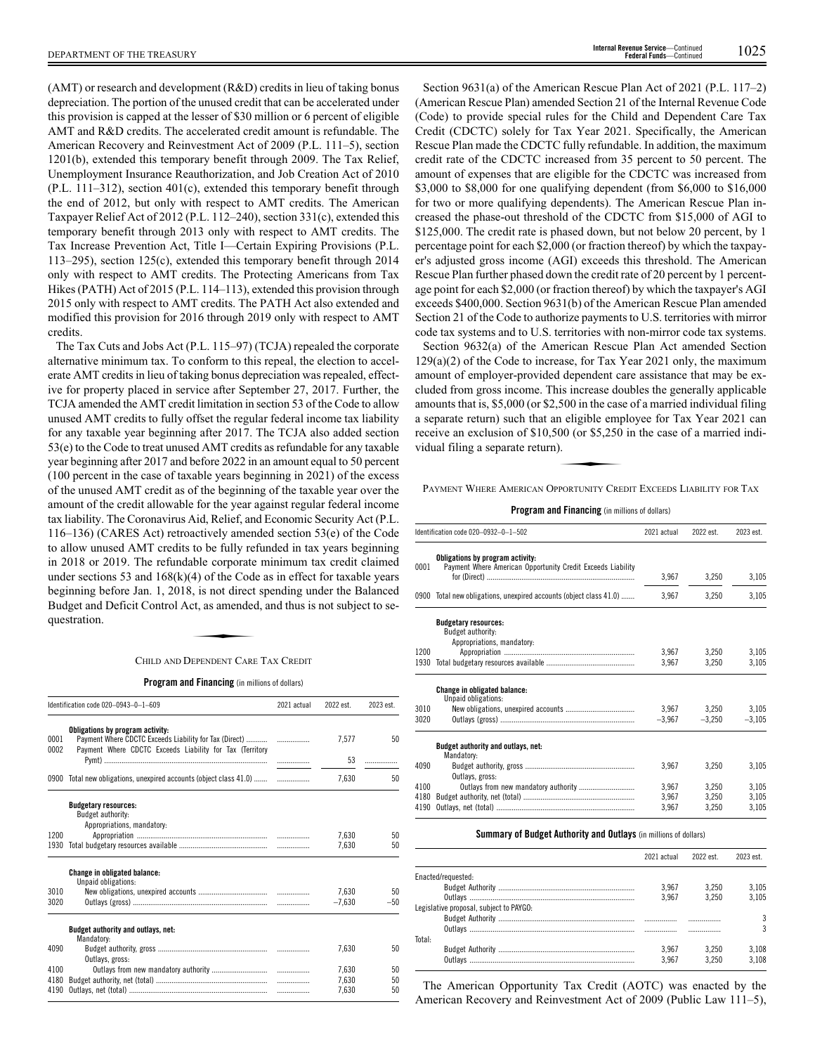(AMT) or research and development (R&D) credits in lieu of taking bonus depreciation. The portion of the unused credit that can be accelerated under this provision is capped at the lesser of $30 million or 6 percent of eligible AMT and R&D credits. The accelerated credit amount is refundable. The American Recovery and Reinvestment Act of 2009 (P.L. 111–5), section 1201(b), extended this temporary benefit through 2009. The Tax Relief, Unemployment Insurance Reauthorization, and Job Creation Act of 2010 (P.L. 111–312), section 401(c), extended this temporary benefit through the end of 2012, but only with respect to AMT credits. The American Taxpayer Relief Act of 2012 (P.L. 112–240), section 331(c), extended this temporary benefit through 2013 only with respect to AMT credits. The Tax Increase Prevention Act, Title I—Certain Expiring Provisions (P.L. 113–295), section 125(c), extended this temporary benefit through 2014 only with respect to AMT credits. The Protecting Americans from Tax Hikes (PATH) Act of 2015 (P.L. 114–113), extended this provision through 2015 only with respect to AMT credits. The PATH Act also extended and modified this provision for 2016 through 2019 only with respect to AMT credits.

The Tax Cuts and Jobs Act (P.L. 115–97) (TCJA) repealed the corporate alternative minimum tax. To conform to this repeal, the election to accelerate AMT credits in lieu of taking bonus depreciation was repealed, effective for property placed in service after September 27, 2017. Further, the TCJA amended the AMT credit limitation in section 53 of the Code to allow unused AMT credits to fully offset the regular federal income tax liability for any taxable year beginning after 2017. The TCJA also added section 53(e) to the Code to treat unused AMT credits as refundable for any taxable year beginning after 2017 and before 2022 in an amount equal to 50 percent (100 percent in the case of taxable years beginning in 2021) of the excess of the unused AMT credit as of the beginning of the taxable year over the amount of the credit allowable for the year against regular federal income tax liability. The Coronavirus Aid, Relief, and Economic Security Act (P.L. 116–136) (CARES Act) retroactively amended section 53(e) of the Code to allow unused AMT credits to be fully refunded in tax years beginning in 2018 or 2019. The refundable corporate minimum tax credit claimed under sections 53 and 168(k)(4) of the Code as in effect for taxable years beginning before Jan. 1, 2018, is not direct spending under the Balanced Budget and Deficit Control Act, as amended, and thus is not subject to sequestration.

## CHILD AND DEPENDENT CARE TAX CREDIT

**Program and Financing** (in millions of dollars)

| Identification code 020–0943–0–1–609 | | 2021 actual | 2022 est. | 2023 est. |
|---|---|---|---|---|
| | **Obligations by program activity:** | | | |
| 0001 | Payment Where CDCTC Exceeds Liability for Tax (Direct) | | 7,577 | 50 |
| 0002 | Payment Where CDCTC Exceeds Liability for Tax (Territory Pymt) | | 53 | |
| 0900 | Total new obligations, unexpired accounts (object class 41.0) | | 7,630 | 50 |
| | **Budgetary resources:** | | | |
| | Budget authority: | | | |
| | Appropriations, mandatory: | | | |
| 1200 | Appropriation | | 7,630 | 50 |
| 1930 | Total budgetary resources available | | 7,630 | 50 |
| | **Change in obligated balance:** | | | |
| | Unpaid obligations: | | | |
| 3010 | New obligations, unexpired accounts | | 7,630 | 50 |
| 3020 | Outlays (gross) | | –7,630 | –50 |
| | **Budget authority and outlays, net:** | | | |
| | Mandatory: | | | |
| 4090 | Budget authority, gross | | 7,630 | 50 |
| | Outlays, gross: | | | |
| 4100 | Outlays from new mandatory authority | | 7,630 | 50 |
| 4180 | Budget authority, net (total) | | 7,630 | 50 |
| 4190 | Outlays, net (total) | | 7,630 | 50 |

Section 9631(a) of the American Rescue Plan Act of 2021 (P.L. 117–2) (American Rescue Plan) amended Section 21 of the Internal Revenue Code (Code) to provide special rules for the Child and Dependent Care Tax Credit (CDCTC) solely for Tax Year 2021. Specifically, the American Rescue Plan made the CDCTC fully refundable. In addition, the maximum credit rate of the CDCTC increased from 35 percent to 50 percent. The amount of expenses that are eligible for the CDCTC was increased from $3,000 to $8,000 for one qualifying dependent (from $6,000 to $16,000 for two or more qualifying dependents). The American Rescue Plan increased the phase-out threshold of the CDCTC from $15,000 of AGI to $125,000. The credit rate is phased down, but not below 20 percent, by 1 percentage point for each $2,000 (or fraction thereof) by which the taxpayer's adjusted gross income (AGI) exceeds this threshold. The American Rescue Plan further phased down the credit rate of 20 percent by 1 percentage point for each $2,000 (or fraction thereof) by which the taxpayer's AGI exceeds $400,000. Section 9631(b) of the American Rescue Plan amended Section 21 of the Code to authorize payments to U.S. territories with mirror code tax systems and to U.S. territories with non-mirror code tax systems.

Section 9632(a) of the American Rescue Plan Act amended Section 129(a)(2) of the Code to increase, for Tax Year 2021 only, the maximum amount of employer-provided dependent care assistance that may be excluded from gross income. This increase doubles the generally applicable amounts that is, $5,000 (or $2,500 in the case of a married individual filing a separate return) such that an eligible employee for Tax Year 2021 can receive an exclusion of $10,500 (or $5,250 in the case of a married individual filing a separate return).

## PAYMENT WHERE AMERICAN OPPORTUNITY CREDIT EXCEEDS LIABILITY FOR TAX

**Program and Financing** (in millions of dollars)

| Identification code 020–0932–0–1–502 | | 2021 actual | 2022 est. | 2023 est. |
|---|---|---|---|---|
| | **Obligations by program activity:** | | | |
| 0001 | Payment Where American Opportunity Credit Exceeds Liability for (Direct) | 3,967 | 3,250 | 3,105 |
| 0900 | Total new obligations, unexpired accounts (object class 41.0) | 3,967 | 3,250 | 3,105 |
| | **Budgetary resources:** | | | |
| | Budget authority: | | | |
| | Appropriations, mandatory: | | | |
| 1200 | Appropriation | 3,967 | 3,250 | 3,105 |
| 1930 | Total budgetary resources available | 3,967 | 3,250 | 3,105 |
| | **Change in obligated balance:** | | | |
| | Unpaid obligations: | | | |
| 3010 | New obligations, unexpired accounts | 3,967 | 3,250 | 3,105 |
| 3020 | Outlays (gross) | –3,967 | –3,250 | –3,105 |
| | **Budget authority and outlays, net:** | | | |
| | Mandatory: | | | |
| 4090 | Budget authority, gross | 3,967 | 3,250 | 3,105 |
| | Outlays, gross: | | | |
| 4100 | Outlays from new mandatory authority | 3,967 | 3,250 | 3,105 |
| 4180 | Budget authority, net (total) | 3,967 | 3,250 | 3,105 |
| 4190 | Outlays, net (total) | 3,967 | 3,250 | 3,105 |

**Summary of Budget Authority and Outlays** (in millions of dollars)

| | 2021 actual | 2022 est. | 2023 est. |
|---|---|---|---|
| Enacted/requested: | | | |
| Budget Authority | 3,967 | 3,250 | 3,105 |
| Outlays | 3,967 | 3,250 | 3,105 |
| Legislative proposal, subject to PAYGO: | | | |
| Budget Authority | | | 3 |
| Outlays | | | 3 |
| Total: | | | |
| Budget Authority | 3,967 | 3,250 | 3,108 |
| Outlays | 3,967 | 3,250 | 3,108 |

The American Opportunity Tax Credit (AOTC) was enacted by the American Recovery and Reinvestment Act of 2009 (Public Law 111–5),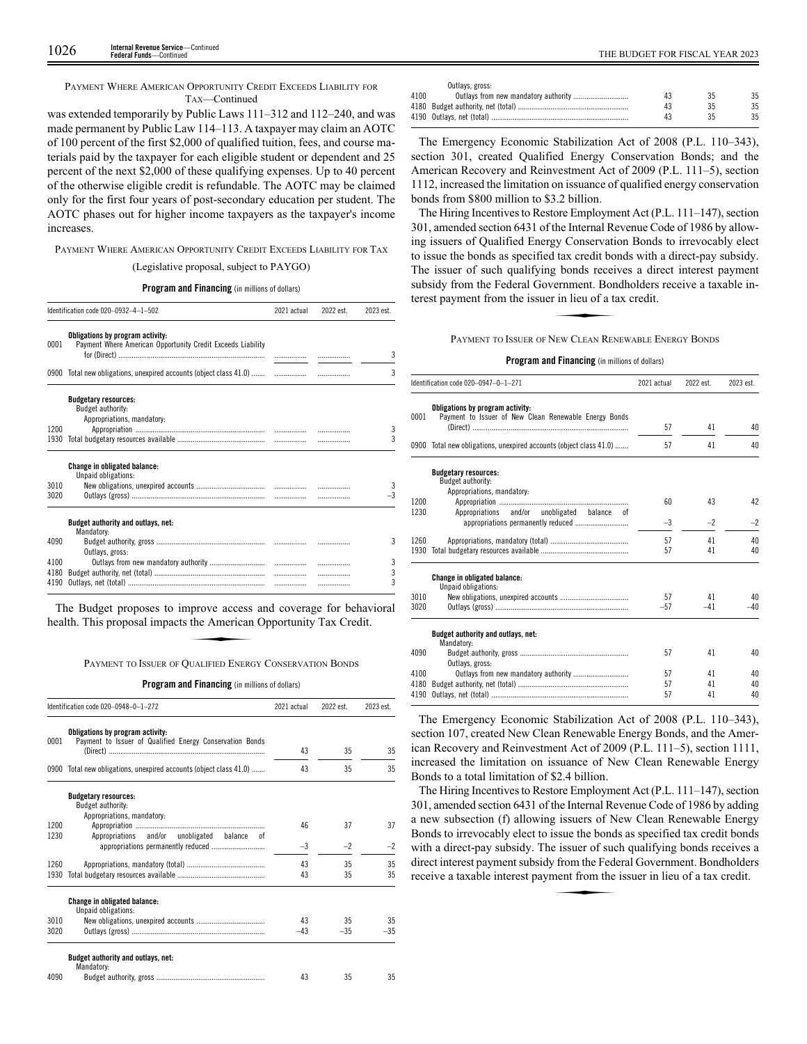PAYMENT WHERE AMERICAN OPPORTUNITY CREDIT EXCEEDS LIABILITY FOR TAX—Continued

was extended temporarily by Public Laws 111–312 and 112–240, and was made permanent by Public Law 114–113. A taxpayer may claim an AOTC of 100 percent of the first $2,000 of qualified tuition, fees, and course materials paid by the taxpayer for each eligible student or dependent and 25 percent of the next $2,000 of these qualifying expenses. Up to 40 percent of the otherwise eligible credit is refundable. The AOTC may be claimed only for the first four years of post-secondary education per student. The AOTC phases out for higher income taxpayers as the taxpayer's income increases.

## PAYMENT WHERE AMERICAN OPPORTUNITY CREDIT EXCEEDS LIABILITY FOR TAX

(Legislative proposal, subject to PAYGO)

**Program and Financing** (in millions of dollars)

| Identification code 020–0932–4–1–502 | | 2021 actual | 2022 est. | 2023 est. |
|---|---|---|---|---|
| | **Obligations by program activity:** | | | |
| 0001 | Payment Where American Opportunity Credit Exceeds Liability for (Direct) | | | 3 |
| 0900 | Total new obligations, unexpired accounts (object class 41.0) | | | 3 |
| | **Budgetary resources:** | | | |
| | Budget authority: | | | |
| | Appropriations, mandatory: | | | |
| 1200 | Appropriation | | | 3 |
| 1930 | Total budgetary resources available | | | 3 |
| | **Change in obligated balance:** | | | |
| | Unpaid obligations: | | | |
| 3010 | New obligations, unexpired accounts | | | 3 |
| 3020 | Outlays (gross) | | | –3 |
| | **Budget authority and outlays, net:** | | | |
| | Mandatory: | | | |
| 4090 | Budget authority, gross | | | 3 |
| | Outlays, gross: | | | |
| 4100 | Outlays from new mandatory authority | | | 3 |
| 4180 | Budget authority, net (total) | | | 3 |
| 4190 | Outlays, net (total) | | | 3 |

The Budget proposes to improve access and coverage for behavioral health. This proposal impacts the American Opportunity Tax Credit.

## PAYMENT TO ISSUER OF QUALIFIED ENERGY CONSERVATION BONDS

**Program and Financing** (in millions of dollars)

| Identification code 020–0948–0–1–272 | | 2021 actual | 2022 est. | 2023 est. |
|---|---|---|---|---|
| | **Obligations by program activity:** | | | |
| 0001 | Payment to Issuer of Qualified Energy Conservation Bonds (Direct) | 43 | 35 | 35 |
| 0900 | Total new obligations, unexpired accounts (object class 41.0) | 43 | 35 | 35 |
| | **Budgetary resources:** | | | |
| | Budget authority: | | | |
| | Appropriations, mandatory: | | | |
| 1200 | Appropriation | 46 | 37 | 37 |
| 1230 | Appropriations and/or unobligated balance of appropriations permanently reduced | –3 | –2 | –2 |
| 1260 | Appropriations, mandatory (total) | 43 | 35 | 35 |
| 1930 | Total budgetary resources available | 43 | 35 | 35 |
| | **Change in obligated balance:** | | | |
| | Unpaid obligations: | | | |
| 3010 | New obligations, unexpired accounts | 43 | 35 | 35 |
| 3020 | Outlays (gross) | –43 | –35 | –35 |
| | **Budget authority and outlays, net:** | | | |
| | Mandatory: | | | |
| 4090 | Budget authority, gross | 43 | 35 | 35 |
| | Outlays, gross: | | | |
| 4100 | Outlays from new mandatory authority | 43 | 35 | 35 |
| 4180 | Budget authority, net (total) | 43 | 35 | 35 |
| 4190 | Outlays, net (total) | 43 | 35 | 35 |

The Emergency Economic Stabilization Act of 2008 (P.L. 110–343), section 301, created Qualified Energy Conservation Bonds; and the American Recovery and Reinvestment Act of 2009 (P.L. 111–5), section 1112, increased the limitation on issuance of qualified energy conservation bonds from $800 million to $3.2 billion.

The Hiring Incentives to Restore Employment Act (P.L. 111–147), section 301, amended section 6431 of the Internal Revenue Code of 1986 by allowing issuers of Qualified Energy Conservation Bonds to irrevocably elect to issue the bonds as specified tax credit bonds with a direct-pay subsidy. The issuer of such qualifying bonds receives a direct interest payment subsidy from the Federal Government. Bondholders receive a taxable interest payment from the issuer in lieu of a tax credit.

## PAYMENT TO ISSUER OF NEW CLEAN RENEWABLE ENERGY BONDS

**Program and Financing** (in millions of dollars)

| Identification code 020–0947–0–1–271 | | 2021 actual | 2022 est. | 2023 est. |
|---|---|---|---|---|
| | **Obligations by program activity:** | | | |
| 0001 | Payment to Issuer of New Clean Renewable Energy Bonds (Direct) | 57 | 41 | 40 |
| 0900 | Total new obligations, unexpired accounts (object class 41.0) | 57 | 41 | 40 |
| | **Budgetary resources:** | | | |
| | Budget authority: | | | |
| | Appropriations, mandatory: | | | |
| 1200 | Appropriation | 60 | 43 | 42 |
| 1230 | Appropriations and/or unobligated balance of appropriations permanently reduced | –3 | –2 | –2 |
| 1260 | Appropriations, mandatory (total) | 57 | 41 | 40 |
| 1930 | Total budgetary resources available | 57 | 41 | 40 |
| | **Change in obligated balance:** | | | |
| | Unpaid obligations: | | | |
| 3010 | New obligations, unexpired accounts | 57 | 41 | 40 |
| 3020 | Outlays (gross) | –57 | –41 | –40 |
| | **Budget authority and outlays, net:** | | | |
| | Mandatory: | | | |
| 4090 | Budget authority, gross | 57 | 41 | 40 |
| | Outlays, gross: | | | |
| 4100 | Outlays from new mandatory authority | 57 | 41 | 40 |
| 4180 | Budget authority, net (total) | 57 | 41 | 40 |
| 4190 | Outlays, net (total) | 57 | 41 | 40 |

The Emergency Economic Stabilization Act of 2008 (P.L. 110–343), section 107, created New Clean Renewable Energy Bonds, and the American Recovery and Reinvestment Act of 2009 (P.L. 111–5), section 1111, increased the limitation on issuance of New Clean Renewable Energy Bonds to a total limitation of $2.4 billion.

The Hiring Incentives to Restore Employment Act (P.L. 111–147), section 301, amended section 6431 of the Internal Revenue Code of 1986 by adding a new subsection (f) allowing issuers of New Clean Renewable Energy Bonds to irrevocably elect to issue the bonds as specified tax credit bonds with a direct-pay subsidy. The issuer of such qualifying bonds receives a direct interest payment subsidy from the Federal Government. Bondholders receive a taxable interest payment from the issuer in lieu of a tax credit.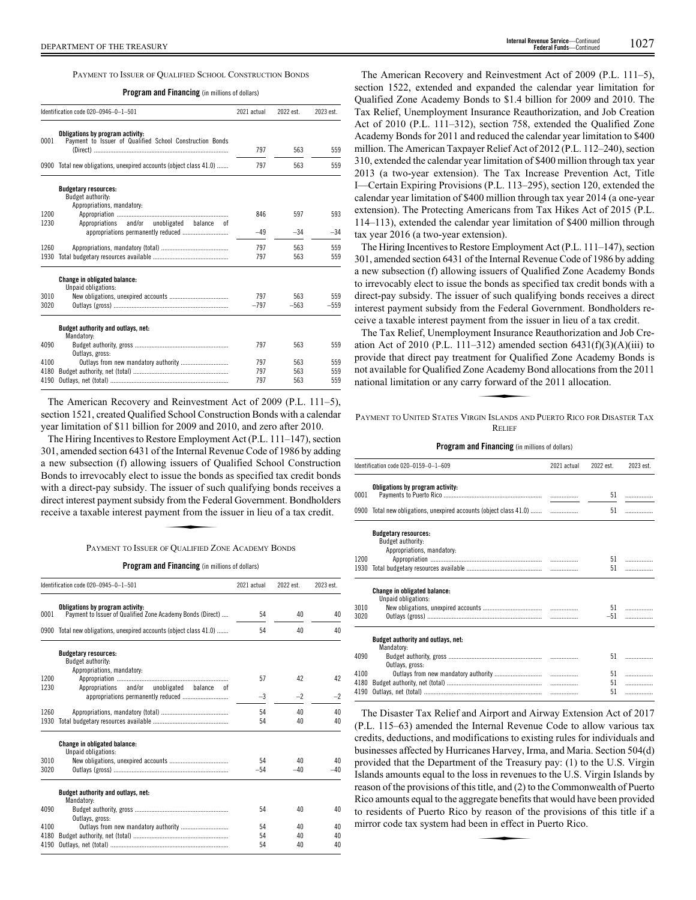### PAYMENT TO ISSUER OF QUALIFIED SCHOOL CONSTRUCTION BONDS

**Program and Financing** (in millions of dollars)

| Identification code 020–0946–0–1–501 | 2021 actual | 2022 est. | 2023 est. |
|---|---|---|---|
| **Obligations by program activity:** | | | |
| 0001 Payment to Issuer of Qualified School Construction Bonds (Direct) | 797 | 563 | 559 |
| 0900 Total new obligations, unexpired accounts (object class 41.0) | 797 | 563 | 559 |
| **Budgetary resources:** | | | |
| Budget authority: | | | |
| Appropriations, mandatory: | | | |
| 1200 Appropriation | 846 | 597 | 593 |
| 1230 Appropriations and/or unobligated balance of appropriations permanently reduced | –49 | –34 | –34 |
| 1260 Appropriations, mandatory (total) | 797 | 563 | 559 |
| 1930 Total budgetary resources available | 797 | 563 | 559 |
| **Change in obligated balance:** | | | |
| Unpaid obligations: | | | |
| 3010 New obligations, unexpired accounts | 797 | 563 | 559 |
| 3020 Outlays (gross) | –797 | –563 | –559 |
| **Budget authority and outlays, net:** | | | |
| Mandatory: | | | |
| 4090 Budget authority, gross | 797 | 563 | 559 |
| Outlays, gross: | | | |
| 4100 Outlays from new mandatory authority | 797 | 563 | 559 |
| 4180 Budget authority, net (total) | 797 | 563 | 559 |
| 4190 Outlays, net (total) | 797 | 563 | 559 |

The American Recovery and Reinvestment Act of 2009 (P.L. 111–5), section 1521, created Qualified School Construction Bonds with a calendar year limitation of $11 billion for 2009 and 2010, and zero after 2010.

The Hiring Incentives to Restore Employment Act (P.L. 111–147), section 301, amended section 6431 of the Internal Revenue Code of 1986 by adding a new subsection (f) allowing issuers of Qualified School Construction Bonds to irrevocably elect to issue the bonds as specified tax credit bonds with a direct-pay subsidy. The issuer of such qualifying bonds receives a direct interest payment subsidy from the Federal Government. Bondholders receive a taxable interest payment from the issuer in lieu of a tax credit.

### PAYMENT TO ISSUER OF QUALIFIED ZONE ACADEMY BONDS

**Program and Financing** (in millions of dollars)

| Identification code 020–0945–0–1–501 | 2021 actual | 2022 est. | 2023 est. |
|---|---|---|---|
| **Obligations by program activity:** | | | |
| 0001 Payment to Issuer of Qualified Zone Academy Bonds (Direct) | 54 | 40 | 40 |
| 0900 Total new obligations, unexpired accounts (object class 41.0) | 54 | 40 | 40 |
| **Budgetary resources:** | | | |
| Budget authority: | | | |
| Appropriations, mandatory: | | | |
| 1200 Appropriation | 57 | 42 | 42 |
| 1230 Appropriations and/or unobligated balance of appropriations permanently reduced | –3 | –2 | –2 |
| 1260 Appropriations, mandatory (total) | 54 | 40 | 40 |
| 1930 Total budgetary resources available | 54 | 40 | 40 |
| **Change in obligated balance:** | | | |
| Unpaid obligations: | | | |
| 3010 New obligations, unexpired accounts | 54 | 40 | 40 |
| 3020 Outlays (gross) | –54 | –40 | –40 |
| **Budget authority and outlays, net:** | | | |
| Mandatory: | | | |
| 4090 Budget authority, gross | 54 | 40 | 40 |
| Outlays, gross: | | | |
| 4100 Outlays from new mandatory authority | 54 | 40 | 40 |
| 4180 Budget authority, net (total) | 54 | 40 | 40 |
| 4190 Outlays, net (total) | 54 | 40 | 40 |

The American Recovery and Reinvestment Act of 2009 (P.L. 111–5), section 1522, extended and expanded the calendar year limitation for Qualified Zone Academy Bonds to $1.4 billion for 2009 and 2010. The Tax Relief, Unemployment Insurance Reauthorization, and Job Creation Act of 2010 (P.L. 111–312), section 758, extended the Qualified Zone Academy Bonds for 2011 and reduced the calendar year limitation to $400 million. The American Taxpayer Relief Act of 2012 (P.L. 112–240), section 310, extended the calendar year limitation of $400 million through tax year 2013 (a two-year extension). The Tax Increase Prevention Act, Title I—Certain Expiring Provisions (P.L. 113–295), section 120, extended the calendar year limitation of $400 million through tax year 2014 (a one-year extension). The Protecting Americans from Tax Hikes Act of 2015 (P.L. 114–113), extended the calendar year limitation of $400 million through tax year 2016 (a two-year extension).

The Hiring Incentives to Restore Employment Act (P.L. 111–147), section 301, amended section 6431 of the Internal Revenue Code of 1986 by adding a new subsection (f) allowing issuers of Qualified Zone Academy Bonds to irrevocably elect to issue the bonds as specified tax credit bonds with a direct-pay subsidy. The issuer of such qualifying bonds receives a direct interest payment subsidy from the Federal Government. Bondholders receive a taxable interest payment from the issuer in lieu of a tax credit.

The Tax Relief, Unemployment Insurance Reauthorization and Job Creation Act of 2010 (P.L. 111–312) amended section 6431(f)(3)(A)(iii) to provide that direct pay treatment for Qualified Zone Academy Bonds is not available for Qualified Zone Academy Bond allocations from the 2011 national limitation or any carry forward of the 2011 allocation.

### PAYMENT TO UNITED STATES VIRGIN ISLANDS AND PUERTO RICO FOR DISASTER TAX RELIEF

**Program and Financing** (in millions of dollars)

| Identification code 020–0159–0–1–609 | 2021 actual | 2022 est. | 2023 est. |
|---|---|---|---|
| **Obligations by program activity:** | | | |
| 0001 Payments to Puerto Rico | .................. | 51 | .................. |
| 0900 Total new obligations, unexpired accounts (object class 41.0) | .................. | 51 | .................. |
| **Budgetary resources:** | | | |
| Budget authority: | | | |
| Appropriations, mandatory: | | | |
| 1200 Appropriation | .................. | 51 | .................. |
| 1930 Total budgetary resources available | .................. | 51 | .................. |
| **Change in obligated balance:** | | | |
| Unpaid obligations: | | | |
| 3010 New obligations, unexpired accounts | .................. | 51 | .................. |
| 3020 Outlays (gross) | .................. | –51 | .................. |
| **Budget authority and outlays, net:** | | | |
| Mandatory: | | | |
| 4090 Budget authority, gross | .................. | 51 | .................. |
| Outlays, gross: | | | |
| 4100 Outlays from new mandatory authority | .................. | 51 | .................. |
| 4180 Budget authority, net (total) | .................. | 51 | .................. |
| 4190 Outlays, net (total) | .................. | 51 | .................. |

The Disaster Tax Relief and Airport and Airway Extension Act of 2017 (P.L. 115–63) amended the Internal Revenue Code to allow various tax credits, deductions, and modifications to existing rules for individuals and businesses affected by Hurricanes Harvey, Irma, and Maria. Section 504(d) provided that the Department of the Treasury pay: (1) to the U.S. Virgin Islands amounts equal to the loss in revenues to the U.S. Virgin Islands by reason of the provisions of this title, and (2) to the Commonwealth of Puerto Rico amounts equal to the aggregate benefits that would have been provided to residents of Puerto Rico by reason of the provisions of this title if a mirror code tax system had been in effect in Puerto Rico.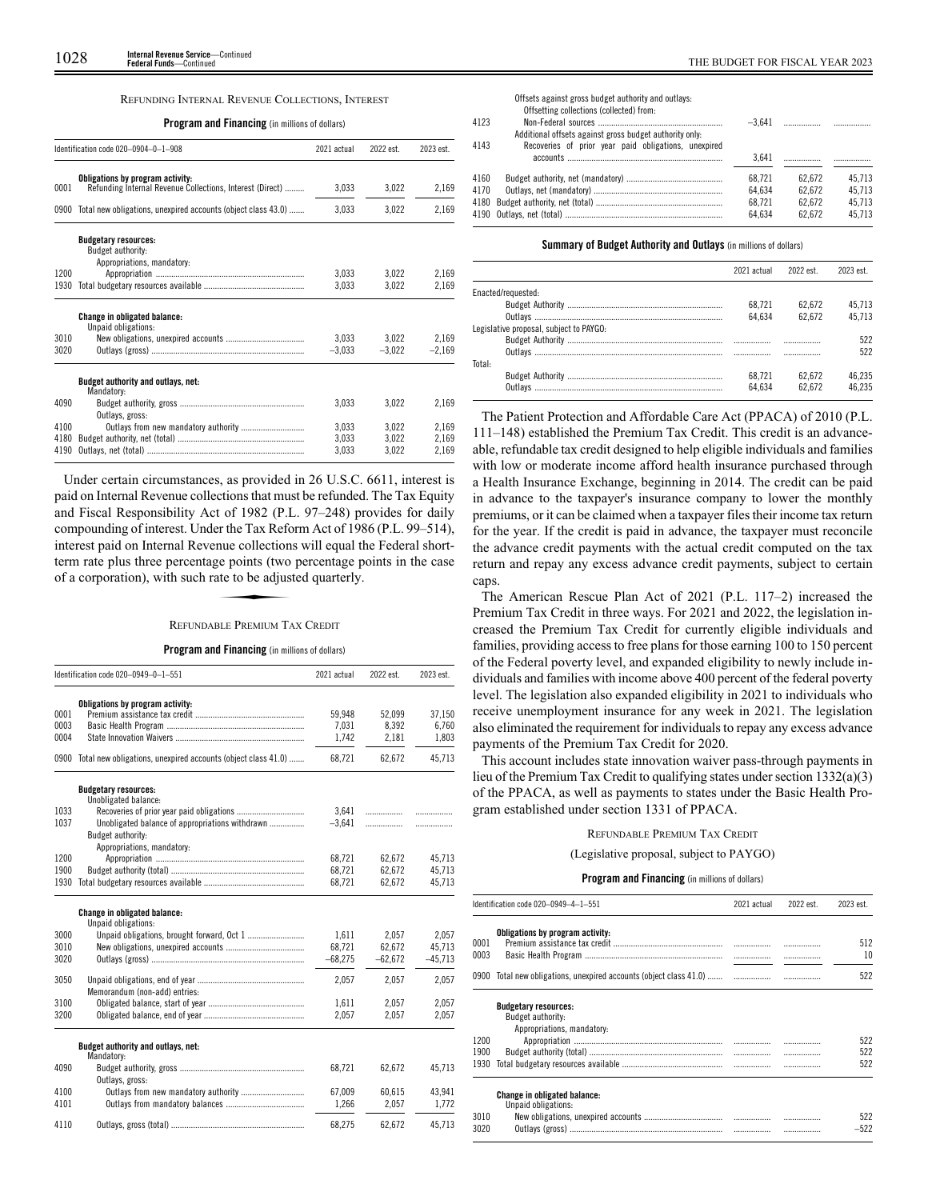## REFUNDING INTERNAL REVENUE COLLECTIONS, INTEREST

**Program and Financing** (in millions of dollars)

| Identification code 020–0904–0–1–908 | | 2021 actual | 2022 est. | 2023 est. |
|---|---|---|---|---|
| | **Obligations by program activity:** | | | |
| 0001 | Refunding Internal Revenue Collections, Interest (Direct) | 3,033 | 3,022 | 2,169 |
| 0900 | Total new obligations, unexpired accounts (object class 43.0) | 3,033 | 3,022 | 2,169 |
| | **Budgetary resources:** | | | |
| | Budget authority: | | | |
| | Appropriations, mandatory: | | | |
| 1200 | Appropriation | 3,033 | 3,022 | 2,169 |
| 1930 | Total budgetary resources available | 3,033 | 3,022 | 2,169 |
| | **Change in obligated balance:** | | | |
| | Unpaid obligations: | | | |
| 3010 | New obligations, unexpired accounts | 3,033 | 3,022 | 2,169 |
| 3020 | Outlays (gross) | –3,033 | –3,022 | –2,169 |
| | **Budget authority and outlays, net:** | | | |
| | Mandatory: | | | |
| 4090 | Budget authority, gross | 3,033 | 3,022 | 2,169 |
| | Outlays, gross: | | | |
| 4100 | Outlays from new mandatory authority | 3,033 | 3,022 | 2,169 |
| 4180 | Budget authority, net (total) | 3,033 | 3,022 | 2,169 |
| 4190 | Outlays, net (total) | 3,033 | 3,022 | 2,169 |

Under certain circumstances, as provided in 26 U.S.C. 6611, interest is paid on Internal Revenue collections that must be refunded. The Tax Equity and Fiscal Responsibility Act of 1982 (P.L. 97–248) provides for daily compounding of interest. Under the Tax Reform Act of 1986 (P.L. 99–514), interest paid on Internal Revenue collections will equal the Federal short-term rate plus three percentage points (two percentage points in the case of a corporation), with such rate to be adjusted quarterly.

## REFUNDABLE PREMIUM TAX CREDIT

**Program and Financing** (in millions of dollars)

| Identification code 020–0949–0–1–551 | | 2021 actual | 2022 est. | 2023 est. |
|---|---|---|---|---|
| | **Obligations by program activity:** | | | |
| 0001 | Premium assistance tax credit | 59,948 | 52,099 | 37,150 |
| 0003 | Basic Health Program | 7,031 | 8,392 | 6,760 |
| 0004 | State Innovation Waivers | 1,742 | 2,181 | 1,803 |
| 0900 | Total new obligations, unexpired accounts (object class 41.0) | 68,721 | 62,672 | 45,713 |
| | **Budgetary resources:** | | | |
| | Unobligated balance: | | | |
| 1033 | Recoveries of prior year paid obligations | 3,641 | | |
| 1037 | Unobligated balance of appropriations withdrawn | –3,641 | | |
| | Budget authority: | | | |
| | Appropriations, mandatory: | | | |
| 1200 | Appropriation | 68,721 | 62,672 | 45,713 |
| 1900 | Budget authority (total) | 68,721 | 62,672 | 45,713 |
| 1930 | Total budgetary resources available | 68,721 | 62,672 | 45,713 |
| | **Change in obligated balance:** | | | |
| | Unpaid obligations: | | | |
| 3000 | Unpaid obligations, brought forward, Oct 1 | 1,611 | 2,057 | 2,057 |
| 3010 | New obligations, unexpired accounts | 68,721 | 62,672 | 45,713 |
| 3020 | Outlays (gross) | –68,275 | –62,672 | –45,713 |
| 3050 | Unpaid obligations, end of year | 2,057 | 2,057 | 2,057 |
| | Memorandum (non-add) entries: | | | |
| 3100 | Obligated balance, start of year | 1,611 | 2,057 | 2,057 |
| 3200 | Obligated balance, end of year | 2,057 | 2,057 | 2,057 |
| | **Budget authority and outlays, net:** | | | |
| | Mandatory: | | | |
| 4090 | Budget authority, gross | 68,721 | 62,672 | 45,713 |
| | Outlays, gross: | | | |
| 4100 | Outlays from new mandatory authority | 67,009 | 60,615 | 43,941 |
| 4101 | Outlays from mandatory balances | 1,266 | 2,057 | 1,772 |
| 4110 | Outlays, gross (total) | 68,275 | 62,672 | 45,713 |
| | Offsets against gross budget authority and outlays: | | | |
| | Offsetting collections (collected) from: | | | |
| 4123 | Non-Federal sources | –3,641 | | |
| | Additional offsets against gross budget authority only: | | | |
| 4143 | Recoveries of prior year paid obligations, unexpired accounts | 3,641 | | |
| 4160 | Budget authority, net (mandatory) | 68,721 | 62,672 | 45,713 |
| 4170 | Outlays, net (mandatory) | 64,634 | 62,672 | 45,713 |
| 4180 | Budget authority, net (total) | 68,721 | 62,672 | 45,713 |
| 4190 | Outlays, net (total) | 64,634 | 62,672 | 45,713 |

**Summary of Budget Authority and Outlays** (in millions of dollars)

| | 2021 actual | 2022 est. | 2023 est. |
|---|---|---|---|
| Enacted/requested: | | | |
| Budget Authority | 68,721 | 62,672 | 45,713 |
| Outlays | 64,634 | 62,672 | 45,713 |
| Legislative proposal, subject to PAYGO: | | | |
| Budget Authority | | | 522 |
| Outlays | | | 522 |
| Total: | | | |
| Budget Authority | 68,721 | 62,672 | 46,235 |
| Outlays | 64,634 | 62,672 | 46,235 |

The Patient Protection and Affordable Care Act (PPACA) of 2010 (P.L. 111–148) established the Premium Tax Credit. This credit is an advanceable, refundable tax credit designed to help eligible individuals and families with low or moderate income afford health insurance purchased through a Health Insurance Exchange, beginning in 2014. The credit can be paid in advance to the taxpayer's insurance company to lower the monthly premiums, or it can be claimed when a taxpayer files their income tax return for the year. If the credit is paid in advance, the taxpayer must reconcile the advance credit payments with the actual credit computed on the tax return and repay any excess advance credit payments, subject to certain caps.

The American Rescue Plan Act of 2021 (P.L. 117–2) increased the Premium Tax Credit in three ways. For 2021 and 2022, the legislation increased the Premium Tax Credit for currently eligible individuals and families, providing access to free plans for those earning 100 to 150 percent of the Federal poverty level, and expanded eligibility to newly include individuals and families with income above 400 percent of the federal poverty level. The legislation also expanded eligibility in 2021 to individuals who receive unemployment insurance for any week in 2021. The legislation also eliminated the requirement for individuals to repay any excess advance payments of the Premium Tax Credit for 2020.

This account includes state innovation waiver pass-through payments in lieu of the Premium Tax Credit to qualifying states under section 1332(a)(3) of the PPACA, as well as payments to states under the Basic Health Program established under section 1331 of PPACA.

## REFUNDABLE PREMIUM TAX CREDIT

(Legislative proposal, subject to PAYGO)

**Program and Financing** (in millions of dollars)

| Identification code 020–0949–4–1–551 | | 2021 actual | 2022 est. | 2023 est. |
|---|---|---|---|---|
| | **Obligations by program activity:** | | | |
| 0001 | Premium assistance tax credit | | | 512 |
| 0003 | Basic Health Program | | | 10 |
| 0900 | Total new obligations, unexpired accounts (object class 41.0) | | | 522 |
| | **Budgetary resources:** | | | |
| | Budget authority: | | | |
| | Appropriations, mandatory: | | | |
| 1200 | Appropriation | | | 522 |
| 1900 | Budget authority (total) | | | 522 |
| 1930 | Total budgetary resources available | | | 522 |
| | **Change in obligated balance:** | | | |
| | Unpaid obligations: | | | |
| 3010 | New obligations, unexpired accounts | | | 522 |
| 3020 | Outlays (gross) | | | –522 |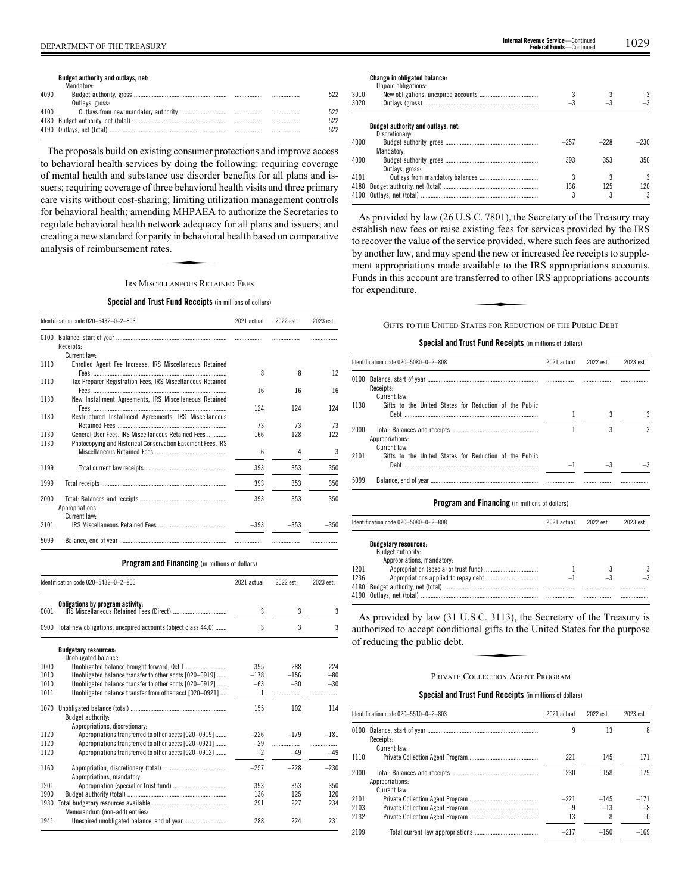**Budget authority and outlays, net:**

| | | | | |
|---|---|---|---|---|
| | Mandatory: | | | |
| 4090 | Budget authority, gross | | | 522 |
| | Outlays, gross: | | | |
| 4100 | Outlays from new mandatory authority | | | 522 |
| 4180 | Budget authority, net (total) | | | 522 |
| 4190 | Outlays, net (total) | | | 522 |

The proposals build on existing consumer protections and improve access to behavioral health services by doing the following: requiring coverage of mental health and substance use disorder benefits for all plans and issuers; requiring coverage of three behavioral health visits and three primary care visits without cost-sharing; limiting utilization management controls for behavioral health; amending MHPAEA to authorize the Secretaries to regulate behavioral health network adequacy for all plans and issuers; and creating a new standard for parity in behavioral health based on comparative analysis of reimbursement rates.

## IRS Miscellaneous Retained Fees

### Special and Trust Fund Receipts (in millions of dollars)

| Identification code 020–5432–0–2–803 | | 2021 actual | 2022 est. | 2023 est. |
|---|---|---|---|---|
| 0100 | Balance, start of year | | | |
| | Receipts: | | | |
| | Current law: | | | |
| 1110 | Enrolled Agent Fee Increase, IRS Miscellaneous Retained Fees | 8 | 8 | 12 |
| 1110 | Tax Preparer Registration Fees, IRS Miscellaneous Retained Fees | 16 | 16 | 16 |
| 1130 | New Installment Agreements, IRS Miscellaneous Retained Fees | 124 | 124 | 124 |
| 1130 | Restructured Installment Agreements, IRS Miscellaneous Retained Fees | 73 | 73 | 73 |
| 1130 | General User Fees, IRS Miscellaneous Retained Fees | 166 | 128 | 122 |
| 1130 | Photocopying and Historical Conservation Easement Fees, IRS Miscellaneous Retained Fees | 6 | 4 | 3 |
| 1199 | Total current law receipts | 393 | 353 | 350 |
| 1999 | Total receipts | 393 | 353 | 350 |
| 2000 | Total: Balances and receipts | 393 | 353 | 350 |
| | Appropriations: | | | |
| | Current law: | | | |
| 2101 | IRS Miscellaneous Retained Fees | –393 | –353 | –350 |
| 5099 | Balance, end of year | | | |

### Program and Financing (in millions of dollars)

| Identification code 020–5432–0–2–803 | | 2021 actual | 2022 est. | 2023 est. |
|---|---|---|---|---|
| | **Obligations by program activity:** | | | |
| 0001 | IRS Miscellaneous Retained Fees (Direct) | 3 | 3 | 3 |
| 0900 | Total new obligations, unexpired accounts (object class 44.0) | 3 | 3 | 3 |
| | **Budgetary resources:** | | | |
| | Unobligated balance: | | | |
| 1000 | Unobligated balance brought forward, Oct 1 | 395 | 288 | 224 |
| 1010 | Unobligated balance transfer to other accts [020–0919] | –178 | –156 | –80 |
| 1010 | Unobligated balance transfer to other accts [020–0912] | –63 | –30 | –30 |
| 1011 | Unobligated balance transfer from other acct [020–0921] | 1 | | |
| 1070 | Unobligated balance (total) | 155 | 102 | 114 |
| | Budget authority: | | | |
| | Appropriations, discretionary: | | | |
| 1120 | Appropriations transferred to other accts [020–0919] | –226 | –179 | –181 |
| 1120 | Appropriations transferred to other accts [020–0921] | –29 | | |
| 1120 | Appropriations transferred to other accts [020–0912] | –2 | –49 | –49 |
| 1160 | Appropriation, discretionary (total) | –257 | –228 | –230 |
| | Appropriations, mandatory: | | | |
| 1201 | Appropriation (special or trust fund) | 393 | 353 | 350 |
| 1900 | Budget authority (total) | 136 | 125 | 120 |
| 1930 | Total budgetary resources available | 291 | 227 | 234 |
| | Memorandum (non-add) entries: | | | |
| 1941 | Unexpired unobligated balance, end of year | 288 | 224 | 231 |
| | **Change in obligated balance:** | | | |
| | Unpaid obligations: | | | |
| 3010 | New obligations, unexpired accounts | 3 | 3 | 3 |
| 3020 | Outlays (gross) | –3 | –3 | –3 |
| | **Budget authority and outlays, net:** | | | |
| | Discretionary: | | | |
| 4000 | Budget authority, gross | –257 | –228 | –230 |
| | Mandatory: | | | |
| 4090 | Budget authority, gross | 393 | 353 | 350 |
| | Outlays, gross: | | | |
| 4101 | Outlays from mandatory balances | 3 | 3 | 3 |
| 4180 | Budget authority, net (total) | 136 | 125 | 120 |
| 4190 | Outlays, net (total) | 3 | 3 | 3 |

As provided by law (26 U.S.C. 7801), the Secretary of the Treasury may establish new fees or raise existing fees for services provided by the IRS to recover the value of the service provided, where such fees are authorized by another law, and may spend the new or increased fee receipts to supplement appropriations made available to the IRS appropriations accounts. Funds in this account are transferred to other IRS appropriations accounts for expenditure.

## Gifts to the United States for Reduction of the Public Debt

### Special and Trust Fund Receipts (in millions of dollars)

| Identification code 020–5080–0–2–808 | | 2021 actual | 2022 est. | 2023 est. |
|---|---|---|---|---|
| 0100 | Balance, start of year | | | |
| | Receipts: | | | |
| | Current law: | | | |
| 1130 | Gifts to the United States for Reduction of the Public Debt | 1 | 3 | 3 |
| 2000 | Total: Balances and receipts | 1 | 3 | 3 |
| | Appropriations: | | | |
| | Current law: | | | |
| 2101 | Gifts to the United States for Reduction of the Public Debt | –1 | –3 | –3 |
| 5099 | Balance, end of year | | | |

### Program and Financing (in millions of dollars)

| Identification code 020–5080–0–2–808 | | 2021 actual | 2022 est. | 2023 est. |
|---|---|---|---|---|
| | **Budgetary resources:** | | | |
| | Budget authority: | | | |
| | Appropriations, mandatory: | | | |
| 1201 | Appropriation (special or trust fund) | 1 | 3 | 3 |
| 1236 | Appropriations applied to repay debt | –1 | –3 | –3 |
| 4180 | Budget authority, net (total) | | | |
| 4190 | Outlays, net (total) | | | |

As provided by law (31 U.S.C. 3113), the Secretary of the Treasury is authorized to accept conditional gifts to the United States for the purpose of reducing the public debt.

## Private Collection Agent Program

### Special and Trust Fund Receipts (in millions of dollars)

| Identification code 020–5510–0–2–803 | | 2021 actual | 2022 est. | 2023 est. |
|---|---|---|---|---|
| 0100 | Balance, start of year | 9 | 13 | 8 |
| | Receipts: | | | |
| | Current law: | | | |
| 1110 | Private Collection Agent Program | 221 | 145 | 171 |
| 2000 | Total: Balances and receipts | 230 | 158 | 179 |
| | Appropriations: | | | |
| | Current law: | | | |
| 2101 | Private Collection Agent Program | –221 | –145 | –171 |
| 2103 | Private Collection Agent Program | –9 | –13 | –8 |
| 2132 | Private Collection Agent Program | 13 | 8 | 10 |
| 2199 | Total current law appropriations | –217 | –150 | –169 |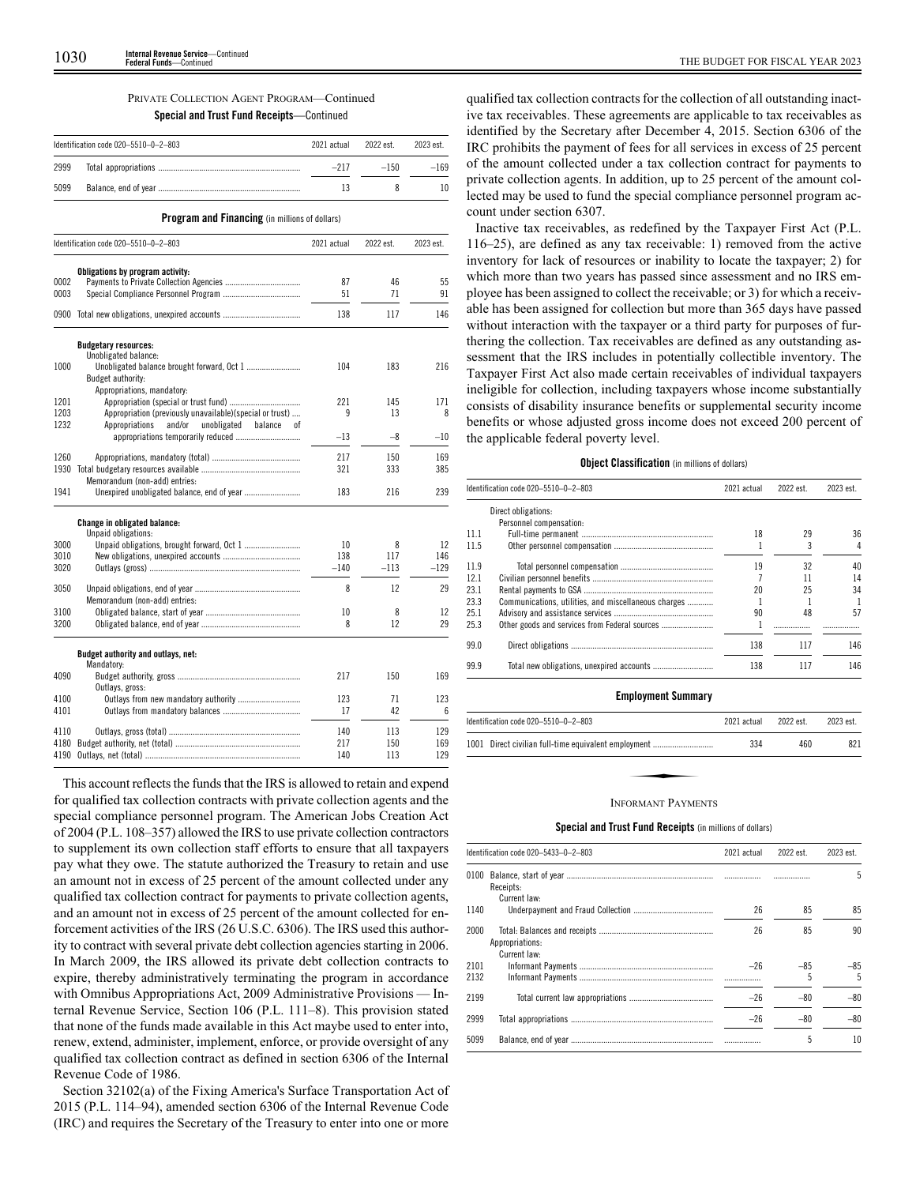PRIVATE COLLECTION AGENT PROGRAM—Continued

**Special and Trust Fund Receipts**—Continued

| Identification code 020–5510–0–2–803 | 2021 actual | 2022 est. | 2023 est. |
|---|---|---|---|
| 2999 Total appropriations | –217 | –150 | –169 |
| 5099 Balance, end of year | 13 | 8 | 10 |

**Program and Financing** (in millions of dollars)

| Identification code 020–5510–0–2–803 | 2021 actual | 2022 est. | 2023 est. |
|---|---|---|---|
| **Obligations by program activity:** | | | |
| 0002 Payments to Private Collection Agencies | 87 | 46 | 55 |
| 0003 Special Compliance Personnel Program | 51 | 71 | 91 |
| 0900 Total new obligations, unexpired accounts | 138 | 117 | 146 |
| **Budgetary resources:** | | | |
| Unobligated balance: | | | |
| 1000 Unobligated balance brought forward, Oct 1 | 104 | 183 | 216 |
| Budget authority: | | | |
| Appropriations, mandatory: | | | |
| 1201 Appropriation (special or trust fund) | 221 | 145 | 171 |
| 1203 Appropriation (previously unavailable)(special or trust) | 9 | 13 | 8 |
| 1232 Appropriations and/or unobligated balance of appropriations temporarily reduced | –13 | –8 | –10 |
| 1260 Appropriations, mandatory (total) | 217 | 150 | 169 |
| 1930 Total budgetary resources available | 321 | 333 | 385 |
| Memorandum (non-add) entries: | | | |
| 1941 Unexpired unobligated balance, end of year | 183 | 216 | 239 |
| **Change in obligated balance:** | | | |
| Unpaid obligations: | | | |
| 3000 Unpaid obligations, brought forward, Oct 1 | 10 | 8 | 12 |
| 3010 New obligations, unexpired accounts | 138 | 117 | 146 |
| 3020 Outlays (gross) | –140 | –113 | –129 |
| 3050 Unpaid obligations, end of year | 8 | 12 | 29 |
| Memorandum (non-add) entries: | | | |
| 3100 Obligated balance, start of year | 10 | 8 | 12 |
| 3200 Obligated balance, end of year | 8 | 12 | 29 |
| **Budget authority and outlays, net:** | | | |
| Mandatory: | | | |
| 4090 Budget authority, gross | 217 | 150 | 169 |
| Outlays, gross: | | | |
| 4100 Outlays from new mandatory authority | 123 | 71 | 123 |
| 4101 Outlays from mandatory balances | 17 | 42 | 6 |
| 4110 Outlays, gross (total) | 140 | 113 | 129 |
| 4180 Budget authority, net (total) | 217 | 150 | 169 |
| 4190 Outlays, net (total) | 140 | 113 | 129 |

This account reflects the funds that the IRS is allowed to retain and expend for qualified tax collection contracts with private collection agents and the special compliance personnel program. The American Jobs Creation Act of 2004 (P.L. 108–357) allowed the IRS to use private collection contractors to supplement its own collection staff efforts to ensure that all taxpayers pay what they owe. The statute authorized the Treasury to retain and use an amount not in excess of 25 percent of the amount collected under any qualified tax collection contract for payments to private collection agents, and an amount not in excess of 25 percent of the amount collected for enforcement activities of the IRS (26 U.S.C. 6306). The IRS used this authority to contract with several private debt collection agencies starting in 2006. In March 2009, the IRS allowed its private debt collection contracts to expire, thereby administratively terminating the program in accordance with Omnibus Appropriations Act, 2009 Administrative Provisions — Internal Revenue Service, Section 106 (P.L. 111–8). This provision stated that none of the funds made available in this Act maybe used to enter into, renew, extend, administer, implement, enforce, or provide oversight of any qualified tax collection contract as defined in section 6306 of the Internal Revenue Code of 1986.

Section 32102(a) of the Fixing America's Surface Transportation Act of 2015 (P.L. 114–94), amended section 6306 of the Internal Revenue Code (IRC) and requires the Secretary of the Treasury to enter into one or more qualified tax collection contracts for the collection of all outstanding inactive tax receivables. These agreements are applicable to tax receivables as identified by the Secretary after December 4, 2015. Section 6306 of the IRC prohibits the payment of fees for all services in excess of 25 percent of the amount collected under a tax collection contract for payments to private collection agents. In addition, up to 25 percent of the amount collected may be used to fund the special compliance personnel program account under section 6307.

Inactive tax receivables, as redefined by the Taxpayer First Act (P.L. 116–25), are defined as any tax receivable: 1) removed from the active inventory for lack of resources or inability to locate the taxpayer; 2) for which more than two years has passed since assessment and no IRS employee has been assigned to collect the receivable; or 3) for which a receivable has been assigned for collection but more than 365 days have passed without interaction with the taxpayer or a third party for purposes of furthering the collection. Tax receivables are defined as any outstanding assessment that the IRS includes in potentially collectible inventory. The Taxpayer First Act also made certain receivables of individual taxpayers ineligible for collection, including taxpayers whose income substantially consists of disability insurance benefits or supplemental security income benefits or whose adjusted gross income does not exceed 200 percent of the applicable federal poverty level.

**Object Classification** (in millions of dollars)

| Identification code 020–5510–0–2–803 | 2021 actual | 2022 est. | 2023 est. |
|---|---|---|---|
| Direct obligations: | | | |
| Personnel compensation: | | | |
| 11.1 Full-time permanent | 18 | 29 | 36 |
| 11.5 Other personnel compensation | 1 | 3 | 4 |
| 11.9 Total personnel compensation | 19 | 32 | 40 |
| 12.1 Civilian personnel benefits | 7 | 11 | 14 |
| 23.1 Rental payments to GSA | 20 | 25 | 34 |
| 23.3 Communications, utilities, and miscellaneous charges | 1 | 1 | 1 |
| 25.1 Advisory and assistance services | 90 | 48 | 57 |
| 25.3 Other goods and services from Federal sources | 1 | | |
| 99.0 Direct obligations | 138 | 117 | 146 |
| 99.9 Total new obligations, unexpired accounts | 138 | 117 | 146 |

**Employment Summary**

| Identification code 020–5510–0–2–803 | 2021 actual | 2022 est. | 2023 est. |
|---|---|---|---|
| 1001 Direct civilian full-time equivalent employment | 334 | 460 | 821 |

INFORMANT PAYMENTS

**Special and Trust Fund Receipts** (in millions of dollars)

| Identification code 020–5433–0–2–803 | 2021 actual | 2022 est. | 2023 est. |
|---|---|---|---|
| 0100 Balance, start of year | | | 5 |
| Receipts: | | | |
| Current law: | | | |
| 1140 Underpayment and Fraud Collection | 26 | 85 | 85 |
| 2000 Total: Balances and receipts | 26 | 85 | 90 |
| Appropriations: | | | |
| Current law: | | | |
| 2101 Informant Payments | –26 | –85 | –85 |
| 2132 Informant Payments | | 5 | 5 |
| 2199 Total current law appropriations | –26 | –80 | –80 |
| 2999 Total appropriations | –26 | –80 | –80 |
| 5099 Balance, end of year | | 5 | 10 |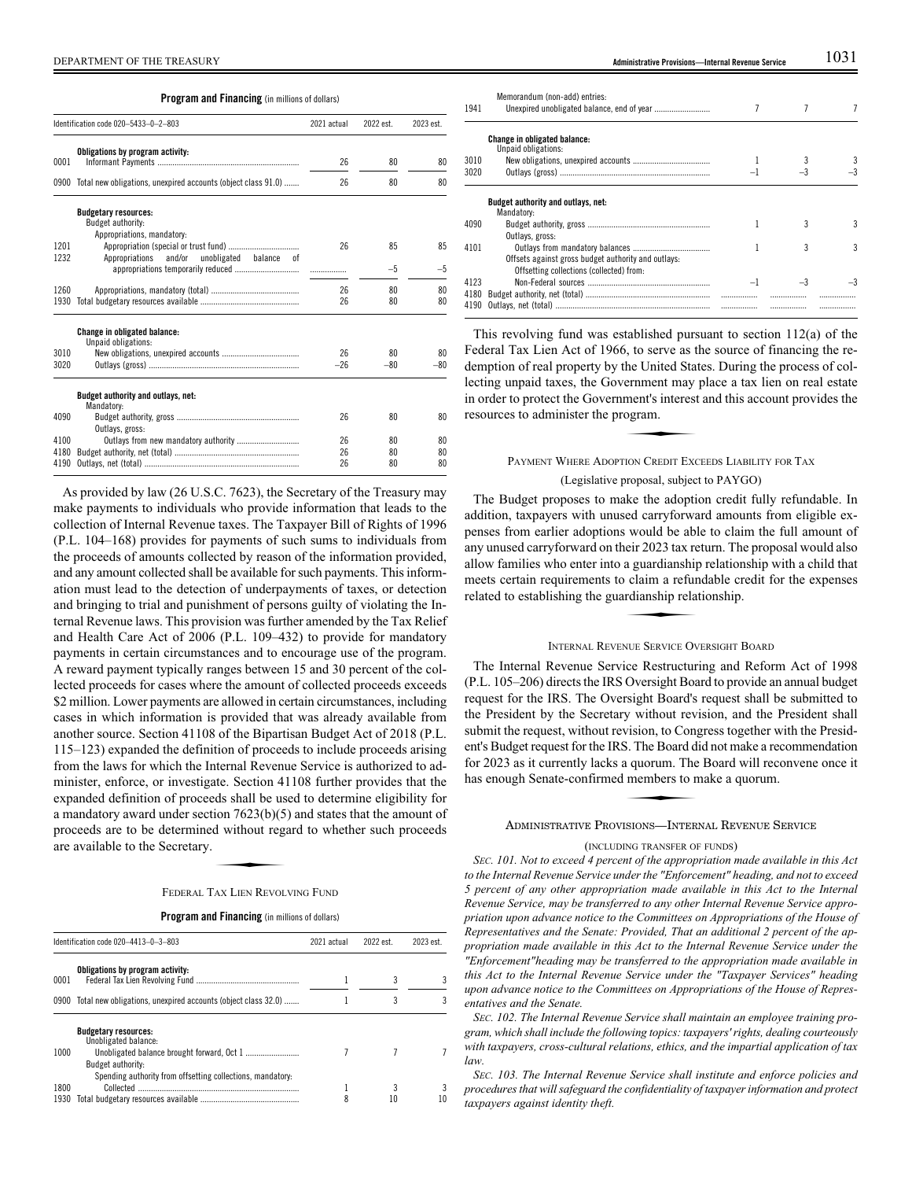**Program and Financing** (in millions of dollars)

| Identification code 020–5433–0–2–803 | | 2021 actual | 2022 est. | 2023 est. |
|---|---|---|---|---|
| | **Obligations by program activity:** | | | |
| 0001 | Informant Payments | 26 | 80 | 80 |
| 0900 | Total new obligations, unexpired accounts (object class 91.0) | 26 | 80 | 80 |
| | **Budgetary resources:** | | | |
| | Budget authority: | | | |
| | Appropriations, mandatory: | | | |
| 1201 | Appropriation (special or trust fund) | 26 | 85 | 85 |
| 1232 | Appropriations and/or unobligated balance of appropriations temporarily reduced | | –5 | –5 |
| 1260 | Appropriations, mandatory (total) | 26 | 80 | 80 |
| 1930 | Total budgetary resources available | 26 | 80 | 80 |
| | **Change in obligated balance:** | | | |
| | Unpaid obligations: | | | |
| 3010 | New obligations, unexpired accounts | 26 | 80 | 80 |
| 3020 | Outlays (gross) | –26 | –80 | –80 |
| | **Budget authority and outlays, net:** | | | |
| | Mandatory: | | | |
| 4090 | Budget authority, gross | 26 | 80 | 80 |
| | Outlays, gross: | | | |
| 4100 | Outlays from new mandatory authority | 26 | 80 | 80 |
| 4180 | Budget authority, net (total) | 26 | 80 | 80 |
| 4190 | Outlays, net (total) | 26 | 80 | 80 |

As provided by law (26 U.S.C. 7623), the Secretary of the Treasury may make payments to individuals who provide information that leads to the collection of Internal Revenue taxes. The Taxpayer Bill of Rights of 1996 (P.L. 104–168) provides for payments of such sums to individuals from the proceeds of amounts collected by reason of the information provided, and any amount collected shall be available for such payments. This information must lead to the detection of underpayments of taxes, or detection and bringing to trial and punishment of persons guilty of violating the Internal Revenue laws. This provision was further amended by the Tax Relief and Health Care Act of 2006 (P.L. 109–432) to provide for mandatory payments in certain circumstances and to encourage use of the program. A reward payment typically ranges between 15 and 30 percent of the collected proceeds for cases where the amount of collected proceeds exceeds $2 million. Lower payments are allowed in certain circumstances, including cases in which information is provided that was already available from another source. Section 41108 of the Bipartisan Budget Act of 2018 (P.L. 115–123) expanded the definition of proceeds to include proceeds arising from the laws for which the Internal Revenue Service is authorized to administer, enforce, or investigate. Section 41108 further provides that the expanded definition of proceeds shall be used to determine eligibility for a mandatory award under section 7623(b)(5) and states that the amount of proceeds are to be determined without regard to whether such proceeds are available to the Secretary.

## FEDERAL TAX LIEN REVOLVING FUND

**Program and Financing** (in millions of dollars)

| Identification code 020–4413–0–3–803 | | 2021 actual | 2022 est. | 2023 est. |
|---|---|---|---|---|
| | **Obligations by program activity:** | | | |
| 0001 | Federal Tax Lien Revolving Fund | 1 | 3 | 3 |
| 0900 | Total new obligations, unexpired accounts (object class 32.0) | 1 | 3 | 3 |
| | **Budgetary resources:** | | | |
| | Unobligated balance: | | | |
| 1000 | Unobligated balance brought forward, Oct 1 | 7 | 7 | 7 |
| | Budget authority: | | | |
| | Spending authority from offsetting collections, mandatory: | | | |
| 1800 | Collected | 1 | 3 | 3 |
| 1930 | Total budgetary resources available | 8 | 10 | 10 |
| | Memorandum (non-add) entries: | | | |
| 1941 | Unexpired unobligated balance, end of year | 7 | 7 | 7 |
| | **Change in obligated balance:** | | | |
| | Unpaid obligations: | | | |
| 3010 | New obligations, unexpired accounts | 1 | 3 | 3 |
| 3020 | Outlays (gross) | –1 | –3 | –3 |
| | **Budget authority and outlays, net:** | | | |
| | Mandatory: | | | |
| 4090 | Budget authority, gross | 1 | 3 | 3 |
| | Outlays, gross: | | | |
| 4101 | Outlays from mandatory balances | 1 | 3 | 3 |
| | Offsets against gross budget authority and outlays: | | | |
| | Offsetting collections (collected) from: | | | |
| 4123 | Non-Federal sources | –1 | –3 | –3 |
| 4180 | Budget authority, net (total) | | | |
| 4190 | Outlays, net (total) | | | |

This revolving fund was established pursuant to section 112(a) of the Federal Tax Lien Act of 1966, to serve as the source of financing the redemption of real property by the United States. During the process of collecting unpaid taxes, the Government may place a tax lien on real estate in order to protect the Government's interest and this account provides the resources to administer the program.

## PAYMENT WHERE ADOPTION CREDIT EXCEEDS LIABILITY FOR TAX

(Legislative proposal, subject to PAYGO)

The Budget proposes to make the adoption credit fully refundable. In addition, taxpayers with unused carryforward amounts from eligible expenses from earlier adoptions would be able to claim the full amount of any unused carryforward on their 2023 tax return. The proposal would also allow families who enter into a guardianship relationship with a child that meets certain requirements to claim a refundable credit for the expenses related to establishing the guardianship relationship.

## INTERNAL REVENUE SERVICE OVERSIGHT BOARD

The Internal Revenue Service Restructuring and Reform Act of 1998 (P.L. 105–206) directs the IRS Oversight Board to provide an annual budget request for the IRS. The Oversight Board's request shall be submitted to the President by the Secretary without revision, and the President shall submit the request, without revision, to Congress together with the President's Budget request for the IRS. The Board did not make a recommendation for 2023 as it currently lacks a quorum. The Board will reconvene once it has enough Senate-confirmed members to make a quorum.

## ADMINISTRATIVE PROVISIONS—INTERNAL REVENUE SERVICE

(INCLUDING TRANSFER OF FUNDS)

*SEC. 101. Not to exceed 4 percent of the appropriation made available in this Act to the Internal Revenue Service under the "Enforcement" heading, and not to exceed 5 percent of any other appropriation made available in this Act to the Internal Revenue Service, may be transferred to any other Internal Revenue Service appropriation upon advance notice to the Committees on Appropriations of the House of Representatives and the Senate: Provided, That an additional 2 percent of the appropriation made available in this Act to the Internal Revenue Service under the "Enforcement"heading may be transferred to the appropriation made available in this Act to the Internal Revenue Service under the "Taxpayer Services" heading upon advance notice to the Committees on Appropriations of the House of Representatives and the Senate.*

*SEC. 102. The Internal Revenue Service shall maintain an employee training program, which shall include the following topics: taxpayers' rights, dealing courteously with taxpayers, cross-cultural relations, ethics, and the impartial application of tax law.*

*SEC. 103. The Internal Revenue Service shall institute and enforce policies and procedures that will safeguard the confidentiality of taxpayer information and protect taxpayers against identity theft.*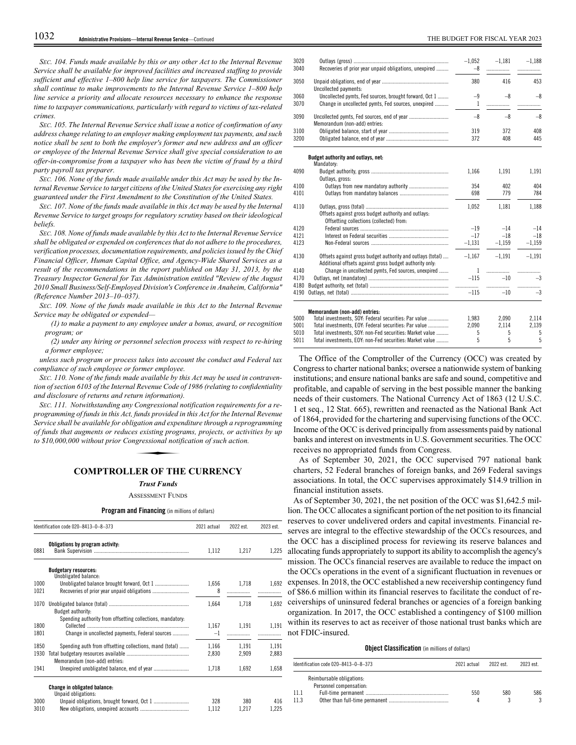*SEC. 104. Funds made available by this or any other Act to the Internal Revenue Service shall be available for improved facilities and increased staffing to provide sufficient and effective 1–800 help line service for taxpayers. The Commissioner shall continue to make improvements to the Internal Revenue Service 1–800 help line service a priority and allocate resources necessary to enhance the response time to taxpayer communications, particularly with regard to victims of tax-related crimes.*

*SEC. 105. The Internal Revenue Service shall issue a notice of confirmation of any address change relating to an employer making employment tax payments, and such notice shall be sent to both the employer's former and new address and an officer or employee of the Internal Revenue Service shall give special consideration to an offer-in-compromise from a taxpayer who has been the victim of fraud by a third party payroll tax preparer.*

*SEC. 106. None of the funds made available under this Act may be used by the Internal Revenue Service to target citizens of the United States for exercising any right guaranteed under the First Amendment to the Constitution of the United States.*

*SEC. 107. None of the funds made available in this Act may be used by the Internal Revenue Service to target groups for regulatory scrutiny based on their ideological beliefs.*

*SEC. 108. None of funds made available by this Act to the Internal Revenue Service shall be obligated or expended on conferences that do not adhere to the procedures, verification processes, documentation requirements, and policies issued by the Chief Financial Officer, Human Capital Office, and Agency-Wide Shared Services as a result of the recommendations in the report published on May 31, 2013, by the Treasury Inspector General for Tax Administration entitled "Review of the August 2010 Small Business/Self-Employed Division's Conference in Anaheim, California" (Reference Number 2013–10–037).*

*SEC. 109. None of the funds made available in this Act to the Internal Revenue Service may be obligated or expended—*

*(1) to make a payment to any employee under a bonus, award, or recognition program; or*

*(2) under any hiring or personnel selection process with respect to re-hiring a former employee;*

*unless such program or process takes into account the conduct and Federal tax compliance of such employee or former employee.*

*SEC. 110. None of the funds made available by this Act may be used in contravention of section 6103 of the Internal Revenue Code of 1986 (relating to confidentiality and disclosure of returns and return information).*

*SEC. 111. Notwithstanding any Congressional notification requirements for a reprogramming of funds in this Act, funds provided in this Act for the Internal Revenue Service shall be available for obligation and expenditure through a reprogramming of funds that augments or reduces existing programs, projects, or activities by up to $10,000,000 without prior Congressional notification of such action.*

## COMPTROLLER OF THE CURRENCY

### *Trust Funds*

ASSESSMENT FUNDS

**Program and Financing** (in millions of dollars)

| Identification code 020–8413–0–8–373 | | 2021 actual | 2022 est. | 2023 est. |
|---|---|---|---|---|
| | **Obligations by program activity:** | | | |
| 0881 | Bank Supervision | 1,112 | 1,217 | 1,225 |
| | **Budgetary resources:** | | | |
| | Unobligated balance: | | | |
| 1000 | Unobligated balance brought forward, Oct 1 | 1,656 | 1,718 | 1,692 |
| 1021 | Recoveries of prior year unpaid obligations | 8 | | |
| 1070 | Unobligated balance (total) | 1,664 | 1,718 | 1,692 |
| | Budget authority: | | | |
| | Spending authority from offsetting collections, mandatory: | | | |
| 1800 | Collected | 1,167 | 1,191 | 1,191 |
| 1801 | Change in uncollected payments, Federal sources | –1 | | |
| 1850 | Spending auth from offsetting collections, mand (total) | 1,166 | 1,191 | 1,191 |
| 1930 | Total budgetary resources available | 2,830 | 2,909 | 2,883 |
| | Memorandum (non-add) entries: | | | |
| 1941 | Unexpired unobligated balance, end of year | 1,718 | 1,692 | 1,658 |
| | **Change in obligated balance:** | | | |
| | Unpaid obligations: | | | |
| 3000 | Unpaid obligations, brought forward, Oct 1 | 328 | 380 | 416 |
| 3010 | New obligations, unexpired accounts | 1,112 | 1,217 | 1,225 |
| 3020 | Outlays (gross) | –1,052 | –1,181 | –1,188 |
| 3040 | Recoveries of prior year unpaid obligations, unexpired | –8 | | |
| 3050 | Unpaid obligations, end of year | 380 | 416 | 453 |
| | Uncollected payments: | | | |
| 3060 | Uncollected pymts, Fed sources, brought forward, Oct 1 | –9 | –8 | –8 |
| 3070 | Change in uncollected pymts, Fed sources, unexpired | 1 | | |
| 3090 | Uncollected pymts, Fed sources, end of year | –8 | –8 | –8 |
| | Memorandum (non-add) entries: | | | |
| 3100 | Obligated balance, start of year | 319 | 372 | 408 |
| 3200 | Obligated balance, end of year | 372 | 408 | 445 |
| | **Budget authority and outlays, net:** | | | |
| | Mandatory: | | | |
| 4090 | Budget authority, gross | 1,166 | 1,191 | 1,191 |
| | Outlays, gross: | | | |
| 4100 | Outlays from new mandatory authority | 354 | 402 | 404 |
| 4101 | Outlays from mandatory balances | 698 | 779 | 784 |
| 4110 | Outlays, gross (total) | 1,052 | 1,181 | 1,188 |
| | Offsets against gross budget authority and outlays: | | | |
| | Offsetting collections (collected) from: | | | |
| 4120 | Federal sources | –19 | –14 | –14 |
| 4121 | Interest on Federal securities | –17 | –18 | –18 |
| 4123 | Non-Federal sources | –1,131 | –1,159 | –1,159 |
| 4130 | Offsets against gross budget authority and outlays (total) | –1,167 | –1,191 | –1,191 |
| | Additional offsets against gross budget authority only: | | | |
| 4140 | Change in uncollected pymts, Fed sources, unexpired | 1 | | |
| 4170 | Outlays, net (mandatory) | –115 | –10 | –3 |
| 4180 | Budget authority, net (total) | | | |
| 4190 | Outlays, net (total) | –115 | –10 | –3 |
| | **Memorandum (non-add) entries:** | | | |
| 5000 | Total investments, SOY: Federal securities: Par value | 1,983 | 2,090 | 2,114 |
| 5001 | Total investments, EOY: Federal securities: Par value | 2,090 | 2,114 | 2,139 |
| 5010 | Total investments, SOY: non-Fed securities: Market value | 5 | 5 | 5 |
| 5011 | Total investments, EOY: non-Fed securities: Market value | 5 | 5 | 5 |

The Office of the Comptroller of the Currency (OCC) was created by Congress to charter national banks; oversee a nationwide system of banking institutions; and ensure national banks are safe and sound, competitive and profitable, and capable of serving in the best possible manner the banking needs of their customers. The National Currency Act of 1863 (12 U.S.C. 1 et seq., 12 Stat. 665), rewritten and reenacted as the National Bank Act of 1864, provided for the chartering and supervising functions of the OCC. Income of the OCC is derived principally from assessments paid by national banks and interest on investments in U.S. Government securities. The OCC receives no appropriated funds from Congress.

As of September 30, 2021, the OCC supervised 797 national bank charters, 52 Federal branches of foreign banks, and 269 Federal savings associations. In total, the OCC supervises approximately $14.9 trillion in financial institution assets.

As of September 30, 2021, the net position of the OCC was $1,642.5 million. The OCC allocates a significant portion of the net position to its financial reserves to cover undelivered orders and capital investments. Financial reserves are integral to the effective stewardship of the OCCs resources, and the OCC has a disciplined process for reviewing its reserve balances and allocating funds appropriately to support its ability to accomplish the agency's mission. The OCCs financial reserves are available to reduce the impact on the OCCs operations in the event of a significant fluctuation in revenues or expenses. In 2018, the OCC established a new receivership contingency fund of $86.6 million within its financial reserves to facilitate the conduct of receiverships of uninsured federal branches or agencies of a foreign banking organization. In 2017, the OCC established a contingency of $100 million within its reserves to act as receiver of those national trust banks which are not FDIC-insured.

**Object Classification** (in millions of dollars)

| Identification code 020–8413–0–8–373 | | 2021 actual | 2022 est. | 2023 est. |
|---|---|---|---|---|
| | Reimbursable obligations: | | | |
| | Personnel compensation: | | | |
| 11.1 | Full-time permanent | 550 | 580 | 586 |
| 11.3 | Other than full-time permanent | 4 | 3 | 3 |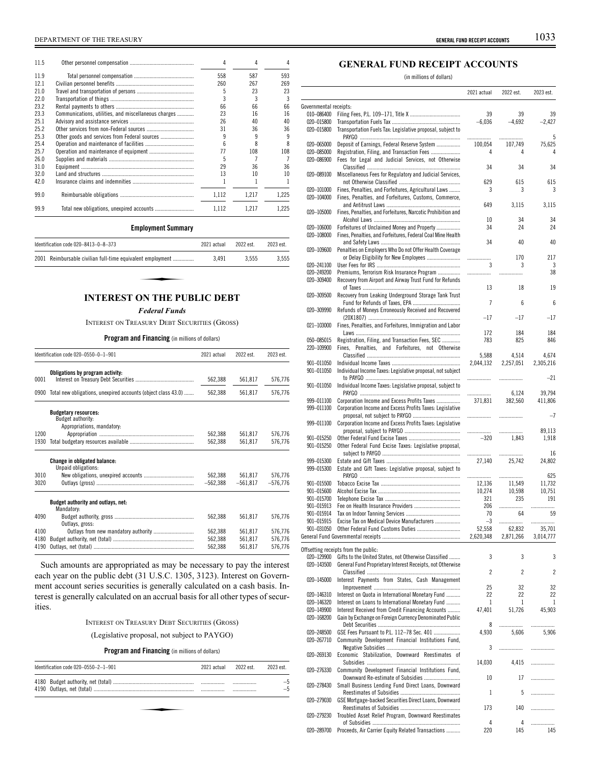| | | | | |
|---|---|---|---|---|
| 11.5 | Other personnel compensation | 4 | 4 | 4 |
| 11.9 | Total personnel compensation | 558 | 587 | 593 |
| 12.1 | Civilian personnel benefits | 260 | 267 | 269 |
| 21.0 | Travel and transportation of persons | 5 | 23 | 23 |
| 22.0 | Transportation of things | 3 | 3 | 3 |
| 23.2 | Rental payments to others | 66 | 66 | 66 |
| 23.3 | Communications, utilities, and miscellaneous charges | 23 | 16 | 16 |
| 25.1 | Advisory and assistance services | 26 | 40 | 40 |
| 25.2 | Other services from non-Federal sources | 31 | 36 | 36 |
| 25.3 | Other goods and services from Federal sources | 9 | 9 | 9 |
| 25.4 | Operation and maintenance of facilities | 6 | 8 | 8 |
| 25.7 | Operation and maintenance of equipment | 77 | 108 | 108 |
| 26.0 | Supplies and materials | 5 | 7 | 7 |
| 31.0 | Equipment | 29 | 36 | 36 |
| 32.0 | Land and structures | 13 | 10 | 10 |
| 42.0 | Insurance claims and indemnities | 1 | 1 | 1 |
| 99.0 | Reimbursable obligations | 1,112 | 1,217 | 1,225 |
| 99.9 | Total new obligations, unexpired accounts | 1,112 | 1,217 | 1,225 |

**Employment Summary**

| Identification code 020–8413–0–8–373 | 2021 actual | 2022 est. | 2023 est. |
|---|---|---|---|
| 2001 Reimbursable civilian full-time equivalent employment | 3,491 | 3,555 | 3,555 |

## INTEREST ON THE PUBLIC DEBT

### *Federal Funds*

INTEREST ON TREASURY DEBT SECURITIES (GROSS)

**Program and Financing** (in millions of dollars)

| Identification code 020–0550–0–1–901 | | 2021 actual | 2022 est. | 2023 est. |
|---|---|---|---|---|
| | **Obligations by program activity:** | | | |
| 0001 | Interest on Treasury Debt Securities | 562,388 | 561,817 | 576,776 |
| 0900 | Total new obligations, unexpired accounts (object class 43.0) | 562,388 | 561,817 | 576,776 |
| | **Budgetary resources:** | | | |
| | Budget authority: | | | |
| | Appropriations, mandatory: | | | |
| 1200 | Appropriation | 562,388 | 561,817 | 576,776 |
| 1930 | Total budgetary resources available | 562,388 | 561,817 | 576,776 |
| | **Change in obligated balance:** | | | |
| | Unpaid obligations: | | | |
| 3010 | New obligations, unexpired accounts | 562,388 | 561,817 | 576,776 |
| 3020 | Outlays (gross) | –562,388 | –561,817 | –576,776 |
| | **Budget authority and outlays, net:** | | | |
| | Mandatory: | | | |
| 4090 | Budget authority, gross | 562,388 | 561,817 | 576,776 |
| | Outlays, gross: | | | |
| 4100 | Outlays from new mandatory authority | 562,388 | 561,817 | 576,776 |
| 4180 | Budget authority, net (total) | 562,388 | 561,817 | 576,776 |
| 4190 | Outlays, net (total) | 562,388 | 561,817 | 576,776 |

Such amounts are appropriated as may be necessary to pay the interest each year on the public debt (31 U.S.C. 1305, 3123). Interest on Government account series securities is generally calculated on a cash basis. Interest is generally calculated on an accrual basis for all other types of securities.

INTEREST ON TREASURY DEBT SECURITIES (GROSS)

(Legislative proposal, not subject to PAYGO)

**Program and Financing** (in millions of dollars)

| Identification code 020–0550–2–1–901 | | 2021 actual | 2022 est. | 2023 est. |
|---|---|---|---|---|
| 4180 | Budget authority, net (total) | | | –5 |
| 4190 | Outlays, net (total) | | | –5 |

## GENERAL FUND RECEIPT ACCOUNTS

(in millions of dollars)

| | | 2021 actual | 2022 est. | 2023 est. |
|---|---|---|---|---|
| Governmental receipts: | | | | |
| 010–086400 | Filing Fees, P.L. 109–171, Title X | 39 | 39 | 39 |
| 020–015800 | Transportation Fuels Tax | –6,036 | –4,692 | –2,427 |
| 020–015800 | Transportation Fuels Tax: Legislative proposal, subject to PAYGO | | | 5 |
| 020–065000 | Deposit of Earnings, Federal Reserve System | 100,054 | 107,749 | 75,625 |
| 020–085000 | Registration, Filing, and Transaction Fees | 4 | 4 | 4 |
| 020–086900 | Fees for Legal and Judicial Services, not Otherwise Classified | 34 | 34 | 34 |
| 020–089100 | Miscellaneous Fees for Regulatory and Judicial Services, not Otherwise Classified | 629 | 615 | 615 |
| 020–101000 | Fines, Penalties, and Forfeitures, Agricultural Laws | 3 | 3 | 3 |
| 020–104000 | Fines, Penalties, and Forfeitures, Customs, Commerce, and Antitrust Laws | 649 | 3,115 | 3,115 |
| 020–105000 | Fines, Penalties, and Forfeitures, Narcotic Prohibition and Alcohol Laws | 10 | 34 | 34 |
| 020–106000 | Forfeitures of Unclaimed Money and Property | 34 | 24 | 24 |
| 020–108000 | Fines, Penalties, and Forfeitures, Federal Coal Mine Health and Safety Laws | 34 | 40 | 40 |
| 020–109600 | Penalties on Employers Who Do not Offer Health Coverage or Delay Eligibility for New Employees | | 170 | 217 |
| 020–241100 | User Fees for IRS | 3 | 3 | 3 |
| 020–249200 | Premiums, Terrorism Risk Insurance Program | | | 38 |
| 020–309400 | Recovery from Airport and Airway Trust Fund for Refunds of Taxes | 13 | 18 | 19 |
| 020–309500 | Recovery from Leaking Underground Storage Tank Trust Fund for Refunds of Taxes, EPA | 7 | 6 | 6 |
| 020–309990 | Refunds of Moneys Erroneously Received and Recovered (20X1807) | –17 | –17 | –17 |
| 021–103000 | Fines, Penalties, and Forfeitures, Immigration and Labor Laws | 172 | 184 | 184 |
| 050–085015 | Registration, Filing, and Transaction Fees, SEC | 783 | 825 | 846 |
| 220–109900 | Fines, Penalties, and Forfeitures, not Otherwise Classified | 5,588 | 4,514 | 4,674 |
| 901–011050 | Individual Income Taxes | 2,044,132 | 2,257,051 | 2,305,216 |
| 901–011050 | Individual Income Taxes: Legislative proposal, not subject to PAYGO | | | –21 |
| 901–011050 | Individual Income Taxes: Legislative proposal, subject to PAYGO | | 6,124 | 39,794 |
| 999–011100 | Corporation Income and Excess Profits Taxes | 371,831 | 382,560 | 411,806 |
| 999–011100 | Corporation Income and Excess Profits Taxes: Legislative proposal, not subject to PAYGO | | | –7 |
| 999–011100 | Corporation Income and Excess Profits Taxes: Legislative proposal, subject to PAYGO | | | 89,113 |
| 901–015250 | Other Federal Fund Excise Taxes | –320 | 1,843 | 1,918 |
| 901–015250 | Other Federal Fund Excise Taxes: Legislative proposal, subject to PAYGO | | | 16 |
| 999–015300 | Estate and Gift Taxes | 27,140 | 25,742 | 24,802 |
| 999–015300 | Estate and Gift Taxes: Legislative proposal, subject to PAYGO | | | 625 |
| 901–015500 | Tobacco Excise Tax | 12,136 | 11,549 | 11,732 |
| 901–015600 | Alcohol Excise Tax | 10,274 | 10,598 | 10,751 |
| 901–015700 | Telephone Excise Tax | 321 | 235 | 191 |
| 901–015913 | Fee on Health Insurance Providers | 206 | | |
| 901–015914 | Tax on Indoor Tanning Services | 70 | 64 | 59 |
| 901–015915 | Excise Tax on Medical Device Manufacturers | –3 | | |
| 901–031050 | Other Federal Fund Customs Duties | 52,558 | 62,832 | 35,701 |
| General Fund Governmental receipts | | 2,620,348 | 2,871,266 | 3,014,777 |
| Offsetting receipts from the public: | | | | |
| 020–129900 | Gifts to the United States, not Otherwise Classified | 3 | 3 | 3 |
| 020–143500 | General Fund Proprietary Interest Receipts, not Otherwise Classified | 2 | 2 | 2 |
| 020–145000 | Interest Payments from States, Cash Management Improvement | 25 | 32 | 32 |
| 020–146310 | Interest on Quota in International Monetary Fund | 22 | 22 | 22 |
| 020–146320 | Interest on Loans to International Monetary Fund | 1 | 1 | 1 |
| 020–149900 | Interest Received from Credit Financing Accounts | 47,401 | 51,726 | 45,903 |
| 020–168200 | Gain by Exchange on Foreign Currency Denominated Public Debt Securities | 8 | | |
| 020–248500 | GSE Fees Pursuant to P.L. 112–78 Sec. 401 | 4,930 | 5,606 | 5,906 |
| 020–267710 | Community Development Financial Institutions Fund, Negative Subsidies | 3 | | |
| 020–269130 | Economic Stabilization, Downward Reestimates of Subsidies | 14,030 | 4,415 | |
| 020–276330 | Community Development Financial Institutions Fund, Downward Re-estimate of Subsidies | 10 | 17 | |
| 020–278430 | Small Business Lending Fund Direct Loans, Downward Reestimates of Subsidies | 1 | 5 | |
| 020–279030 | GSE Mortgage-backed Securities Direct Loans, Downward Reestimates of Subsidies | 173 | 140 | |
| 020–279230 | Troubled Asset Relief Program, Downward Reestimates of Subsidies | 4 | 4 | |
| 020–289700 | Proceeds, Air Carrier Equity Related Transactions | 220 | 145 | 145 |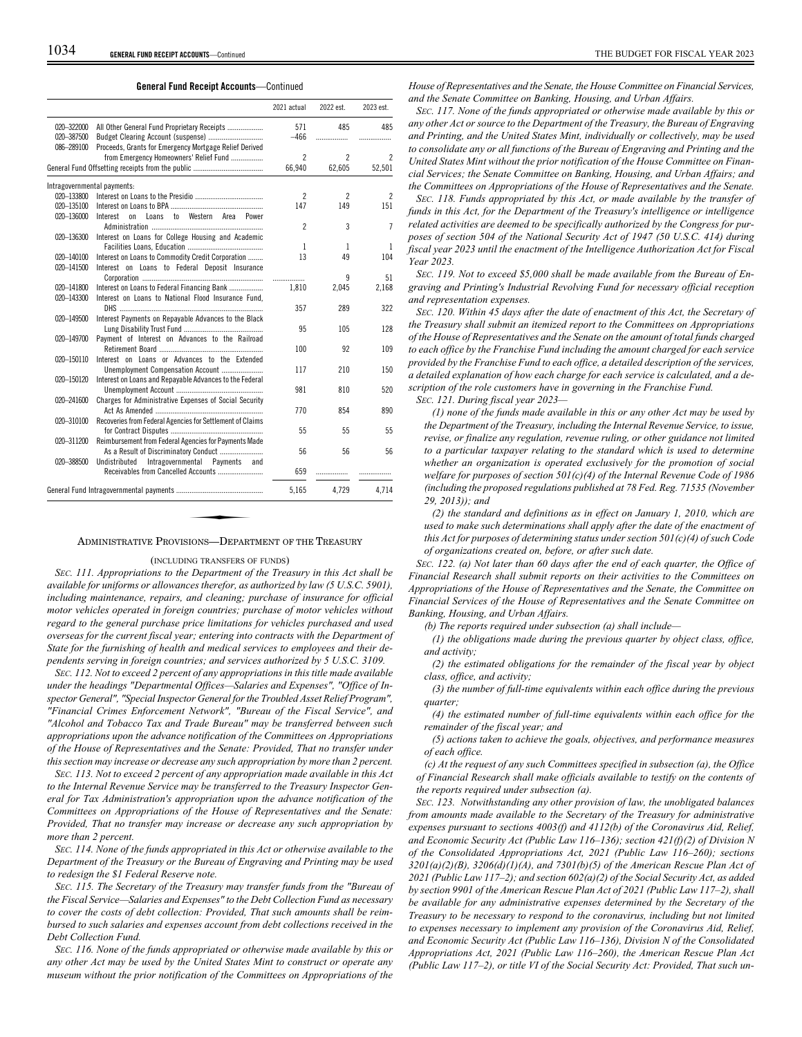**General Fund Receipt Accounts**—Continued

| | | 2021 actual | 2022 est. | 2023 est. |
|---|---|---|---|---|
| 020–322000 | All Other General Fund Proprietary Receipts | 571 | 485 | 485 |
| 020–387500 | Budget Clearing Account (suspense) | –466 | | |
| 086–289100 | Proceeds, Grants for Emergency Mortgage Relief Derived from Emergency Homeowners' Relief Fund | 2 | 2 | 2 |
| | General Fund Offsetting receipts from the public | 66,940 | 62,605 | 52,501 |
| Intragovernmental payments: | | | | |
| 020–133800 | Interest on Loans to the Presidio | 2 | 2 | 2 |
| 020–135100 | Interest on Loans to BPA | 147 | 149 | 151 |
| 020–136000 | Interest on Loans to Western Area Power Administration | 2 | 3 | 7 |
| 020–136300 | Interest on Loans for College Housing and Academic Facilities Loans, Education | 1 | 1 | 1 |
| 020–140100 | Interest on Loans to Commodity Credit Corporation | 13 | 49 | 104 |
| 020–141500 | Interest on Loans to Federal Deposit Insurance Corporation | | 9 | 51 |
| 020–141800 | Interest on Loans to Federal Financing Bank | 1,810 | 2,045 | 2,168 |
| 020–143300 | Interest on Loans to National Flood Insurance Fund, DHS | 357 | 289 | 322 |
| 020–149500 | Interest Payments on Repayable Advances to the Black Lung Disability Trust Fund | 95 | 105 | 128 |
| 020–149700 | Payment of Interest on Advances to the Railroad Retirement Board | 100 | 92 | 109 |
| 020–150110 | Interest on Loans or Advances to the Extended Unemployment Compensation Account | 117 | 210 | 150 |
| 020–150120 | Interest on Loans and Repayable Advances to the Federal Unemployment Account | 981 | 810 | 520 |
| 020–241600 | Charges for Administrative Expenses of Social Security Act As Amended | 770 | 854 | 890 |
| 020–310100 | Recoveries from Federal Agencies for Settlement of Claims for Contract Disputes | 55 | 55 | 55 |
| 020–311200 | Reimbursement from Federal Agencies for Payments Made As a Result of Discriminatory Conduct | 56 | 56 | 56 |
| 020–388500 | Undistributed Intragovernmental Payments and Receivables from Cancelled Accounts | 659 | | |
| | General Fund Intragovernmental payments | 5,165 | 4,729 | 4,714 |

## ADMINISTRATIVE PROVISIONS—DEPARTMENT OF THE TREASURY

(INCLUDING TRANSFERS OF FUNDS)

*SEC. 111. Appropriations to the Department of the Treasury in this Act shall be available for uniforms or allowances therefor, as authorized by law (5 U.S.C. 5901), including maintenance, repairs, and cleaning; purchase of insurance for official motor vehicles operated in foreign countries; purchase of motor vehicles without regard to the general purchase price limitations for vehicles purchased and used overseas for the current fiscal year; entering into contracts with the Department of State for the furnishing of health and medical services to employees and their dependents serving in foreign countries; and services authorized by 5 U.S.C. 3109.*

*SEC. 112. Not to exceed 2 percent of any appropriations in this title made available under the headings "Departmental Offices—Salaries and Expenses", "Office of Inspector General", "Special Inspector General for the Troubled Asset Relief Program", "Financial Crimes Enforcement Network", "Bureau of the Fiscal Service", and "Alcohol and Tobacco Tax and Trade Bureau" may be transferred between such appropriations upon the advance notification of the Committees on Appropriations of the House of Representatives and the Senate: Provided, That no transfer under this section may increase or decrease any such appropriation by more than 2 percent.*

*SEC. 113. Not to exceed 2 percent of any appropriation made available in this Act to the Internal Revenue Service may be transferred to the Treasury Inspector General for Tax Administration's appropriation upon the advance notification of the Committees on Appropriations of the House of Representatives and the Senate: Provided, That no transfer may increase or decrease any such appropriation by more than 2 percent.*

*SEC. 114. None of the funds appropriated in this Act or otherwise available to the Department of the Treasury or the Bureau of Engraving and Printing may be used to redesign the $1 Federal Reserve note.*

*SEC. 115. The Secretary of the Treasury may transfer funds from the "Bureau of the Fiscal Service—Salaries and Expenses" to the Debt Collection Fund as necessary to cover the costs of debt collection: Provided, That such amounts shall be reimbursed to such salaries and expenses account from debt collections received in the Debt Collection Fund.*

*SEC. 116. None of the funds appropriated or otherwise made available by this or any other Act may be used by the United States Mint to construct or operate any museum without the prior notification of the Committees on Appropriations of the House of Representatives and the Senate, the House Committee on Financial Services, and the Senate Committee on Banking, Housing, and Urban Affairs.*

*SEC. 117. None of the funds appropriated or otherwise made available by this or any other Act or source to the Department of the Treasury, the Bureau of Engraving and Printing, and the United States Mint, individually or collectively, may be used to consolidate any or all functions of the Bureau of Engraving and Printing and the United States Mint without the prior notification of the House Committee on Financial Services; the Senate Committee on Banking, Housing, and Urban Affairs; and the Committees on Appropriations of the House of Representatives and the Senate.*

*SEC. 118. Funds appropriated by this Act, or made available by the transfer of funds in this Act, for the Department of the Treasury's intelligence or intelligence related activities are deemed to be specifically authorized by the Congress for purposes of section 504 of the National Security Act of 1947 (50 U.S.C. 414) during fiscal year 2023 until the enactment of the Intelligence Authorization Act for Fiscal Year 2023.*

*SEC. 119. Not to exceed $5,000 shall be made available from the Bureau of Engraving and Printing's Industrial Revolving Fund for necessary official reception and representation expenses.*

*SEC. 120. Within 45 days after the date of enactment of this Act, the Secretary of the Treasury shall submit an itemized report to the Committees on Appropriations of the House of Representatives and the Senate on the amount of total funds charged to each office by the Franchise Fund including the amount charged for each service provided by the Franchise Fund to each office, a detailed description of the services, a detailed explanation of how each charge for each service is calculated, and a description of the role customers have in governing in the Franchise Fund.*

*SEC. 121. During fiscal year 2023—*

*(1) none of the funds made available in this or any other Act may be used by the Department of the Treasury, including the Internal Revenue Service, to issue, revise, or finalize any regulation, revenue ruling, or other guidance not limited to a particular taxpayer relating to the standard which is used to determine whether an organization is operated exclusively for the promotion of social welfare for purposes of section 501(c)(4) of the Internal Revenue Code of 1986 (including the proposed regulations published at 78 Fed. Reg. 71535 (November 29, 2013)); and*

*(2) the standard and definitions as in effect on January 1, 2010, which are used to make such determinations shall apply after the date of the enactment of this Act for purposes of determining status under section 501(c)(4) of such Code of organizations created on, before, or after such date.*

*SEC. 122. (a) Not later than 60 days after the end of each quarter, the Office of Financial Research shall submit reports on their activities to the Committees on Appropriations of the House of Representatives and the Senate, the Committee on Financial Services of the House of Representatives and the Senate Committee on Banking, Housing, and Urban Affairs.*

*(b) The reports required under subsection (a) shall include—*

*(1) the obligations made during the previous quarter by object class, office, and activity;*

*(2) the estimated obligations for the remainder of the fiscal year by object class, office, and activity;*

*(3) the number of full-time equivalents within each office during the previous quarter;*

*(4) the estimated number of full-time equivalents within each office for the remainder of the fiscal year; and*

*(5) actions taken to achieve the goals, objectives, and performance measures of each office.*

*(c) At the request of any such Committees specified in subsection (a), the Office of Financial Research shall make officials available to testify on the contents of the reports required under subsection (a).*

*SEC. 123. Notwithstanding any other provision of law, the unobligated balances from amounts made available to the Secretary of the Treasury for administrative expenses pursuant to sections 4003(f) and 4112(b) of the Coronavirus Aid, Relief, and Economic Security Act (Public Law 116–136); section 421(f)(2) of Division N of the Consolidated Appropriations Act, 2021 (Public Law 116–260); sections 3201(a)(2)(B), 3206(d)(1)(A), and 7301(b)(5) of the American Rescue Plan Act of 2021 (Public Law 117–2); and section 602(a)(2) of the Social Security Act, as added by section 9901 of the American Rescue Plan Act of 2021 (Public Law 117–2), shall be available for any administrative expenses determined by the Secretary of the Treasury to be necessary to respond to the coronavirus, including but not limited to expenses necessary to implement any provision of the Coronavirus Aid, Relief, and Economic Security Act (Public Law 116–136), Division N of the Consolidated Appropriations Act, 2021 (Public Law 116–260), the American Rescue Plan Act (Public Law 117–2), or title VI of the Social Security Act: Provided, That such un-*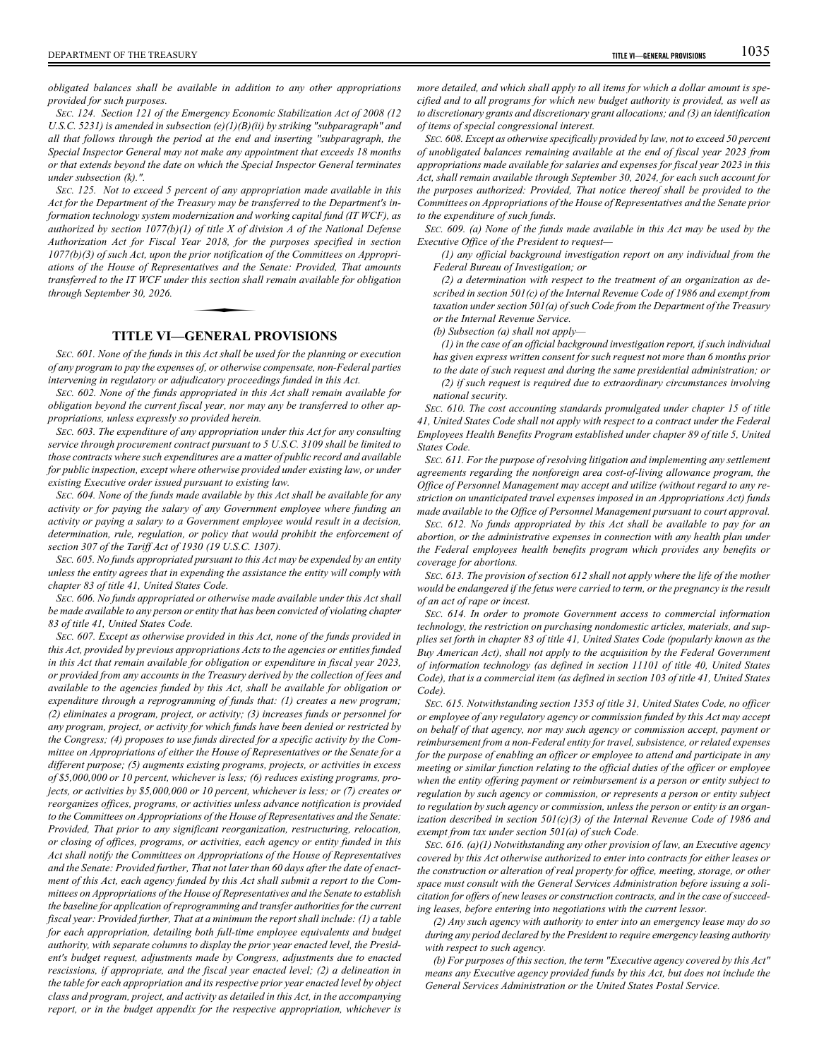*obligated balances shall be available in addition to any other appropriations provided for such purposes.*

*SEC. 124. Section 121 of the Emergency Economic Stabilization Act of 2008 (12 U.S.C. 5231) is amended in subsection (e)(1)(B)(ii) by striking "subparagraph" and all that follows through the period at the end and inserting "subparagraph, the Special Inspector General may not make any appointment that exceeds 18 months or that extends beyond the date on which the Special Inspector General terminates under subsection (k).".*

*SEC. 125. Not to exceed 5 percent of any appropriation made available in this Act for the Department of the Treasury may be transferred to the Department's information technology system modernization and working capital fund (IT WCF), as authorized by section 1077(b)(1) of title X of division A of the National Defense Authorization Act for Fiscal Year 2018, for the purposes specified in section 1077(b)(3) of such Act, upon the prior notification of the Committees on Appropriations of the House of Representatives and the Senate: Provided, That amounts transferred to the IT WCF under this section shall remain available for obligation through September 30, 2026.*

## TITLE VI—GENERAL PROVISIONS

*SEC. 601. None of the funds in this Act shall be used for the planning or execution of any program to pay the expenses of, or otherwise compensate, non-Federal parties intervening in regulatory or adjudicatory proceedings funded in this Act.*

*SEC. 602. None of the funds appropriated in this Act shall remain available for obligation beyond the current fiscal year, nor may any be transferred to other appropriations, unless expressly so provided herein.*

*SEC. 603. The expenditure of any appropriation under this Act for any consulting service through procurement contract pursuant to 5 U.S.C. 3109 shall be limited to those contracts where such expenditures are a matter of public record and available for public inspection, except where otherwise provided under existing law, or under existing Executive order issued pursuant to existing law.*

*SEC. 604. None of the funds made available by this Act shall be available for any activity or for paying the salary of any Government employee where funding an activity or paying a salary to a Government employee would result in a decision, determination, rule, regulation, or policy that would prohibit the enforcement of section 307 of the Tariff Act of 1930 (19 U.S.C. 1307).*

*SEC. 605. No funds appropriated pursuant to this Act may be expended by an entity unless the entity agrees that in expending the assistance the entity will comply with chapter 83 of title 41, United States Code.*

*SEC. 606. No funds appropriated or otherwise made available under this Act shall be made available to any person or entity that has been convicted of violating chapter 83 of title 41, United States Code.*

*SEC. 607. Except as otherwise provided in this Act, none of the funds provided in this Act, provided by previous appropriations Acts to the agencies or entities funded in this Act that remain available for obligation or expenditure in fiscal year 2023, or provided from any accounts in the Treasury derived by the collection of fees and available to the agencies funded by this Act, shall be available for obligation or expenditure through a reprogramming of funds that: (1) creates a new program; (2) eliminates a program, project, or activity; (3) increases funds or personnel for any program, project, or activity for which funds have been denied or restricted by the Congress; (4) proposes to use funds directed for a specific activity by the Committee on Appropriations of either the House of Representatives or the Senate for a different purpose; (5) augments existing programs, projects, or activities in excess of $5,000,000 or 10 percent, whichever is less; (6) reduces existing programs, projects, or activities by $5,000,000 or 10 percent, whichever is less; or (7) creates or reorganizes offices, programs, or activities unless advance notification is provided to the Committees on Appropriations of the House of Representatives and the Senate: Provided, That prior to any significant reorganization, restructuring, relocation, or closing of offices, programs, or activities, each agency or entity funded in this Act shall notify the Committees on Appropriations of the House of Representatives and the Senate: Provided further, That not later than 60 days after the date of enactment of this Act, each agency funded by this Act shall submit a report to the Committees on Appropriations of the House of Representatives and the Senate to establish the baseline for application of reprogramming and transfer authorities for the current fiscal year: Provided further, That at a minimum the report shall include: (1) a table for each appropriation, detailing both full-time employee equivalents and budget authority, with separate columns to display the prior year enacted level, the President's budget request, adjustments made by Congress, adjustments due to enacted rescissions, if appropriate, and the fiscal year enacted level; (2) a delineation in the table for each appropriation and its respective prior year enacted level by object class and program, project, and activity as detailed in this Act, in the accompanying report, or in the budget appendix for the respective appropriation, whichever is more detailed, and which shall apply to all items for which a dollar amount is specified and to all programs for which new budget authority is provided, as well as to discretionary grants and discretionary grant allocations; and (3) an identification of items of special congressional interest.*

*SEC. 608. Except as otherwise specifically provided by law, not to exceed 50 percent of unobligated balances remaining available at the end of fiscal year 2023 from appropriations made available for salaries and expenses for fiscal year 2023 in this Act, shall remain available through September 30, 2024, for each such account for the purposes authorized: Provided, That notice thereof shall be provided to the Committees on Appropriations of the House of Representatives and the Senate prior to the expenditure of such funds.*

*SEC. 609. (a) None of the funds made available in this Act may be used by the Executive Office of the President to request—*

*(1) any official background investigation report on any individual from the Federal Bureau of Investigation; or*

*(2) a determination with respect to the treatment of an organization as described in section 501(c) of the Internal Revenue Code of 1986 and exempt from taxation under section 501(a) of such Code from the Department of the Treasury or the Internal Revenue Service.*

*(b) Subsection (a) shall not apply—*

*(1) in the case of an official background investigation report, if such individual has given express written consent for such request not more than 6 months prior to the date of such request and during the same presidential administration; or*

*(2) if such request is required due to extraordinary circumstances involving national security.*

*SEC. 610. The cost accounting standards promulgated under chapter 15 of title 41, United States Code shall not apply with respect to a contract under the Federal Employees Health Benefits Program established under chapter 89 of title 5, United States Code.*

*SEC. 611. For the purpose of resolving litigation and implementing any settlement agreements regarding the nonforeign area cost-of-living allowance program, the Office of Personnel Management may accept and utilize (without regard to any restriction on unanticipated travel expenses imposed in an Appropriations Act) funds made available to the Office of Personnel Management pursuant to court approval.*

*SEC. 612. No funds appropriated by this Act shall be available to pay for an abortion, or the administrative expenses in connection with any health plan under the Federal employees health benefits program which provides any benefits or coverage for abortions.*

*SEC. 613. The provision of section 612 shall not apply where the life of the mother would be endangered if the fetus were carried to term, or the pregnancy is the result of an act of rape or incest.*

*SEC. 614. In order to promote Government access to commercial information technology, the restriction on purchasing nondomestic articles, materials, and supplies set forth in chapter 83 of title 41, United States Code (popularly known as the Buy American Act), shall not apply to the acquisition by the Federal Government of information technology (as defined in section 11101 of title 40, United States Code), that is a commercial item (as defined in section 103 of title 41, United States Code).*

*SEC. 615. Notwithstanding section 1353 of title 31, United States Code, no officer or employee of any regulatory agency or commission funded by this Act may accept on behalf of that agency, nor may such agency or commission accept, payment or reimbursement from a non-Federal entity for travel, subsistence, or related expenses for the purpose of enabling an officer or employee to attend and participate in any meeting or similar function relating to the official duties of the officer or employee when the entity offering payment or reimbursement is a person or entity subject to regulation by such agency or commission, or represents a person or entity subject to regulation by such agency or commission, unless the person or entity is an organization described in section 501(c)(3) of the Internal Revenue Code of 1986 and exempt from tax under section 501(a) of such Code.*

*SEC. 616. (a)(1) Notwithstanding any other provision of law, an Executive agency covered by this Act otherwise authorized to enter into contracts for either leases or the construction or alteration of real property for office, meeting, storage, or other space must consult with the General Services Administration before issuing a solicitation for offers of new leases or construction contracts, and in the case of succeeding leases, before entering into negotiations with the current lessor.*

*(2) Any such agency with authority to enter into an emergency lease may do so during any period declared by the President to require emergency leasing authority with respect to such agency.*

*(b) For purposes of this section, the term "Executive agency covered by this Act" means any Executive agency provided funds by this Act, but does not include the General Services Administration or the United States Postal Service.*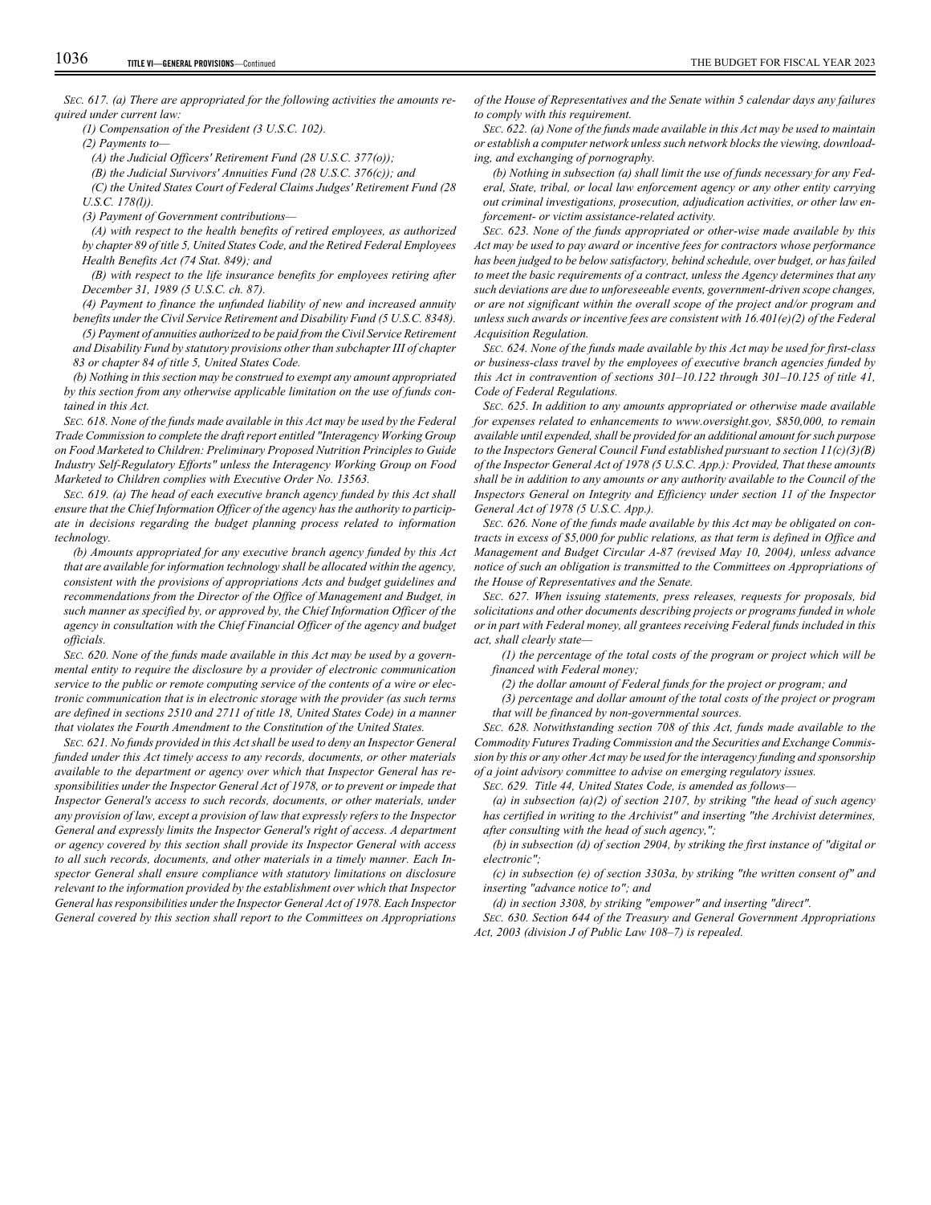*SEC. 617. (a) There are appropriated for the following activities the amounts required under current law:*

*(1) Compensation of the President (3 U.S.C. 102).*

*(2) Payments to—*

*(A) the Judicial Officers' Retirement Fund (28 U.S.C. 377(o));*

*(B) the Judicial Survivors' Annuities Fund (28 U.S.C. 376(c)); and*

*(C) the United States Court of Federal Claims Judges' Retirement Fund (28 U.S.C. 178(l)).*

*(3) Payment of Government contributions—*

*(A) with respect to the health benefits of retired employees, as authorized by chapter 89 of title 5, United States Code, and the Retired Federal Employees Health Benefits Act (74 Stat. 849); and*

*(B) with respect to the life insurance benefits for employees retiring after December 31, 1989 (5 U.S.C. ch. 87).*

*(4) Payment to finance the unfunded liability of new and increased annuity benefits under the Civil Service Retirement and Disability Fund (5 U.S.C. 8348).*

*(5) Payment of annuities authorized to be paid from the Civil Service Retirement and Disability Fund by statutory provisions other than subchapter III of chapter 83 or chapter 84 of title 5, United States Code.*

*(b) Nothing in this section may be construed to exempt any amount appropriated by this section from any otherwise applicable limitation on the use of funds contained in this Act.*

*SEC. 618. None of the funds made available in this Act may be used by the Federal Trade Commission to complete the draft report entitled "Interagency Working Group on Food Marketed to Children: Preliminary Proposed Nutrition Principles to Guide Industry Self-Regulatory Efforts" unless the Interagency Working Group on Food Marketed to Children complies with Executive Order No. 13563.*

*SEC. 619. (a) The head of each executive branch agency funded by this Act shall ensure that the Chief Information Officer of the agency has the authority to participate in decisions regarding the budget planning process related to information technology.*

*(b) Amounts appropriated for any executive branch agency funded by this Act that are available for information technology shall be allocated within the agency, consistent with the provisions of appropriations Acts and budget guidelines and recommendations from the Director of the Office of Management and Budget, in such manner as specified by, or approved by, the Chief Information Officer of the agency in consultation with the Chief Financial Officer of the agency and budget officials.*

*SEC. 620. None of the funds made available in this Act may be used by a governmental entity to require the disclosure by a provider of electronic communication service to the public or remote computing service of the contents of a wire or electronic communication that is in electronic storage with the provider (as such terms are defined in sections 2510 and 2711 of title 18, United States Code) in a manner that violates the Fourth Amendment to the Constitution of the United States.*

*SEC. 621. No funds provided in this Act shall be used to deny an Inspector General funded under this Act timely access to any records, documents, or other materials available to the department or agency over which that Inspector General has responsibilities under the Inspector General Act of 1978, or to prevent or impede that Inspector General's access to such records, documents, or other materials, under any provision of law, except a provision of law that expressly refers to the Inspector General and expressly limits the Inspector General's right of access. A department or agency covered by this section shall provide its Inspector General with access to all such records, documents, and other materials in a timely manner. Each Inspector General shall ensure compliance with statutory limitations on disclosure relevant to the information provided by the establishment over which that Inspector General has responsibilities under the Inspector General Act of 1978. Each Inspector General covered by this section shall report to the Committees on Appropriations of the House of Representatives and the Senate within 5 calendar days any failures to comply with this requirement.*

*SEC. 622. (a) None of the funds made available in this Act may be used to maintain or establish a computer network unless such network blocks the viewing, downloading, and exchanging of pornography.*

*(b) Nothing in subsection (a) shall limit the use of funds necessary for any Federal, State, tribal, or local law enforcement agency or any other entity carrying out criminal investigations, prosecution, adjudication activities, or other law enforcement- or victim assistance-related activity.*

*SEC. 623. None of the funds appropriated or other-wise made available by this Act may be used to pay award or incentive fees for contractors whose performance has been judged to be below satisfactory, behind schedule, over budget, or has failed to meet the basic requirements of a contract, unless the Agency determines that any such deviations are due to unforeseeable events, government-driven scope changes, or are not significant within the overall scope of the project and/or program and unless such awards or incentive fees are consistent with 16.401(e)(2) of the Federal Acquisition Regulation.*

*SEC. 624. None of the funds made available by this Act may be used for first-class or business-class travel by the employees of executive branch agencies funded by this Act in contravention of sections 301–10.122 through 301–10.125 of title 41, Code of Federal Regulations.*

*SEC. 625. In addition to any amounts appropriated or otherwise made available for expenses related to enhancements to www.oversight.gov, $850,000, to remain available until expended, shall be provided for an additional amount for such purpose to the Inspectors General Council Fund established pursuant to section 11(c)(3)(B) of the Inspector General Act of 1978 (5 U.S.C. App.): Provided, That these amounts shall be in addition to any amounts or any authority available to the Council of the Inspectors General on Integrity and Efficiency under section 11 of the Inspector General Act of 1978 (5 U.S.C. App.).*

*SEC. 626. None of the funds made available by this Act may be obligated on contracts in excess of $5,000 for public relations, as that term is defined in Office and Management and Budget Circular A-87 (revised May 10, 2004), unless advance notice of such an obligation is transmitted to the Committees on Appropriations of the House of Representatives and the Senate.*

*SEC. 627. When issuing statements, press releases, requests for proposals, bid solicitations and other documents describing projects or programs funded in whole or in part with Federal money, all grantees receiving Federal funds included in this act, shall clearly state—*

*(1) the percentage of the total costs of the program or project which will be financed with Federal money;*

*(2) the dollar amount of Federal funds for the project or program; and*

*(3) percentage and dollar amount of the total costs of the project or program that will be financed by non-governmental sources.*

*SEC. 628. Notwithstanding section 708 of this Act, funds made available to the Commodity Futures Trading Commission and the Securities and Exchange Commission by this or any other Act may be used for the interagency funding and sponsorship of a joint advisory committee to advise on emerging regulatory issues.*

*SEC. 629. Title 44, United States Code, is amended as follows—*

*(a) in subsection (a)(2) of section 2107, by striking "the head of such agency has certified in writing to the Archivist" and inserting "the Archivist determines, after consulting with the head of such agency,";*

*(b) in subsection (d) of section 2904, by striking the first instance of "digital or electronic";*

*(c) in subsection (e) of section 3303a, by striking "the written consent of" and inserting "advance notice to"; and*

*(d) in section 3308, by striking "empower" and inserting "direct".*

*SEC. 630. Section 644 of the Treasury and General Government Appropriations Act, 2003 (division J of Public Law 108–7) is repealed.*